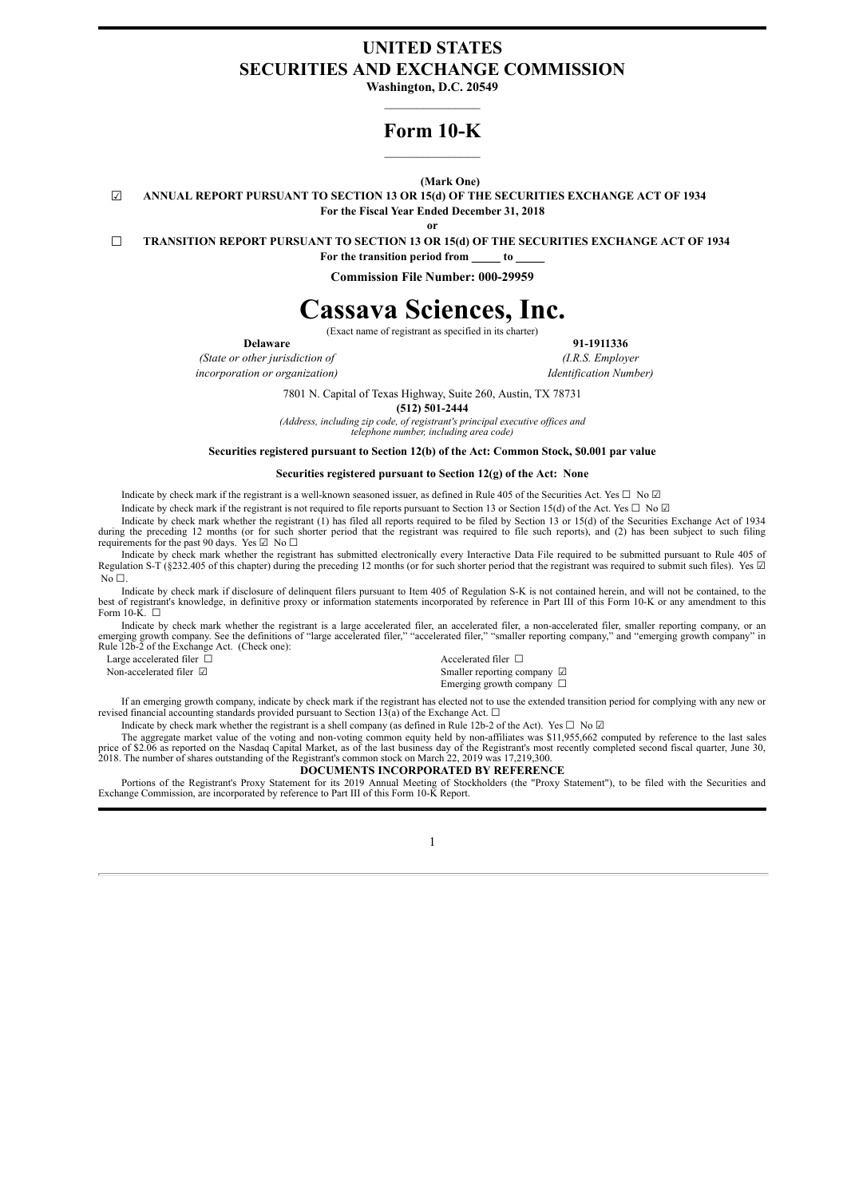# UNITED STATES
# SECURITIES AND EXCHANGE COMMISSION

**Washington, D.C. 20549**

## Form 10-K

**(Mark One)**

☑ **ANNUAL REPORT PURSUANT TO SECTION 13 OR 15(d) OF THE SECURITIES EXCHANGE ACT OF 1934**

**For the Fiscal Year Ended December 31, 2018**

**or**

☐ **TRANSITION REPORT PURSUANT TO SECTION 13 OR 15(d) OF THE SECURITIES EXCHANGE ACT OF 1934**

**For the transition period from \_\_\_\_\_ to \_\_\_\_\_**

**Commission File Number: 000-29959**

# Cassava Sciences, Inc.

(Exact name of registrant as specified in its charter)

| **Delaware** | **91-1911336** |
|---|---|
| *(State or other jurisdiction of incorporation or organization)* | *(I.R.S. Employer Identification Number)* |

7801 N. Capital of Texas Highway, Suite 260, Austin, TX 78731

**(512) 501-2444**

*(Address, including zip code, of registrant's principal executive offices and telephone number, including area code)*

**Securities registered pursuant to Section 12(b) of the Act: Common Stock, $0.001 par value**

**Securities registered pursuant to Section 12(g) of the Act: None**

Indicate by check mark if the registrant is a well-known seasoned issuer, as defined in Rule 405 of the Securities Act. Yes ☐ No ☑

Indicate by check mark if the registrant is not required to file reports pursuant to Section 13 or Section 15(d) of the Act. Yes ☐ No ☑

Indicate by check mark whether the registrant (1) has filed all reports required to be filed by Section 13 or 15(d) of the Securities Exchange Act of 1934 during the preceding 12 months (or for such shorter period that the registrant was required to file such reports), and (2) has been subject to such filing requirements for the past 90 days. Yes ☑ No ☐

Indicate by check mark whether the registrant has submitted electronically every Interactive Data File required to be submitted pursuant to Rule 405 of Regulation S-T (§232.405 of this chapter) during the preceding 12 months (or for such shorter period that the registrant was required to submit such files). Yes ☑ No ☐.

Indicate by check mark if disclosure of delinquent filers pursuant to Item 405 of Regulation S-K is not contained herein, and will not be contained, to the best of registrant's knowledge, in definitive proxy or information statements incorporated by reference in Part III of this Form 10-K or any amendment to this Form 10-K. ☐

Indicate by check mark whether the registrant is a large accelerated filer, an accelerated filer, a non-accelerated filer, smaller reporting company, or an emerging growth company. See the definitions of "large accelerated filer," "accelerated filer," "smaller reporting company," and "emerging growth company" in Rule 12b-2 of the Exchange Act. (Check one):

| | |
|---|---|
| Large accelerated filer ☐ | Accelerated filer ☐ |
| Non-accelerated filer ☑ | Smaller reporting company ☑ |
| | Emerging growth company ☐ |

If an emerging growth company, indicate by check mark if the registrant has elected not to use the extended transition period for complying with any new or revised financial accounting standards provided pursuant to Section 13(a) of the Exchange Act. ☐

Indicate by check mark whether the registrant is a shell company (as defined in Rule 12b-2 of the Act). Yes ☐ No ☑

The aggregate market value of the voting and non-voting common equity held by non-affiliates was $11,955,662 computed by reference to the last sales price of $2.06 as reported on the Nasdaq Capital Market, as of the last business day of the Registrant's most recently completed second fiscal quarter, June 30, 2018. The number of shares outstanding of the Registrant's common stock on March 22, 2019 was 17,219,300.

**DOCUMENTS INCORPORATED BY REFERENCE**

Portions of the Registrant's Proxy Statement for its 2019 Annual Meeting of Stockholders (the "Proxy Statement"), to be filed with the Securities and Exchange Commission, are incorporated by reference to Part III of this Form 10-K Report.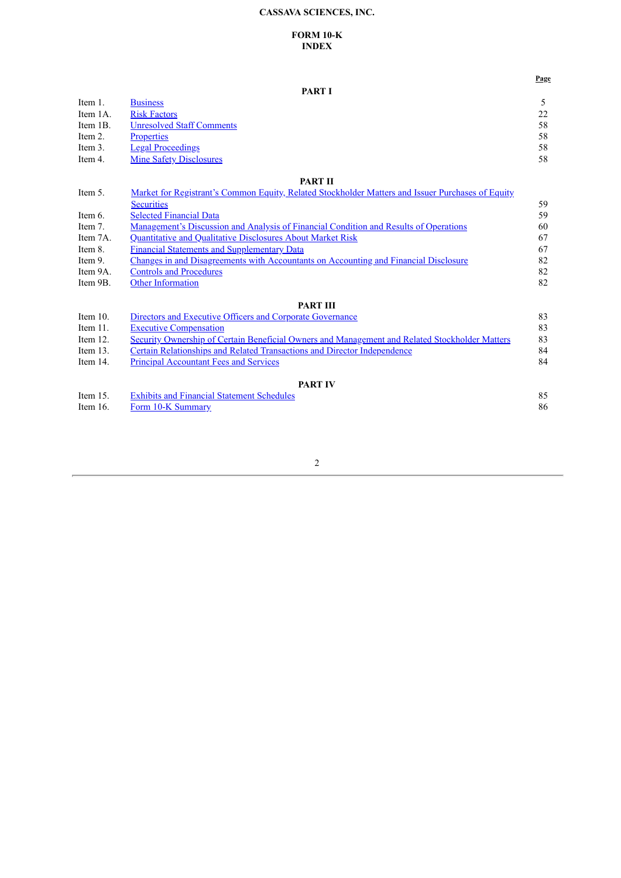**CASSAVA SCIENCES, INC.**

**FORM 10-K**
**INDEX**

| | | Page |
|---|---|---|
| | **PART I** | |
| Item 1. | Business | 5 |
| Item 1A. | Risk Factors | 22 |
| Item 1B. | Unresolved Staff Comments | 58 |
| Item 2. | Properties | 58 |
| Item 3. | Legal Proceedings | 58 |
| Item 4. | Mine Safety Disclosures | 58 |
| | **PART II** | |
| Item 5. | Market for Registrant's Common Equity, Related Stockholder Matters and Issuer Purchases of Equity Securities | 59 |
| Item 6. | Selected Financial Data | 59 |
| Item 7. | Management's Discussion and Analysis of Financial Condition and Results of Operations | 60 |
| Item 7A. | Quantitative and Qualitative Disclosures About Market Risk | 67 |
| Item 8. | Financial Statements and Supplementary Data | 67 |
| Item 9. | Changes in and Disagreements with Accountants on Accounting and Financial Disclosure | 82 |
| Item 9A. | Controls and Procedures | 82 |
| Item 9B. | Other Information | 82 |
| | **PART III** | |
| Item 10. | Directors and Executive Officers and Corporate Governance | 83 |
| Item 11. | Executive Compensation | 83 |
| Item 12. | Security Ownership of Certain Beneficial Owners and Management and Related Stockholder Matters | 83 |
| Item 13. | Certain Relationships and Related Transactions and Director Independence | 84 |
| Item 14. | Principal Accountant Fees and Services | 84 |
| | **PART IV** | |
| Item 15. | Exhibits and Financial Statement Schedules | 85 |
| Item 16. | Form 10-K Summary | 86 |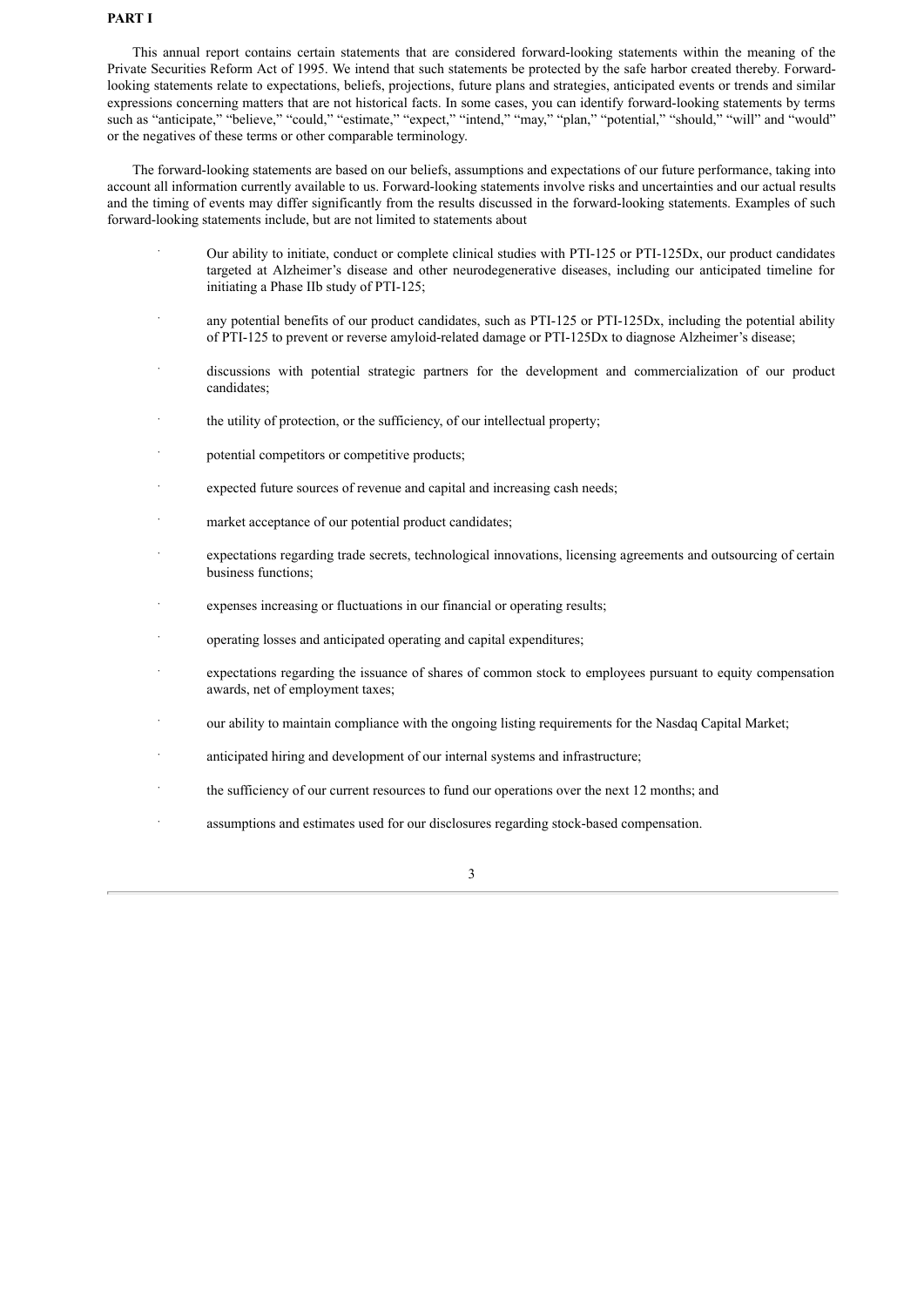**PART I**

This annual report contains certain statements that are considered forward-looking statements within the meaning of the Private Securities Reform Act of 1995. We intend that such statements be protected by the safe harbor created thereby. Forward-looking statements relate to expectations, beliefs, projections, future plans and strategies, anticipated events or trends and similar expressions concerning matters that are not historical facts. In some cases, you can identify forward-looking statements by terms such as "anticipate," "believe," "could," "estimate," "expect," "intend," "may," "plan," "potential," "should," "will" and "would" or the negatives of these terms or other comparable terminology.

The forward-looking statements are based on our beliefs, assumptions and expectations of our future performance, taking into account all information currently available to us. Forward-looking statements involve risks and uncertainties and our actual results and the timing of events may differ significantly from the results discussed in the forward-looking statements. Examples of such forward-looking statements include, but are not limited to statements about

- Our ability to initiate, conduct or complete clinical studies with PTI-125 or PTI-125Dx, our product candidates targeted at Alzheimer's disease and other neurodegenerative diseases, including our anticipated timeline for initiating a Phase IIb study of PTI-125;
- any potential benefits of our product candidates, such as PTI-125 or PTI-125Dx, including the potential ability of PTI-125 to prevent or reverse amyloid-related damage or PTI-125Dx to diagnose Alzheimer's disease;
- discussions with potential strategic partners for the development and commercialization of our product candidates;
- the utility of protection, or the sufficiency, of our intellectual property;
- potential competitors or competitive products;
- expected future sources of revenue and capital and increasing cash needs;
- market acceptance of our potential product candidates;
- expectations regarding trade secrets, technological innovations, licensing agreements and outsourcing of certain business functions;
- expenses increasing or fluctuations in our financial or operating results;
- operating losses and anticipated operating and capital expenditures;
- expectations regarding the issuance of shares of common stock to employees pursuant to equity compensation awards, net of employment taxes;
- our ability to maintain compliance with the ongoing listing requirements for the Nasdaq Capital Market;
- anticipated hiring and development of our internal systems and infrastructure;
- the sufficiency of our current resources to fund our operations over the next 12 months; and
- assumptions and estimates used for our disclosures regarding stock-based compensation.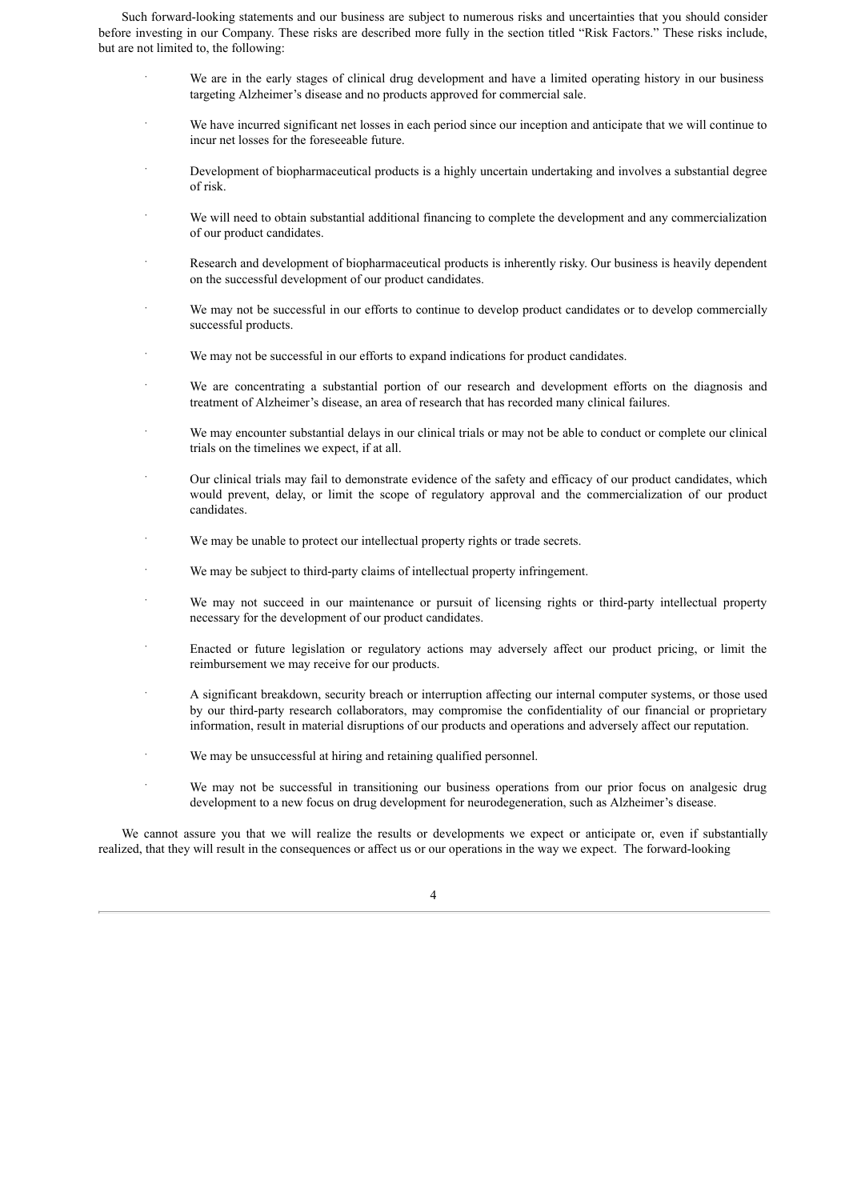Such forward-looking statements and our business are subject to numerous risks and uncertainties that you should consider before investing in our Company. These risks are described more fully in the section titled "Risk Factors." These risks include, but are not limited to, the following:

- We are in the early stages of clinical drug development and have a limited operating history in our business targeting Alzheimer's disease and no products approved for commercial sale.
- We have incurred significant net losses in each period since our inception and anticipate that we will continue to incur net losses for the foreseeable future.
- Development of biopharmaceutical products is a highly uncertain undertaking and involves a substantial degree of risk.
- We will need to obtain substantial additional financing to complete the development and any commercialization of our product candidates.
- Research and development of biopharmaceutical products is inherently risky. Our business is heavily dependent on the successful development of our product candidates.
- We may not be successful in our efforts to continue to develop product candidates or to develop commercially successful products.
- We may not be successful in our efforts to expand indications for product candidates.
- We are concentrating a substantial portion of our research and development efforts on the diagnosis and treatment of Alzheimer's disease, an area of research that has recorded many clinical failures.
- We may encounter substantial delays in our clinical trials or may not be able to conduct or complete our clinical trials on the timelines we expect, if at all.
- Our clinical trials may fail to demonstrate evidence of the safety and efficacy of our product candidates, which would prevent, delay, or limit the scope of regulatory approval and the commercialization of our product candidates.
- We may be unable to protect our intellectual property rights or trade secrets.
- We may be subject to third-party claims of intellectual property infringement.
- We may not succeed in our maintenance or pursuit of licensing rights or third-party intellectual property necessary for the development of our product candidates.
- Enacted or future legislation or regulatory actions may adversely affect our product pricing, or limit the reimbursement we may receive for our products.
- A significant breakdown, security breach or interruption affecting our internal computer systems, or those used by our third-party research collaborators, may compromise the confidentiality of our financial or proprietary information, result in material disruptions of our products and operations and adversely affect our reputation.
- We may be unsuccessful at hiring and retaining qualified personnel.
- We may not be successful in transitioning our business operations from our prior focus on analgesic drug development to a new focus on drug development for neurodegeneration, such as Alzheimer's disease.

We cannot assure you that we will realize the results or developments we expect or anticipate or, even if substantially realized, that they will result in the consequences or affect us or our operations in the way we expect. The forward-looking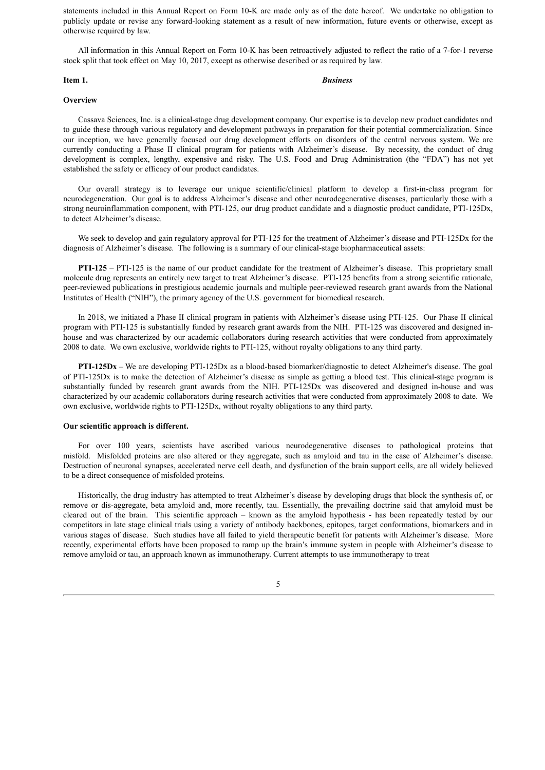statements included in this Annual Report on Form 10-K are made only as of the date hereof. We undertake no obligation to publicly update or revise any forward-looking statement as a result of new information, future events or otherwise, except as otherwise required by law.

All information in this Annual Report on Form 10-K has been retroactively adjusted to reflect the ratio of a 7-for-1 reverse stock split that took effect on May 10, 2017, except as otherwise described or as required by law.

## Item 1. *Business*

**Overview**

Cassava Sciences, Inc. is a clinical-stage drug development company. Our expertise is to develop new product candidates and to guide these through various regulatory and development pathways in preparation for their potential commercialization. Since our inception, we have generally focused our drug development efforts on disorders of the central nervous system. We are currently conducting a Phase II clinical program for patients with Alzheimer's disease. By necessity, the conduct of drug development is complex, lengthy, expensive and risky. The U.S. Food and Drug Administration (the "FDA") has not yet established the safety or efficacy of our product candidates.

Our overall strategy is to leverage our unique scientific/clinical platform to develop a first-in-class program for neurodegeneration. Our goal is to address Alzheimer's disease and other neurodegenerative diseases, particularly those with a strong neuroinflammation component, with PTI-125, our drug product candidate and a diagnostic product candidate, PTI-125Dx, to detect Alzheimer's disease.

We seek to develop and gain regulatory approval for PTI-125 for the treatment of Alzheimer's disease and PTI-125Dx for the diagnosis of Alzheimer's disease. The following is a summary of our clinical-stage biopharmaceutical assets:

**PTI-125** – PTI-125 is the name of our product candidate for the treatment of Alzheimer's disease. This proprietary small molecule drug represents an entirely new target to treat Alzheimer's disease. PTI-125 benefits from a strong scientific rationale, peer-reviewed publications in prestigious academic journals and multiple peer-reviewed research grant awards from the National Institutes of Health ("NIH"), the primary agency of the U.S. government for biomedical research.

In 2018, we initiated a Phase II clinical program in patients with Alzheimer's disease using PTI-125. Our Phase II clinical program with PTI-125 is substantially funded by research grant awards from the NIH. PTI-125 was discovered and designed in-house and was characterized by our academic collaborators during research activities that were conducted from approximately 2008 to date. We own exclusive, worldwide rights to PTI-125, without royalty obligations to any third party.

**PTI-125Dx** – We are developing PTI-125Dx as a blood-based biomarker/diagnostic to detect Alzheimer's disease. The goal of PTI-125Dx is to make the detection of Alzheimer's disease as simple as getting a blood test. This clinical-stage program is substantially funded by research grant awards from the NIH. PTI-125Dx was discovered and designed in-house and was characterized by our academic collaborators during research activities that were conducted from approximately 2008 to date. We own exclusive, worldwide rights to PTI-125Dx, without royalty obligations to any third party.

**Our scientific approach is different.**

For over 100 years, scientists have ascribed various neurodegenerative diseases to pathological proteins that misfold. Misfolded proteins are also altered or they aggregate, such as amyloid and tau in the case of Alzheimer's disease. Destruction of neuronal synapses, accelerated nerve cell death, and dysfunction of the brain support cells, are all widely believed to be a direct consequence of misfolded proteins.

Historically, the drug industry has attempted to treat Alzheimer's disease by developing drugs that block the synthesis of, or remove or dis-aggregate, beta amyloid and, more recently, tau. Essentially, the prevailing doctrine said that amyloid must be cleared out of the brain. This scientific approach – known as the amyloid hypothesis - has been repeatedly tested by our competitors in late stage clinical trials using a variety of antibody backbones, epitopes, target conformations, biomarkers and in various stages of disease. Such studies have all failed to yield therapeutic benefit for patients with Alzheimer's disease. More recently, experimental efforts have been proposed to ramp up the brain's immune system in people with Alzheimer's disease to remove amyloid or tau, an approach known as immunotherapy. Current attempts to use immunotherapy to treat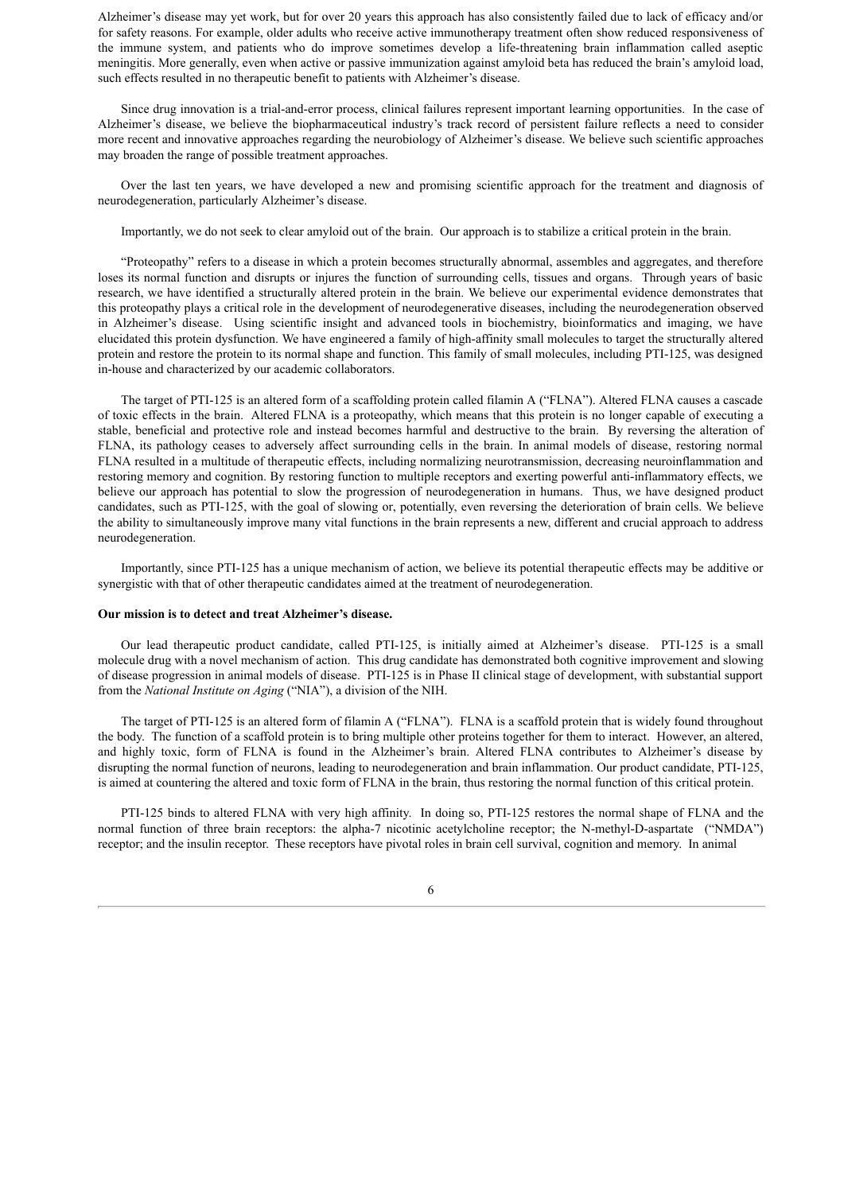Alzheimer's disease may yet work, but for over 20 years this approach has also consistently failed due to lack of efficacy and/or for safety reasons. For example, older adults who receive active immunotherapy treatment often show reduced responsiveness of the immune system, and patients who do improve sometimes develop a life-threatening brain inflammation called aseptic meningitis. More generally, even when active or passive immunization against amyloid beta has reduced the brain's amyloid load, such effects resulted in no therapeutic benefit to patients with Alzheimer's disease.

Since drug innovation is a trial-and-error process, clinical failures represent important learning opportunities. In the case of Alzheimer's disease, we believe the biopharmaceutical industry's track record of persistent failure reflects a need to consider more recent and innovative approaches regarding the neurobiology of Alzheimer's disease. We believe such scientific approaches may broaden the range of possible treatment approaches.

Over the last ten years, we have developed a new and promising scientific approach for the treatment and diagnosis of neurodegeneration, particularly Alzheimer's disease.

Importantly, we do not seek to clear amyloid out of the brain. Our approach is to stabilize a critical protein in the brain.

"Proteopathy" refers to a disease in which a protein becomes structurally abnormal, assembles and aggregates, and therefore loses its normal function and disrupts or injures the function of surrounding cells, tissues and organs. Through years of basic research, we have identified a structurally altered protein in the brain. We believe our experimental evidence demonstrates that this proteopathy plays a critical role in the development of neurodegenerative diseases, including the neurodegeneration observed in Alzheimer's disease. Using scientific insight and advanced tools in biochemistry, bioinformatics and imaging, we have elucidated this protein dysfunction. We have engineered a family of high-affinity small molecules to target the structurally altered protein and restore the protein to its normal shape and function. This family of small molecules, including PTI-125, was designed in-house and characterized by our academic collaborators.

The target of PTI-125 is an altered form of a scaffolding protein called filamin A ("FLNA"). Altered FLNA causes a cascade of toxic effects in the brain. Altered FLNA is a proteopathy, which means that this protein is no longer capable of executing a stable, beneficial and protective role and instead becomes harmful and destructive to the brain. By reversing the alteration of FLNA, its pathology ceases to adversely affect surrounding cells in the brain. In animal models of disease, restoring normal FLNA resulted in a multitude of therapeutic effects, including normalizing neurotransmission, decreasing neuroinflammation and restoring memory and cognition. By restoring function to multiple receptors and exerting powerful anti-inflammatory effects, we believe our approach has potential to slow the progression of neurodegeneration in humans. Thus, we have designed product candidates, such as PTI-125, with the goal of slowing or, potentially, even reversing the deterioration of brain cells. We believe the ability to simultaneously improve many vital functions in the brain represents a new, different and crucial approach to address neurodegeneration.

Importantly, since PTI-125 has a unique mechanism of action, we believe its potential therapeutic effects may be additive or synergistic with that of other therapeutic candidates aimed at the treatment of neurodegeneration.

**Our mission is to detect and treat Alzheimer's disease.**

Our lead therapeutic product candidate, called PTI-125, is initially aimed at Alzheimer's disease. PTI-125 is a small molecule drug with a novel mechanism of action. This drug candidate has demonstrated both cognitive improvement and slowing of disease progression in animal models of disease. PTI-125 is in Phase II clinical stage of development, with substantial support from the *National Institute on Aging* ("NIA"), a division of the NIH.

The target of PTI-125 is an altered form of filamin A ("FLNA"). FLNA is a scaffold protein that is widely found throughout the body. The function of a scaffold protein is to bring multiple other proteins together for them to interact. However, an altered, and highly toxic, form of FLNA is found in the Alzheimer's brain. Altered FLNA contributes to Alzheimer's disease by disrupting the normal function of neurons, leading to neurodegeneration and brain inflammation. Our product candidate, PTI-125, is aimed at countering the altered and toxic form of FLNA in the brain, thus restoring the normal function of this critical protein.

PTI-125 binds to altered FLNA with very high affinity. In doing so, PTI-125 restores the normal shape of FLNA and the normal function of three brain receptors: the alpha-7 nicotinic acetylcholine receptor; the N-methyl-D-aspartate ("NMDA") receptor; and the insulin receptor. These receptors have pivotal roles in brain cell survival, cognition and memory. In animal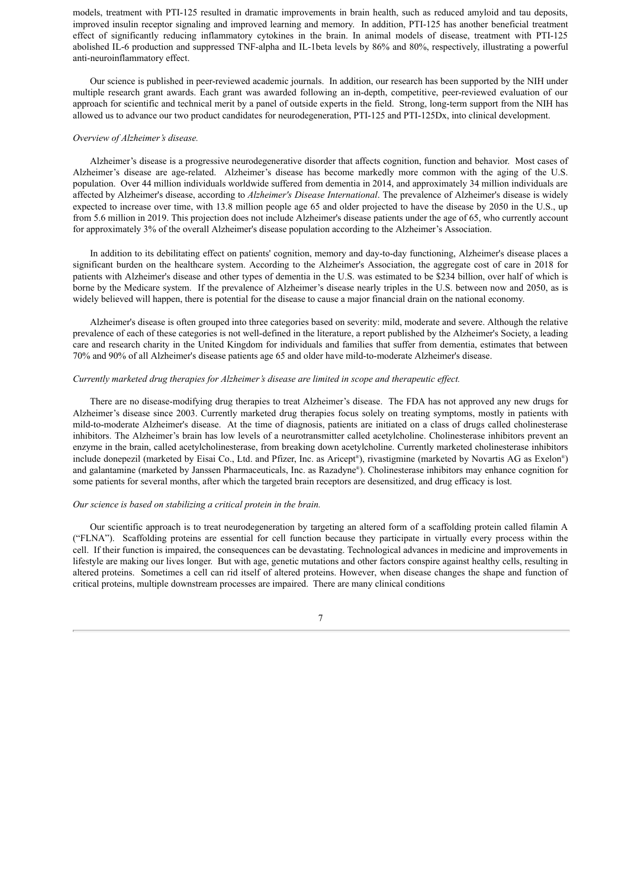models, treatment with PTI-125 resulted in dramatic improvements in brain health, such as reduced amyloid and tau deposits, improved insulin receptor signaling and improved learning and memory. In addition, PTI-125 has another beneficial treatment effect of significantly reducing inflammatory cytokines in the brain. In animal models of disease, treatment with PTI-125 abolished IL-6 production and suppressed TNF-alpha and IL-1beta levels by 86% and 80%, respectively, illustrating a powerful anti-neuroinflammatory effect.

Our science is published in peer-reviewed academic journals. In addition, our research has been supported by the NIH under multiple research grant awards. Each grant was awarded following an in-depth, competitive, peer-reviewed evaluation of our approach for scientific and technical merit by a panel of outside experts in the field. Strong, long-term support from the NIH has allowed us to advance our two product candidates for neurodegeneration, PTI-125 and PTI-125Dx, into clinical development.

*Overview of Alzheimer's disease.*

Alzheimer's disease is a progressive neurodegenerative disorder that affects cognition, function and behavior. Most cases of Alzheimer's disease are age-related. Alzheimer's disease has become markedly more common with the aging of the U.S. population. Over 44 million individuals worldwide suffered from dementia in 2014, and approximately 34 million individuals are affected by Alzheimer's disease, according to *Alzheimer's Disease International*. The prevalence of Alzheimer's disease is widely expected to increase over time, with 13.8 million people age 65 and older projected to have the disease by 2050 in the U.S., up from 5.6 million in 2019. This projection does not include Alzheimer's disease patients under the age of 65, who currently account for approximately 3% of the overall Alzheimer's disease population according to the Alzheimer's Association.

In addition to its debilitating effect on patients' cognition, memory and day-to-day functioning, Alzheimer's disease places a significant burden on the healthcare system. According to the Alzheimer's Association, the aggregate cost of care in 2018 for patients with Alzheimer's disease and other types of dementia in the U.S. was estimated to be $234 billion, over half of which is borne by the Medicare system. If the prevalence of Alzheimer's disease nearly triples in the U.S. between now and 2050, as is widely believed will happen, there is potential for the disease to cause a major financial drain on the national economy.

Alzheimer's disease is often grouped into three categories based on severity: mild, moderate and severe. Although the relative prevalence of each of these categories is not well-defined in the literature, a report published by the Alzheimer's Society, a leading care and research charity in the United Kingdom for individuals and families that suffer from dementia, estimates that between 70% and 90% of all Alzheimer's disease patients age 65 and older have mild-to-moderate Alzheimer's disease.

*Currently marketed drug therapies for Alzheimer's disease are limited in scope and therapeutic effect.*

There are no disease-modifying drug therapies to treat Alzheimer's disease. The FDA has not approved any new drugs for Alzheimer's disease since 2003. Currently marketed drug therapies focus solely on treating symptoms, mostly in patients with mild-to-moderate Alzheimer's disease. At the time of diagnosis, patients are initiated on a class of drugs called cholinesterase inhibitors. The Alzheimer's brain has low levels of a neurotransmitter called acetylcholine. Cholinesterase inhibitors prevent an enzyme in the brain, called acetylcholinesterase, from breaking down acetylcholine. Currently marketed cholinesterase inhibitors include donepezil (marketed by Eisai Co., Ltd. and Pfizer, Inc. as Aricept®), rivastigmine (marketed by Novartis AG as Exelon®) and galantamine (marketed by Janssen Pharmaceuticals, Inc. as Razadyne®). Cholinesterase inhibitors may enhance cognition for some patients for several months, after which the targeted brain receptors are desensitized, and drug efficacy is lost.

*Our science is based on stabilizing a critical protein in the brain.*

Our scientific approach is to treat neurodegeneration by targeting an altered form of a scaffolding protein called filamin A ("FLNA"). Scaffolding proteins are essential for cell function because they participate in virtually every process within the cell. If their function is impaired, the consequences can be devastating. Technological advances in medicine and improvements in lifestyle are making our lives longer. But with age, genetic mutations and other factors conspire against healthy cells, resulting in altered proteins. Sometimes a cell can rid itself of altered proteins. However, when disease changes the shape and function of critical proteins, multiple downstream processes are impaired. There are many clinical conditions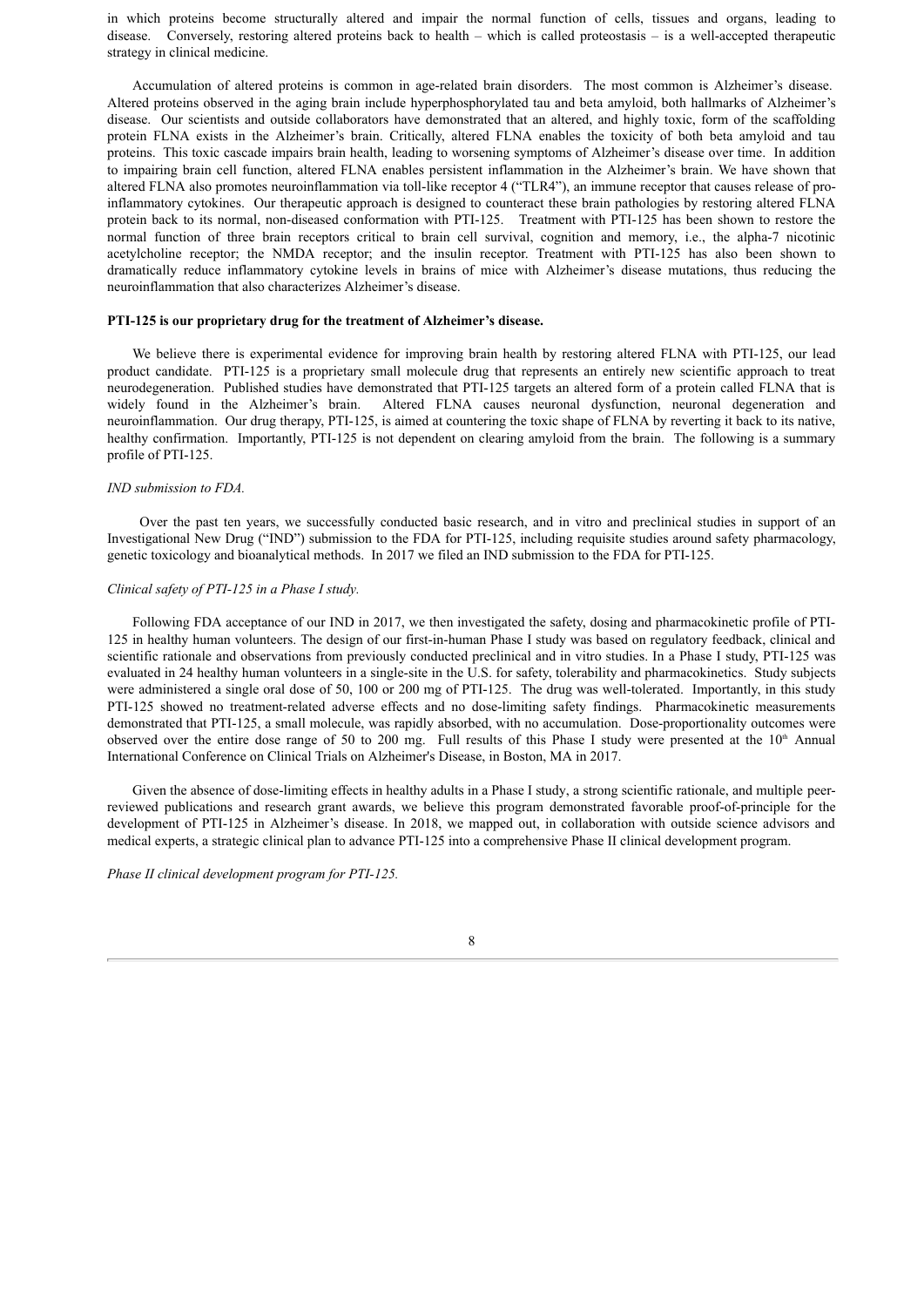in which proteins become structurally altered and impair the normal function of cells, tissues and organs, leading to disease. Conversely, restoring altered proteins back to health – which is called proteostasis – is a well-accepted therapeutic strategy in clinical medicine.

Accumulation of altered proteins is common in age-related brain disorders. The most common is Alzheimer's disease. Altered proteins observed in the aging brain include hyperphosphorylated tau and beta amyloid, both hallmarks of Alzheimer's disease. Our scientists and outside collaborators have demonstrated that an altered, and highly toxic, form of the scaffolding protein FLNA exists in the Alzheimer's brain. Critically, altered FLNA enables the toxicity of both beta amyloid and tau proteins. This toxic cascade impairs brain health, leading to worsening symptoms of Alzheimer's disease over time. In addition to impairing brain cell function, altered FLNA enables persistent inflammation in the Alzheimer's brain. We have shown that altered FLNA also promotes neuroinflammation via toll-like receptor 4 ("TLR4"), an immune receptor that causes release of pro-inflammatory cytokines. Our therapeutic approach is designed to counteract these brain pathologies by restoring altered FLNA protein back to its normal, non-diseased conformation with PTI-125. Treatment with PTI-125 has been shown to restore the normal function of three brain receptors critical to brain cell survival, cognition and memory, i.e., the alpha-7 nicotinic acetylcholine receptor; the NMDA receptor; and the insulin receptor. Treatment with PTI-125 has also been shown to dramatically reduce inflammatory cytokine levels in brains of mice with Alzheimer's disease mutations, thus reducing the neuroinflammation that also characterizes Alzheimer's disease.

**PTI-125 is our proprietary drug for the treatment of Alzheimer's disease.**

We believe there is experimental evidence for improving brain health by restoring altered FLNA with PTI-125, our lead product candidate. PTI-125 is a proprietary small molecule drug that represents an entirely new scientific approach to treat neurodegeneration. Published studies have demonstrated that PTI-125 targets an altered form of a protein called FLNA that is widely found in the Alzheimer's brain. Altered FLNA causes neuronal dysfunction, neuronal degeneration and neuroinflammation. Our drug therapy, PTI-125, is aimed at countering the toxic shape of FLNA by reverting it back to its native, healthy confirmation. Importantly, PTI-125 is not dependent on clearing amyloid from the brain. The following is a summary profile of PTI-125.

*IND submission to FDA.*

Over the past ten years, we successfully conducted basic research, and in vitro and preclinical studies in support of an Investigational New Drug ("IND") submission to the FDA for PTI-125, including requisite studies around safety pharmacology, genetic toxicology and bioanalytical methods. In 2017 we filed an IND submission to the FDA for PTI-125.

*Clinical safety of PTI-125 in a Phase I study.*

Following FDA acceptance of our IND in 2017, we then investigated the safety, dosing and pharmacokinetic profile of PTI-125 in healthy human volunteers. The design of our first-in-human Phase I study was based on regulatory feedback, clinical and scientific rationale and observations from previously conducted preclinical and in vitro studies. In a Phase I study, PTI-125 was evaluated in 24 healthy human volunteers in a single-site in the U.S. for safety, tolerability and pharmacokinetics. Study subjects were administered a single oral dose of 50, 100 or 200 mg of PTI-125. The drug was well-tolerated. Importantly, in this study PTI-125 showed no treatment-related adverse effects and no dose-limiting safety findings. Pharmacokinetic measurements demonstrated that PTI-125, a small molecule, was rapidly absorbed, with no accumulation. Dose-proportionality outcomes were observed over the entire dose range of 50 to 200 mg. Full results of this Phase I study were presented at the 10th Annual International Conference on Clinical Trials on Alzheimer's Disease, in Boston, MA in 2017.

Given the absence of dose-limiting effects in healthy adults in a Phase I study, a strong scientific rationale, and multiple peer-reviewed publications and research grant awards, we believe this program demonstrated favorable proof-of-principle for the development of PTI-125 in Alzheimer's disease. In 2018, we mapped out, in collaboration with outside science advisors and medical experts, a strategic clinical plan to advance PTI-125 into a comprehensive Phase II clinical development program.

*Phase II clinical development program for PTI-125.*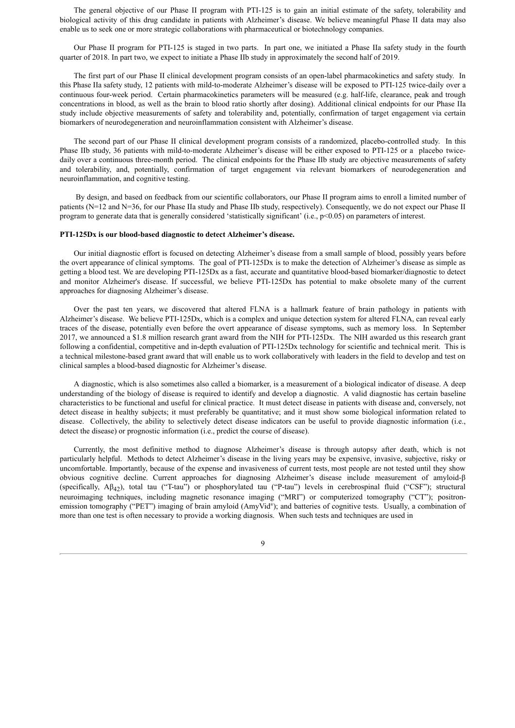The general objective of our Phase II program with PTI-125 is to gain an initial estimate of the safety, tolerability and biological activity of this drug candidate in patients with Alzheimer's disease. We believe meaningful Phase II data may also enable us to seek one or more strategic collaborations with pharmaceutical or biotechnology companies.

Our Phase II program for PTI-125 is staged in two parts. In part one, we initiated a Phase IIa safety study in the fourth quarter of 2018. In part two, we expect to initiate a Phase IIb study in approximately the second half of 2019.

The first part of our Phase II clinical development program consists of an open-label pharmacokinetics and safety study. In this Phase IIa safety study, 12 patients with mild-to-moderate Alzheimer's disease will be exposed to PTI-125 twice-daily over a continuous four-week period. Certain pharmacokinetics parameters will be measured (e.g. half-life, clearance, peak and trough concentrations in blood, as well as the brain to blood ratio shortly after dosing). Additional clinical endpoints for our Phase IIa study include objective measurements of safety and tolerability and, potentially, confirmation of target engagement via certain biomarkers of neurodegeneration and neuroinflammation consistent with Alzheimer's disease.

The second part of our Phase II clinical development program consists of a randomized, placebo-controlled study. In this Phase IIb study, 36 patients with mild-to-moderate Alzheimer's disease will be either exposed to PTI-125 or a placebo twice-daily over a continuous three-month period. The clinical endpoints for the Phase IIb study are objective measurements of safety and tolerability, and, potentially, confirmation of target engagement via relevant biomarkers of neurodegeneration and neuroinflammation, and cognitive testing.

By design, and based on feedback from our scientific collaborators, our Phase II program aims to enroll a limited number of patients (N=12 and N=36, for our Phase IIa study and Phase IIb study, respectively). Consequently, we do not expect our Phase II program to generate data that is generally considered 'statistically significant' (i.e., $p<0.05$) on parameters of interest.

**PTI-125Dx is our blood-based diagnostic to detect Alzheimer's disease.**

Our initial diagnostic effort is focused on detecting Alzheimer's disease from a small sample of blood, possibly years before the overt appearance of clinical symptoms. The goal of PTI-125Dx is to make the detection of Alzheimer's disease as simple as getting a blood test. We are developing PTI-125Dx as a fast, accurate and quantitative blood-based biomarker/diagnostic to detect and monitor Alzheimer's disease. If successful, we believe PTI-125Dx has potential to make obsolete many of the current approaches for diagnosing Alzheimer's disease.

Over the past ten years, we discovered that altered FLNA is a hallmark feature of brain pathology in patients with Alzheimer's disease. We believe PTI-125Dx, which is a complex and unique detection system for altered FLNA, can reveal early traces of the disease, potentially even before the overt appearance of disease symptoms, such as memory loss. In September 2017, we announced a \$1.8 million research grant award from the NIH for PTI-125Dx. The NIH awarded us this research grant following a confidential, competitive and in-depth evaluation of PTI-125Dx technology for scientific and technical merit. This is a technical milestone-based grant award that will enable us to work collaboratively with leaders in the field to develop and test on clinical samples a blood-based diagnostic for Alzheimer's disease.

A diagnostic, which is also sometimes also called a biomarker, is a measurement of a biological indicator of disease. A deep understanding of the biology of disease is required to identify and develop a diagnostic. A valid diagnostic has certain baseline characteristics to be functional and useful for clinical practice. It must detect disease in patients with disease and, conversely, not detect disease in healthy subjects; it must preferably be quantitative; and it must show some biological information related to disease. Collectively, the ability to selectively detect disease indicators can be useful to provide diagnostic information (i.e., detect the disease) or prognostic information (i.e., predict the course of disease).

Currently, the most definitive method to diagnose Alzheimer's disease is through autopsy after death, which is not particularly helpful. Methods to detect Alzheimer's disease in the living years may be expensive, invasive, subjective, risky or uncomfortable. Importantly, because of the expense and invasiveness of current tests, most people are not tested until they show obvious cognitive decline. Current approaches for diagnosing Alzheimer's disease include measurement of amyloid-β (specifically, $A\beta_{42}$), total tau ("T-tau") or phosphorylated tau ("P-tau") levels in cerebrospinal fluid ("CSF"); structural neuroimaging techniques, including magnetic resonance imaging ("MRI") or computerized tomography ("CT"); positron-emission tomography ("PET") imaging of brain amyloid (AmyVid®); and batteries of cognitive tests. Usually, a combination of more than one test is often necessary to provide a working diagnosis. When such tests and techniques are used in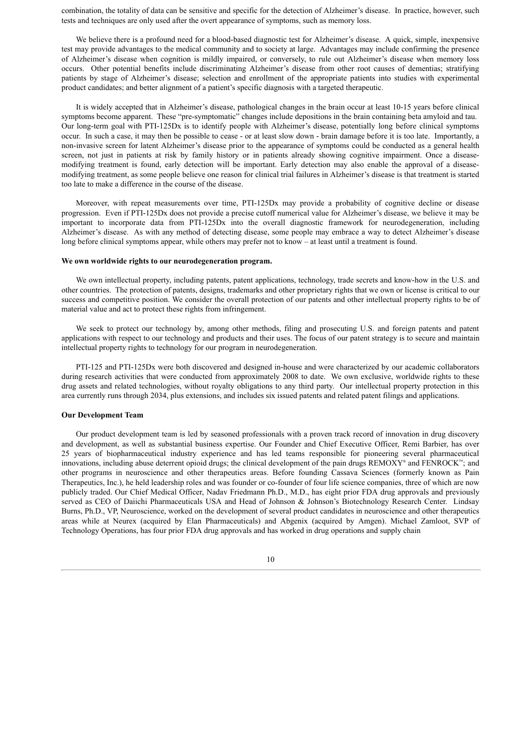combination, the totality of data can be sensitive and specific for the detection of Alzheimer's disease. In practice, however, such tests and techniques are only used after the overt appearance of symptoms, such as memory loss.

We believe there is a profound need for a blood-based diagnostic test for Alzheimer's disease. A quick, simple, inexpensive test may provide advantages to the medical community and to society at large. Advantages may include confirming the presence of Alzheimer's disease when cognition is mildly impaired, or conversely, to rule out Alzheimer's disease when memory loss occurs. Other potential benefits include discriminating Alzheimer's disease from other root causes of dementias; stratifying patients by stage of Alzheimer's disease; selection and enrollment of the appropriate patients into studies with experimental product candidates; and better alignment of a patient's specific diagnosis with a targeted therapeutic.

It is widely accepted that in Alzheimer's disease, pathological changes in the brain occur at least 10-15 years before clinical symptoms become apparent. These "pre-symptomatic" changes include depositions in the brain containing beta amyloid and tau. Our long-term goal with PTI-125Dx is to identify people with Alzheimer's disease, potentially long before clinical symptoms occur. In such a case, it may then be possible to cease - or at least slow down - brain damage before it is too late. Importantly, a non-invasive screen for latent Alzheimer's disease prior to the appearance of symptoms could be conducted as a general health screen, not just in patients at risk by family history or in patients already showing cognitive impairment. Once a disease-modifying treatment is found, early detection will be important. Early detection may also enable the approval of a disease-modifying treatment, as some people believe one reason for clinical trial failures in Alzheimer's disease is that treatment is started too late to make a difference in the course of the disease.

Moreover, with repeat measurements over time, PTI-125Dx may provide a probability of cognitive decline or disease progression. Even if PTI-125Dx does not provide a precise cutoff numerical value for Alzheimer's disease, we believe it may be important to incorporate data from PTI-125Dx into the overall diagnostic framework for neurodegeneration, including Alzheimer's disease. As with any method of detecting disease, some people may embrace a way to detect Alzheimer's disease long before clinical symptoms appear, while others may prefer not to know – at least until a treatment is found.

**We own worldwide rights to our neurodegeneration program.**

We own intellectual property, including patents, patent applications, technology, trade secrets and know-how in the U.S. and other countries. The protection of patents, designs, trademarks and other proprietary rights that we own or license is critical to our success and competitive position. We consider the overall protection of our patents and other intellectual property rights to be of material value and act to protect these rights from infringement.

We seek to protect our technology by, among other methods, filing and prosecuting U.S. and foreign patents and patent applications with respect to our technology and products and their uses. The focus of our patent strategy is to secure and maintain intellectual property rights to technology for our program in neurodegeneration.

PTI-125 and PTI-125Dx were both discovered and designed in-house and were characterized by our academic collaborators during research activities that were conducted from approximately 2008 to date. We own exclusive, worldwide rights to these drug assets and related technologies, without royalty obligations to any third party. Our intellectual property protection in this area currently runs through 2034, plus extensions, and includes six issued patents and related patent filings and applications.

**Our Development Team**

Our product development team is led by seasoned professionals with a proven track record of innovation in drug discovery and development, as well as substantial business expertise. Our Founder and Chief Executive Officer, Remi Barbier, has over 25 years of biopharmaceutical industry experience and has led teams responsible for pioneering several pharmaceutical innovations, including abuse deterrent opioid drugs; the clinical development of the pain drugs REMOXY® and FENROCK™; and other programs in neuroscience and other therapeutics areas. Before founding Cassava Sciences (formerly known as Pain Therapeutics, Inc.), he held leadership roles and was founder or co-founder of four life science companies, three of which are now publicly traded. Our Chief Medical Officer, Nadav Friedmann Ph.D., M.D., has eight prior FDA drug approvals and previously served as CEO of Daiichi Pharmaceuticals USA and Head of Johnson & Johnson's Biotechnology Research Center. Lindsay Burns, Ph.D., VP, Neuroscience, worked on the development of several product candidates in neuroscience and other therapeutics areas while at Neurex (acquired by Elan Pharmaceuticals) and Abgenix (acquired by Amgen). Michael Zamloot, SVP of Technology Operations, has four prior FDA drug approvals and has worked in drug operations and supply chain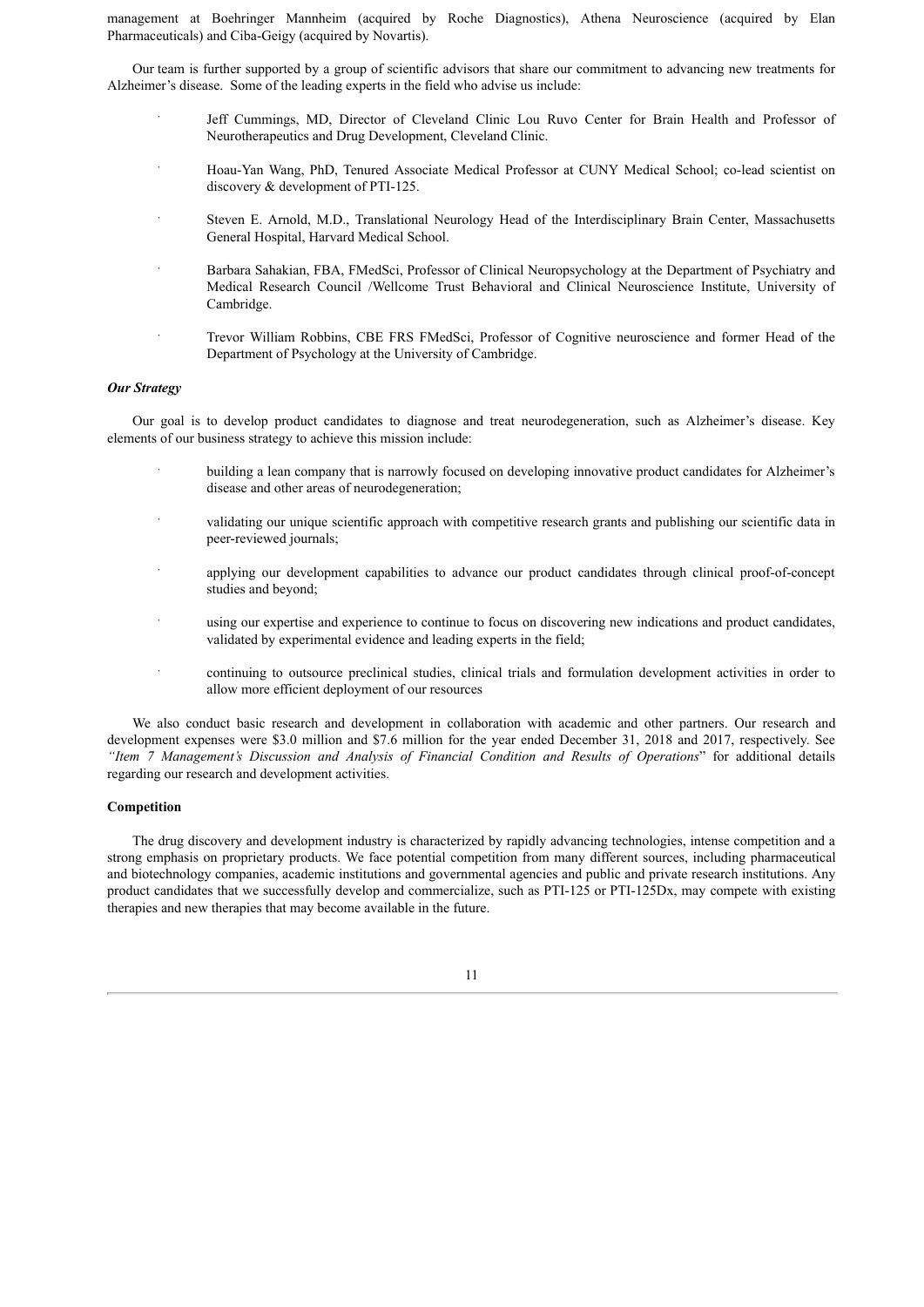management at Boehringer Mannheim (acquired by Roche Diagnostics), Athena Neuroscience (acquired by Elan Pharmaceuticals) and Ciba-Geigy (acquired by Novartis).

Our team is further supported by a group of scientific advisors that share our commitment to advancing new treatments for Alzheimer's disease. Some of the leading experts in the field who advise us include:

- Jeff Cummings, MD, Director of Cleveland Clinic Lou Ruvo Center for Brain Health and Professor of Neurotherapeutics and Drug Development, Cleveland Clinic.
- Hoau-Yan Wang, PhD, Tenured Associate Medical Professor at CUNY Medical School; co-lead scientist on discovery & development of PTI-125.
- Steven E. Arnold, M.D., Translational Neurology Head of the Interdisciplinary Brain Center, Massachusetts General Hospital, Harvard Medical School.
- Barbara Sahakian, FBA, FMedSci, Professor of Clinical Neuropsychology at the Department of Psychiatry and Medical Research Council /Wellcome Trust Behavioral and Clinical Neuroscience Institute, University of Cambridge.
- Trevor William Robbins, CBE FRS FMedSci, Professor of Cognitive neuroscience and former Head of the Department of Psychology at the University of Cambridge.

***Our Strategy***

Our goal is to develop product candidates to diagnose and treat neurodegeneration, such as Alzheimer's disease. Key elements of our business strategy to achieve this mission include:

- building a lean company that is narrowly focused on developing innovative product candidates for Alzheimer's disease and other areas of neurodegeneration;
- validating our unique scientific approach with competitive research grants and publishing our scientific data in peer-reviewed journals;
- applying our development capabilities to advance our product candidates through clinical proof-of-concept studies and beyond;
- using our expertise and experience to continue to focus on discovering new indications and product candidates, validated by experimental evidence and leading experts in the field;
- continuing to outsource preclinical studies, clinical trials and formulation development activities in order to allow more efficient deployment of our resources

We also conduct basic research and development in collaboration with academic and other partners. Our research and development expenses were $3.0 million and $7.6 million for the year ended December 31, 2018 and 2017, respectively. See *"Item 7 Management's Discussion and Analysis of Financial Condition and Results of Operations*" for additional details regarding our research and development activities.

**Competition**

The drug discovery and development industry is characterized by rapidly advancing technologies, intense competition and a strong emphasis on proprietary products. We face potential competition from many different sources, including pharmaceutical and biotechnology companies, academic institutions and governmental agencies and public and private research institutions. Any product candidates that we successfully develop and commercialize, such as PTI-125 or PTI-125Dx, may compete with existing therapies and new therapies that may become available in the future.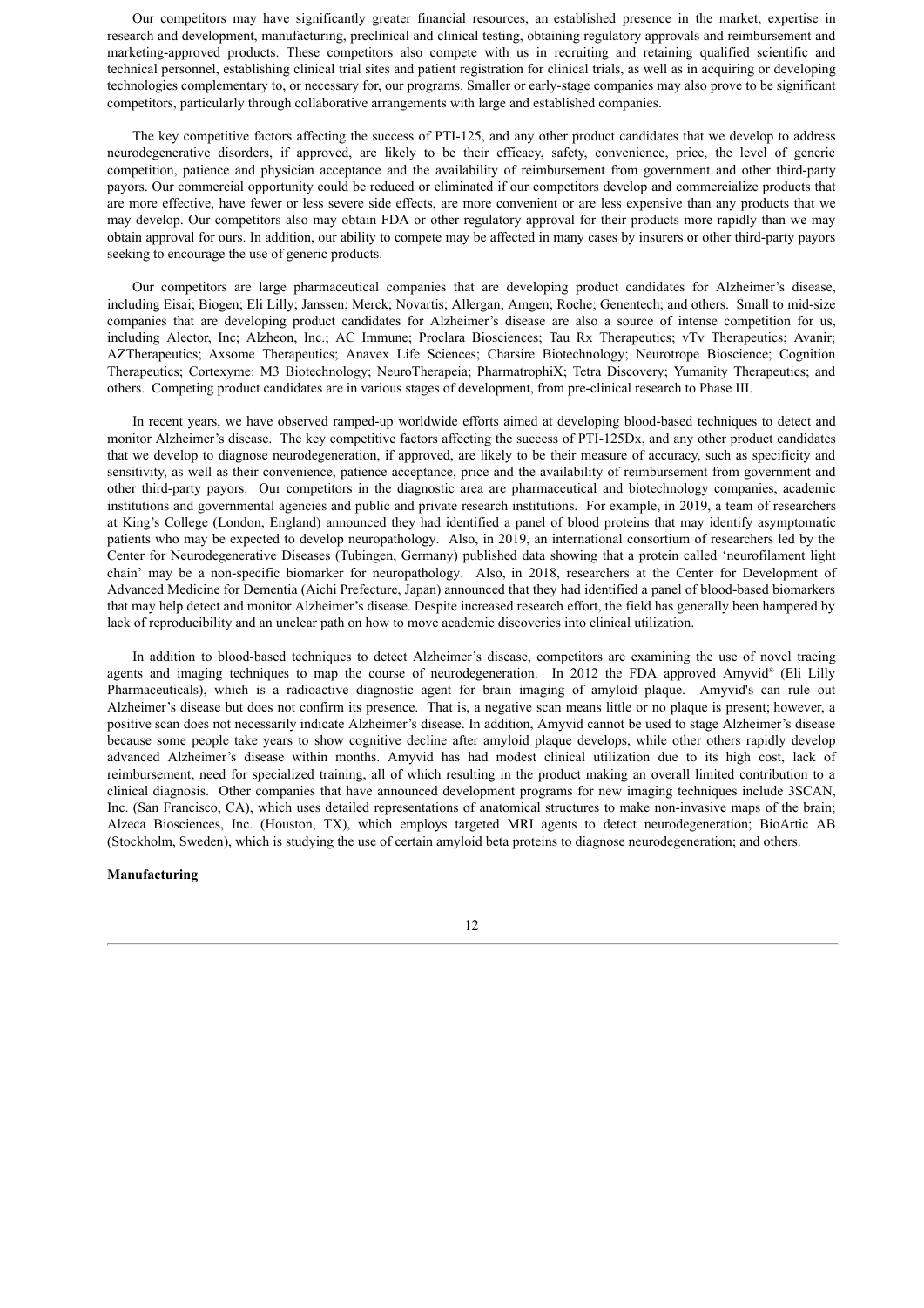Our competitors may have significantly greater financial resources, an established presence in the market, expertise in research and development, manufacturing, preclinical and clinical testing, obtaining regulatory approvals and reimbursement and marketing-approved products. These competitors also compete with us in recruiting and retaining qualified scientific and technical personnel, establishing clinical trial sites and patient registration for clinical trials, as well as in acquiring or developing technologies complementary to, or necessary for, our programs. Smaller or early-stage companies may also prove to be significant competitors, particularly through collaborative arrangements with large and established companies.

The key competitive factors affecting the success of PTI-125, and any other product candidates that we develop to address neurodegenerative disorders, if approved, are likely to be their efficacy, safety, convenience, price, the level of generic competition, patience and physician acceptance and the availability of reimbursement from government and other third-party payors. Our commercial opportunity could be reduced or eliminated if our competitors develop and commercialize products that are more effective, have fewer or less severe side effects, are more convenient or are less expensive than any products that we may develop. Our competitors also may obtain FDA or other regulatory approval for their products more rapidly than we may obtain approval for ours. In addition, our ability to compete may be affected in many cases by insurers or other third-party payors seeking to encourage the use of generic products.

Our competitors are large pharmaceutical companies that are developing product candidates for Alzheimer's disease, including Eisai; Biogen; Eli Lilly; Janssen; Merck; Novartis; Allergan; Amgen; Roche; Genentech; and others. Small to mid-size companies that are developing product candidates for Alzheimer's disease are also a source of intense competition for us, including Alector, Inc; Alzheon, Inc.; AC Immune; Proclara Biosciences; Tau Rx Therapeutics; vTv Therapeutics; Avanir; AZTherapeutics; Axsome Therapeutics; Anavex Life Sciences; Charsire Biotechnology; Neurotrope Bioscience; Cognition Therapeutics; Cortexyme: M3 Biotechnology; NeuroTherapeia; PharmatrophiX; Tetra Discovery; Yumanity Therapeutics; and others. Competing product candidates are in various stages of development, from pre-clinical research to Phase III.

In recent years, we have observed ramped-up worldwide efforts aimed at developing blood-based techniques to detect and monitor Alzheimer's disease. The key competitive factors affecting the success of PTI-125Dx, and any other product candidates that we develop to diagnose neurodegeneration, if approved, are likely to be their measure of accuracy, such as specificity and sensitivity, as well as their convenience, patience acceptance, price and the availability of reimbursement from government and other third-party payors. Our competitors in the diagnostic area are pharmaceutical and biotechnology companies, academic institutions and governmental agencies and public and private research institutions. For example, in 2019, a team of researchers at King's College (London, England) announced they had identified a panel of blood proteins that may identify asymptomatic patients who may be expected to develop neuropathology. Also, in 2019, an international consortium of researchers led by the Center for Neurodegenerative Diseases (Tubingen, Germany) published data showing that a protein called 'neurofilament light chain' may be a non-specific biomarker for neuropathology. Also, in 2018, researchers at the Center for Development of Advanced Medicine for Dementia (Aichi Prefecture, Japan) announced that they had identified a panel of blood-based biomarkers that may help detect and monitor Alzheimer's disease. Despite increased research effort, the field has generally been hampered by lack of reproducibility and an unclear path on how to move academic discoveries into clinical utilization.

In addition to blood-based techniques to detect Alzheimer's disease, competitors are examining the use of novel tracing agents and imaging techniques to map the course of neurodegeneration. In 2012 the FDA approved Amyvid® (Eli Lilly Pharmaceuticals), which is a radioactive diagnostic agent for brain imaging of amyloid plaque. Amyvid's can rule out Alzheimer's disease but does not confirm its presence. That is, a negative scan means little or no plaque is present; however, a positive scan does not necessarily indicate Alzheimer's disease. In addition, Amyvid cannot be used to stage Alzheimer's disease because some people take years to show cognitive decline after amyloid plaque develops, while other others rapidly develop advanced Alzheimer's disease within months. Amyvid has had modest clinical utilization due to its high cost, lack of reimbursement, need for specialized training, all of which resulting in the product making an overall limited contribution to a clinical diagnosis. Other companies that have announced development programs for new imaging techniques include 3SCAN, Inc. (San Francisco, CA), which uses detailed representations of anatomical structures to make non-invasive maps of the brain; Alzeca Biosciences, Inc. (Houston, TX), which employs targeted MRI agents to detect neurodegeneration; BioArtic AB (Stockholm, Sweden), which is studying the use of certain amyloid beta proteins to diagnose neurodegeneration; and others.

**Manufacturing**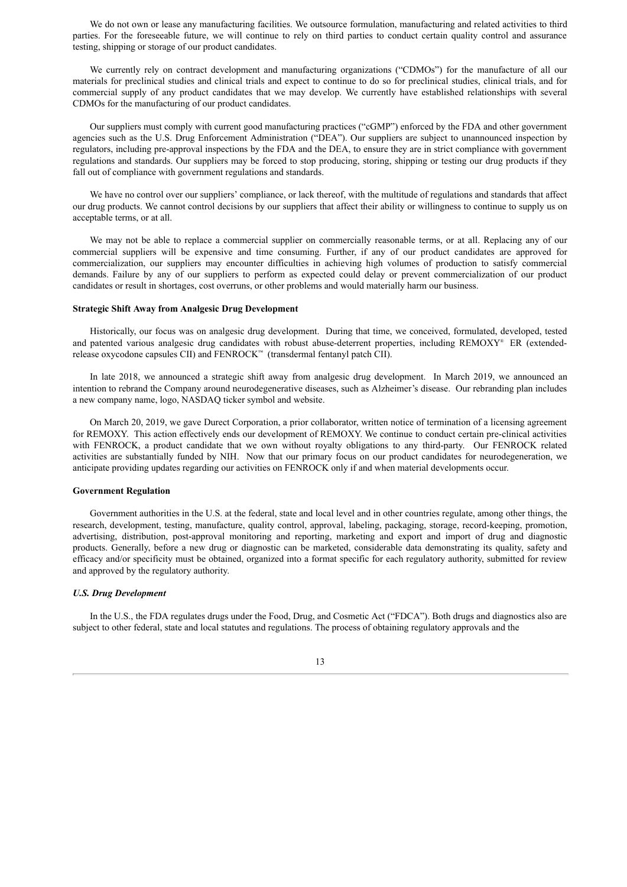We do not own or lease any manufacturing facilities. We outsource formulation, manufacturing and related activities to third parties. For the foreseeable future, we will continue to rely on third parties to conduct certain quality control and assurance testing, shipping or storage of our product candidates.

We currently rely on contract development and manufacturing organizations ("CDMOs") for the manufacture of all our materials for preclinical studies and clinical trials and expect to continue to do so for preclinical studies, clinical trials, and for commercial supply of any product candidates that we may develop. We currently have established relationships with several CDMOs for the manufacturing of our product candidates.

Our suppliers must comply with current good manufacturing practices ("cGMP") enforced by the FDA and other government agencies such as the U.S. Drug Enforcement Administration ("DEA"). Our suppliers are subject to unannounced inspection by regulators, including pre-approval inspections by the FDA and the DEA, to ensure they are in strict compliance with government regulations and standards. Our suppliers may be forced to stop producing, storing, shipping or testing our drug products if they fall out of compliance with government regulations and standards.

We have no control over our suppliers' compliance, or lack thereof, with the multitude of regulations and standards that affect our drug products. We cannot control decisions by our suppliers that affect their ability or willingness to continue to supply us on acceptable terms, or at all.

We may not be able to replace a commercial supplier on commercially reasonable terms, or at all. Replacing any of our commercial suppliers will be expensive and time consuming. Further, if any of our product candidates are approved for commercialization, our suppliers may encounter difficulties in achieving high volumes of production to satisfy commercial demands. Failure by any of our suppliers to perform as expected could delay or prevent commercialization of our product candidates or result in shortages, cost overruns, or other problems and would materially harm our business.

**Strategic Shift Away from Analgesic Drug Development**

Historically, our focus was on analgesic drug development. During that time, we conceived, formulated, developed, tested and patented various analgesic drug candidates with robust abuse-deterrent properties, including REMOXY® ER (extended-release oxycodone capsules CII) and FENROCK™ (transdermal fentanyl patch CII).

In late 2018, we announced a strategic shift away from analgesic drug development. In March 2019, we announced an intention to rebrand the Company around neurodegenerative diseases, such as Alzheimer's disease. Our rebranding plan includes a new company name, logo, NASDAQ ticker symbol and website.

On March 20, 2019, we gave Durect Corporation, a prior collaborator, written notice of termination of a licensing agreement for REMOXY. This action effectively ends our development of REMOXY. We continue to conduct certain pre-clinical activities with FENROCK, a product candidate that we own without royalty obligations to any third-party. Our FENROCK related activities are substantially funded by NIH. Now that our primary focus on our product candidates for neurodegeneration, we anticipate providing updates regarding our activities on FENROCK only if and when material developments occur.

**Government Regulation**

Government authorities in the U.S. at the federal, state and local level and in other countries regulate, among other things, the research, development, testing, manufacture, quality control, approval, labeling, packaging, storage, record-keeping, promotion, advertising, distribution, post-approval monitoring and reporting, marketing and export and import of drug and diagnostic products. Generally, before a new drug or diagnostic can be marketed, considerable data demonstrating its quality, safety and efficacy and/or specificity must be obtained, organized into a format specific for each regulatory authority, submitted for review and approved by the regulatory authority.

***U.S. Drug Development***

In the U.S., the FDA regulates drugs under the Food, Drug, and Cosmetic Act ("FDCA"). Both drugs and diagnostics also are subject to other federal, state and local statutes and regulations. The process of obtaining regulatory approvals and the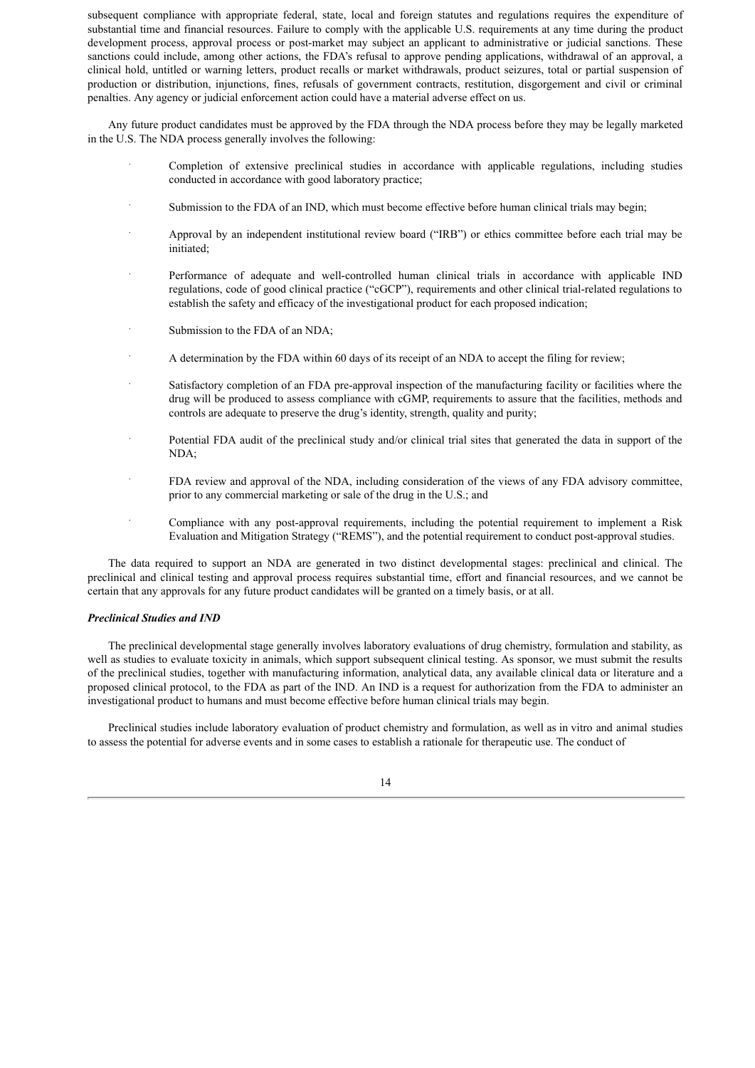subsequent compliance with appropriate federal, state, local and foreign statutes and regulations requires the expenditure of substantial time and financial resources. Failure to comply with the applicable U.S. requirements at any time during the product development process, approval process or post-market may subject an applicant to administrative or judicial sanctions. These sanctions could include, among other actions, the FDA's refusal to approve pending applications, withdrawal of an approval, a clinical hold, untitled or warning letters, product recalls or market withdrawals, product seizures, total or partial suspension of production or distribution, injunctions, fines, refusals of government contracts, restitution, disgorgement and civil or criminal penalties. Any agency or judicial enforcement action could have a material adverse effect on us.

Any future product candidates must be approved by the FDA through the NDA process before they may be legally marketed in the U.S. The NDA process generally involves the following:

- Completion of extensive preclinical studies in accordance with applicable regulations, including studies conducted in accordance with good laboratory practice;
- Submission to the FDA of an IND, which must become effective before human clinical trials may begin;
- Approval by an independent institutional review board ("IRB") or ethics committee before each trial may be initiated;
- Performance of adequate and well-controlled human clinical trials in accordance with applicable IND regulations, code of good clinical practice ("cGCP"), requirements and other clinical trial-related regulations to establish the safety and efficacy of the investigational product for each proposed indication;
- Submission to the FDA of an NDA;
- A determination by the FDA within 60 days of its receipt of an NDA to accept the filing for review;
- Satisfactory completion of an FDA pre-approval inspection of the manufacturing facility or facilities where the drug will be produced to assess compliance with cGMP, requirements to assure that the facilities, methods and controls are adequate to preserve the drug's identity, strength, quality and purity;
- Potential FDA audit of the preclinical study and/or clinical trial sites that generated the data in support of the NDA;
- FDA review and approval of the NDA, including consideration of the views of any FDA advisory committee, prior to any commercial marketing or sale of the drug in the U.S.; and
- Compliance with any post-approval requirements, including the potential requirement to implement a Risk Evaluation and Mitigation Strategy ("REMS"), and the potential requirement to conduct post-approval studies.

The data required to support an NDA are generated in two distinct developmental stages: preclinical and clinical. The preclinical and clinical testing and approval process requires substantial time, effort and financial resources, and we cannot be certain that any approvals for any future product candidates will be granted on a timely basis, or at all.

***Preclinical Studies and IND***

The preclinical developmental stage generally involves laboratory evaluations of drug chemistry, formulation and stability, as well as studies to evaluate toxicity in animals, which support subsequent clinical testing. As sponsor, we must submit the results of the preclinical studies, together with manufacturing information, analytical data, any available clinical data or literature and a proposed clinical protocol, to the FDA as part of the IND. An IND is a request for authorization from the FDA to administer an investigational product to humans and must become effective before human clinical trials may begin.

Preclinical studies include laboratory evaluation of product chemistry and formulation, as well as in vitro and animal studies to assess the potential for adverse events and in some cases to establish a rationale for therapeutic use. The conduct of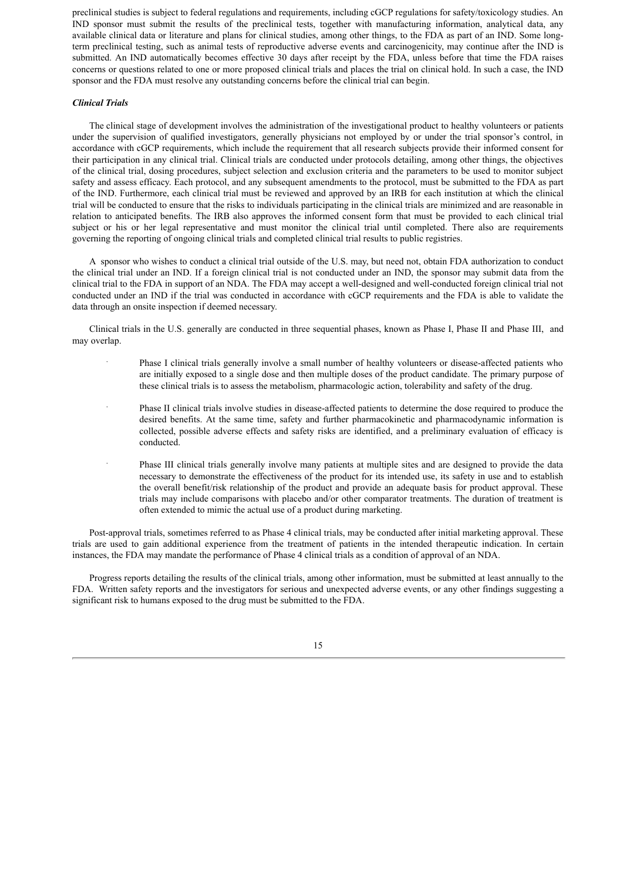preclinical studies is subject to federal regulations and requirements, including cGCP regulations for safety/toxicology studies. An IND sponsor must submit the results of the preclinical tests, together with manufacturing information, analytical data, any available clinical data or literature and plans for clinical studies, among other things, to the FDA as part of an IND. Some long-term preclinical testing, such as animal tests of reproductive adverse events and carcinogenicity, may continue after the IND is submitted. An IND automatically becomes effective 30 days after receipt by the FDA, unless before that time the FDA raises concerns or questions related to one or more proposed clinical trials and places the trial on clinical hold. In such a case, the IND sponsor and the FDA must resolve any outstanding concerns before the clinical trial can begin.

***Clinical Trials***

The clinical stage of development involves the administration of the investigational product to healthy volunteers or patients under the supervision of qualified investigators, generally physicians not employed by or under the trial sponsor's control, in accordance with cGCP requirements, which include the requirement that all research subjects provide their informed consent for their participation in any clinical trial. Clinical trials are conducted under protocols detailing, among other things, the objectives of the clinical trial, dosing procedures, subject selection and exclusion criteria and the parameters to be used to monitor subject safety and assess efficacy. Each protocol, and any subsequent amendments to the protocol, must be submitted to the FDA as part of the IND. Furthermore, each clinical trial must be reviewed and approved by an IRB for each institution at which the clinical trial will be conducted to ensure that the risks to individuals participating in the clinical trials are minimized and are reasonable in relation to anticipated benefits. The IRB also approves the informed consent form that must be provided to each clinical trial subject or his or her legal representative and must monitor the clinical trial until completed. There also are requirements governing the reporting of ongoing clinical trials and completed clinical trial results to public registries.

A sponsor who wishes to conduct a clinical trial outside of the U.S. may, but need not, obtain FDA authorization to conduct the clinical trial under an IND. If a foreign clinical trial is not conducted under an IND, the sponsor may submit data from the clinical trial to the FDA in support of an NDA. The FDA may accept a well-designed and well-conducted foreign clinical trial not conducted under an IND if the trial was conducted in accordance with cGCP requirements and the FDA is able to validate the data through an onsite inspection if deemed necessary.

Clinical trials in the U.S. generally are conducted in three sequential phases, known as Phase I, Phase II and Phase III, and may overlap.

- Phase I clinical trials generally involve a small number of healthy volunteers or disease-affected patients who are initially exposed to a single dose and then multiple doses of the product candidate. The primary purpose of these clinical trials is to assess the metabolism, pharmacologic action, tolerability and safety of the drug.
- Phase II clinical trials involve studies in disease-affected patients to determine the dose required to produce the desired benefits. At the same time, safety and further pharmacokinetic and pharmacodynamic information is collected, possible adverse effects and safety risks are identified, and a preliminary evaluation of efficacy is conducted.
- Phase III clinical trials generally involve many patients at multiple sites and are designed to provide the data necessary to demonstrate the effectiveness of the product for its intended use, its safety in use and to establish the overall benefit/risk relationship of the product and provide an adequate basis for product approval. These trials may include comparisons with placebo and/or other comparator treatments. The duration of treatment is often extended to mimic the actual use of a product during marketing.

Post-approval trials, sometimes referred to as Phase 4 clinical trials, may be conducted after initial marketing approval. These trials are used to gain additional experience from the treatment of patients in the intended therapeutic indication. In certain instances, the FDA may mandate the performance of Phase 4 clinical trials as a condition of approval of an NDA.

Progress reports detailing the results of the clinical trials, among other information, must be submitted at least annually to the FDA. Written safety reports and the investigators for serious and unexpected adverse events, or any other findings suggesting a significant risk to humans exposed to the drug must be submitted to the FDA.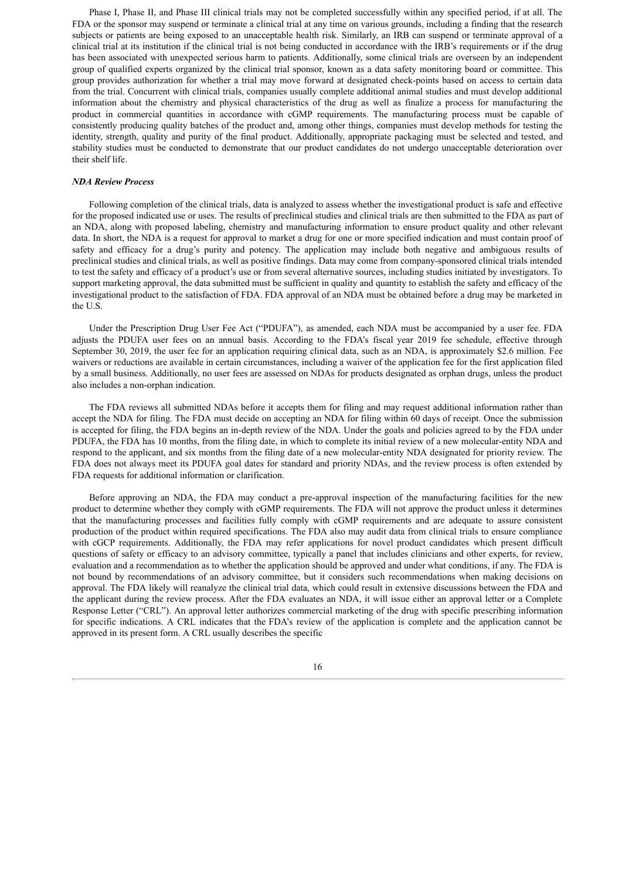Phase I, Phase II, and Phase III clinical trials may not be completed successfully within any specified period, if at all. The FDA or the sponsor may suspend or terminate a clinical trial at any time on various grounds, including a finding that the research subjects or patients are being exposed to an unacceptable health risk. Similarly, an IRB can suspend or terminate approval of a clinical trial at its institution if the clinical trial is not being conducted in accordance with the IRB's requirements or if the drug has been associated with unexpected serious harm to patients. Additionally, some clinical trials are overseen by an independent group of qualified experts organized by the clinical trial sponsor, known as a data safety monitoring board or committee. This group provides authorization for whether a trial may move forward at designated check-points based on access to certain data from the trial. Concurrent with clinical trials, companies usually complete additional animal studies and must develop additional information about the chemistry and physical characteristics of the drug as well as finalize a process for manufacturing the product in commercial quantities in accordance with cGMP requirements. The manufacturing process must be capable of consistently producing quality batches of the product and, among other things, companies must develop methods for testing the identity, strength, quality and purity of the final product. Additionally, appropriate packaging must be selected and tested, and stability studies must be conducted to demonstrate that our product candidates do not undergo unacceptable deterioration over their shelf life.

***NDA Review Process***

Following completion of the clinical trials, data is analyzed to assess whether the investigational product is safe and effective for the proposed indicated use or uses. The results of preclinical studies and clinical trials are then submitted to the FDA as part of an NDA, along with proposed labeling, chemistry and manufacturing information to ensure product quality and other relevant data. In short, the NDA is a request for approval to market a drug for one or more specified indication and must contain proof of safety and efficacy for a drug's purity and potency. The application may include both negative and ambiguous results of preclinical studies and clinical trials, as well as positive findings. Data may come from company-sponsored clinical trials intended to test the safety and efficacy of a product's use or from several alternative sources, including studies initiated by investigators. To support marketing approval, the data submitted must be sufficient in quality and quantity to establish the safety and efficacy of the investigational product to the satisfaction of FDA. FDA approval of an NDA must be obtained before a drug may be marketed in the U.S.

Under the Prescription Drug User Fee Act ("PDUFA"), as amended, each NDA must be accompanied by a user fee. FDA adjusts the PDUFA user fees on an annual basis. According to the FDA's fiscal year 2019 fee schedule, effective through September 30, 2019, the user fee for an application requiring clinical data, such as an NDA, is approximately $2.6 million. Fee waivers or reductions are available in certain circumstances, including a waiver of the application fee for the first application filed by a small business. Additionally, no user fees are assessed on NDAs for products designated as orphan drugs, unless the product also includes a non-orphan indication.

The FDA reviews all submitted NDAs before it accepts them for filing and may request additional information rather than accept the NDA for filing. The FDA must decide on accepting an NDA for filing within 60 days of receipt. Once the submission is accepted for filing, the FDA begins an in-depth review of the NDA. Under the goals and policies agreed to by the FDA under PDUFA, the FDA has 10 months, from the filing date, in which to complete its initial review of a new molecular-entity NDA and respond to the applicant, and six months from the filing date of a new molecular-entity NDA designated for priority review. The FDA does not always meet its PDUFA goal dates for standard and priority NDAs, and the review process is often extended by FDA requests for additional information or clarification.

Before approving an NDA, the FDA may conduct a pre-approval inspection of the manufacturing facilities for the new product to determine whether they comply with cGMP requirements. The FDA will not approve the product unless it determines that the manufacturing processes and facilities fully comply with cGMP requirements and are adequate to assure consistent production of the product within required specifications. The FDA also may audit data from clinical trials to ensure compliance with cGCP requirements. Additionally, the FDA may refer applications for novel product candidates which present difficult questions of safety or efficacy to an advisory committee, typically a panel that includes clinicians and other experts, for review, evaluation and a recommendation as to whether the application should be approved and under what conditions, if any. The FDA is not bound by recommendations of an advisory committee, but it considers such recommendations when making decisions on approval. The FDA likely will reanalyze the clinical trial data, which could result in extensive discussions between the FDA and the applicant during the review process. After the FDA evaluates an NDA, it will issue either an approval letter or a Complete Response Letter ("CRL"). An approval letter authorizes commercial marketing of the drug with specific prescribing information for specific indications. A CRL indicates that the FDA's review of the application is complete and the application cannot be approved in its present form. A CRL usually describes the specific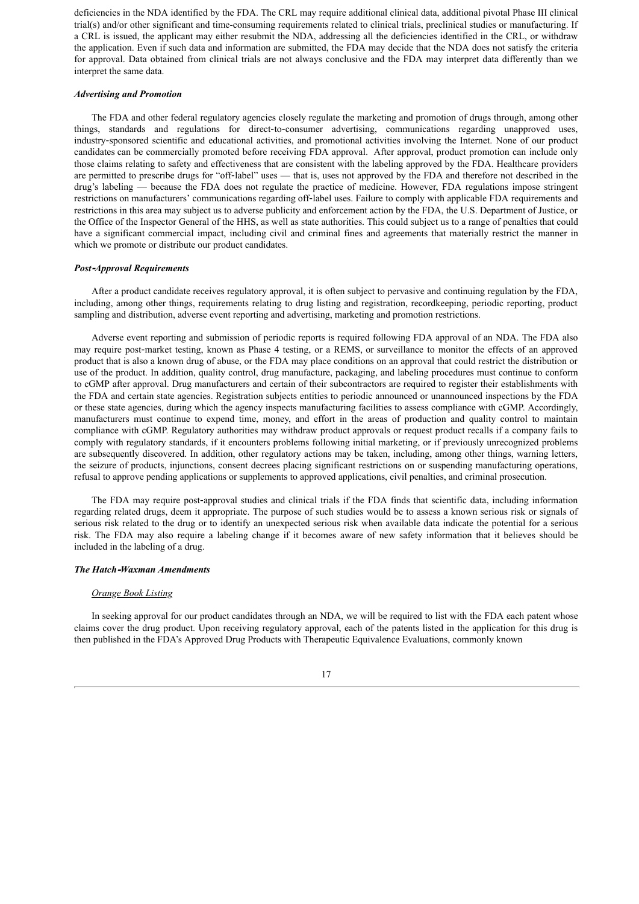deficiencies in the NDA identified by the FDA. The CRL may require additional clinical data, additional pivotal Phase III clinical trial(s) and/or other significant and time-consuming requirements related to clinical trials, preclinical studies or manufacturing. If a CRL is issued, the applicant may either resubmit the NDA, addressing all the deficiencies identified in the CRL, or withdraw the application. Even if such data and information are submitted, the FDA may decide that the NDA does not satisfy the criteria for approval. Data obtained from clinical trials are not always conclusive and the FDA may interpret data differently than we interpret the same data.

***Advertising and Promotion***

The FDA and other federal regulatory agencies closely regulate the marketing and promotion of drugs through, among other things, standards and regulations for direct-to-consumer advertising, communications regarding unapproved uses, industry-sponsored scientific and educational activities, and promotional activities involving the Internet. None of our product candidates can be commercially promoted before receiving FDA approval. After approval, product promotion can include only those claims relating to safety and effectiveness that are consistent with the labeling approved by the FDA. Healthcare providers are permitted to prescribe drugs for "off-label" uses — that is, uses not approved by the FDA and therefore not described in the drug's labeling — because the FDA does not regulate the practice of medicine. However, FDA regulations impose stringent restrictions on manufacturers' communications regarding off-label uses. Failure to comply with applicable FDA requirements and restrictions in this area may subject us to adverse publicity and enforcement action by the FDA, the U.S. Department of Justice, or the Office of the Inspector General of the HHS, as well as state authorities. This could subject us to a range of penalties that could have a significant commercial impact, including civil and criminal fines and agreements that materially restrict the manner in which we promote or distribute our product candidates.

***Post-Approval Requirements***

After a product candidate receives regulatory approval, it is often subject to pervasive and continuing regulation by the FDA, including, among other things, requirements relating to drug listing and registration, recordkeeping, periodic reporting, product sampling and distribution, adverse event reporting and advertising, marketing and promotion restrictions.

Adverse event reporting and submission of periodic reports is required following FDA approval of an NDA. The FDA also may require post-market testing, known as Phase 4 testing, or a REMS, or surveillance to monitor the effects of an approved product that is also a known drug of abuse, or the FDA may place conditions on an approval that could restrict the distribution or use of the product. In addition, quality control, drug manufacture, packaging, and labeling procedures must continue to conform to cGMP after approval. Drug manufacturers and certain of their subcontractors are required to register their establishments with the FDA and certain state agencies. Registration subjects entities to periodic announced or unannounced inspections by the FDA or these state agencies, during which the agency inspects manufacturing facilities to assess compliance with cGMP. Accordingly, manufacturers must continue to expend time, money, and effort in the areas of production and quality control to maintain compliance with cGMP. Regulatory authorities may withdraw product approvals or request product recalls if a company fails to comply with regulatory standards, if it encounters problems following initial marketing, or if previously unrecognized problems are subsequently discovered. In addition, other regulatory actions may be taken, including, among other things, warning letters, the seizure of products, injunctions, consent decrees placing significant restrictions on or suspending manufacturing operations, refusal to approve pending applications or supplements to approved applications, civil penalties, and criminal prosecution.

The FDA may require post-approval studies and clinical trials if the FDA finds that scientific data, including information regarding related drugs, deem it appropriate. The purpose of such studies would be to assess a known serious risk or signals of serious risk related to the drug or to identify an unexpected serious risk when available data indicate the potential for a serious risk. The FDA may also require a labeling change if it becomes aware of new safety information that it believes should be included in the labeling of a drug.

***The Hatch-Waxman Amendments***

*Orange Book Listing*

In seeking approval for our product candidates through an NDA, we will be required to list with the FDA each patent whose claims cover the drug product. Upon receiving regulatory approval, each of the patents listed in the application for this drug is then published in the FDA's Approved Drug Products with Therapeutic Equivalence Evaluations, commonly known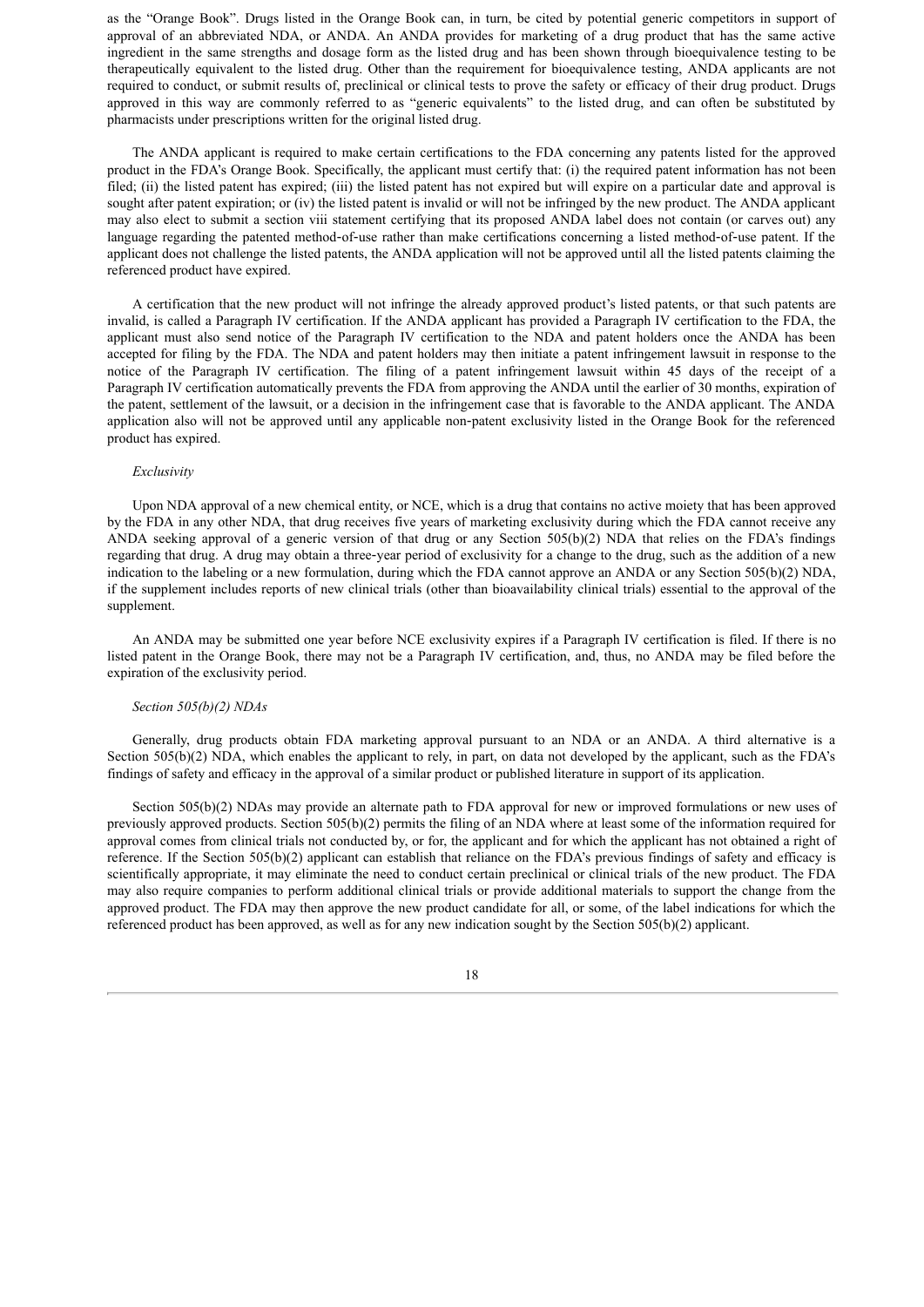as the "Orange Book". Drugs listed in the Orange Book can, in turn, be cited by potential generic competitors in support of approval of an abbreviated NDA, or ANDA. An ANDA provides for marketing of a drug product that has the same active ingredient in the same strengths and dosage form as the listed drug and has been shown through bioequivalence testing to be therapeutically equivalent to the listed drug. Other than the requirement for bioequivalence testing, ANDA applicants are not required to conduct, or submit results of, preclinical or clinical tests to prove the safety or efficacy of their drug product. Drugs approved in this way are commonly referred to as "generic equivalents" to the listed drug, and can often be substituted by pharmacists under prescriptions written for the original listed drug.

The ANDA applicant is required to make certain certifications to the FDA concerning any patents listed for the approved product in the FDA's Orange Book. Specifically, the applicant must certify that: (i) the required patent information has not been filed; (ii) the listed patent has expired; (iii) the listed patent has not expired but will expire on a particular date and approval is sought after patent expiration; or (iv) the listed patent is invalid or will not be infringed by the new product. The ANDA applicant may also elect to submit a section viii statement certifying that its proposed ANDA label does not contain (or carves out) any language regarding the patented method-of-use rather than make certifications concerning a listed method-of-use patent. If the applicant does not challenge the listed patents, the ANDA application will not be approved until all the listed patents claiming the referenced product have expired.

A certification that the new product will not infringe the already approved product's listed patents, or that such patents are invalid, is called a Paragraph IV certification. If the ANDA applicant has provided a Paragraph IV certification to the FDA, the applicant must also send notice of the Paragraph IV certification to the NDA and patent holders once the ANDA has been accepted for filing by the FDA. The NDA and patent holders may then initiate a patent infringement lawsuit in response to the notice of the Paragraph IV certification. The filing of a patent infringement lawsuit within 45 days of the receipt of a Paragraph IV certification automatically prevents the FDA from approving the ANDA until the earlier of 30 months, expiration of the patent, settlement of the lawsuit, or a decision in the infringement case that is favorable to the ANDA applicant. The ANDA application also will not be approved until any applicable non-patent exclusivity listed in the Orange Book for the referenced product has expired.

*Exclusivity*

Upon NDA approval of a new chemical entity, or NCE, which is a drug that contains no active moiety that has been approved by the FDA in any other NDA, that drug receives five years of marketing exclusivity during which the FDA cannot receive any ANDA seeking approval of a generic version of that drug or any Section 505(b)(2) NDA that relies on the FDA's findings regarding that drug. A drug may obtain a three-year period of exclusivity for a change to the drug, such as the addition of a new indication to the labeling or a new formulation, during which the FDA cannot approve an ANDA or any Section 505(b)(2) NDA, if the supplement includes reports of new clinical trials (other than bioavailability clinical trials) essential to the approval of the supplement.

An ANDA may be submitted one year before NCE exclusivity expires if a Paragraph IV certification is filed. If there is no listed patent in the Orange Book, there may not be a Paragraph IV certification, and, thus, no ANDA may be filed before the expiration of the exclusivity period.

*Section 505(b)(2) NDAs*

Generally, drug products obtain FDA marketing approval pursuant to an NDA or an ANDA. A third alternative is a Section 505(b)(2) NDA, which enables the applicant to rely, in part, on data not developed by the applicant, such as the FDA's findings of safety and efficacy in the approval of a similar product or published literature in support of its application.

Section 505(b)(2) NDAs may provide an alternate path to FDA approval for new or improved formulations or new uses of previously approved products. Section 505(b)(2) permits the filing of an NDA where at least some of the information required for approval comes from clinical trials not conducted by, or for, the applicant and for which the applicant has not obtained a right of reference. If the Section 505(b)(2) applicant can establish that reliance on the FDA's previous findings of safety and efficacy is scientifically appropriate, it may eliminate the need to conduct certain preclinical or clinical trials of the new product. The FDA may also require companies to perform additional clinical trials or provide additional materials to support the change from the approved product. The FDA may then approve the new product candidate for all, or some, of the label indications for which the referenced product has been approved, as well as for any new indication sought by the Section 505(b)(2) applicant.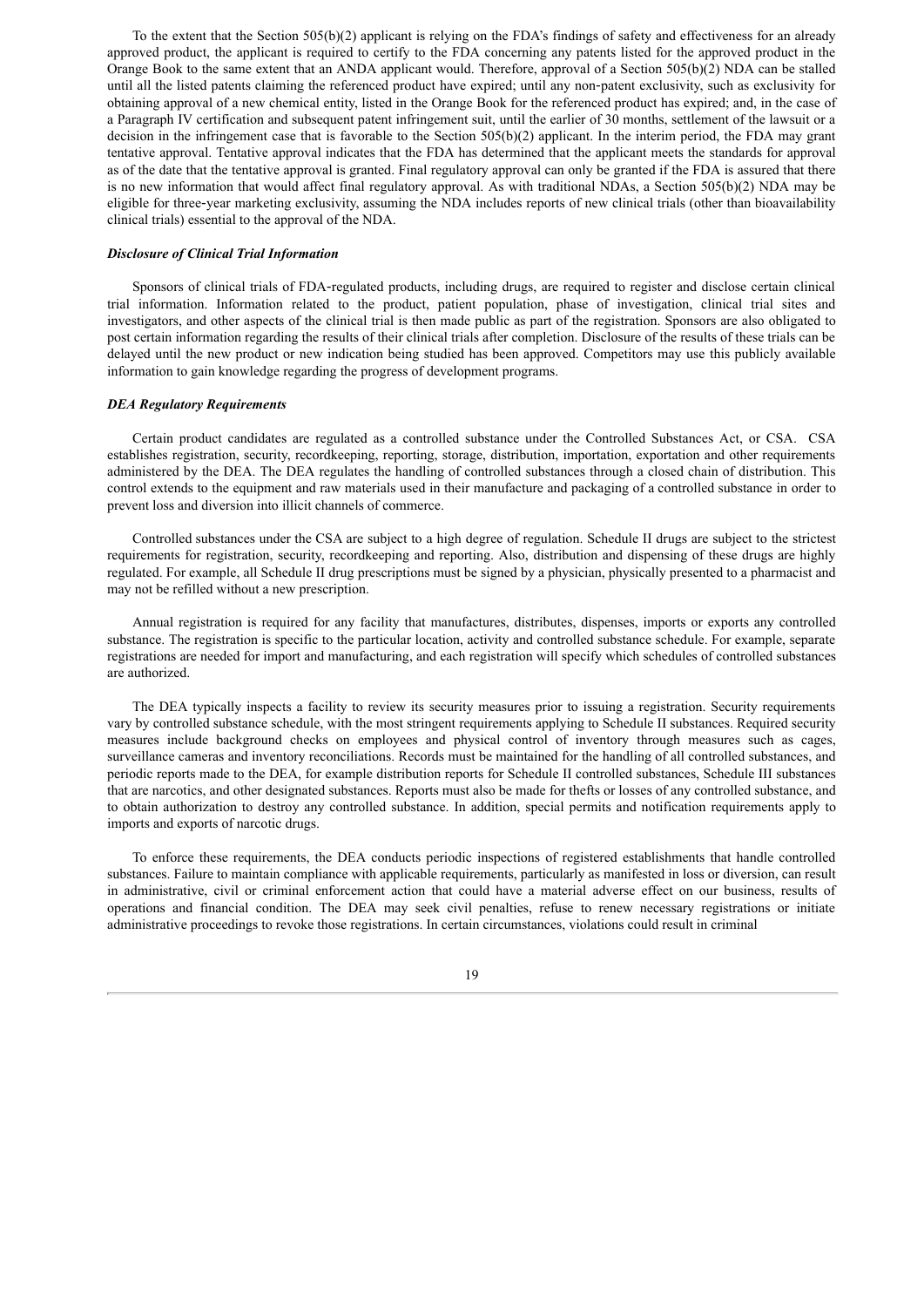To the extent that the Section 505(b)(2) applicant is relying on the FDA's findings of safety and effectiveness for an already approved product, the applicant is required to certify to the FDA concerning any patents listed for the approved product in the Orange Book to the same extent that an ANDA applicant would. Therefore, approval of a Section 505(b)(2) NDA can be stalled until all the listed patents claiming the referenced product have expired; until any non-patent exclusivity, such as exclusivity for obtaining approval of a new chemical entity, listed in the Orange Book for the referenced product has expired; and, in the case of a Paragraph IV certification and subsequent patent infringement suit, until the earlier of 30 months, settlement of the lawsuit or a decision in the infringement case that is favorable to the Section 505(b)(2) applicant. In the interim period, the FDA may grant tentative approval. Tentative approval indicates that the FDA has determined that the applicant meets the standards for approval as of the date that the tentative approval is granted. Final regulatory approval can only be granted if the FDA is assured that there is no new information that would affect final regulatory approval. As with traditional NDAs, a Section 505(b)(2) NDA may be eligible for three-year marketing exclusivity, assuming the NDA includes reports of new clinical trials (other than bioavailability clinical trials) essential to the approval of the NDA.

***Disclosure of Clinical Trial Information***

Sponsors of clinical trials of FDA-regulated products, including drugs, are required to register and disclose certain clinical trial information. Information related to the product, patient population, phase of investigation, clinical trial sites and investigators, and other aspects of the clinical trial is then made public as part of the registration. Sponsors are also obligated to post certain information regarding the results of their clinical trials after completion. Disclosure of the results of these trials can be delayed until the new product or new indication being studied has been approved. Competitors may use this publicly available information to gain knowledge regarding the progress of development programs.

***DEA Regulatory Requirements***

Certain product candidates are regulated as a controlled substance under the Controlled Substances Act, or CSA. CSA establishes registration, security, recordkeeping, reporting, storage, distribution, importation, exportation and other requirements administered by the DEA. The DEA regulates the handling of controlled substances through a closed chain of distribution. This control extends to the equipment and raw materials used in their manufacture and packaging of a controlled substance in order to prevent loss and diversion into illicit channels of commerce.

Controlled substances under the CSA are subject to a high degree of regulation. Schedule II drugs are subject to the strictest requirements for registration, security, recordkeeping and reporting. Also, distribution and dispensing of these drugs are highly regulated. For example, all Schedule II drug prescriptions must be signed by a physician, physically presented to a pharmacist and may not be refilled without a new prescription.

Annual registration is required for any facility that manufactures, distributes, dispenses, imports or exports any controlled substance. The registration is specific to the particular location, activity and controlled substance schedule. For example, separate registrations are needed for import and manufacturing, and each registration will specify which schedules of controlled substances are authorized.

The DEA typically inspects a facility to review its security measures prior to issuing a registration. Security requirements vary by controlled substance schedule, with the most stringent requirements applying to Schedule II substances. Required security measures include background checks on employees and physical control of inventory through measures such as cages, surveillance cameras and inventory reconciliations. Records must be maintained for the handling of all controlled substances, and periodic reports made to the DEA, for example distribution reports for Schedule II controlled substances, Schedule III substances that are narcotics, and other designated substances. Reports must also be made for thefts or losses of any controlled substance, and to obtain authorization to destroy any controlled substance. In addition, special permits and notification requirements apply to imports and exports of narcotic drugs.

To enforce these requirements, the DEA conducts periodic inspections of registered establishments that handle controlled substances. Failure to maintain compliance with applicable requirements, particularly as manifested in loss or diversion, can result in administrative, civil or criminal enforcement action that could have a material adverse effect on our business, results of operations and financial condition. The DEA may seek civil penalties, refuse to renew necessary registrations or initiate administrative proceedings to revoke those registrations. In certain circumstances, violations could result in criminal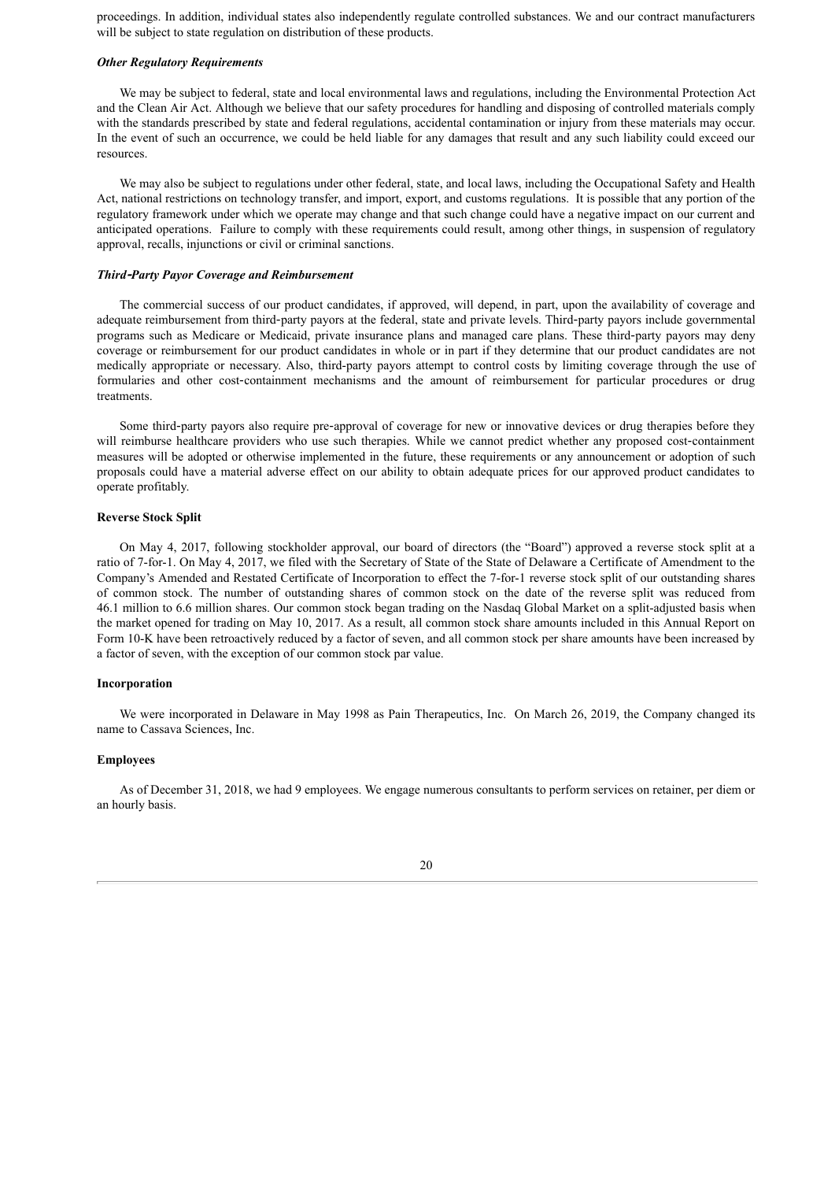proceedings. In addition, individual states also independently regulate controlled substances. We and our contract manufacturers will be subject to state regulation on distribution of these products.

***Other Regulatory Requirements***

We may be subject to federal, state and local environmental laws and regulations, including the Environmental Protection Act and the Clean Air Act. Although we believe that our safety procedures for handling and disposing of controlled materials comply with the standards prescribed by state and federal regulations, accidental contamination or injury from these materials may occur. In the event of such an occurrence, we could be held liable for any damages that result and any such liability could exceed our resources.

We may also be subject to regulations under other federal, state, and local laws, including the Occupational Safety and Health Act, national restrictions on technology transfer, and import, export, and customs regulations. It is possible that any portion of the regulatory framework under which we operate may change and that such change could have a negative impact on our current and anticipated operations. Failure to comply with these requirements could result, among other things, in suspension of regulatory approval, recalls, injunctions or civil or criminal sanctions.

***Third-Party Payor Coverage and Reimbursement***

The commercial success of our product candidates, if approved, will depend, in part, upon the availability of coverage and adequate reimbursement from third-party payors at the federal, state and private levels. Third-party payors include governmental programs such as Medicare or Medicaid, private insurance plans and managed care plans. These third-party payors may deny coverage or reimbursement for our product candidates in whole or in part if they determine that our product candidates are not medically appropriate or necessary. Also, third-party payors attempt to control costs by limiting coverage through the use of formularies and other cost-containment mechanisms and the amount of reimbursement for particular procedures or drug treatments.

Some third-party payors also require pre-approval of coverage for new or innovative devices or drug therapies before they will reimburse healthcare providers who use such therapies. While we cannot predict whether any proposed cost-containment measures will be adopted or otherwise implemented in the future, these requirements or any announcement or adoption of such proposals could have a material adverse effect on our ability to obtain adequate prices for our approved product candidates to operate profitably.

**Reverse Stock Split**

On May 4, 2017, following stockholder approval, our board of directors (the "Board") approved a reverse stock split at a ratio of 7-for-1. On May 4, 2017, we filed with the Secretary of State of the State of Delaware a Certificate of Amendment to the Company's Amended and Restated Certificate of Incorporation to effect the 7-for-1 reverse stock split of our outstanding shares of common stock. The number of outstanding shares of common stock on the date of the reverse split was reduced from 46.1 million to 6.6 million shares. Our common stock began trading on the Nasdaq Global Market on a split-adjusted basis when the market opened for trading on May 10, 2017. As a result, all common stock share amounts included in this Annual Report on Form 10-K have been retroactively reduced by a factor of seven, and all common stock per share amounts have been increased by a factor of seven, with the exception of our common stock par value.

**Incorporation**

We were incorporated in Delaware in May 1998 as Pain Therapeutics, Inc. On March 26, 2019, the Company changed its name to Cassava Sciences, Inc.

**Employees**

As of December 31, 2018, we had 9 employees. We engage numerous consultants to perform services on retainer, per diem or an hourly basis.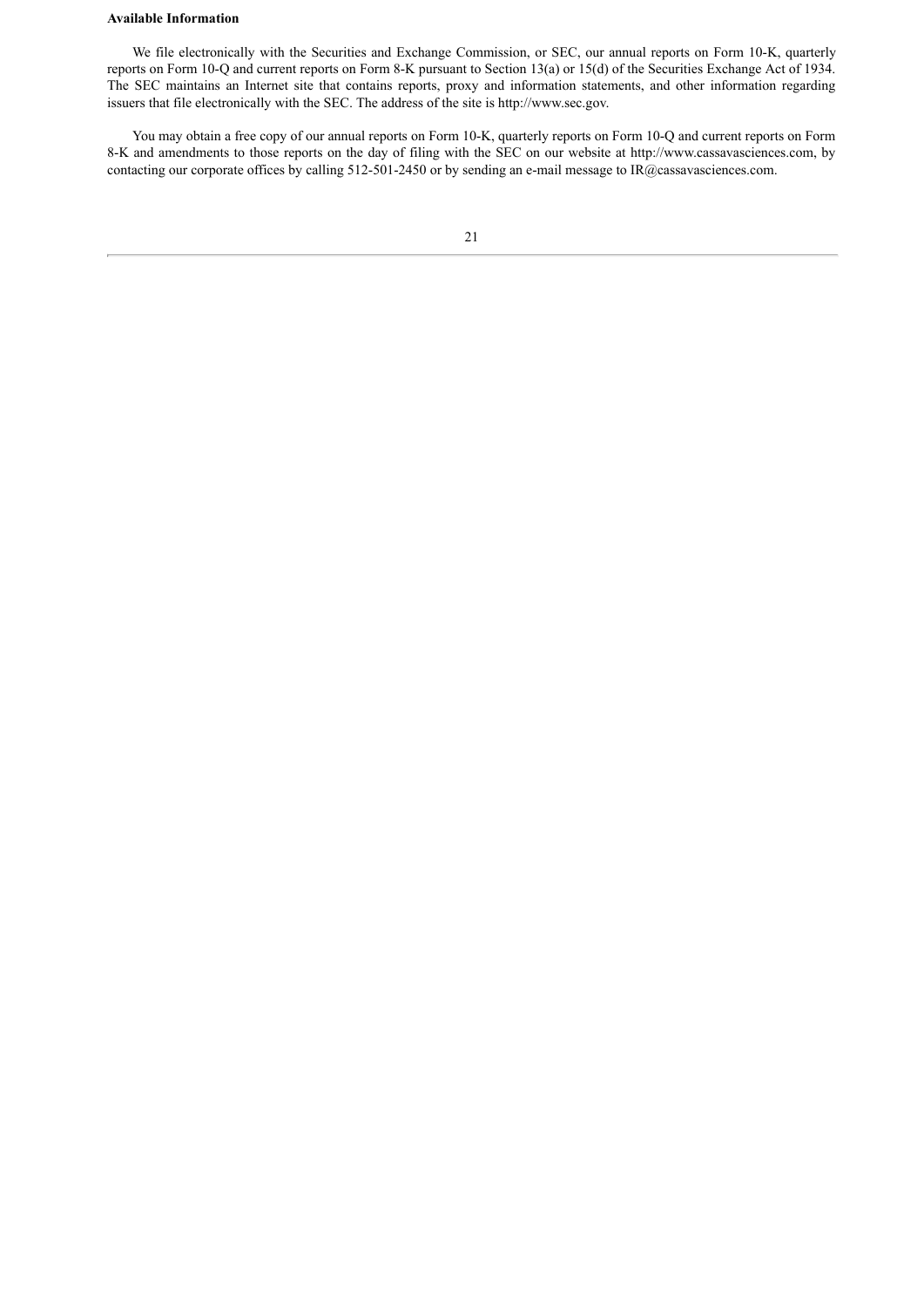**Available Information**

We file electronically with the Securities and Exchange Commission, or SEC, our annual reports on Form 10-K, quarterly reports on Form 10-Q and current reports on Form 8-K pursuant to Section 13(a) or 15(d) of the Securities Exchange Act of 1934. The SEC maintains an Internet site that contains reports, proxy and information statements, and other information regarding issuers that file electronically with the SEC. The address of the site is http://www.sec.gov.

You may obtain a free copy of our annual reports on Form 10-K, quarterly reports on Form 10-Q and current reports on Form 8-K and amendments to those reports on the day of filing with the SEC on our website at http://www.cassavasciences.com, by contacting our corporate offices by calling 512-501-2450 or by sending an e-mail message to IR@cassavasciences.com.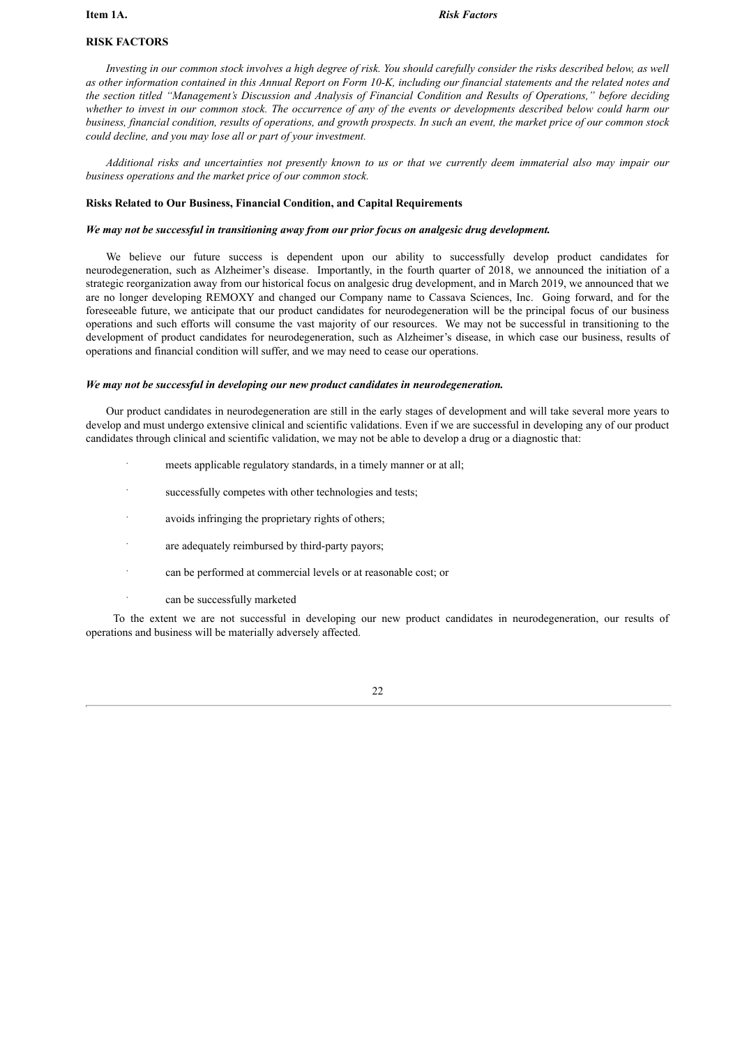**Item 1A.** *Risk Factors*

## RISK FACTORS

*Investing in our common stock involves a high degree of risk. You should carefully consider the risks described below, as well as other information contained in this Annual Report on Form 10-K, including our financial statements and the related notes and the section titled "Management's Discussion and Analysis of Financial Condition and Results of Operations," before deciding whether to invest in our common stock. The occurrence of any of the events or developments described below could harm our business, financial condition, results of operations, and growth prospects. In such an event, the market price of our common stock could decline, and you may lose all or part of your investment.*

*Additional risks and uncertainties not presently known to us or that we currently deem immaterial also may impair our business operations and the market price of our common stock.*

### Risks Related to Our Business, Financial Condition, and Capital Requirements

***We may not be successful in transitioning away from our prior focus on analgesic drug development.***

We believe our future success is dependent upon our ability to successfully develop product candidates for neurodegeneration, such as Alzheimer's disease. Importantly, in the fourth quarter of 2018, we announced the initiation of a strategic reorganization away from our historical focus on analgesic drug development, and in March 2019, we announced that we are no longer developing REMOXY and changed our Company name to Cassava Sciences, Inc. Going forward, and for the foreseeable future, we anticipate that our product candidates for neurodegeneration will be the principal focus of our business operations and such efforts will consume the vast majority of our resources. We may not be successful in transitioning to the development of product candidates for neurodegeneration, such as Alzheimer's disease, in which case our business, results of operations and financial condition will suffer, and we may need to cease our operations.

***We may not be successful in developing our new product candidates in neurodegeneration.***

Our product candidates in neurodegeneration are still in the early stages of development and will take several more years to develop and must undergo extensive clinical and scientific validations. Even if we are successful in developing any of our product candidates through clinical and scientific validation, we may not be able to develop a drug or a diagnostic that:

- meets applicable regulatory standards, in a timely manner or at all;
- successfully competes with other technologies and tests;
- avoids infringing the proprietary rights of others;
- are adequately reimbursed by third-party payors;
- can be performed at commercial levels or at reasonable cost; or
- can be successfully marketed

To the extent we are not successful in developing our new product candidates in neurodegeneration, our results of operations and business will be materially adversely affected.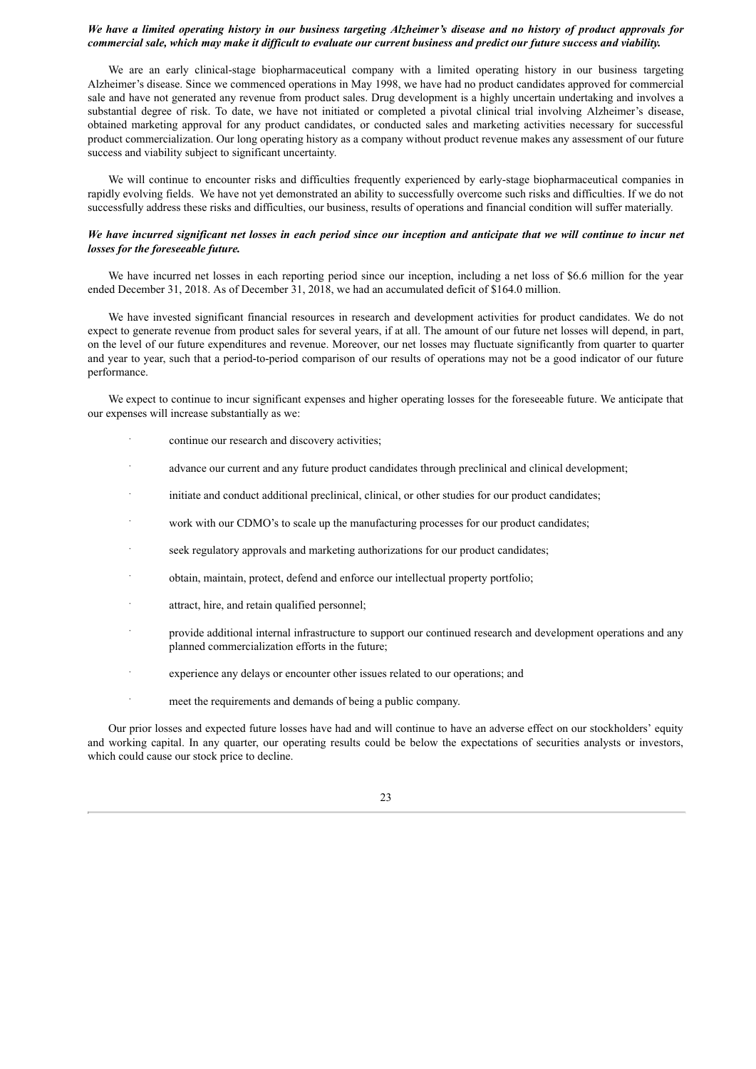***We have a limited operating history in our business targeting Alzheimer's disease and no history of product approvals for commercial sale, which may make it difficult to evaluate our current business and predict our future success and viability.***

We are an early clinical-stage biopharmaceutical company with a limited operating history in our business targeting Alzheimer's disease. Since we commenced operations in May 1998, we have had no product candidates approved for commercial sale and have not generated any revenue from product sales. Drug development is a highly uncertain undertaking and involves a substantial degree of risk. To date, we have not initiated or completed a pivotal clinical trial involving Alzheimer's disease, obtained marketing approval for any product candidates, or conducted sales and marketing activities necessary for successful product commercialization. Our long operating history as a company without product revenue makes any assessment of our future success and viability subject to significant uncertainty.

We will continue to encounter risks and difficulties frequently experienced by early-stage biopharmaceutical companies in rapidly evolving fields. We have not yet demonstrated an ability to successfully overcome such risks and difficulties. If we do not successfully address these risks and difficulties, our business, results of operations and financial condition will suffer materially.

***We have incurred significant net losses in each period since our inception and anticipate that we will continue to incur net losses for the foreseeable future.***

We have incurred net losses in each reporting period since our inception, including a net loss of $6.6 million for the year ended December 31, 2018. As of December 31, 2018, we had an accumulated deficit of $164.0 million.

We have invested significant financial resources in research and development activities for product candidates. We do not expect to generate revenue from product sales for several years, if at all. The amount of our future net losses will depend, in part, on the level of our future expenditures and revenue. Moreover, our net losses may fluctuate significantly from quarter to quarter and year to year, such that a period-to-period comparison of our results of operations may not be a good indicator of our future performance.

We expect to continue to incur significant expenses and higher operating losses for the foreseeable future. We anticipate that our expenses will increase substantially as we:

- continue our research and discovery activities;
- advance our current and any future product candidates through preclinical and clinical development;
- initiate and conduct additional preclinical, clinical, or other studies for our product candidates;
- work with our CDMO's to scale up the manufacturing processes for our product candidates;
- seek regulatory approvals and marketing authorizations for our product candidates;
- obtain, maintain, protect, defend and enforce our intellectual property portfolio;
- attract, hire, and retain qualified personnel;
- provide additional internal infrastructure to support our continued research and development operations and any planned commercialization efforts in the future;
- experience any delays or encounter other issues related to our operations; and
- meet the requirements and demands of being a public company.

Our prior losses and expected future losses have had and will continue to have an adverse effect on our stockholders' equity and working capital. In any quarter, our operating results could be below the expectations of securities analysts or investors, which could cause our stock price to decline.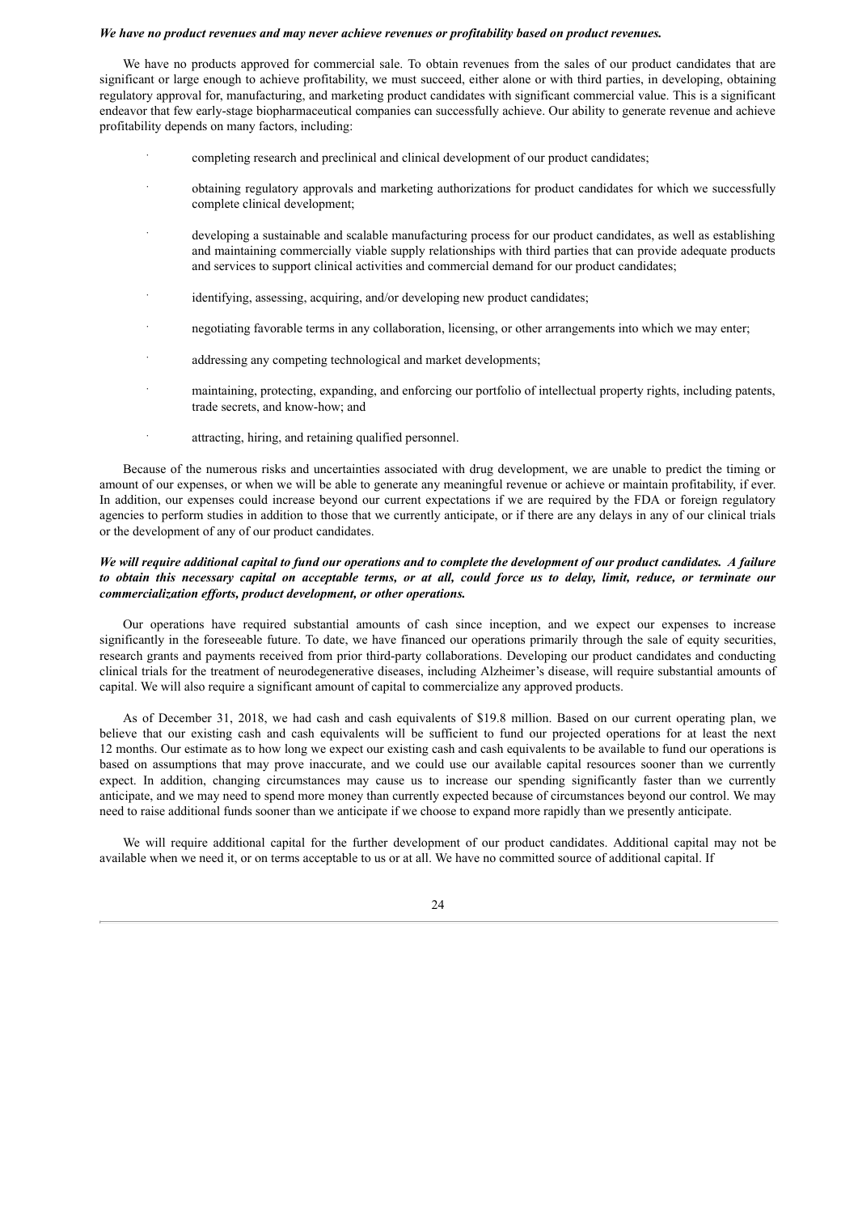***We have no product revenues and may never achieve revenues or profitability based on product revenues.***

We have no products approved for commercial sale. To obtain revenues from the sales of our product candidates that are significant or large enough to achieve profitability, we must succeed, either alone or with third parties, in developing, obtaining regulatory approval for, manufacturing, and marketing product candidates with significant commercial value. This is a significant endeavor that few early-stage biopharmaceutical companies can successfully achieve. Our ability to generate revenue and achieve profitability depends on many factors, including:

- completing research and preclinical and clinical development of our product candidates;
- obtaining regulatory approvals and marketing authorizations for product candidates for which we successfully complete clinical development;
- developing a sustainable and scalable manufacturing process for our product candidates, as well as establishing and maintaining commercially viable supply relationships with third parties that can provide adequate products and services to support clinical activities and commercial demand for our product candidates;
- identifying, assessing, acquiring, and/or developing new product candidates;
- negotiating favorable terms in any collaboration, licensing, or other arrangements into which we may enter;
- addressing any competing technological and market developments;
- maintaining, protecting, expanding, and enforcing our portfolio of intellectual property rights, including patents, trade secrets, and know-how; and
- attracting, hiring, and retaining qualified personnel.

Because of the numerous risks and uncertainties associated with drug development, we are unable to predict the timing or amount of our expenses, or when we will be able to generate any meaningful revenue or achieve or maintain profitability, if ever. In addition, our expenses could increase beyond our current expectations if we are required by the FDA or foreign regulatory agencies to perform studies in addition to those that we currently anticipate, or if there are any delays in any of our clinical trials or the development of any of our product candidates.

***We will require additional capital to fund our operations and to complete the development of our product candidates. A failure to obtain this necessary capital on acceptable terms, or at all, could force us to delay, limit, reduce, or terminate our commercialization efforts, product development, or other operations.***

Our operations have required substantial amounts of cash since inception, and we expect our expenses to increase significantly in the foreseeable future. To date, we have financed our operations primarily through the sale of equity securities, research grants and payments received from prior third-party collaborations. Developing our product candidates and conducting clinical trials for the treatment of neurodegenerative diseases, including Alzheimer's disease, will require substantial amounts of capital. We will also require a significant amount of capital to commercialize any approved products.

As of December 31, 2018, we had cash and cash equivalents of $19.8 million. Based on our current operating plan, we believe that our existing cash and cash equivalents will be sufficient to fund our projected operations for at least the next 12 months. Our estimate as to how long we expect our existing cash and cash equivalents to be available to fund our operations is based on assumptions that may prove inaccurate, and we could use our available capital resources sooner than we currently expect. In addition, changing circumstances may cause us to increase our spending significantly faster than we currently anticipate, and we may need to spend more money than currently expected because of circumstances beyond our control. We may need to raise additional funds sooner than we anticipate if we choose to expand more rapidly than we presently anticipate.

We will require additional capital for the further development of our product candidates. Additional capital may not be available when we need it, or on terms acceptable to us or at all. We have no committed source of additional capital. If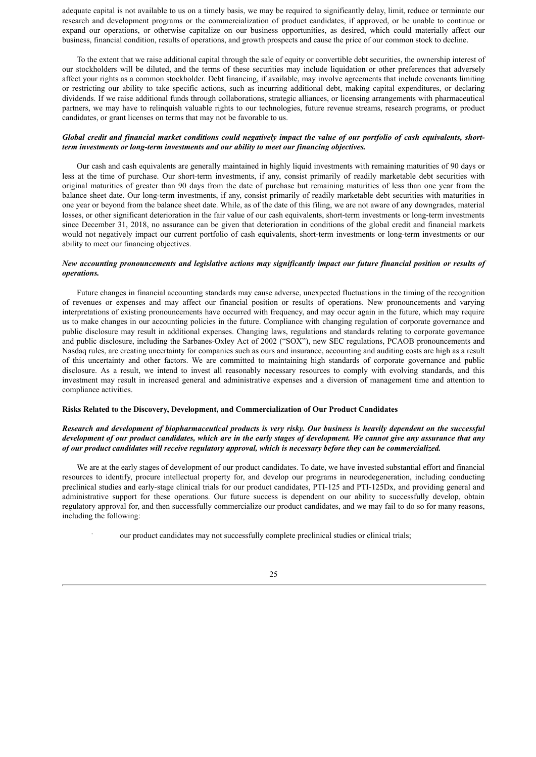adequate capital is not available to us on a timely basis, we may be required to significantly delay, limit, reduce or terminate our research and development programs or the commercialization of product candidates, if approved, or be unable to continue or expand our operations, or otherwise capitalize on our business opportunities, as desired, which could materially affect our business, financial condition, results of operations, and growth prospects and cause the price of our common stock to decline.

To the extent that we raise additional capital through the sale of equity or convertible debt securities, the ownership interest of our stockholders will be diluted, and the terms of these securities may include liquidation or other preferences that adversely affect your rights as a common stockholder. Debt financing, if available, may involve agreements that include covenants limiting or restricting our ability to take specific actions, such as incurring additional debt, making capital expenditures, or declaring dividends. If we raise additional funds through collaborations, strategic alliances, or licensing arrangements with pharmaceutical partners, we may have to relinquish valuable rights to our technologies, future revenue streams, research programs, or product candidates, or grant licenses on terms that may not be favorable to us.

***Global credit and financial market conditions could negatively impact the value of our portfolio of cash equivalents, short-term investments or long-term investments and our ability to meet our financing objectives.***

Our cash and cash equivalents are generally maintained in highly liquid investments with remaining maturities of 90 days or less at the time of purchase. Our short-term investments, if any, consist primarily of readily marketable debt securities with original maturities of greater than 90 days from the date of purchase but remaining maturities of less than one year from the balance sheet date. Our long-term investments, if any, consist primarily of readily marketable debt securities with maturities in one year or beyond from the balance sheet date. While, as of the date of this filing, we are not aware of any downgrades, material losses, or other significant deterioration in the fair value of our cash equivalents, short-term investments or long-term investments since December 31, 2018, no assurance can be given that deterioration in conditions of the global credit and financial markets would not negatively impact our current portfolio of cash equivalents, short-term investments or long-term investments or our ability to meet our financing objectives.

***New accounting pronouncements and legislative actions may significantly impact our future financial position or results of operations.***

Future changes in financial accounting standards may cause adverse, unexpected fluctuations in the timing of the recognition of revenues or expenses and may affect our financial position or results of operations. New pronouncements and varying interpretations of existing pronouncements have occurred with frequency, and may occur again in the future, which may require us to make changes in our accounting policies in the future. Compliance with changing regulation of corporate governance and public disclosure may result in additional expenses. Changing laws, regulations and standards relating to corporate governance and public disclosure, including the Sarbanes-Oxley Act of 2002 ("SOX"), new SEC regulations, PCAOB pronouncements and Nasdaq rules, are creating uncertainty for companies such as ours and insurance, accounting and auditing costs are high as a result of this uncertainty and other factors. We are committed to maintaining high standards of corporate governance and public disclosure. As a result, we intend to invest all reasonably necessary resources to comply with evolving standards, and this investment may result in increased general and administrative expenses and a diversion of management time and attention to compliance activities.

**Risks Related to the Discovery, Development, and Commercialization of Our Product Candidates**

***Research and development of biopharmaceutical products is very risky. Our business is heavily dependent on the successful development of our product candidates, which are in the early stages of development. We cannot give any assurance that any of our product candidates will receive regulatory approval, which is necessary before they can be commercialized.***

We are at the early stages of development of our product candidates. To date, we have invested substantial effort and financial resources to identify, procure intellectual property for, and develop our programs in neurodegeneration, including conducting preclinical studies and early-stage clinical trials for our product candidates, PTI-125 and PTI-125Dx, and providing general and administrative support for these operations. Our future success is dependent on our ability to successfully develop, obtain regulatory approval for, and then successfully commercialize our product candidates, and we may fail to do so for many reasons, including the following:

- our product candidates may not successfully complete preclinical studies or clinical trials;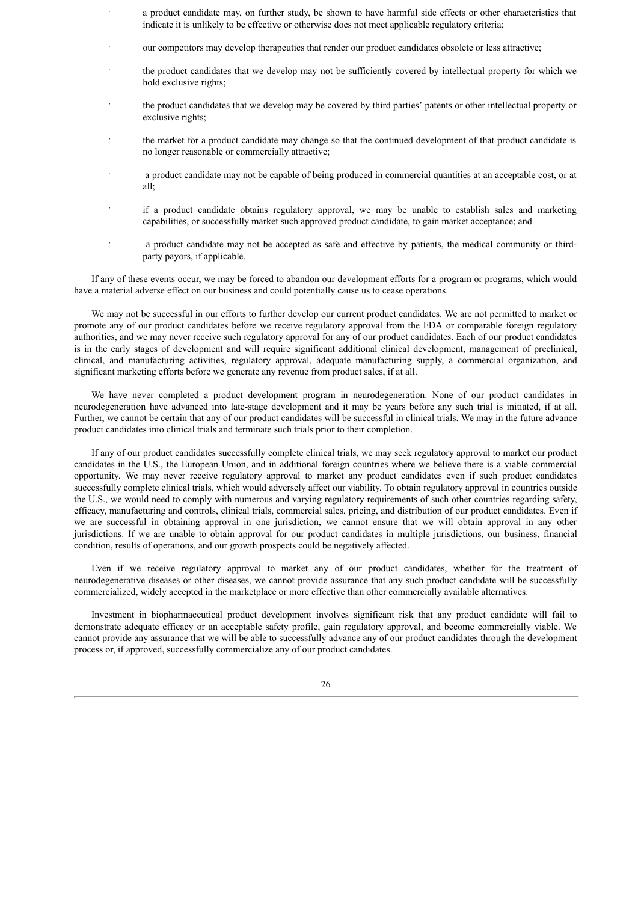- a product candidate may, on further study, be shown to have harmful side effects or other characteristics that indicate it is unlikely to be effective or otherwise does not meet applicable regulatory criteria;
- our competitors may develop therapeutics that render our product candidates obsolete or less attractive;
- the product candidates that we develop may not be sufficiently covered by intellectual property for which we hold exclusive rights;
- the product candidates that we develop may be covered by third parties' patents or other intellectual property or exclusive rights;
- the market for a product candidate may change so that the continued development of that product candidate is no longer reasonable or commercially attractive;
- a product candidate may not be capable of being produced in commercial quantities at an acceptable cost, or at all;
- if a product candidate obtains regulatory approval, we may be unable to establish sales and marketing capabilities, or successfully market such approved product candidate, to gain market acceptance; and
- a product candidate may not be accepted as safe and effective by patients, the medical community or third-party payors, if applicable.

If any of these events occur, we may be forced to abandon our development efforts for a program or programs, which would have a material adverse effect on our business and could potentially cause us to cease operations.

We may not be successful in our efforts to further develop our current product candidates. We are not permitted to market or promote any of our product candidates before we receive regulatory approval from the FDA or comparable foreign regulatory authorities, and we may never receive such regulatory approval for any of our product candidates. Each of our product candidates is in the early stages of development and will require significant additional clinical development, management of preclinical, clinical, and manufacturing activities, regulatory approval, adequate manufacturing supply, a commercial organization, and significant marketing efforts before we generate any revenue from product sales, if at all.

We have never completed a product development program in neurodegeneration. None of our product candidates in neurodegeneration have advanced into late-stage development and it may be years before any such trial is initiated, if at all. Further, we cannot be certain that any of our product candidates will be successful in clinical trials. We may in the future advance product candidates into clinical trials and terminate such trials prior to their completion.

If any of our product candidates successfully complete clinical trials, we may seek regulatory approval to market our product candidates in the U.S., the European Union, and in additional foreign countries where we believe there is a viable commercial opportunity. We may never receive regulatory approval to market any product candidates even if such product candidates successfully complete clinical trials, which would adversely affect our viability. To obtain regulatory approval in countries outside the U.S., we would need to comply with numerous and varying regulatory requirements of such other countries regarding safety, efficacy, manufacturing and controls, clinical trials, commercial sales, pricing, and distribution of our product candidates. Even if we are successful in obtaining approval in one jurisdiction, we cannot ensure that we will obtain approval in any other jurisdictions. If we are unable to obtain approval for our product candidates in multiple jurisdictions, our business, financial condition, results of operations, and our growth prospects could be negatively affected.

Even if we receive regulatory approval to market any of our product candidates, whether for the treatment of neurodegenerative diseases or other diseases, we cannot provide assurance that any such product candidate will be successfully commercialized, widely accepted in the marketplace or more effective than other commercially available alternatives.

Investment in biopharmaceutical product development involves significant risk that any product candidate will fail to demonstrate adequate efficacy or an acceptable safety profile, gain regulatory approval, and become commercially viable. We cannot provide any assurance that we will be able to successfully advance any of our product candidates through the development process or, if approved, successfully commercialize any of our product candidates.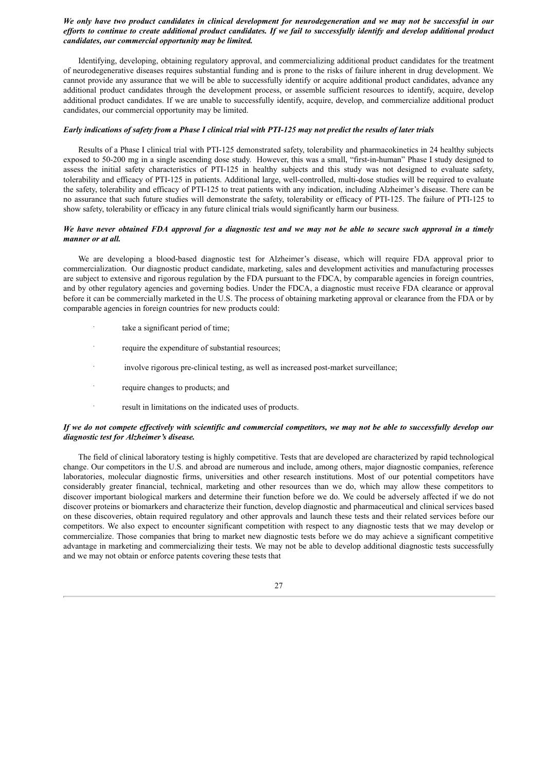***We only have two product candidates in clinical development for neurodegeneration and we may not be successful in our efforts to continue to create additional product candidates. If we fail to successfully identify and develop additional product candidates, our commercial opportunity may be limited.***

Identifying, developing, obtaining regulatory approval, and commercializing additional product candidates for the treatment of neurodegenerative diseases requires substantial funding and is prone to the risks of failure inherent in drug development. We cannot provide any assurance that we will be able to successfully identify or acquire additional product candidates, advance any additional product candidates through the development process, or assemble sufficient resources to identify, acquire, develop additional product candidates. If we are unable to successfully identify, acquire, develop, and commercialize additional product candidates, our commercial opportunity may be limited.

***Early indications of safety from a Phase I clinical trial with PTI-125 may not predict the results of later trials***

Results of a Phase I clinical trial with PTI-125 demonstrated safety, tolerability and pharmacokinetics in 24 healthy subjects exposed to 50-200 mg in a single ascending dose study. However, this was a small, "first-in-human" Phase I study designed to assess the initial safety characteristics of PTI-125 in healthy subjects and this study was not designed to evaluate safety, tolerability and efficacy of PTI-125 in patients. Additional large, well-controlled, multi-dose studies will be required to evaluate the safety, tolerability and efficacy of PTI-125 to treat patients with any indication, including Alzheimer's disease. There can be no assurance that such future studies will demonstrate the safety, tolerability or efficacy of PTI-125. The failure of PTI-125 to show safety, tolerability or efficacy in any future clinical trials would significantly harm our business.

***We have never obtained FDA approval for a diagnostic test and we may not be able to secure such approval in a timely manner or at all.***

We are developing a blood-based diagnostic test for Alzheimer's disease, which will require FDA approval prior to commercialization. Our diagnostic product candidate, marketing, sales and development activities and manufacturing processes are subject to extensive and rigorous regulation by the FDA pursuant to the FDCA, by comparable agencies in foreign countries, and by other regulatory agencies and governing bodies. Under the FDCA, a diagnostic must receive FDA clearance or approval before it can be commercially marketed in the U.S. The process of obtaining marketing approval or clearance from the FDA or by comparable agencies in foreign countries for new products could:

- take a significant period of time;
- require the expenditure of substantial resources;
- involve rigorous pre-clinical testing, as well as increased post-market surveillance;
- require changes to products; and
- result in limitations on the indicated uses of products.

***If we do not compete effectively with scientific and commercial competitors, we may not be able to successfully develop our diagnostic test for Alzheimer's disease.***

The field of clinical laboratory testing is highly competitive. Tests that are developed are characterized by rapid technological change. Our competitors in the U.S. and abroad are numerous and include, among others, major diagnostic companies, reference laboratories, molecular diagnostic firms, universities and other research institutions. Most of our potential competitors have considerably greater financial, technical, marketing and other resources than we do, which may allow these competitors to discover important biological markers and determine their function before we do. We could be adversely affected if we do not discover proteins or biomarkers and characterize their function, develop diagnostic and pharmaceutical and clinical services based on these discoveries, obtain required regulatory and other approvals and launch these tests and their related services before our competitors. We also expect to encounter significant competition with respect to any diagnostic tests that we may develop or commercialize. Those companies that bring to market new diagnostic tests before we do may achieve a significant competitive advantage in marketing and commercializing their tests. We may not be able to develop additional diagnostic tests successfully and we may not obtain or enforce patents covering these tests that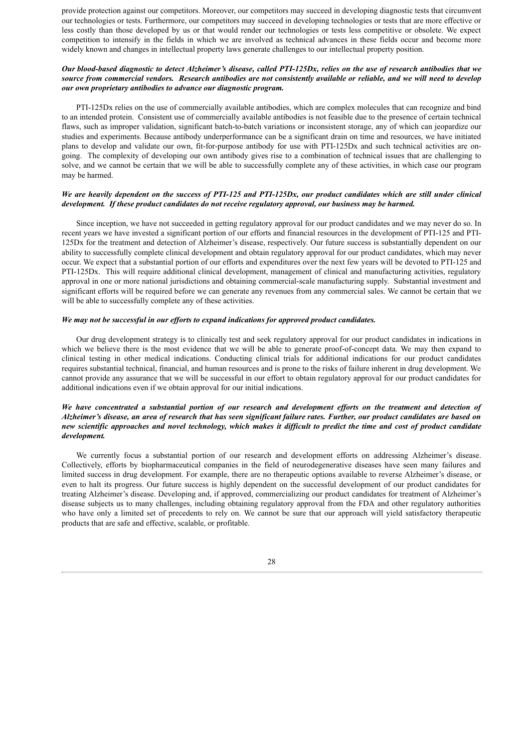provide protection against our competitors. Moreover, our competitors may succeed in developing diagnostic tests that circumvent our technologies or tests. Furthermore, our competitors may succeed in developing technologies or tests that are more effective or less costly than those developed by us or that would render our technologies or tests less competitive or obsolete. We expect competition to intensify in the fields in which we are involved as technical advances in these fields occur and become more widely known and changes in intellectual property laws generate challenges to our intellectual property position.

***Our blood-based diagnostic to detect Alzheimer's disease, called PTI-125Dx, relies on the use of research antibodies that we source from commercial vendors. Research antibodies are not consistently available or reliable, and we will need to develop our own proprietary antibodies to advance our diagnostic program.***

PTI-125Dx relies on the use of commercially available antibodies, which are complex molecules that can recognize and bind to an intended protein. Consistent use of commercially available antibodies is not feasible due to the presence of certain technical flaws, such as improper validation, significant batch-to-batch variations or inconsistent storage, any of which can jeopardize our studies and experiments. Because antibody underperformance can be a significant drain on time and resources, we have initiated plans to develop and validate our own, fit-for-purpose antibody for use with PTI-125Dx and such technical activities are on-going. The complexity of developing our own antibody gives rise to a combination of technical issues that are challenging to solve, and we cannot be certain that we will be able to successfully complete any of these activities, in which case our program may be harmed.

***We are heavily dependent on the success of PTI-125 and PTI-125Dx, our product candidates which are still under clinical development. If these product candidates do not receive regulatory approval, our business may be harmed.***

Since inception, we have not succeeded in getting regulatory approval for our product candidates and we may never do so. In recent years we have invested a significant portion of our efforts and financial resources in the development of PTI-125 and PTI-125Dx for the treatment and detection of Alzheimer's disease, respectively. Our future success is substantially dependent on our ability to successfully complete clinical development and obtain regulatory approval for our product candidates, which may never occur. We expect that a substantial portion of our efforts and expenditures over the next few years will be devoted to PTI-125 and PTI-125Dx. This will require additional clinical development, management of clinical and manufacturing activities, regulatory approval in one or more national jurisdictions and obtaining commercial-scale manufacturing supply. Substantial investment and significant efforts will be required before we can generate any revenues from any commercial sales. We cannot be certain that we will be able to successfully complete any of these activities.

***We may not be successful in our efforts to expand indications for approved product candidates.***

Our drug development strategy is to clinically test and seek regulatory approval for our product candidates in indications in which we believe there is the most evidence that we will be able to generate proof-of-concept data. We may then expand to clinical testing in other medical indications. Conducting clinical trials for additional indications for our product candidates requires substantial technical, financial, and human resources and is prone to the risks of failure inherent in drug development. We cannot provide any assurance that we will be successful in our effort to obtain regulatory approval for our product candidates for additional indications even if we obtain approval for our initial indications.

***We have concentrated a substantial portion of our research and development efforts on the treatment and detection of Alzheimer's disease, an area of research that has seen significant failure rates. Further, our product candidates are based on new scientific approaches and novel technology, which makes it difficult to predict the time and cost of product candidate development.***

We currently focus a substantial portion of our research and development efforts on addressing Alzheimer's disease. Collectively, efforts by biopharmaceutical companies in the field of neurodegenerative diseases have seen many failures and limited success in drug development. For example, there are no therapeutic options available to reverse Alzheimer's disease, or even to halt its progress. Our future success is highly dependent on the successful development of our product candidates for treating Alzheimer's disease. Developing and, if approved, commercializing our product candidates for treatment of Alzheimer's disease subjects us to many challenges, including obtaining regulatory approval from the FDA and other regulatory authorities who have only a limited set of precedents to rely on. We cannot be sure that our approach will yield satisfactory therapeutic products that are safe and effective, scalable, or profitable.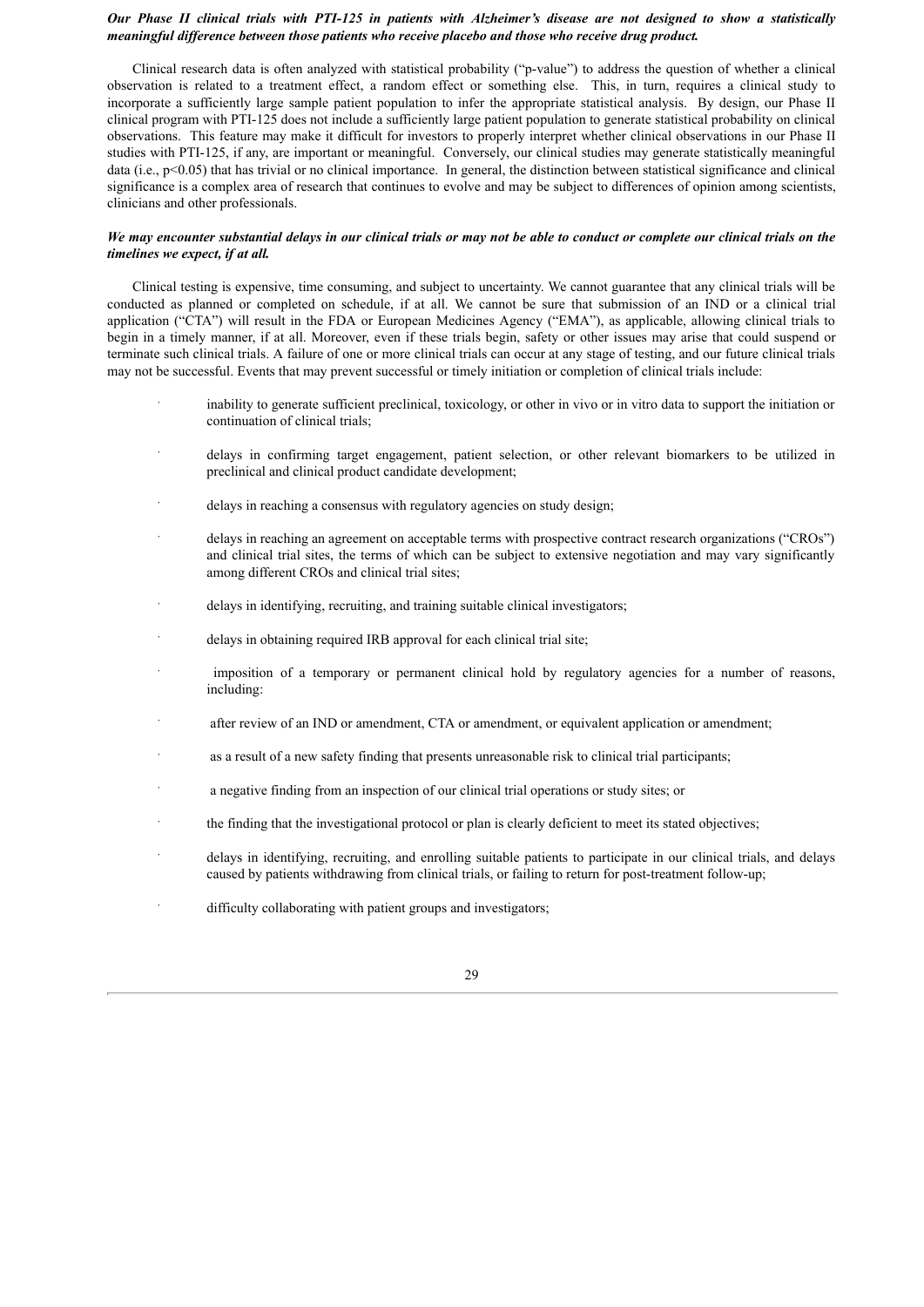***Our Phase II clinical trials with PTI-125 in patients with Alzheimer's disease are not designed to show a statistically meaningful difference between those patients who receive placebo and those who receive drug product.***

Clinical research data is often analyzed with statistical probability ("p-value") to address the question of whether a clinical observation is related to a treatment effect, a random effect or something else. This, in turn, requires a clinical study to incorporate a sufficiently large sample patient population to infer the appropriate statistical analysis. By design, our Phase II clinical program with PTI-125 does not include a sufficiently large patient population to generate statistical probability on clinical observations. This feature may make it difficult for investors to properly interpret whether clinical observations in our Phase II studies with PTI-125, if any, are important or meaningful. Conversely, our clinical studies may generate statistically meaningful data (i.e., $p<0.05$) that has trivial or no clinical importance. In general, the distinction between statistical significance and clinical significance is a complex area of research that continues to evolve and may be subject to differences of opinion among scientists, clinicians and other professionals.

***We may encounter substantial delays in our clinical trials or may not be able to conduct or complete our clinical trials on the timelines we expect, if at all.***

Clinical testing is expensive, time consuming, and subject to uncertainty. We cannot guarantee that any clinical trials will be conducted as planned or completed on schedule, if at all. We cannot be sure that submission of an IND or a clinical trial application ("CTA") will result in the FDA or European Medicines Agency ("EMA"), as applicable, allowing clinical trials to begin in a timely manner, if at all. Moreover, even if these trials begin, safety or other issues may arise that could suspend or terminate such clinical trials. A failure of one or more clinical trials can occur at any stage of testing, and our future clinical trials may not be successful. Events that may prevent successful or timely initiation or completion of clinical trials include:

- inability to generate sufficient preclinical, toxicology, or other in vivo or in vitro data to support the initiation or continuation of clinical trials;
- delays in confirming target engagement, patient selection, or other relevant biomarkers to be utilized in preclinical and clinical product candidate development;
- delays in reaching a consensus with regulatory agencies on study design;
- delays in reaching an agreement on acceptable terms with prospective contract research organizations ("CROs") and clinical trial sites, the terms of which can be subject to extensive negotiation and may vary significantly among different CROs and clinical trial sites;
- delays in identifying, recruiting, and training suitable clinical investigators;
- delays in obtaining required IRB approval for each clinical trial site;
- imposition of a temporary or permanent clinical hold by regulatory agencies for a number of reasons, including:
- after review of an IND or amendment, CTA or amendment, or equivalent application or amendment;
- as a result of a new safety finding that presents unreasonable risk to clinical trial participants;
- a negative finding from an inspection of our clinical trial operations or study sites; or
- the finding that the investigational protocol or plan is clearly deficient to meet its stated objectives;
- delays in identifying, recruiting, and enrolling suitable patients to participate in our clinical trials, and delays caused by patients withdrawing from clinical trials, or failing to return for post-treatment follow-up;
- difficulty collaborating with patient groups and investigators;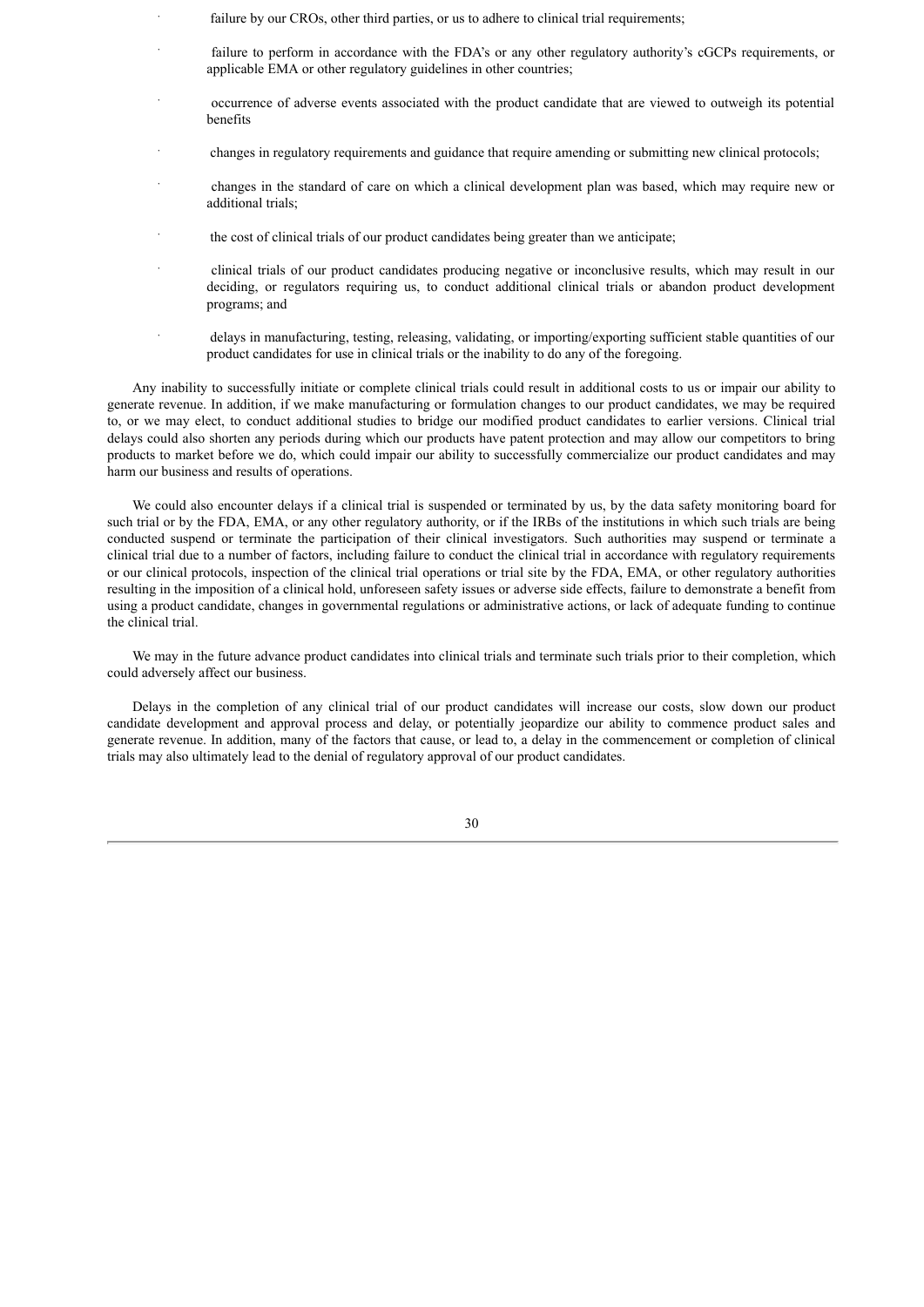- failure by our CROs, other third parties, or us to adhere to clinical trial requirements;
- failure to perform in accordance with the FDA's or any other regulatory authority's cGCPs requirements, or applicable EMA or other regulatory guidelines in other countries;
- occurrence of adverse events associated with the product candidate that are viewed to outweigh its potential benefits
- changes in regulatory requirements and guidance that require amending or submitting new clinical protocols;
- changes in the standard of care on which a clinical development plan was based, which may require new or additional trials;
- the cost of clinical trials of our product candidates being greater than we anticipate;
- clinical trials of our product candidates producing negative or inconclusive results, which may result in our deciding, or regulators requiring us, to conduct additional clinical trials or abandon product development programs; and
- delays in manufacturing, testing, releasing, validating, or importing/exporting sufficient stable quantities of our product candidates for use in clinical trials or the inability to do any of the foregoing.

Any inability to successfully initiate or complete clinical trials could result in additional costs to us or impair our ability to generate revenue. In addition, if we make manufacturing or formulation changes to our product candidates, we may be required to, or we may elect, to conduct additional studies to bridge our modified product candidates to earlier versions. Clinical trial delays could also shorten any periods during which our products have patent protection and may allow our competitors to bring products to market before we do, which could impair our ability to successfully commercialize our product candidates and may harm our business and results of operations.

We could also encounter delays if a clinical trial is suspended or terminated by us, by the data safety monitoring board for such trial or by the FDA, EMA, or any other regulatory authority, or if the IRBs of the institutions in which such trials are being conducted suspend or terminate the participation of their clinical investigators. Such authorities may suspend or terminate a clinical trial due to a number of factors, including failure to conduct the clinical trial in accordance with regulatory requirements or our clinical protocols, inspection of the clinical trial operations or trial site by the FDA, EMA, or other regulatory authorities resulting in the imposition of a clinical hold, unforeseen safety issues or adverse side effects, failure to demonstrate a benefit from using a product candidate, changes in governmental regulations or administrative actions, or lack of adequate funding to continue the clinical trial.

We may in the future advance product candidates into clinical trials and terminate such trials prior to their completion, which could adversely affect our business.

Delays in the completion of any clinical trial of our product candidates will increase our costs, slow down our product candidate development and approval process and delay, or potentially jeopardize our ability to commence product sales and generate revenue. In addition, many of the factors that cause, or lead to, a delay in the commencement or completion of clinical trials may also ultimately lead to the denial of regulatory approval of our product candidates.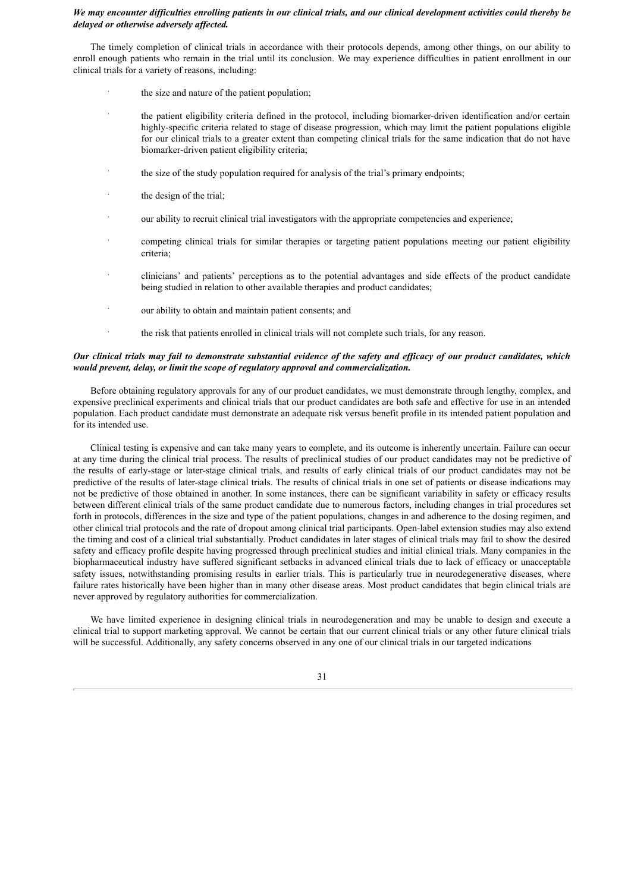***We may encounter difficulties enrolling patients in our clinical trials, and our clinical development activities could thereby be delayed or otherwise adversely affected.***

The timely completion of clinical trials in accordance with their protocols depends, among other things, on our ability to enroll enough patients who remain in the trial until its conclusion. We may experience difficulties in patient enrollment in our clinical trials for a variety of reasons, including:

- the size and nature of the patient population;
- the patient eligibility criteria defined in the protocol, including biomarker-driven identification and/or certain highly-specific criteria related to stage of disease progression, which may limit the patient populations eligible for our clinical trials to a greater extent than competing clinical trials for the same indication that do not have biomarker-driven patient eligibility criteria;
- the size of the study population required for analysis of the trial's primary endpoints;
- the design of the trial;
- our ability to recruit clinical trial investigators with the appropriate competencies and experience;
- competing clinical trials for similar therapies or targeting patient populations meeting our patient eligibility criteria;
- clinicians' and patients' perceptions as to the potential advantages and side effects of the product candidate being studied in relation to other available therapies and product candidates;
- our ability to obtain and maintain patient consents; and
- the risk that patients enrolled in clinical trials will not complete such trials, for any reason.

***Our clinical trials may fail to demonstrate substantial evidence of the safety and efficacy of our product candidates, which would prevent, delay, or limit the scope of regulatory approval and commercialization.***

Before obtaining regulatory approvals for any of our product candidates, we must demonstrate through lengthy, complex, and expensive preclinical experiments and clinical trials that our product candidates are both safe and effective for use in an intended population. Each product candidate must demonstrate an adequate risk versus benefit profile in its intended patient population and for its intended use.

Clinical testing is expensive and can take many years to complete, and its outcome is inherently uncertain. Failure can occur at any time during the clinical trial process. The results of preclinical studies of our product candidates may not be predictive of the results of early-stage or later-stage clinical trials, and results of early clinical trials of our product candidates may not be predictive of the results of later-stage clinical trials. The results of clinical trials in one set of patients or disease indications may not be predictive of those obtained in another. In some instances, there can be significant variability in safety or efficacy results between different clinical trials of the same product candidate due to numerous factors, including changes in trial procedures set forth in protocols, differences in the size and type of the patient populations, changes in and adherence to the dosing regimen, and other clinical trial protocols and the rate of dropout among clinical trial participants. Open-label extension studies may also extend the timing and cost of a clinical trial substantially. Product candidates in later stages of clinical trials may fail to show the desired safety and efficacy profile despite having progressed through preclinical studies and initial clinical trials. Many companies in the biopharmaceutical industry have suffered significant setbacks in advanced clinical trials due to lack of efficacy or unacceptable safety issues, notwithstanding promising results in earlier trials. This is particularly true in neurodegenerative diseases, where failure rates historically have been higher than in many other disease areas. Most product candidates that begin clinical trials are never approved by regulatory authorities for commercialization.

We have limited experience in designing clinical trials in neurodegeneration and may be unable to design and execute a clinical trial to support marketing approval. We cannot be certain that our current clinical trials or any other future clinical trials will be successful. Additionally, any safety concerns observed in any one of our clinical trials in our targeted indications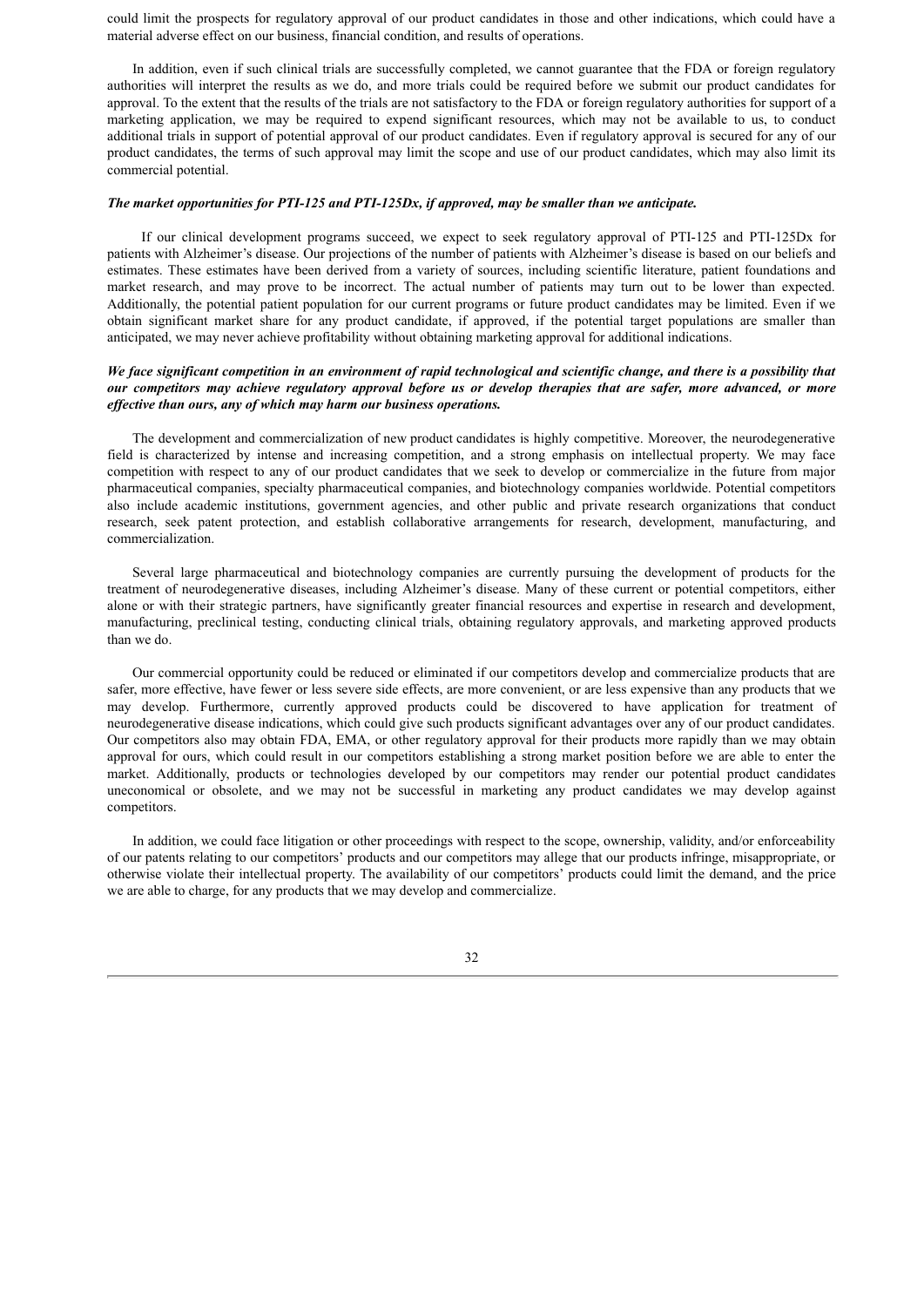could limit the prospects for regulatory approval of our product candidates in those and other indications, which could have a material adverse effect on our business, financial condition, and results of operations.

In addition, even if such clinical trials are successfully completed, we cannot guarantee that the FDA or foreign regulatory authorities will interpret the results as we do, and more trials could be required before we submit our product candidates for approval. To the extent that the results of the trials are not satisfactory to the FDA or foreign regulatory authorities for support of a marketing application, we may be required to expend significant resources, which may not be available to us, to conduct additional trials in support of potential approval of our product candidates. Even if regulatory approval is secured for any of our product candidates, the terms of such approval may limit the scope and use of our product candidates, which may also limit its commercial potential.

***The market opportunities for PTI-125 and PTI-125Dx, if approved, may be smaller than we anticipate.***

If our clinical development programs succeed, we expect to seek regulatory approval of PTI-125 and PTI-125Dx for patients with Alzheimer's disease. Our projections of the number of patients with Alzheimer's disease is based on our beliefs and estimates. These estimates have been derived from a variety of sources, including scientific literature, patient foundations and market research, and may prove to be incorrect. The actual number of patients may turn out to be lower than expected. Additionally, the potential patient population for our current programs or future product candidates may be limited. Even if we obtain significant market share for any product candidate, if approved, if the potential target populations are smaller than anticipated, we may never achieve profitability without obtaining marketing approval for additional indications.

***We face significant competition in an environment of rapid technological and scientific change, and there is a possibility that our competitors may achieve regulatory approval before us or develop therapies that are safer, more advanced, or more effective than ours, any of which may harm our business operations.***

The development and commercialization of new product candidates is highly competitive. Moreover, the neurodegenerative field is characterized by intense and increasing competition, and a strong emphasis on intellectual property. We may face competition with respect to any of our product candidates that we seek to develop or commercialize in the future from major pharmaceutical companies, specialty pharmaceutical companies, and biotechnology companies worldwide. Potential competitors also include academic institutions, government agencies, and other public and private research organizations that conduct research, seek patent protection, and establish collaborative arrangements for research, development, manufacturing, and commercialization.

Several large pharmaceutical and biotechnology companies are currently pursuing the development of products for the treatment of neurodegenerative diseases, including Alzheimer's disease. Many of these current or potential competitors, either alone or with their strategic partners, have significantly greater financial resources and expertise in research and development, manufacturing, preclinical testing, conducting clinical trials, obtaining regulatory approvals, and marketing approved products than we do.

Our commercial opportunity could be reduced or eliminated if our competitors develop and commercialize products that are safer, more effective, have fewer or less severe side effects, are more convenient, or are less expensive than any products that we may develop. Furthermore, currently approved products could be discovered to have application for treatment of neurodegenerative disease indications, which could give such products significant advantages over any of our product candidates. Our competitors also may obtain FDA, EMA, or other regulatory approval for their products more rapidly than we may obtain approval for ours, which could result in our competitors establishing a strong market position before we are able to enter the market. Additionally, products or technologies developed by our competitors may render our potential product candidates uneconomical or obsolete, and we may not be successful in marketing any product candidates we may develop against competitors.

In addition, we could face litigation or other proceedings with respect to the scope, ownership, validity, and/or enforceability of our patents relating to our competitors' products and our competitors may allege that our products infringe, misappropriate, or otherwise violate their intellectual property. The availability of our competitors' products could limit the demand, and the price we are able to charge, for any products that we may develop and commercialize.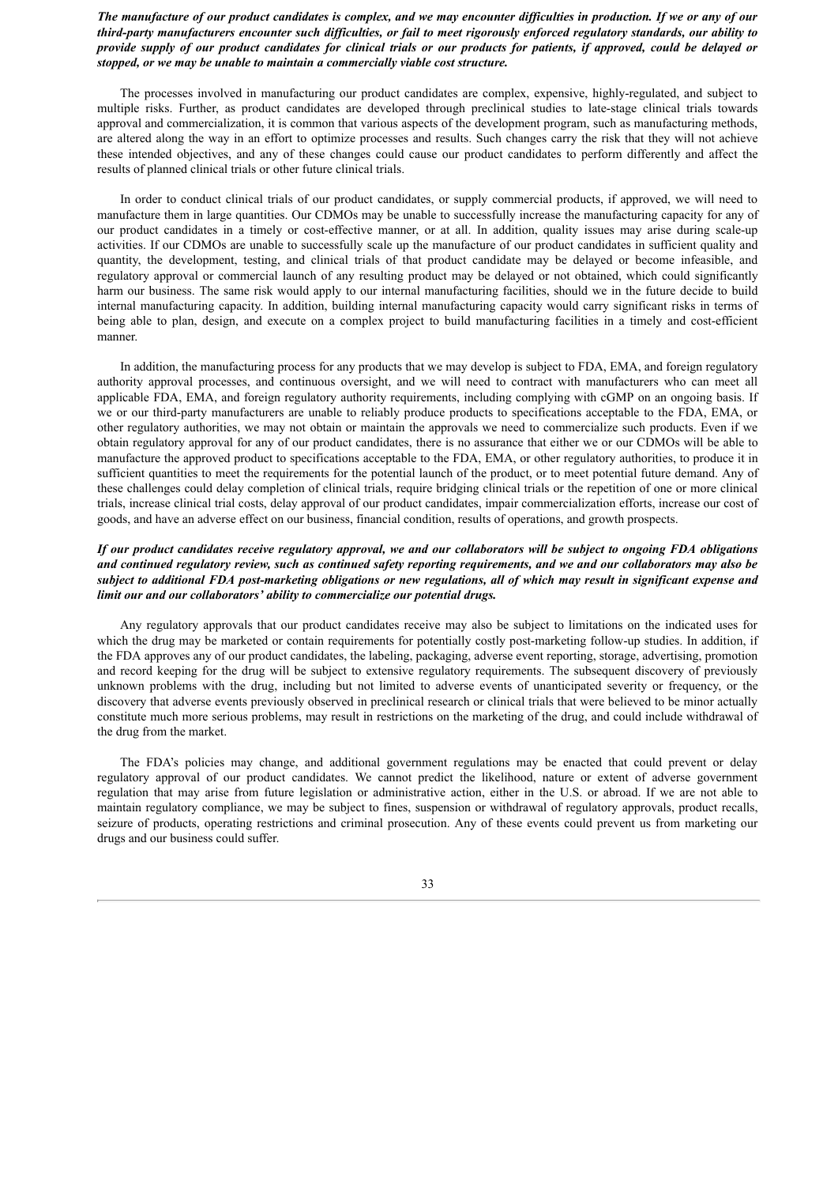***The manufacture of our product candidates is complex, and we may encounter difficulties in production. If we or any of our third-party manufacturers encounter such difficulties, or fail to meet rigorously enforced regulatory standards, our ability to provide supply of our product candidates for clinical trials or our products for patients, if approved, could be delayed or stopped, or we may be unable to maintain a commercially viable cost structure.***

The processes involved in manufacturing our product candidates are complex, expensive, highly-regulated, and subject to multiple risks. Further, as product candidates are developed through preclinical studies to late-stage clinical trials towards approval and commercialization, it is common that various aspects of the development program, such as manufacturing methods, are altered along the way in an effort to optimize processes and results. Such changes carry the risk that they will not achieve these intended objectives, and any of these changes could cause our product candidates to perform differently and affect the results of planned clinical trials or other future clinical trials.

In order to conduct clinical trials of our product candidates, or supply commercial products, if approved, we will need to manufacture them in large quantities. Our CDMOs may be unable to successfully increase the manufacturing capacity for any of our product candidates in a timely or cost-effective manner, or at all. In addition, quality issues may arise during scale-up activities. If our CDMOs are unable to successfully scale up the manufacture of our product candidates in sufficient quality and quantity, the development, testing, and clinical trials of that product candidate may be delayed or become infeasible, and regulatory approval or commercial launch of any resulting product may be delayed or not obtained, which could significantly harm our business. The same risk would apply to our internal manufacturing facilities, should we in the future decide to build internal manufacturing capacity. In addition, building internal manufacturing capacity would carry significant risks in terms of being able to plan, design, and execute on a complex project to build manufacturing facilities in a timely and cost-efficient manner.

In addition, the manufacturing process for any products that we may develop is subject to FDA, EMA, and foreign regulatory authority approval processes, and continuous oversight, and we will need to contract with manufacturers who can meet all applicable FDA, EMA, and foreign regulatory authority requirements, including complying with cGMP on an ongoing basis. If we or our third-party manufacturers are unable to reliably produce products to specifications acceptable to the FDA, EMA, or other regulatory authorities, we may not obtain or maintain the approvals we need to commercialize such products. Even if we obtain regulatory approval for any of our product candidates, there is no assurance that either we or our CDMOs will be able to manufacture the approved product to specifications acceptable to the FDA, EMA, or other regulatory authorities, to produce it in sufficient quantities to meet the requirements for the potential launch of the product, or to meet potential future demand. Any of these challenges could delay completion of clinical trials, require bridging clinical trials or the repetition of one or more clinical trials, increase clinical trial costs, delay approval of our product candidates, impair commercialization efforts, increase our cost of goods, and have an adverse effect on our business, financial condition, results of operations, and growth prospects.

***If our product candidates receive regulatory approval, we and our collaborators will be subject to ongoing FDA obligations and continued regulatory review, such as continued safety reporting requirements, and we and our collaborators may also be subject to additional FDA post-marketing obligations or new regulations, all of which may result in significant expense and limit our and our collaborators' ability to commercialize our potential drugs.***

Any regulatory approvals that our product candidates receive may also be subject to limitations on the indicated uses for which the drug may be marketed or contain requirements for potentially costly post-marketing follow-up studies. In addition, if the FDA approves any of our product candidates, the labeling, packaging, adverse event reporting, storage, advertising, promotion and record keeping for the drug will be subject to extensive regulatory requirements. The subsequent discovery of previously unknown problems with the drug, including but not limited to adverse events of unanticipated severity or frequency, or the discovery that adverse events previously observed in preclinical research or clinical trials that were believed to be minor actually constitute much more serious problems, may result in restrictions on the marketing of the drug, and could include withdrawal of the drug from the market.

The FDA's policies may change, and additional government regulations may be enacted that could prevent or delay regulatory approval of our product candidates. We cannot predict the likelihood, nature or extent of adverse government regulation that may arise from future legislation or administrative action, either in the U.S. or abroad. If we are not able to maintain regulatory compliance, we may be subject to fines, suspension or withdrawal of regulatory approvals, product recalls, seizure of products, operating restrictions and criminal prosecution. Any of these events could prevent us from marketing our drugs and our business could suffer.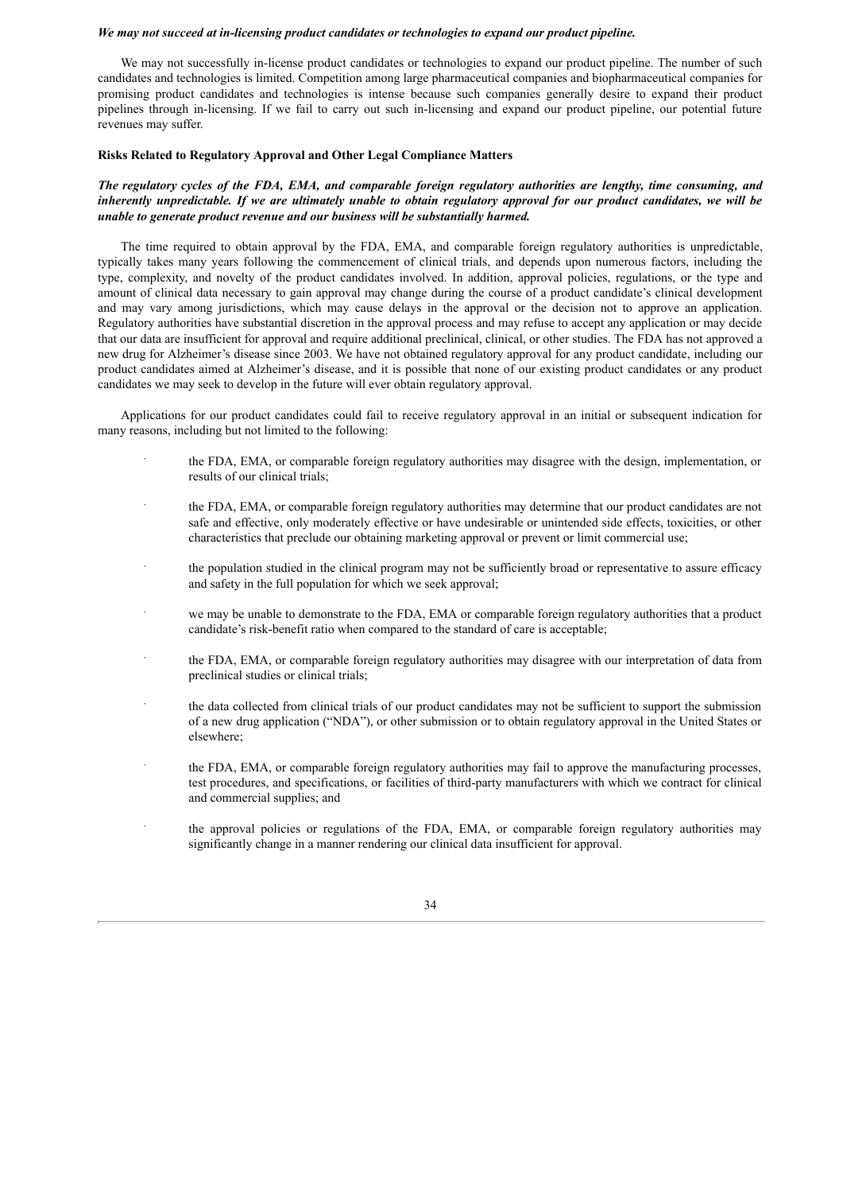***We may not succeed at in-licensing product candidates or technologies to expand our product pipeline.***

We may not successfully in-license product candidates or technologies to expand our product pipeline. The number of such candidates and technologies is limited. Competition among large pharmaceutical companies and biopharmaceutical companies for promising product candidates and technologies is intense because such companies generally desire to expand their product pipelines through in-licensing. If we fail to carry out such in-licensing and expand our product pipeline, our potential future revenues may suffer.

**Risks Related to Regulatory Approval and Other Legal Compliance Matters**

***The regulatory cycles of the FDA, EMA, and comparable foreign regulatory authorities are lengthy, time consuming, and inherently unpredictable. If we are ultimately unable to obtain regulatory approval for our product candidates, we will be unable to generate product revenue and our business will be substantially harmed.***

The time required to obtain approval by the FDA, EMA, and comparable foreign regulatory authorities is unpredictable, typically takes many years following the commencement of clinical trials, and depends upon numerous factors, including the type, complexity, and novelty of the product candidates involved. In addition, approval policies, regulations, or the type and amount of clinical data necessary to gain approval may change during the course of a product candidate's clinical development and may vary among jurisdictions, which may cause delays in the approval or the decision not to approve an application. Regulatory authorities have substantial discretion in the approval process and may refuse to accept any application or may decide that our data are insufficient for approval and require additional preclinical, clinical, or other studies. The FDA has not approved a new drug for Alzheimer's disease since 2003. We have not obtained regulatory approval for any product candidate, including our product candidates aimed at Alzheimer's disease, and it is possible that none of our existing product candidates or any product candidates we may seek to develop in the future will ever obtain regulatory approval.

Applications for our product candidates could fail to receive regulatory approval in an initial or subsequent indication for many reasons, including but not limited to the following:

- the FDA, EMA, or comparable foreign regulatory authorities may disagree with the design, implementation, or results of our clinical trials;
- the FDA, EMA, or comparable foreign regulatory authorities may determine that our product candidates are not safe and effective, only moderately effective or have undesirable or unintended side effects, toxicities, or other characteristics that preclude our obtaining marketing approval or prevent or limit commercial use;
- the population studied in the clinical program may not be sufficiently broad or representative to assure efficacy and safety in the full population for which we seek approval;
- we may be unable to demonstrate to the FDA, EMA or comparable foreign regulatory authorities that a product candidate's risk-benefit ratio when compared to the standard of care is acceptable;
- the FDA, EMA, or comparable foreign regulatory authorities may disagree with our interpretation of data from preclinical studies or clinical trials;
- the data collected from clinical trials of our product candidates may not be sufficient to support the submission of a new drug application ("NDA"), or other submission or to obtain regulatory approval in the United States or elsewhere;
- the FDA, EMA, or comparable foreign regulatory authorities may fail to approve the manufacturing processes, test procedures, and specifications, or facilities of third-party manufacturers with which we contract for clinical and commercial supplies; and
- the approval policies or regulations of the FDA, EMA, or comparable foreign regulatory authorities may significantly change in a manner rendering our clinical data insufficient for approval.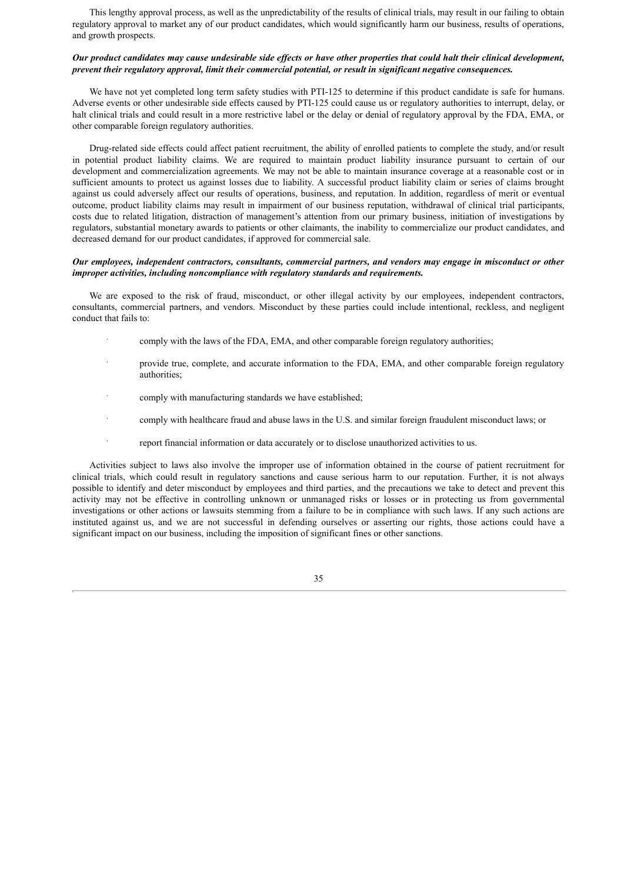This lengthy approval process, as well as the unpredictability of the results of clinical trials, may result in our failing to obtain regulatory approval to market any of our product candidates, which would significantly harm our business, results of operations, and growth prospects.

***Our product candidates may cause undesirable side effects or have other properties that could halt their clinical development, prevent their regulatory approval, limit their commercial potential, or result in significant negative consequences.***

We have not yet completed long term safety studies with PTI-125 to determine if this product candidate is safe for humans. Adverse events or other undesirable side effects caused by PTI-125 could cause us or regulatory authorities to interrupt, delay, or halt clinical trials and could result in a more restrictive label or the delay or denial of regulatory approval by the FDA, EMA, or other comparable foreign regulatory authorities.

Drug-related side effects could affect patient recruitment, the ability of enrolled patients to complete the study, and/or result in potential product liability claims. We are required to maintain product liability insurance pursuant to certain of our development and commercialization agreements. We may not be able to maintain insurance coverage at a reasonable cost or in sufficient amounts to protect us against losses due to liability. A successful product liability claim or series of claims brought against us could adversely affect our results of operations, business, and reputation. In addition, regardless of merit or eventual outcome, product liability claims may result in impairment of our business reputation, withdrawal of clinical trial participants, costs due to related litigation, distraction of management's attention from our primary business, initiation of investigations by regulators, substantial monetary awards to patients or other claimants, the inability to commercialize our product candidates, and decreased demand for our product candidates, if approved for commercial sale.

***Our employees, independent contractors, consultants, commercial partners, and vendors may engage in misconduct or other improper activities, including noncompliance with regulatory standards and requirements.***

We are exposed to the risk of fraud, misconduct, or other illegal activity by our employees, independent contractors, consultants, commercial partners, and vendors. Misconduct by these parties could include intentional, reckless, and negligent conduct that fails to:

- comply with the laws of the FDA, EMA, and other comparable foreign regulatory authorities;
- provide true, complete, and accurate information to the FDA, EMA, and other comparable foreign regulatory authorities;
- comply with manufacturing standards we have established;
- comply with healthcare fraud and abuse laws in the U.S. and similar foreign fraudulent misconduct laws; or
- report financial information or data accurately or to disclose unauthorized activities to us.

Activities subject to laws also involve the improper use of information obtained in the course of patient recruitment for clinical trials, which could result in regulatory sanctions and cause serious harm to our reputation. Further, it is not always possible to identify and deter misconduct by employees and third parties, and the precautions we take to detect and prevent this activity may not be effective in controlling unknown or unmanaged risks or losses or in protecting us from governmental investigations or other actions or lawsuits stemming from a failure to be in compliance with such laws. If any such actions are instituted against us, and we are not successful in defending ourselves or asserting our rights, those actions could have a significant impact on our business, including the imposition of significant fines or other sanctions.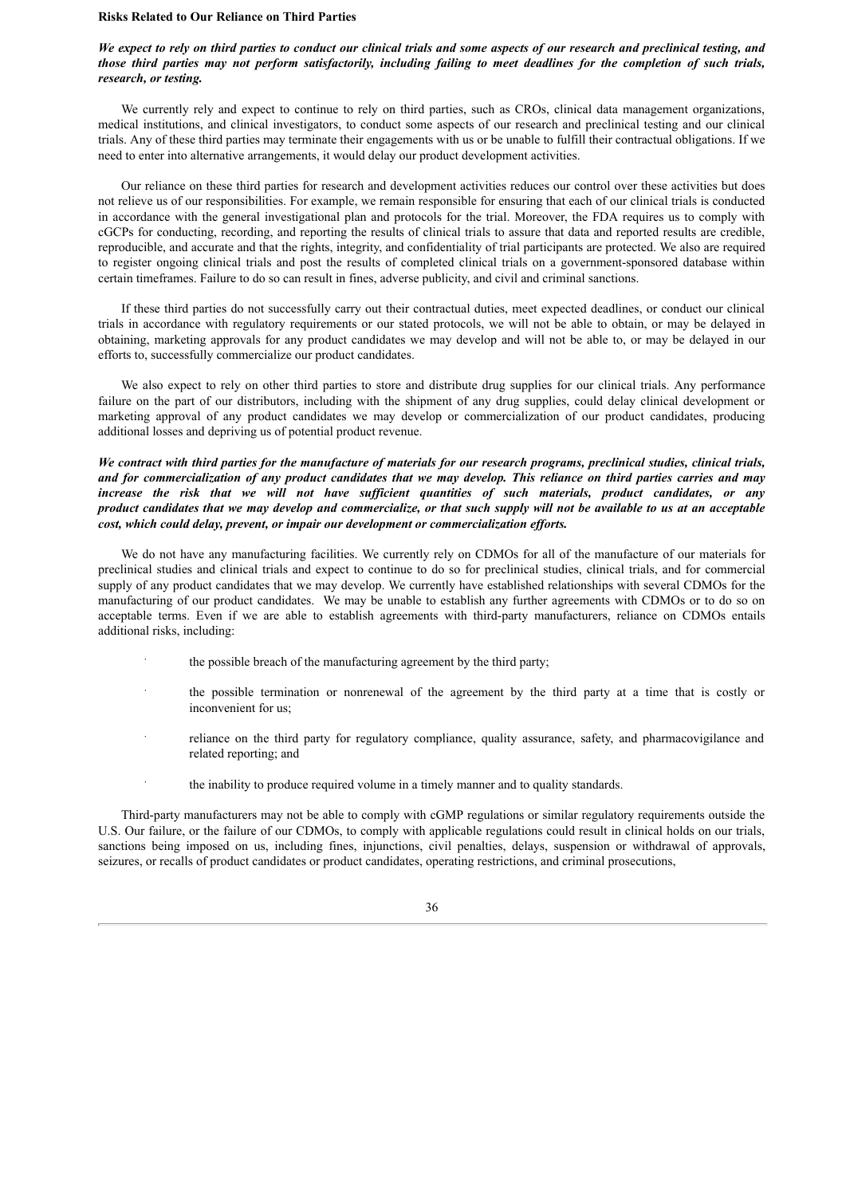**Risks Related to Our Reliance on Third Parties**

***We expect to rely on third parties to conduct our clinical trials and some aspects of our research and preclinical testing, and those third parties may not perform satisfactorily, including failing to meet deadlines for the completion of such trials, research, or testing.***

We currently rely and expect to continue to rely on third parties, such as CROs, clinical data management organizations, medical institutions, and clinical investigators, to conduct some aspects of our research and preclinical testing and our clinical trials. Any of these third parties may terminate their engagements with us or be unable to fulfill their contractual obligations. If we need to enter into alternative arrangements, it would delay our product development activities.

Our reliance on these third parties for research and development activities reduces our control over these activities but does not relieve us of our responsibilities. For example, we remain responsible for ensuring that each of our clinical trials is conducted in accordance with the general investigational plan and protocols for the trial. Moreover, the FDA requires us to comply with cGCPs for conducting, recording, and reporting the results of clinical trials to assure that data and reported results are credible, reproducible, and accurate and that the rights, integrity, and confidentiality of trial participants are protected. We also are required to register ongoing clinical trials and post the results of completed clinical trials on a government-sponsored database within certain timeframes. Failure to do so can result in fines, adverse publicity, and civil and criminal sanctions.

If these third parties do not successfully carry out their contractual duties, meet expected deadlines, or conduct our clinical trials in accordance with regulatory requirements or our stated protocols, we will not be able to obtain, or may be delayed in obtaining, marketing approvals for any product candidates we may develop and will not be able to, or may be delayed in our efforts to, successfully commercialize our product candidates.

We also expect to rely on other third parties to store and distribute drug supplies for our clinical trials. Any performance failure on the part of our distributors, including with the shipment of any drug supplies, could delay clinical development or marketing approval of any product candidates we may develop or commercialization of our product candidates, producing additional losses and depriving us of potential product revenue.

***We contract with third parties for the manufacture of materials for our research programs, preclinical studies, clinical trials, and for commercialization of any product candidates that we may develop. This reliance on third parties carries and may increase the risk that we will not have sufficient quantities of such materials, product candidates, or any product candidates that we may develop and commercialize, or that such supply will not be available to us at an acceptable cost, which could delay, prevent, or impair our development or commercialization efforts.***

We do not have any manufacturing facilities. We currently rely on CDMOs for all of the manufacture of our materials for preclinical studies and clinical trials and expect to continue to do so for preclinical studies, clinical trials, and for commercial supply of any product candidates that we may develop. We currently have established relationships with several CDMOs for the manufacturing of our product candidates. We may be unable to establish any further agreements with CDMOs or to do so on acceptable terms. Even if we are able to establish agreements with third-party manufacturers, reliance on CDMOs entails additional risks, including:

- the possible breach of the manufacturing agreement by the third party;
- the possible termination or nonrenewal of the agreement by the third party at a time that is costly or inconvenient for us;
- reliance on the third party for regulatory compliance, quality assurance, safety, and pharmacovigilance and related reporting; and
- the inability to produce required volume in a timely manner and to quality standards.

Third-party manufacturers may not be able to comply with cGMP regulations or similar regulatory requirements outside the U.S. Our failure, or the failure of our CDMOs, to comply with applicable regulations could result in clinical holds on our trials, sanctions being imposed on us, including fines, injunctions, civil penalties, delays, suspension or withdrawal of approvals, seizures, or recalls of product candidates or product candidates, operating restrictions, and criminal prosecutions,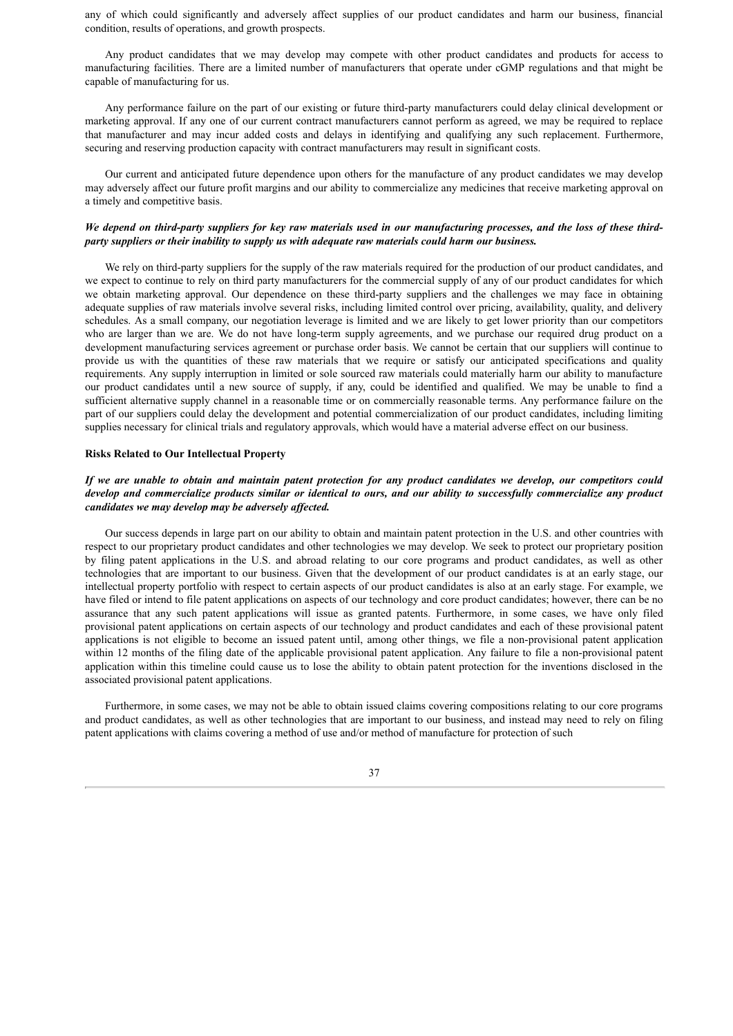any of which could significantly and adversely affect supplies of our product candidates and harm our business, financial condition, results of operations, and growth prospects.

Any product candidates that we may develop may compete with other product candidates and products for access to manufacturing facilities. There are a limited number of manufacturers that operate under cGMP regulations and that might be capable of manufacturing for us.

Any performance failure on the part of our existing or future third-party manufacturers could delay clinical development or marketing approval. If any one of our current contract manufacturers cannot perform as agreed, we may be required to replace that manufacturer and may incur added costs and delays in identifying and qualifying any such replacement. Furthermore, securing and reserving production capacity with contract manufacturers may result in significant costs.

Our current and anticipated future dependence upon others for the manufacture of any product candidates we may develop may adversely affect our future profit margins and our ability to commercialize any medicines that receive marketing approval on a timely and competitive basis.

***We depend on third-party suppliers for key raw materials used in our manufacturing processes, and the loss of these third-party suppliers or their inability to supply us with adequate raw materials could harm our business.***

We rely on third-party suppliers for the supply of the raw materials required for the production of our product candidates, and we expect to continue to rely on third party manufacturers for the commercial supply of any of our product candidates for which we obtain marketing approval. Our dependence on these third-party suppliers and the challenges we may face in obtaining adequate supplies of raw materials involve several risks, including limited control over pricing, availability, quality, and delivery schedules. As a small company, our negotiation leverage is limited and we are likely to get lower priority than our competitors who are larger than we are. We do not have long-term supply agreements, and we purchase our required drug product on a development manufacturing services agreement or purchase order basis. We cannot be certain that our suppliers will continue to provide us with the quantities of these raw materials that we require or satisfy our anticipated specifications and quality requirements. Any supply interruption in limited or sole sourced raw materials could materially harm our ability to manufacture our product candidates until a new source of supply, if any, could be identified and qualified. We may be unable to find a sufficient alternative supply channel in a reasonable time or on commercially reasonable terms. Any performance failure on the part of our suppliers could delay the development and potential commercialization of our product candidates, including limiting supplies necessary for clinical trials and regulatory approvals, which would have a material adverse effect on our business.

**Risks Related to Our Intellectual Property**

***If we are unable to obtain and maintain patent protection for any product candidates we develop, our competitors could develop and commercialize products similar or identical to ours, and our ability to successfully commercialize any product candidates we may develop may be adversely affected.***

Our success depends in large part on our ability to obtain and maintain patent protection in the U.S. and other countries with respect to our proprietary product candidates and other technologies we may develop. We seek to protect our proprietary position by filing patent applications in the U.S. and abroad relating to our core programs and product candidates, as well as other technologies that are important to our business. Given that the development of our product candidates is at an early stage, our intellectual property portfolio with respect to certain aspects of our product candidates is also at an early stage. For example, we have filed or intend to file patent applications on aspects of our technology and core product candidates; however, there can be no assurance that any such patent applications will issue as granted patents. Furthermore, in some cases, we have only filed provisional patent applications on certain aspects of our technology and product candidates and each of these provisional patent applications is not eligible to become an issued patent until, among other things, we file a non-provisional patent application within 12 months of the filing date of the applicable provisional patent application. Any failure to file a non-provisional patent application within this timeline could cause us to lose the ability to obtain patent protection for the inventions disclosed in the associated provisional patent applications.

Furthermore, in some cases, we may not be able to obtain issued claims covering compositions relating to our core programs and product candidates, as well as other technologies that are important to our business, and instead may need to rely on filing patent applications with claims covering a method of use and/or method of manufacture for protection of such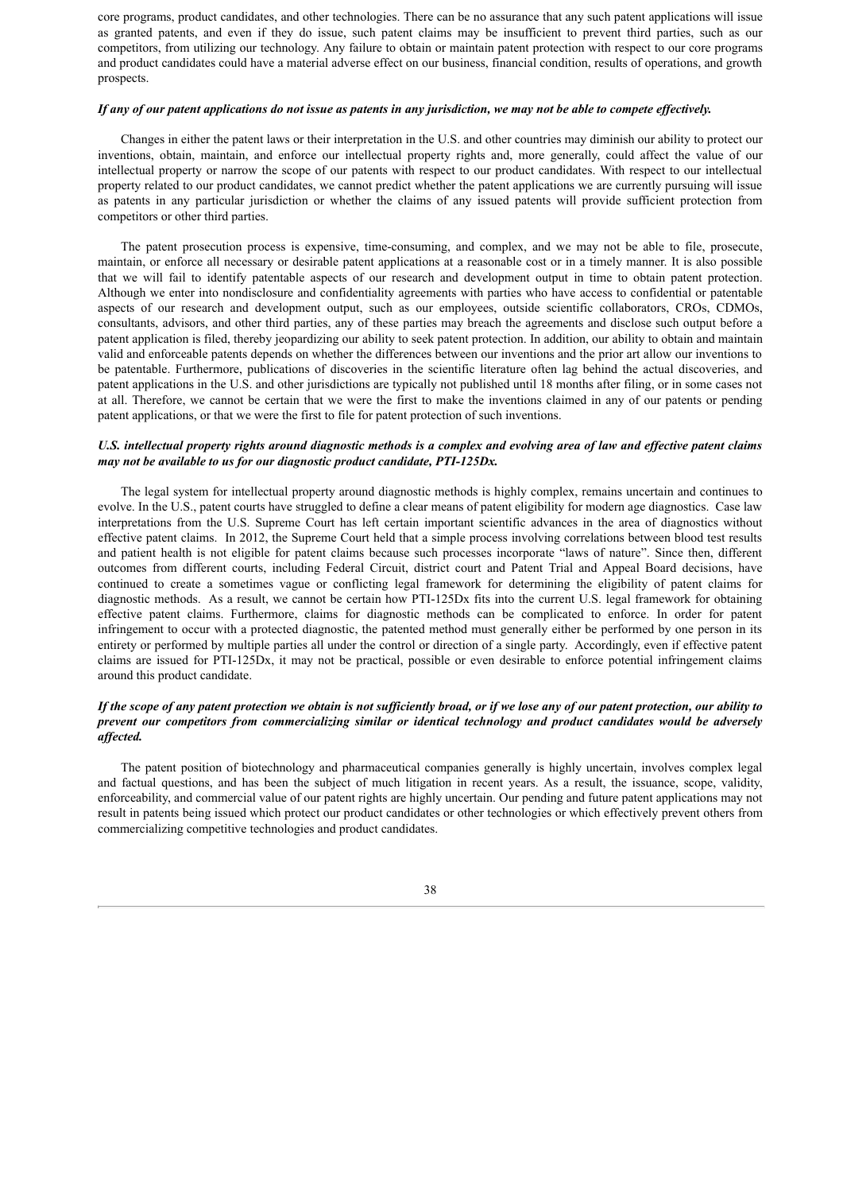core programs, product candidates, and other technologies. There can be no assurance that any such patent applications will issue as granted patents, and even if they do issue, such patent claims may be insufficient to prevent third parties, such as our competitors, from utilizing our technology. Any failure to obtain or maintain patent protection with respect to our core programs and product candidates could have a material adverse effect on our business, financial condition, results of operations, and growth prospects.

***If any of our patent applications do not issue as patents in any jurisdiction, we may not be able to compete effectively.***

Changes in either the patent laws or their interpretation in the U.S. and other countries may diminish our ability to protect our inventions, obtain, maintain, and enforce our intellectual property rights and, more generally, could affect the value of our intellectual property or narrow the scope of our patents with respect to our product candidates. With respect to our intellectual property related to our product candidates, we cannot predict whether the patent applications we are currently pursuing will issue as patents in any particular jurisdiction or whether the claims of any issued patents will provide sufficient protection from competitors or other third parties.

The patent prosecution process is expensive, time-consuming, and complex, and we may not be able to file, prosecute, maintain, or enforce all necessary or desirable patent applications at a reasonable cost or in a timely manner. It is also possible that we will fail to identify patentable aspects of our research and development output in time to obtain patent protection. Although we enter into nondisclosure and confidentiality agreements with parties who have access to confidential or patentable aspects of our research and development output, such as our employees, outside scientific collaborators, CROs, CDMOs, consultants, advisors, and other third parties, any of these parties may breach the agreements and disclose such output before a patent application is filed, thereby jeopardizing our ability to seek patent protection. In addition, our ability to obtain and maintain valid and enforceable patents depends on whether the differences between our inventions and the prior art allow our inventions to be patentable. Furthermore, publications of discoveries in the scientific literature often lag behind the actual discoveries, and patent applications in the U.S. and other jurisdictions are typically not published until 18 months after filing, or in some cases not at all. Therefore, we cannot be certain that we were the first to make the inventions claimed in any of our patents or pending patent applications, or that we were the first to file for patent protection of such inventions.

***U.S. intellectual property rights around diagnostic methods is a complex and evolving area of law and effective patent claims may not be available to us for our diagnostic product candidate, PTI-125Dx.***

The legal system for intellectual property around diagnostic methods is highly complex, remains uncertain and continues to evolve. In the U.S., patent courts have struggled to define a clear means of patent eligibility for modern age diagnostics. Case law interpretations from the U.S. Supreme Court has left certain important scientific advances in the area of diagnostics without effective patent claims. In 2012, the Supreme Court held that a simple process involving correlations between blood test results and patient health is not eligible for patent claims because such processes incorporate "laws of nature". Since then, different outcomes from different courts, including Federal Circuit, district court and Patent Trial and Appeal Board decisions, have continued to create a sometimes vague or conflicting legal framework for determining the eligibility of patent claims for diagnostic methods. As a result, we cannot be certain how PTI-125Dx fits into the current U.S. legal framework for obtaining effective patent claims. Furthermore, claims for diagnostic methods can be complicated to enforce. In order for patent infringement to occur with a protected diagnostic, the patented method must generally either be performed by one person in its entirety or performed by multiple parties all under the control or direction of a single party. Accordingly, even if effective patent claims are issued for PTI-125Dx, it may not be practical, possible or even desirable to enforce potential infringement claims around this product candidate.

***If the scope of any patent protection we obtain is not sufficiently broad, or if we lose any of our patent protection, our ability to prevent our competitors from commercializing similar or identical technology and product candidates would be adversely affected.***

The patent position of biotechnology and pharmaceutical companies generally is highly uncertain, involves complex legal and factual questions, and has been the subject of much litigation in recent years. As a result, the issuance, scope, validity, enforceability, and commercial value of our patent rights are highly uncertain. Our pending and future patent applications may not result in patents being issued which protect our product candidates or other technologies or which effectively prevent others from commercializing competitive technologies and product candidates.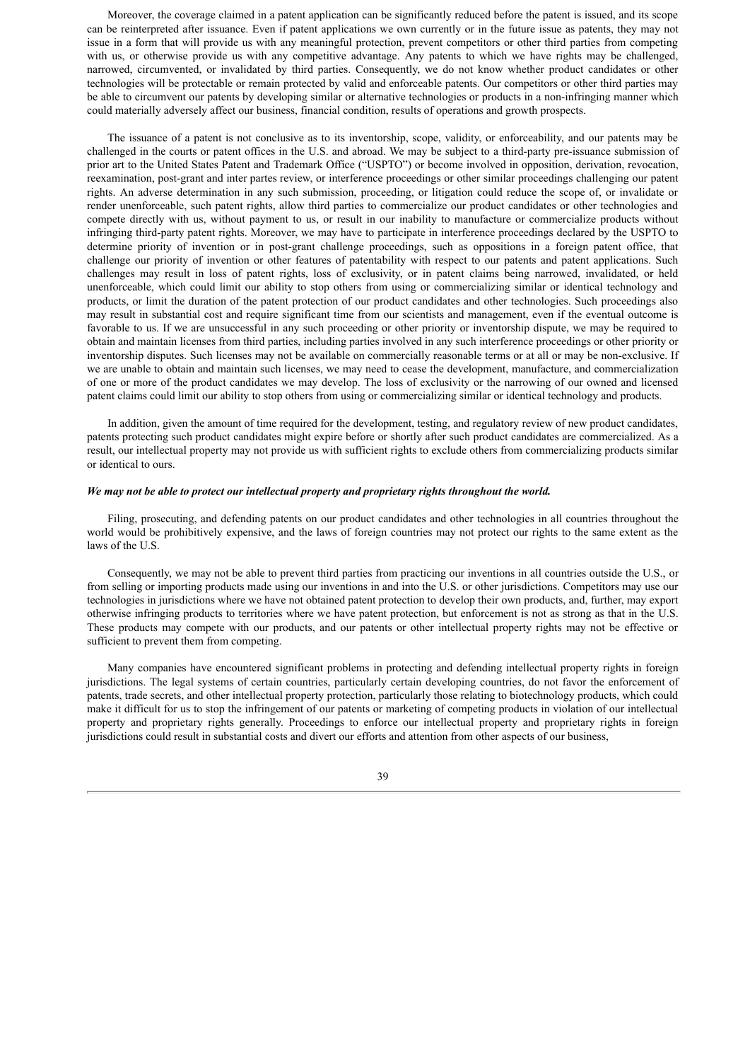Moreover, the coverage claimed in a patent application can be significantly reduced before the patent is issued, and its scope can be reinterpreted after issuance. Even if patent applications we own currently or in the future issue as patents, they may not issue in a form that will provide us with any meaningful protection, prevent competitors or other third parties from competing with us, or otherwise provide us with any competitive advantage. Any patents to which we have rights may be challenged, narrowed, circumvented, or invalidated by third parties. Consequently, we do not know whether product candidates or other technologies will be protectable or remain protected by valid and enforceable patents. Our competitors or other third parties may be able to circumvent our patents by developing similar or alternative technologies or products in a non-infringing manner which could materially adversely affect our business, financial condition, results of operations and growth prospects.

The issuance of a patent is not conclusive as to its inventorship, scope, validity, or enforceability, and our patents may be challenged in the courts or patent offices in the U.S. and abroad. We may be subject to a third-party pre-issuance submission of prior art to the United States Patent and Trademark Office ("USPTO") or become involved in opposition, derivation, revocation, reexamination, post-grant and inter partes review, or interference proceedings or other similar proceedings challenging our patent rights. An adverse determination in any such submission, proceeding, or litigation could reduce the scope of, or invalidate or render unenforceable, such patent rights, allow third parties to commercialize our product candidates or other technologies and compete directly with us, without payment to us, or result in our inability to manufacture or commercialize products without infringing third-party patent rights. Moreover, we may have to participate in interference proceedings declared by the USPTO to determine priority of invention or in post-grant challenge proceedings, such as oppositions in a foreign patent office, that challenge our priority of invention or other features of patentability with respect to our patents and patent applications. Such challenges may result in loss of patent rights, loss of exclusivity, or in patent claims being narrowed, invalidated, or held unenforceable, which could limit our ability to stop others from using or commercializing similar or identical technology and products, or limit the duration of the patent protection of our product candidates and other technologies. Such proceedings also may result in substantial cost and require significant time from our scientists and management, even if the eventual outcome is favorable to us. If we are unsuccessful in any such proceeding or other priority or inventorship dispute, we may be required to obtain and maintain licenses from third parties, including parties involved in any such interference proceedings or other priority or inventorship disputes. Such licenses may not be available on commercially reasonable terms or at all or may be non-exclusive. If we are unable to obtain and maintain such licenses, we may need to cease the development, manufacture, and commercialization of one or more of the product candidates we may develop. The loss of exclusivity or the narrowing of our owned and licensed patent claims could limit our ability to stop others from using or commercializing similar or identical technology and products.

In addition, given the amount of time required for the development, testing, and regulatory review of new product candidates, patents protecting such product candidates might expire before or shortly after such product candidates are commercialized. As a result, our intellectual property may not provide us with sufficient rights to exclude others from commercializing products similar or identical to ours.

***We may not be able to protect our intellectual property and proprietary rights throughout the world.***

Filing, prosecuting, and defending patents on our product candidates and other technologies in all countries throughout the world would be prohibitively expensive, and the laws of foreign countries may not protect our rights to the same extent as the laws of the U.S.

Consequently, we may not be able to prevent third parties from practicing our inventions in all countries outside the U.S., or from selling or importing products made using our inventions in and into the U.S. or other jurisdictions. Competitors may use our technologies in jurisdictions where we have not obtained patent protection to develop their own products, and, further, may export otherwise infringing products to territories where we have patent protection, but enforcement is not as strong as that in the U.S. These products may compete with our products, and our patents or other intellectual property rights may not be effective or sufficient to prevent them from competing.

Many companies have encountered significant problems in protecting and defending intellectual property rights in foreign jurisdictions. The legal systems of certain countries, particularly certain developing countries, do not favor the enforcement of patents, trade secrets, and other intellectual property protection, particularly those relating to biotechnology products, which could make it difficult for us to stop the infringement of our patents or marketing of competing products in violation of our intellectual property and proprietary rights generally. Proceedings to enforce our intellectual property and proprietary rights in foreign jurisdictions could result in substantial costs and divert our efforts and attention from other aspects of our business,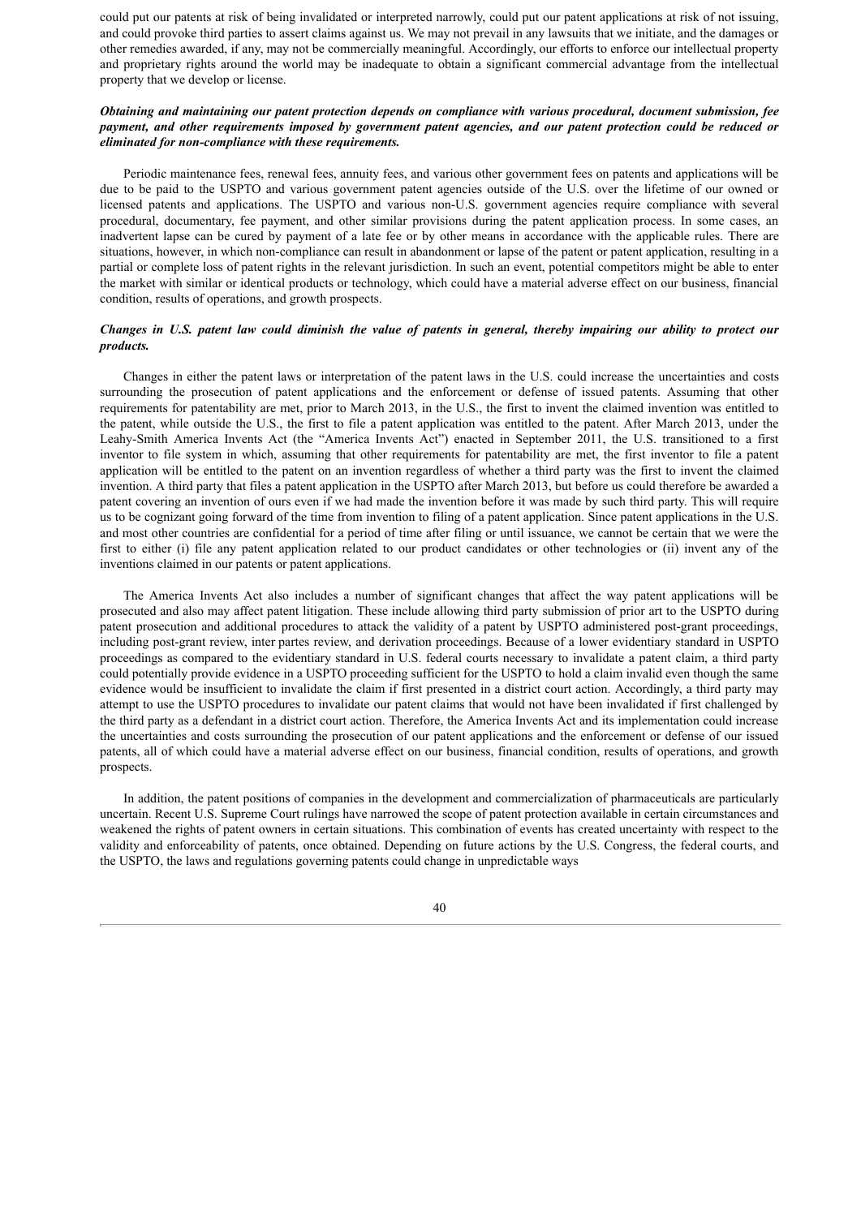could put our patents at risk of being invalidated or interpreted narrowly, could put our patent applications at risk of not issuing, and could provoke third parties to assert claims against us. We may not prevail in any lawsuits that we initiate, and the damages or other remedies awarded, if any, may not be commercially meaningful. Accordingly, our efforts to enforce our intellectual property and proprietary rights around the world may be inadequate to obtain a significant commercial advantage from the intellectual property that we develop or license.

***Obtaining and maintaining our patent protection depends on compliance with various procedural, document submission, fee payment, and other requirements imposed by government patent agencies, and our patent protection could be reduced or eliminated for non-compliance with these requirements.***

Periodic maintenance fees, renewal fees, annuity fees, and various other government fees on patents and applications will be due to be paid to the USPTO and various government patent agencies outside of the U.S. over the lifetime of our owned or licensed patents and applications. The USPTO and various non-U.S. government agencies require compliance with several procedural, documentary, fee payment, and other similar provisions during the patent application process. In some cases, an inadvertent lapse can be cured by payment of a late fee or by other means in accordance with the applicable rules. There are situations, however, in which non-compliance can result in abandonment or lapse of the patent or patent application, resulting in a partial or complete loss of patent rights in the relevant jurisdiction. In such an event, potential competitors might be able to enter the market with similar or identical products or technology, which could have a material adverse effect on our business, financial condition, results of operations, and growth prospects.

***Changes in U.S. patent law could diminish the value of patents in general, thereby impairing our ability to protect our products.***

Changes in either the patent laws or interpretation of the patent laws in the U.S. could increase the uncertainties and costs surrounding the prosecution of patent applications and the enforcement or defense of issued patents. Assuming that other requirements for patentability are met, prior to March 2013, in the U.S., the first to invent the claimed invention was entitled to the patent, while outside the U.S., the first to file a patent application was entitled to the patent. After March 2013, under the Leahy-Smith America Invents Act (the "America Invents Act") enacted in September 2011, the U.S. transitioned to a first inventor to file system in which, assuming that other requirements for patentability are met, the first inventor to file a patent application will be entitled to the patent on an invention regardless of whether a third party was the first to invent the claimed invention. A third party that files a patent application in the USPTO after March 2013, but before us could therefore be awarded a patent covering an invention of ours even if we had made the invention before it was made by such third party. This will require us to be cognizant going forward of the time from invention to filing of a patent application. Since patent applications in the U.S. and most other countries are confidential for a period of time after filing or until issuance, we cannot be certain that we were the first to either (i) file any patent application related to our product candidates or other technologies or (ii) invent any of the inventions claimed in our patents or patent applications.

The America Invents Act also includes a number of significant changes that affect the way patent applications will be prosecuted and also may affect patent litigation. These include allowing third party submission of prior art to the USPTO during patent prosecution and additional procedures to attack the validity of a patent by USPTO administered post-grant proceedings, including post-grant review, inter partes review, and derivation proceedings. Because of a lower evidentiary standard in USPTO proceedings as compared to the evidentiary standard in U.S. federal courts necessary to invalidate a patent claim, a third party could potentially provide evidence in a USPTO proceeding sufficient for the USPTO to hold a claim invalid even though the same evidence would be insufficient to invalidate the claim if first presented in a district court action. Accordingly, a third party may attempt to use the USPTO procedures to invalidate our patent claims that would not have been invalidated if first challenged by the third party as a defendant in a district court action. Therefore, the America Invents Act and its implementation could increase the uncertainties and costs surrounding the prosecution of our patent applications and the enforcement or defense of our issued patents, all of which could have a material adverse effect on our business, financial condition, results of operations, and growth prospects.

In addition, the patent positions of companies in the development and commercialization of pharmaceuticals are particularly uncertain. Recent U.S. Supreme Court rulings have narrowed the scope of patent protection available in certain circumstances and weakened the rights of patent owners in certain situations. This combination of events has created uncertainty with respect to the validity and enforceability of patents, once obtained. Depending on future actions by the U.S. Congress, the federal courts, and the USPTO, the laws and regulations governing patents could change in unpredictable ways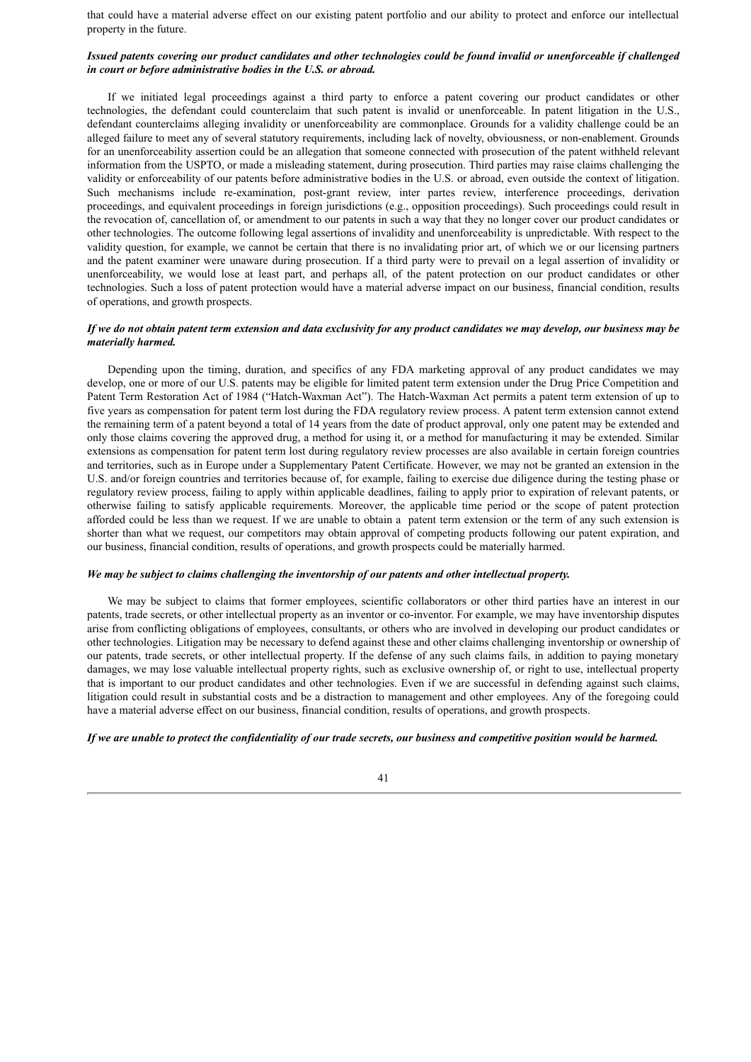that could have a material adverse effect on our existing patent portfolio and our ability to protect and enforce our intellectual property in the future.

***Issued patents covering our product candidates and other technologies could be found invalid or unenforceable if challenged in court or before administrative bodies in the U.S. or abroad.***

If we initiated legal proceedings against a third party to enforce a patent covering our product candidates or other technologies, the defendant could counterclaim that such patent is invalid or unenforceable. In patent litigation in the U.S., defendant counterclaims alleging invalidity or unenforceability are commonplace. Grounds for a validity challenge could be an alleged failure to meet any of several statutory requirements, including lack of novelty, obviousness, or non-enablement. Grounds for an unenforceability assertion could be an allegation that someone connected with prosecution of the patent withheld relevant information from the USPTO, or made a misleading statement, during prosecution. Third parties may raise claims challenging the validity or enforceability of our patents before administrative bodies in the U.S. or abroad, even outside the context of litigation. Such mechanisms include re-examination, post-grant review, inter partes review, interference proceedings, derivation proceedings, and equivalent proceedings in foreign jurisdictions (e.g., opposition proceedings). Such proceedings could result in the revocation of, cancellation of, or amendment to our patents in such a way that they no longer cover our product candidates or other technologies. The outcome following legal assertions of invalidity and unenforceability is unpredictable. With respect to the validity question, for example, we cannot be certain that there is no invalidating prior art, of which we or our licensing partners and the patent examiner were unaware during prosecution. If a third party were to prevail on a legal assertion of invalidity or unenforceability, we would lose at least part, and perhaps all, of the patent protection on our product candidates or other technologies. Such a loss of patent protection would have a material adverse impact on our business, financial condition, results of operations, and growth prospects.

***If we do not obtain patent term extension and data exclusivity for any product candidates we may develop, our business may be materially harmed.***

Depending upon the timing, duration, and specifics of any FDA marketing approval of any product candidates we may develop, one or more of our U.S. patents may be eligible for limited patent term extension under the Drug Price Competition and Patent Term Restoration Act of 1984 ("Hatch-Waxman Act"). The Hatch-Waxman Act permits a patent term extension of up to five years as compensation for patent term lost during the FDA regulatory review process. A patent term extension cannot extend the remaining term of a patent beyond a total of 14 years from the date of product approval, only one patent may be extended and only those claims covering the approved drug, a method for using it, or a method for manufacturing it may be extended. Similar extensions as compensation for patent term lost during regulatory review processes are also available in certain foreign countries and territories, such as in Europe under a Supplementary Patent Certificate. However, we may not be granted an extension in the U.S. and/or foreign countries and territories because of, for example, failing to exercise due diligence during the testing phase or regulatory review process, failing to apply within applicable deadlines, failing to apply prior to expiration of relevant patents, or otherwise failing to satisfy applicable requirements. Moreover, the applicable time period or the scope of patent protection afforded could be less than we request. If we are unable to obtain a patent term extension or the term of any such extension is shorter than what we request, our competitors may obtain approval of competing products following our patent expiration, and our business, financial condition, results of operations, and growth prospects could be materially harmed.

***We may be subject to claims challenging the inventorship of our patents and other intellectual property.***

We may be subject to claims that former employees, scientific collaborators or other third parties have an interest in our patents, trade secrets, or other intellectual property as an inventor or co-inventor. For example, we may have inventorship disputes arise from conflicting obligations of employees, consultants, or others who are involved in developing our product candidates or other technologies. Litigation may be necessary to defend against these and other claims challenging inventorship or ownership of our patents, trade secrets, or other intellectual property. If the defense of any such claims fails, in addition to paying monetary damages, we may lose valuable intellectual property rights, such as exclusive ownership of, or right to use, intellectual property that is important to our product candidates and other technologies. Even if we are successful in defending against such claims, litigation could result in substantial costs and be a distraction to management and other employees. Any of the foregoing could have a material adverse effect on our business, financial condition, results of operations, and growth prospects.

***If we are unable to protect the confidentiality of our trade secrets, our business and competitive position would be harmed.***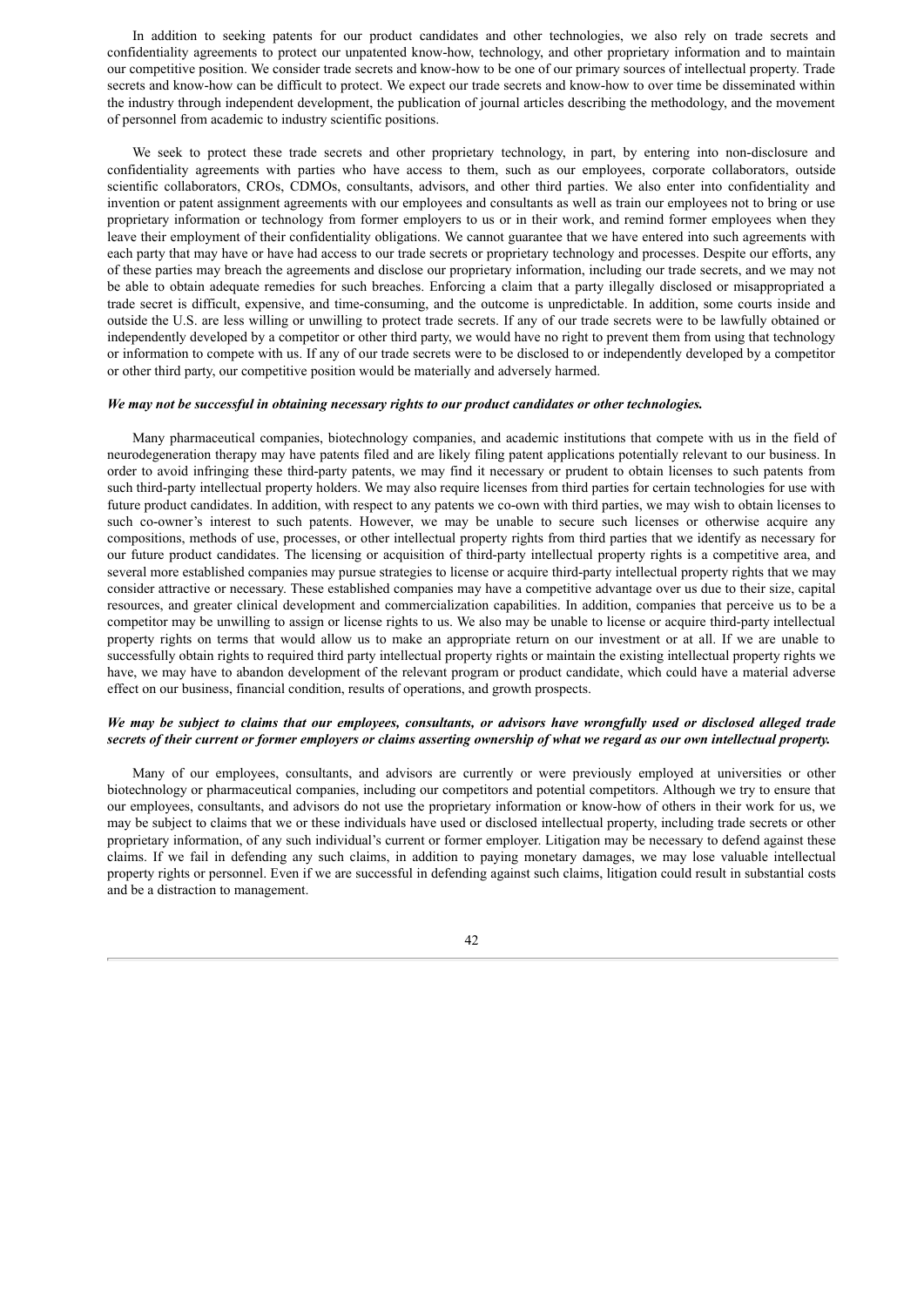In addition to seeking patents for our product candidates and other technologies, we also rely on trade secrets and confidentiality agreements to protect our unpatented know-how, technology, and other proprietary information and to maintain our competitive position. We consider trade secrets and know-how to be one of our primary sources of intellectual property. Trade secrets and know-how can be difficult to protect. We expect our trade secrets and know-how to over time be disseminated within the industry through independent development, the publication of journal articles describing the methodology, and the movement of personnel from academic to industry scientific positions.

We seek to protect these trade secrets and other proprietary technology, in part, by entering into non-disclosure and confidentiality agreements with parties who have access to them, such as our employees, corporate collaborators, outside scientific collaborators, CROs, CDMOs, consultants, advisors, and other third parties. We also enter into confidentiality and invention or patent assignment agreements with our employees and consultants as well as train our employees not to bring or use proprietary information or technology from former employers to us or in their work, and remind former employees when they leave their employment of their confidentiality obligations. We cannot guarantee that we have entered into such agreements with each party that may have or have had access to our trade secrets or proprietary technology and processes. Despite our efforts, any of these parties may breach the agreements and disclose our proprietary information, including our trade secrets, and we may not be able to obtain adequate remedies for such breaches. Enforcing a claim that a party illegally disclosed or misappropriated a trade secret is difficult, expensive, and time-consuming, and the outcome is unpredictable. In addition, some courts inside and outside the U.S. are less willing or unwilling to protect trade secrets. If any of our trade secrets were to be lawfully obtained or independently developed by a competitor or other third party, we would have no right to prevent them from using that technology or information to compete with us. If any of our trade secrets were to be disclosed to or independently developed by a competitor or other third party, our competitive position would be materially and adversely harmed.

***We may not be successful in obtaining necessary rights to our product candidates or other technologies.***

Many pharmaceutical companies, biotechnology companies, and academic institutions that compete with us in the field of neurodegeneration therapy may have patents filed and are likely filing patent applications potentially relevant to our business. In order to avoid infringing these third-party patents, we may find it necessary or prudent to obtain licenses to such patents from such third-party intellectual property holders. We may also require licenses from third parties for certain technologies for use with future product candidates. In addition, with respect to any patents we co-own with third parties, we may wish to obtain licenses to such co-owner's interest to such patents. However, we may be unable to secure such licenses or otherwise acquire any compositions, methods of use, processes, or other intellectual property rights from third parties that we identify as necessary for our future product candidates. The licensing or acquisition of third-party intellectual property rights is a competitive area, and several more established companies may pursue strategies to license or acquire third-party intellectual property rights that we may consider attractive or necessary. These established companies may have a competitive advantage over us due to their size, capital resources, and greater clinical development and commercialization capabilities. In addition, companies that perceive us to be a competitor may be unwilling to assign or license rights to us. We also may be unable to license or acquire third-party intellectual property rights on terms that would allow us to make an appropriate return on our investment or at all. If we are unable to successfully obtain rights to required third party intellectual property rights or maintain the existing intellectual property rights we have, we may have to abandon development of the relevant program or product candidate, which could have a material adverse effect on our business, financial condition, results of operations, and growth prospects.

***We may be subject to claims that our employees, consultants, or advisors have wrongfully used or disclosed alleged trade secrets of their current or former employers or claims asserting ownership of what we regard as our own intellectual property.***

Many of our employees, consultants, and advisors are currently or were previously employed at universities or other biotechnology or pharmaceutical companies, including our competitors and potential competitors. Although we try to ensure that our employees, consultants, and advisors do not use the proprietary information or know-how of others in their work for us, we may be subject to claims that we or these individuals have used or disclosed intellectual property, including trade secrets or other proprietary information, of any such individual's current or former employer. Litigation may be necessary to defend against these claims. If we fail in defending any such claims, in addition to paying monetary damages, we may lose valuable intellectual property rights or personnel. Even if we are successful in defending against such claims, litigation could result in substantial costs and be a distraction to management.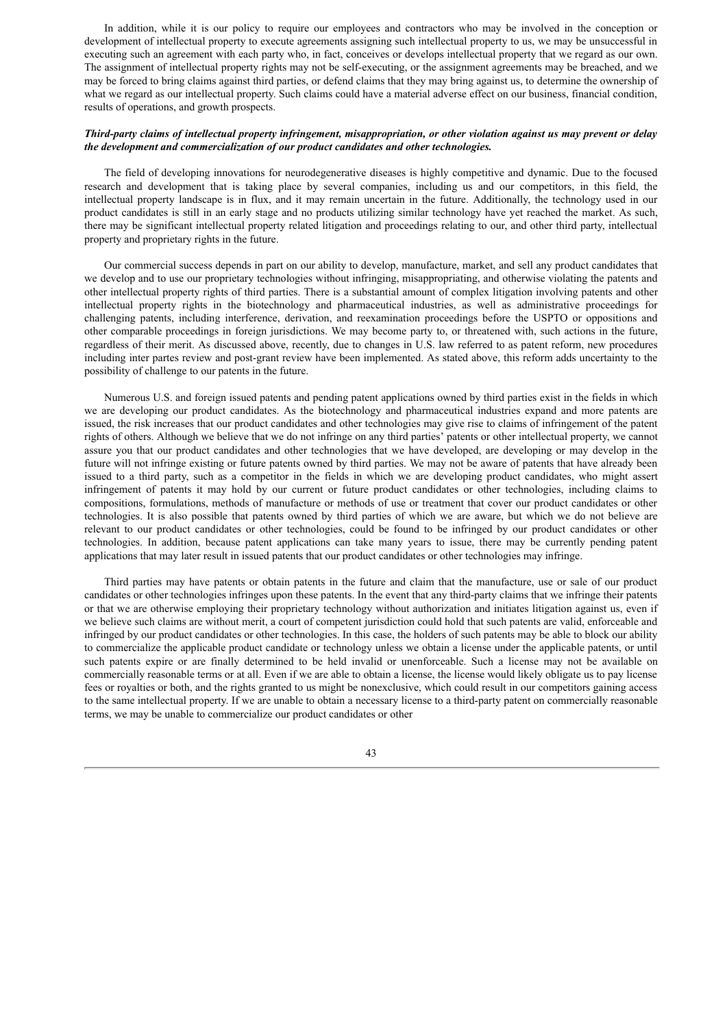In addition, while it is our policy to require our employees and contractors who may be involved in the conception or development of intellectual property to execute agreements assigning such intellectual property to us, we may be unsuccessful in executing such an agreement with each party who, in fact, conceives or develops intellectual property that we regard as our own. The assignment of intellectual property rights may not be self-executing, or the assignment agreements may be breached, and we may be forced to bring claims against third parties, or defend claims that they may bring against us, to determine the ownership of what we regard as our intellectual property. Such claims could have a material adverse effect on our business, financial condition, results of operations, and growth prospects.

***Third-party claims of intellectual property infringement, misappropriation, or other violation against us may prevent or delay the development and commercialization of our product candidates and other technologies.***

The field of developing innovations for neurodegenerative diseases is highly competitive and dynamic. Due to the focused research and development that is taking place by several companies, including us and our competitors, in this field, the intellectual property landscape is in flux, and it may remain uncertain in the future. Additionally, the technology used in our product candidates is still in an early stage and no products utilizing similar technology have yet reached the market. As such, there may be significant intellectual property related litigation and proceedings relating to our, and other third party, intellectual property and proprietary rights in the future.

Our commercial success depends in part on our ability to develop, manufacture, market, and sell any product candidates that we develop and to use our proprietary technologies without infringing, misappropriating, and otherwise violating the patents and other intellectual property rights of third parties. There is a substantial amount of complex litigation involving patents and other intellectual property rights in the biotechnology and pharmaceutical industries, as well as administrative proceedings for challenging patents, including interference, derivation, and reexamination proceedings before the USPTO or oppositions and other comparable proceedings in foreign jurisdictions. We may become party to, or threatened with, such actions in the future, regardless of their merit. As discussed above, recently, due to changes in U.S. law referred to as patent reform, new procedures including inter partes review and post-grant review have been implemented. As stated above, this reform adds uncertainty to the possibility of challenge to our patents in the future.

Numerous U.S. and foreign issued patents and pending patent applications owned by third parties exist in the fields in which we are developing our product candidates. As the biotechnology and pharmaceutical industries expand and more patents are issued, the risk increases that our product candidates and other technologies may give rise to claims of infringement of the patent rights of others. Although we believe that we do not infringe on any third parties' patents or other intellectual property, we cannot assure you that our product candidates and other technologies that we have developed, are developing or may develop in the future will not infringe existing or future patents owned by third parties. We may not be aware of patents that have already been issued to a third party, such as a competitor in the fields in which we are developing product candidates, who might assert infringement of patents it may hold by our current or future product candidates or other technologies, including claims to compositions, formulations, methods of manufacture or methods of use or treatment that cover our product candidates or other technologies. It is also possible that patents owned by third parties of which we are aware, but which we do not believe are relevant to our product candidates or other technologies, could be found to be infringed by our product candidates or other technologies. In addition, because patent applications can take many years to issue, there may be currently pending patent applications that may later result in issued patents that our product candidates or other technologies may infringe.

Third parties may have patents or obtain patents in the future and claim that the manufacture, use or sale of our product candidates or other technologies infringes upon these patents. In the event that any third-party claims that we infringe their patents or that we are otherwise employing their proprietary technology without authorization and initiates litigation against us, even if we believe such claims are without merit, a court of competent jurisdiction could hold that such patents are valid, enforceable and infringed by our product candidates or other technologies. In this case, the holders of such patents may be able to block our ability to commercialize the applicable product candidate or technology unless we obtain a license under the applicable patents, or until such patents expire or are finally determined to be held invalid or unenforceable. Such a license may not be available on commercially reasonable terms or at all. Even if we are able to obtain a license, the license would likely obligate us to pay license fees or royalties or both, and the rights granted to us might be nonexclusive, which could result in our competitors gaining access to the same intellectual property. If we are unable to obtain a necessary license to a third-party patent on commercially reasonable terms, we may be unable to commercialize our product candidates or other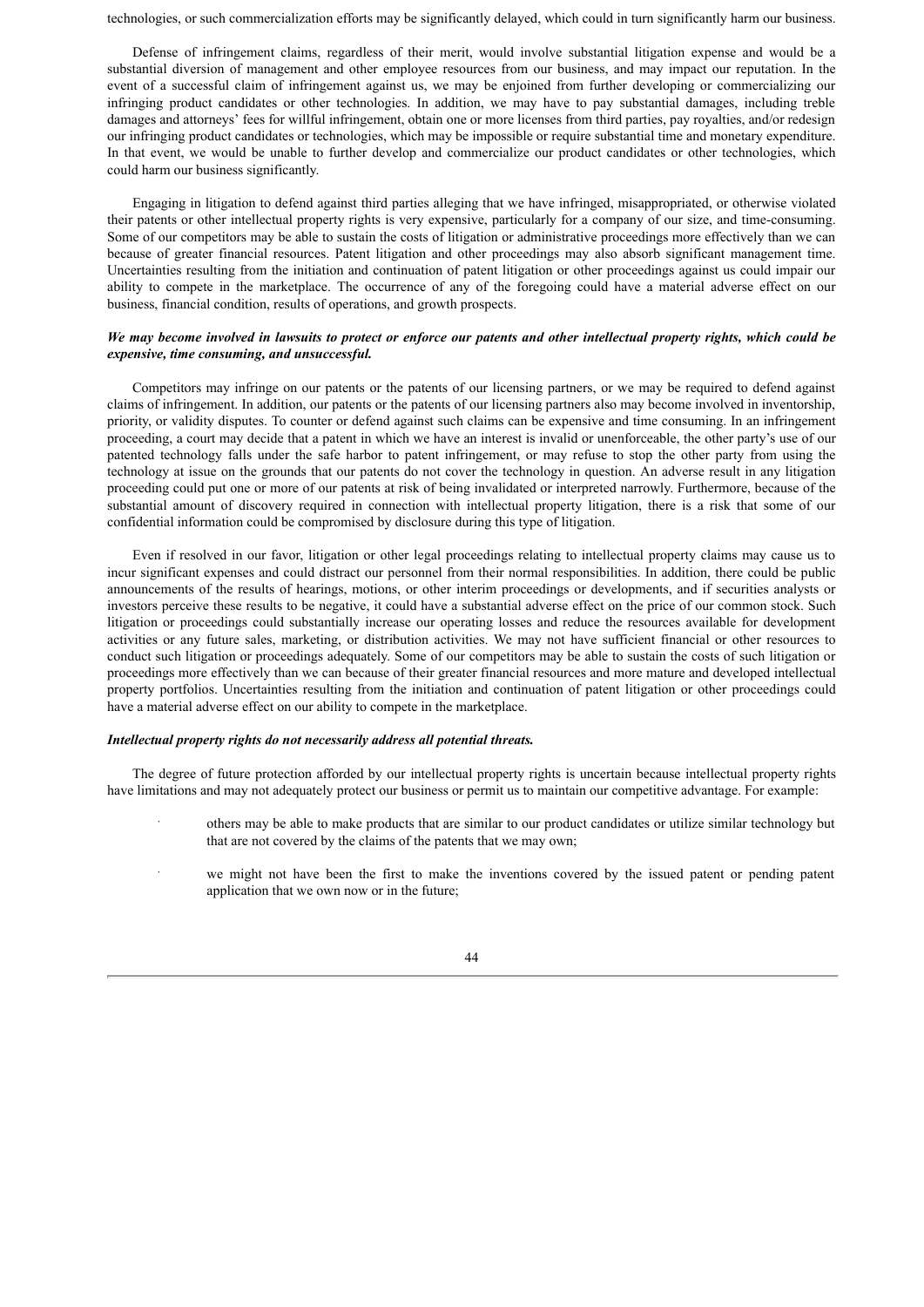technologies, or such commercialization efforts may be significantly delayed, which could in turn significantly harm our business.

Defense of infringement claims, regardless of their merit, would involve substantial litigation expense and would be a substantial diversion of management and other employee resources from our business, and may impact our reputation. In the event of a successful claim of infringement against us, we may be enjoined from further developing or commercializing our infringing product candidates or other technologies. In addition, we may have to pay substantial damages, including treble damages and attorneys' fees for willful infringement, obtain one or more licenses from third parties, pay royalties, and/or redesign our infringing product candidates or technologies, which may be impossible or require substantial time and monetary expenditure. In that event, we would be unable to further develop and commercialize our product candidates or other technologies, which could harm our business significantly.

Engaging in litigation to defend against third parties alleging that we have infringed, misappropriated, or otherwise violated their patents or other intellectual property rights is very expensive, particularly for a company of our size, and time-consuming. Some of our competitors may be able to sustain the costs of litigation or administrative proceedings more effectively than we can because of greater financial resources. Patent litigation and other proceedings may also absorb significant management time. Uncertainties resulting from the initiation and continuation of patent litigation or other proceedings against us could impair our ability to compete in the marketplace. The occurrence of any of the foregoing could have a material adverse effect on our business, financial condition, results of operations, and growth prospects.

***We may become involved in lawsuits to protect or enforce our patents and other intellectual property rights, which could be expensive, time consuming, and unsuccessful.***

Competitors may infringe on our patents or the patents of our licensing partners, or we may be required to defend against claims of infringement. In addition, our patents or the patents of our licensing partners also may become involved in inventorship, priority, or validity disputes. To counter or defend against such claims can be expensive and time consuming. In an infringement proceeding, a court may decide that a patent in which we have an interest is invalid or unenforceable, the other party's use of our patented technology falls under the safe harbor to patent infringement, or may refuse to stop the other party from using the technology at issue on the grounds that our patents do not cover the technology in question. An adverse result in any litigation proceeding could put one or more of our patents at risk of being invalidated or interpreted narrowly. Furthermore, because of the substantial amount of discovery required in connection with intellectual property litigation, there is a risk that some of our confidential information could be compromised by disclosure during this type of litigation.

Even if resolved in our favor, litigation or other legal proceedings relating to intellectual property claims may cause us to incur significant expenses and could distract our personnel from their normal responsibilities. In addition, there could be public announcements of the results of hearings, motions, or other interim proceedings or developments, and if securities analysts or investors perceive these results to be negative, it could have a substantial adverse effect on the price of our common stock. Such litigation or proceedings could substantially increase our operating losses and reduce the resources available for development activities or any future sales, marketing, or distribution activities. We may not have sufficient financial or other resources to conduct such litigation or proceedings adequately. Some of our competitors may be able to sustain the costs of such litigation or proceedings more effectively than we can because of their greater financial resources and more mature and developed intellectual property portfolios. Uncertainties resulting from the initiation and continuation of patent litigation or other proceedings could have a material adverse effect on our ability to compete in the marketplace.

***Intellectual property rights do not necessarily address all potential threats.***

The degree of future protection afforded by our intellectual property rights is uncertain because intellectual property rights have limitations and may not adequately protect our business or permit us to maintain our competitive advantage. For example:

- others may be able to make products that are similar to our product candidates or utilize similar technology but that are not covered by the claims of the patents that we may own;
- we might not have been the first to make the inventions covered by the issued patent or pending patent application that we own now or in the future;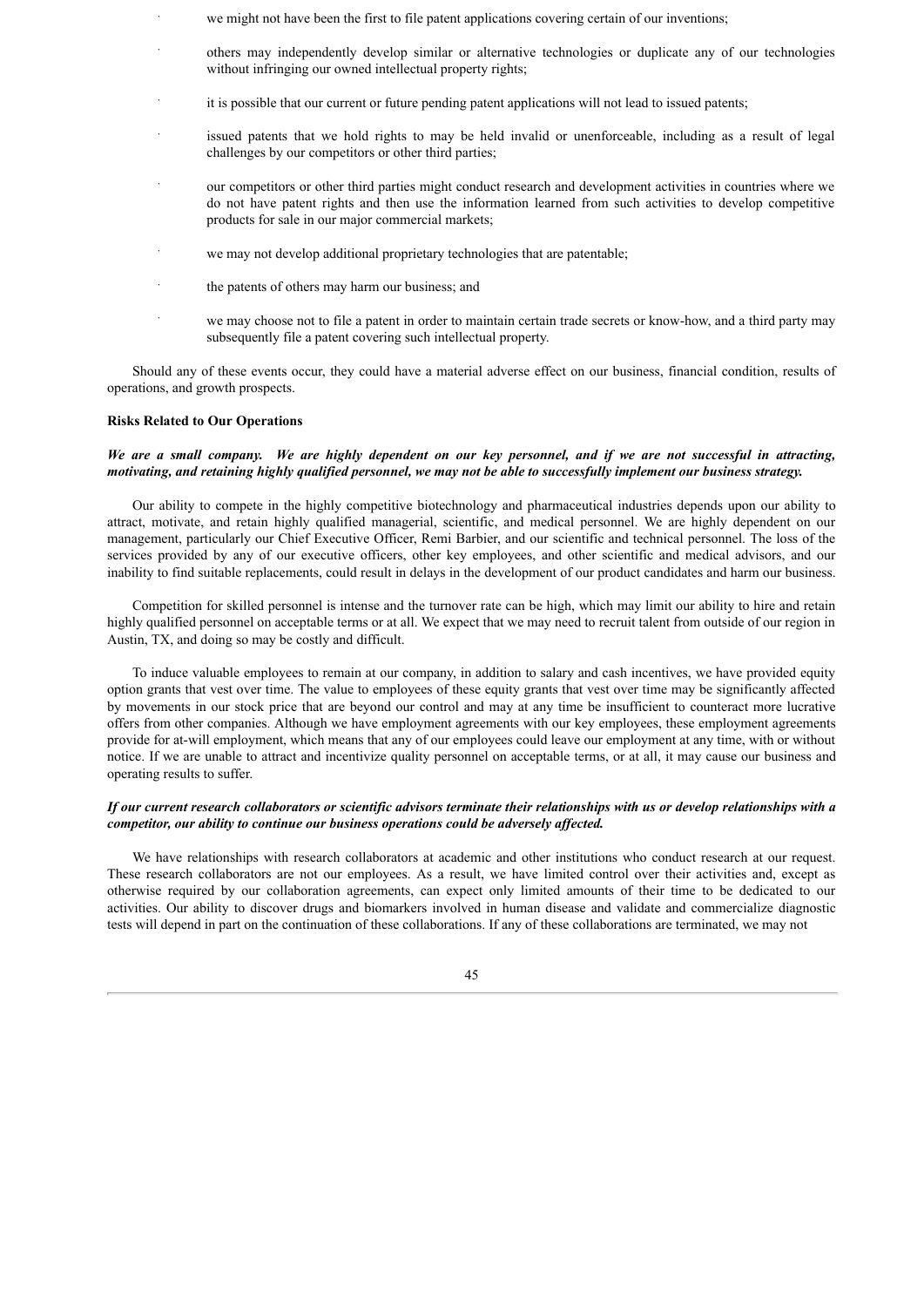- we might not have been the first to file patent applications covering certain of our inventions;
- others may independently develop similar or alternative technologies or duplicate any of our technologies without infringing our owned intellectual property rights;
- it is possible that our current or future pending patent applications will not lead to issued patents;
- issued patents that we hold rights to may be held invalid or unenforceable, including as a result of legal challenges by our competitors or other third parties;
- our competitors or other third parties might conduct research and development activities in countries where we do not have patent rights and then use the information learned from such activities to develop competitive products for sale in our major commercial markets;
- we may not develop additional proprietary technologies that are patentable;
- the patents of others may harm our business; and
- we may choose not to file a patent in order to maintain certain trade secrets or know-how, and a third party may subsequently file a patent covering such intellectual property.

Should any of these events occur, they could have a material adverse effect on our business, financial condition, results of operations, and growth prospects.

**Risks Related to Our Operations**

***We are a small company. We are highly dependent on our key personnel, and if we are not successful in attracting, motivating, and retaining highly qualified personnel, we may not be able to successfully implement our business strategy.***

Our ability to compete in the highly competitive biotechnology and pharmaceutical industries depends upon our ability to attract, motivate, and retain highly qualified managerial, scientific, and medical personnel. We are highly dependent on our management, particularly our Chief Executive Officer, Remi Barbier, and our scientific and technical personnel. The loss of the services provided by any of our executive officers, other key employees, and other scientific and medical advisors, and our inability to find suitable replacements, could result in delays in the development of our product candidates and harm our business.

Competition for skilled personnel is intense and the turnover rate can be high, which may limit our ability to hire and retain highly qualified personnel on acceptable terms or at all. We expect that we may need to recruit talent from outside of our region in Austin, TX, and doing so may be costly and difficult.

To induce valuable employees to remain at our company, in addition to salary and cash incentives, we have provided equity option grants that vest over time. The value to employees of these equity grants that vest over time may be significantly affected by movements in our stock price that are beyond our control and may at any time be insufficient to counteract more lucrative offers from other companies. Although we have employment agreements with our key employees, these employment agreements provide for at-will employment, which means that any of our employees could leave our employment at any time, with or without notice. If we are unable to attract and incentivize quality personnel on acceptable terms, or at all, it may cause our business and operating results to suffer.

***If our current research collaborators or scientific advisors terminate their relationships with us or develop relationships with a competitor, our ability to continue our business operations could be adversely affected.***

We have relationships with research collaborators at academic and other institutions who conduct research at our request. These research collaborators are not our employees. As a result, we have limited control over their activities and, except as otherwise required by our collaboration agreements, can expect only limited amounts of their time to be dedicated to our activities. Our ability to discover drugs and biomarkers involved in human disease and validate and commercialize diagnostic tests will depend in part on the continuation of these collaborations. If any of these collaborations are terminated, we may not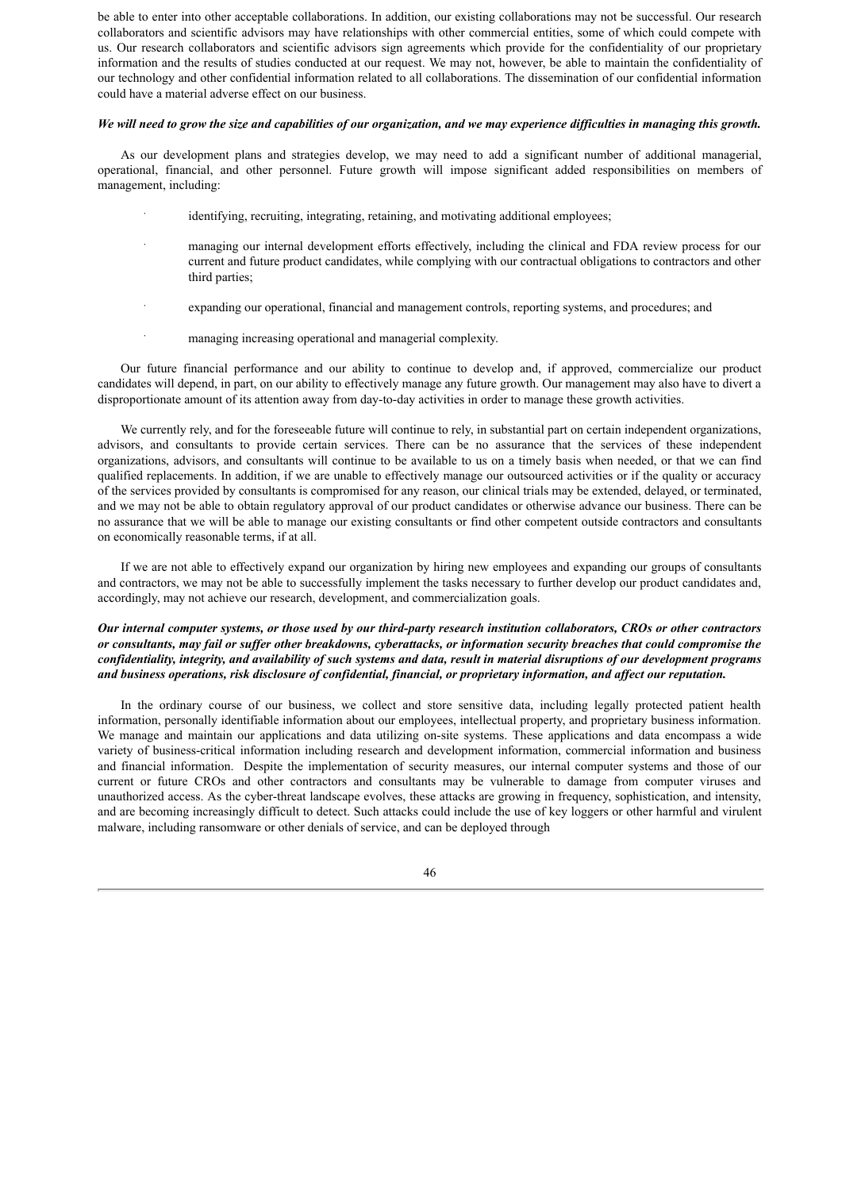be able to enter into other acceptable collaborations. In addition, our existing collaborations may not be successful. Our research collaborators and scientific advisors may have relationships with other commercial entities, some of which could compete with us. Our research collaborators and scientific advisors sign agreements which provide for the confidentiality of our proprietary information and the results of studies conducted at our request. We may not, however, be able to maintain the confidentiality of our technology and other confidential information related to all collaborations. The dissemination of our confidential information could have a material adverse effect on our business.

***We will need to grow the size and capabilities of our organization, and we may experience difficulties in managing this growth.***

As our development plans and strategies develop, we may need to add a significant number of additional managerial, operational, financial, and other personnel. Future growth will impose significant added responsibilities on members of management, including:

- identifying, recruiting, integrating, retaining, and motivating additional employees;
- managing our internal development efforts effectively, including the clinical and FDA review process for our current and future product candidates, while complying with our contractual obligations to contractors and other third parties;
- expanding our operational, financial and management controls, reporting systems, and procedures; and
- managing increasing operational and managerial complexity.

Our future financial performance and our ability to continue to develop and, if approved, commercialize our product candidates will depend, in part, on our ability to effectively manage any future growth. Our management may also have to divert a disproportionate amount of its attention away from day-to-day activities in order to manage these growth activities.

We currently rely, and for the foreseeable future will continue to rely, in substantial part on certain independent organizations, advisors, and consultants to provide certain services. There can be no assurance that the services of these independent organizations, advisors, and consultants will continue to be available to us on a timely basis when needed, or that we can find qualified replacements. In addition, if we are unable to effectively manage our outsourced activities or if the quality or accuracy of the services provided by consultants is compromised for any reason, our clinical trials may be extended, delayed, or terminated, and we may not be able to obtain regulatory approval of our product candidates or otherwise advance our business. There can be no assurance that we will be able to manage our existing consultants or find other competent outside contractors and consultants on economically reasonable terms, if at all.

If we are not able to effectively expand our organization by hiring new employees and expanding our groups of consultants and contractors, we may not be able to successfully implement the tasks necessary to further develop our product candidates and, accordingly, may not achieve our research, development, and commercialization goals.

***Our internal computer systems, or those used by our third-party research institution collaborators, CROs or other contractors or consultants, may fail or suffer other breakdowns, cyberattacks, or information security breaches that could compromise the confidentiality, integrity, and availability of such systems and data, result in material disruptions of our development programs and business operations, risk disclosure of confidential, financial, or proprietary information, and affect our reputation.***

In the ordinary course of our business, we collect and store sensitive data, including legally protected patient health information, personally identifiable information about our employees, intellectual property, and proprietary business information. We manage and maintain our applications and data utilizing on-site systems. These applications and data encompass a wide variety of business-critical information including research and development information, commercial information and business and financial information. Despite the implementation of security measures, our internal computer systems and those of our current or future CROs and other contractors and consultants may be vulnerable to damage from computer viruses and unauthorized access. As the cyber-threat landscape evolves, these attacks are growing in frequency, sophistication, and intensity, and are becoming increasingly difficult to detect. Such attacks could include the use of key loggers or other harmful and virulent malware, including ransomware or other denials of service, and can be deployed through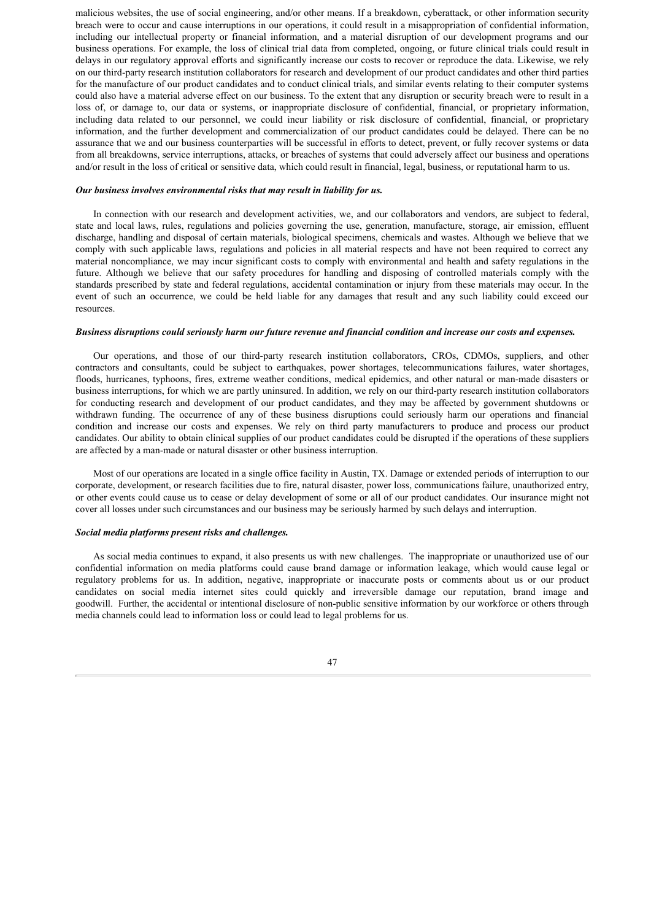malicious websites, the use of social engineering, and/or other means. If a breakdown, cyberattack, or other information security breach were to occur and cause interruptions in our operations, it could result in a misappropriation of confidential information, including our intellectual property or financial information, and a material disruption of our development programs and our business operations. For example, the loss of clinical trial data from completed, ongoing, or future clinical trials could result in delays in our regulatory approval efforts and significantly increase our costs to recover or reproduce the data. Likewise, we rely on our third-party research institution collaborators for research and development of our product candidates and other third parties for the manufacture of our product candidates and to conduct clinical trials, and similar events relating to their computer systems could also have a material adverse effect on our business. To the extent that any disruption or security breach were to result in a loss of, or damage to, our data or systems, or inappropriate disclosure of confidential, financial, or proprietary information, including data related to our personnel, we could incur liability or risk disclosure of confidential, financial, or proprietary information, and the further development and commercialization of our product candidates could be delayed. There can be no assurance that we and our business counterparties will be successful in efforts to detect, prevent, or fully recover systems or data from all breakdowns, service interruptions, attacks, or breaches of systems that could adversely affect our business and operations and/or result in the loss of critical or sensitive data, which could result in financial, legal, business, or reputational harm to us.

***Our business involves environmental risks that may result in liability for us.***

In connection with our research and development activities, we, and our collaborators and vendors, are subject to federal, state and local laws, rules, regulations and policies governing the use, generation, manufacture, storage, air emission, effluent discharge, handling and disposal of certain materials, biological specimens, chemicals and wastes. Although we believe that we comply with such applicable laws, regulations and policies in all material respects and have not been required to correct any material noncompliance, we may incur significant costs to comply with environmental and health and safety regulations in the future. Although we believe that our safety procedures for handling and disposing of controlled materials comply with the standards prescribed by state and federal regulations, accidental contamination or injury from these materials may occur. In the event of such an occurrence, we could be held liable for any damages that result and any such liability could exceed our resources.

***Business disruptions could seriously harm our future revenue and financial condition and increase our costs and expenses.***

Our operations, and those of our third-party research institution collaborators, CROs, CDMOs, suppliers, and other contractors and consultants, could be subject to earthquakes, power shortages, telecommunications failures, water shortages, floods, hurricanes, typhoons, fires, extreme weather conditions, medical epidemics, and other natural or man-made disasters or business interruptions, for which we are partly uninsured. In addition, we rely on our third-party research institution collaborators for conducting research and development of our product candidates, and they may be affected by government shutdowns or withdrawn funding. The occurrence of any of these business disruptions could seriously harm our operations and financial condition and increase our costs and expenses. We rely on third party manufacturers to produce and process our product candidates. Our ability to obtain clinical supplies of our product candidates could be disrupted if the operations of these suppliers are affected by a man-made or natural disaster or other business interruption.

Most of our operations are located in a single office facility in Austin, TX. Damage or extended periods of interruption to our corporate, development, or research facilities due to fire, natural disaster, power loss, communications failure, unauthorized entry, or other events could cause us to cease or delay development of some or all of our product candidates. Our insurance might not cover all losses under such circumstances and our business may be seriously harmed by such delays and interruption.

***Social media platforms present risks and challenges.***

As social media continues to expand, it also presents us with new challenges. The inappropriate or unauthorized use of our confidential information on media platforms could cause brand damage or information leakage, which would cause legal or regulatory problems for us. In addition, negative, inappropriate or inaccurate posts or comments about us or our product candidates on social media internet sites could quickly and irreversible damage our reputation, brand image and goodwill. Further, the accidental or intentional disclosure of non-public sensitive information by our workforce or others through media channels could lead to information loss or could lead to legal problems for us.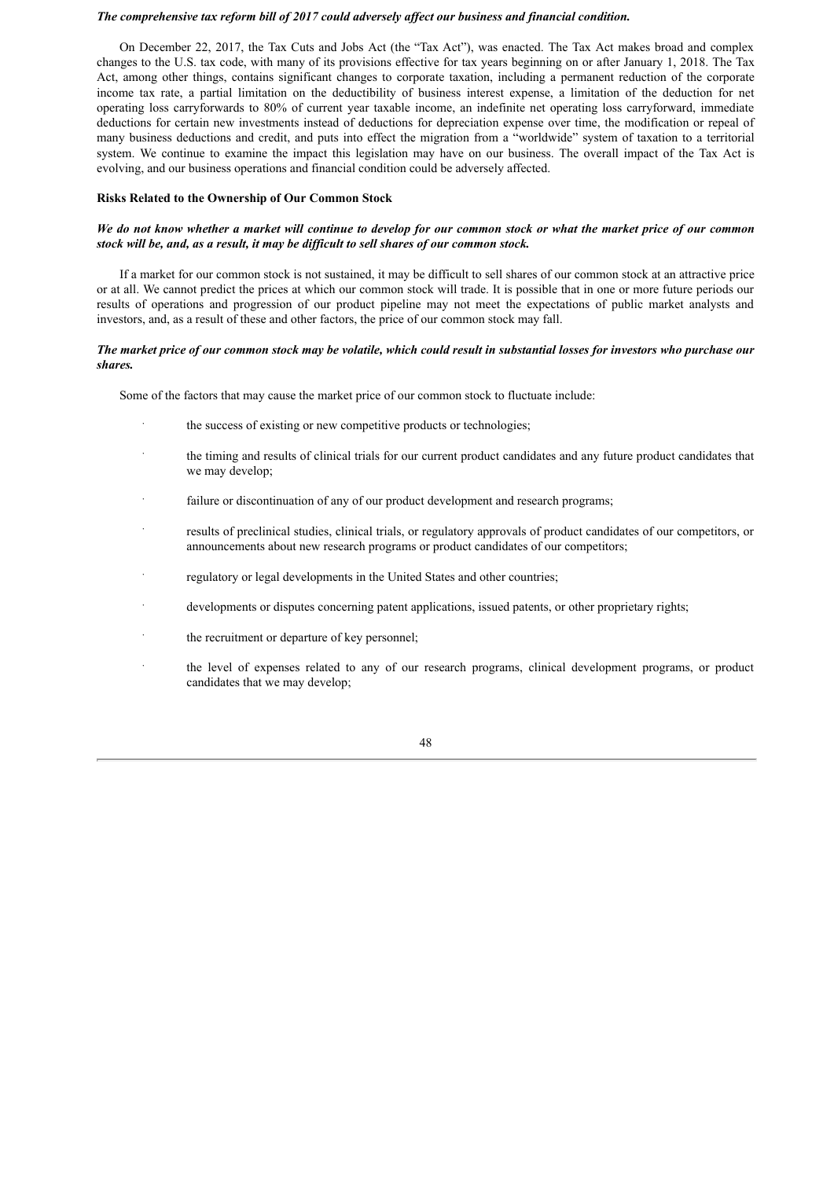***The comprehensive tax reform bill of 2017 could adversely affect our business and financial condition.***

On December 22, 2017, the Tax Cuts and Jobs Act (the "Tax Act"), was enacted. The Tax Act makes broad and complex changes to the U.S. tax code, with many of its provisions effective for tax years beginning on or after January 1, 2018. The Tax Act, among other things, contains significant changes to corporate taxation, including a permanent reduction of the corporate income tax rate, a partial limitation on the deductibility of business interest expense, a limitation of the deduction for net operating loss carryforwards to 80% of current year taxable income, an indefinite net operating loss carryforward, immediate deductions for certain new investments instead of deductions for depreciation expense over time, the modification or repeal of many business deductions and credit, and puts into effect the migration from a "worldwide" system of taxation to a territorial system. We continue to examine the impact this legislation may have on our business. The overall impact of the Tax Act is evolving, and our business operations and financial condition could be adversely affected.

**Risks Related to the Ownership of Our Common Stock**

***We do not know whether a market will continue to develop for our common stock or what the market price of our common stock will be, and, as a result, it may be difficult to sell shares of our common stock.***

If a market for our common stock is not sustained, it may be difficult to sell shares of our common stock at an attractive price or at all. We cannot predict the prices at which our common stock will trade. It is possible that in one or more future periods our results of operations and progression of our product pipeline may not meet the expectations of public market analysts and investors, and, as a result of these and other factors, the price of our common stock may fall.

***The market price of our common stock may be volatile, which could result in substantial losses for investors who purchase our shares.***

Some of the factors that may cause the market price of our common stock to fluctuate include:

- the success of existing or new competitive products or technologies;
- the timing and results of clinical trials for our current product candidates and any future product candidates that we may develop;
- failure or discontinuation of any of our product development and research programs;
- results of preclinical studies, clinical trials, or regulatory approvals of product candidates of our competitors, or announcements about new research programs or product candidates of our competitors;
- regulatory or legal developments in the United States and other countries;
- developments or disputes concerning patent applications, issued patents, or other proprietary rights;
- the recruitment or departure of key personnel;
- the level of expenses related to any of our research programs, clinical development programs, or product candidates that we may develop;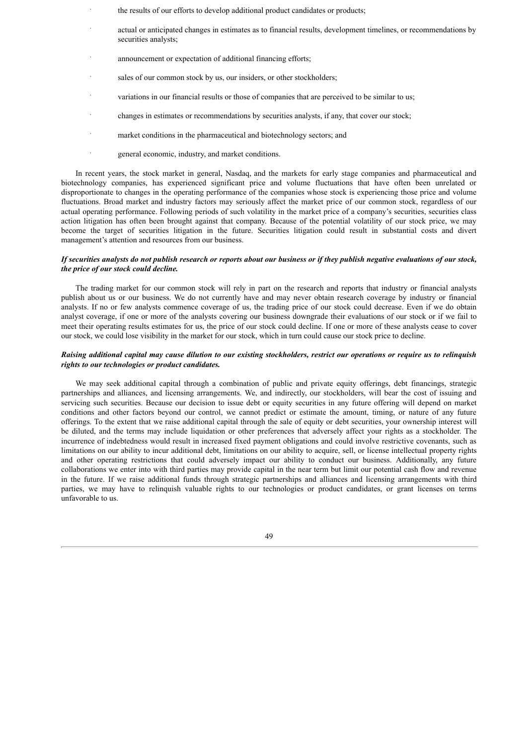- the results of our efforts to develop additional product candidates or products;
- actual or anticipated changes in estimates as to financial results, development timelines, or recommendations by securities analysts;
- announcement or expectation of additional financing efforts;
- sales of our common stock by us, our insiders, or other stockholders;
- variations in our financial results or those of companies that are perceived to be similar to us;
- changes in estimates or recommendations by securities analysts, if any, that cover our stock;
- market conditions in the pharmaceutical and biotechnology sectors; and
- general economic, industry, and market conditions.

In recent years, the stock market in general, Nasdaq, and the markets for early stage companies and pharmaceutical and biotechnology companies, has experienced significant price and volume fluctuations that have often been unrelated or disproportionate to changes in the operating performance of the companies whose stock is experiencing those price and volume fluctuations. Broad market and industry factors may seriously affect the market price of our common stock, regardless of our actual operating performance. Following periods of such volatility in the market price of a company's securities, securities class action litigation has often been brought against that company. Because of the potential volatility of our stock price, we may become the target of securities litigation in the future. Securities litigation could result in substantial costs and divert management's attention and resources from our business.

***If securities analysts do not publish research or reports about our business or if they publish negative evaluations of our stock, the price of our stock could decline.***

The trading market for our common stock will rely in part on the research and reports that industry or financial analysts publish about us or our business. We do not currently have and may never obtain research coverage by industry or financial analysts. If no or few analysts commence coverage of us, the trading price of our stock could decrease. Even if we do obtain analyst coverage, if one or more of the analysts covering our business downgrade their evaluations of our stock or if we fail to meet their operating results estimates for us, the price of our stock could decline. If one or more of these analysts cease to cover our stock, we could lose visibility in the market for our stock, which in turn could cause our stock price to decline.

***Raising additional capital may cause dilution to our existing stockholders, restrict our operations or require us to relinquish rights to our technologies or product candidates.***

We may seek additional capital through a combination of public and private equity offerings, debt financings, strategic partnerships and alliances, and licensing arrangements. We, and indirectly, our stockholders, will bear the cost of issuing and servicing such securities. Because our decision to issue debt or equity securities in any future offering will depend on market conditions and other factors beyond our control, we cannot predict or estimate the amount, timing, or nature of any future offerings. To the extent that we raise additional capital through the sale of equity or debt securities, your ownership interest will be diluted, and the terms may include liquidation or other preferences that adversely affect your rights as a stockholder. The incurrence of indebtedness would result in increased fixed payment obligations and could involve restrictive covenants, such as limitations on our ability to incur additional debt, limitations on our ability to acquire, sell, or license intellectual property rights and other operating restrictions that could adversely impact our ability to conduct our business. Additionally, any future collaborations we enter into with third parties may provide capital in the near term but limit our potential cash flow and revenue in the future. If we raise additional funds through strategic partnerships and alliances and licensing arrangements with third parties, we may have to relinquish valuable rights to our technologies or product candidates, or grant licenses on terms unfavorable to us.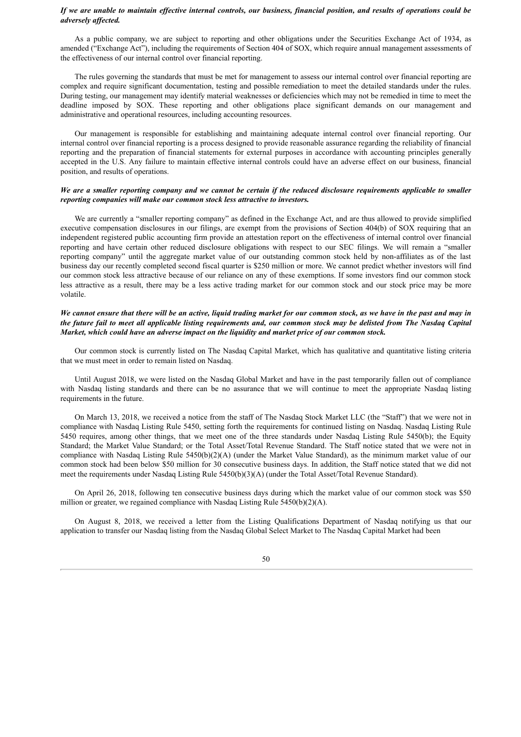***If we are unable to maintain effective internal controls, our business, financial position, and results of operations could be adversely affected.***

As a public company, we are subject to reporting and other obligations under the Securities Exchange Act of 1934, as amended ("Exchange Act"), including the requirements of Section 404 of SOX, which require annual management assessments of the effectiveness of our internal control over financial reporting.

The rules governing the standards that must be met for management to assess our internal control over financial reporting are complex and require significant documentation, testing and possible remediation to meet the detailed standards under the rules. During testing, our management may identify material weaknesses or deficiencies which may not be remedied in time to meet the deadline imposed by SOX. These reporting and other obligations place significant demands on our management and administrative and operational resources, including accounting resources.

Our management is responsible for establishing and maintaining adequate internal control over financial reporting. Our internal control over financial reporting is a process designed to provide reasonable assurance regarding the reliability of financial reporting and the preparation of financial statements for external purposes in accordance with accounting principles generally accepted in the U.S. Any failure to maintain effective internal controls could have an adverse effect on our business, financial position, and results of operations.

***We are a smaller reporting company and we cannot be certain if the reduced disclosure requirements applicable to smaller reporting companies will make our common stock less attractive to investors.***

We are currently a "smaller reporting company" as defined in the Exchange Act, and are thus allowed to provide simplified executive compensation disclosures in our filings, are exempt from the provisions of Section 404(b) of SOX requiring that an independent registered public accounting firm provide an attestation report on the effectiveness of internal control over financial reporting and have certain other reduced disclosure obligations with respect to our SEC filings. We will remain a "smaller reporting company" until the aggregate market value of our outstanding common stock held by non-affiliates as of the last business day our recently completed second fiscal quarter is $250 million or more. We cannot predict whether investors will find our common stock less attractive because of our reliance on any of these exemptions. If some investors find our common stock less attractive as a result, there may be a less active trading market for our common stock and our stock price may be more volatile.

***We cannot ensure that there will be an active, liquid trading market for our common stock, as we have in the past and may in the future fail to meet all applicable listing requirements and, our common stock may be delisted from The Nasdaq Capital Market, which could have an adverse impact on the liquidity and market price of our common stock.***

Our common stock is currently listed on The Nasdaq Capital Market, which has qualitative and quantitative listing criteria that we must meet in order to remain listed on Nasdaq.

Until August 2018, we were listed on the Nasdaq Global Market and have in the past temporarily fallen out of compliance with Nasdaq listing standards and there can be no assurance that we will continue to meet the appropriate Nasdaq listing requirements in the future.

On March 13, 2018, we received a notice from the staff of The Nasdaq Stock Market LLC (the "Staff") that we were not in compliance with Nasdaq Listing Rule 5450, setting forth the requirements for continued listing on Nasdaq. Nasdaq Listing Rule 5450 requires, among other things, that we meet one of the three standards under Nasdaq Listing Rule 5450(b); the Equity Standard; the Market Value Standard; or the Total Asset/Total Revenue Standard. The Staff notice stated that we were not in compliance with Nasdaq Listing Rule 5450(b)(2)(A) (under the Market Value Standard), as the minimum market value of our common stock had been below $50 million for 30 consecutive business days. In addition, the Staff notice stated that we did not meet the requirements under Nasdaq Listing Rule 5450(b)(3)(A) (under the Total Asset/Total Revenue Standard).

On April 26, 2018, following ten consecutive business days during which the market value of our common stock was $50 million or greater, we regained compliance with Nasdaq Listing Rule 5450(b)(2)(A).

On August 8, 2018, we received a letter from the Listing Qualifications Department of Nasdaq notifying us that our application to transfer our Nasdaq listing from the Nasdaq Global Select Market to The Nasdaq Capital Market had been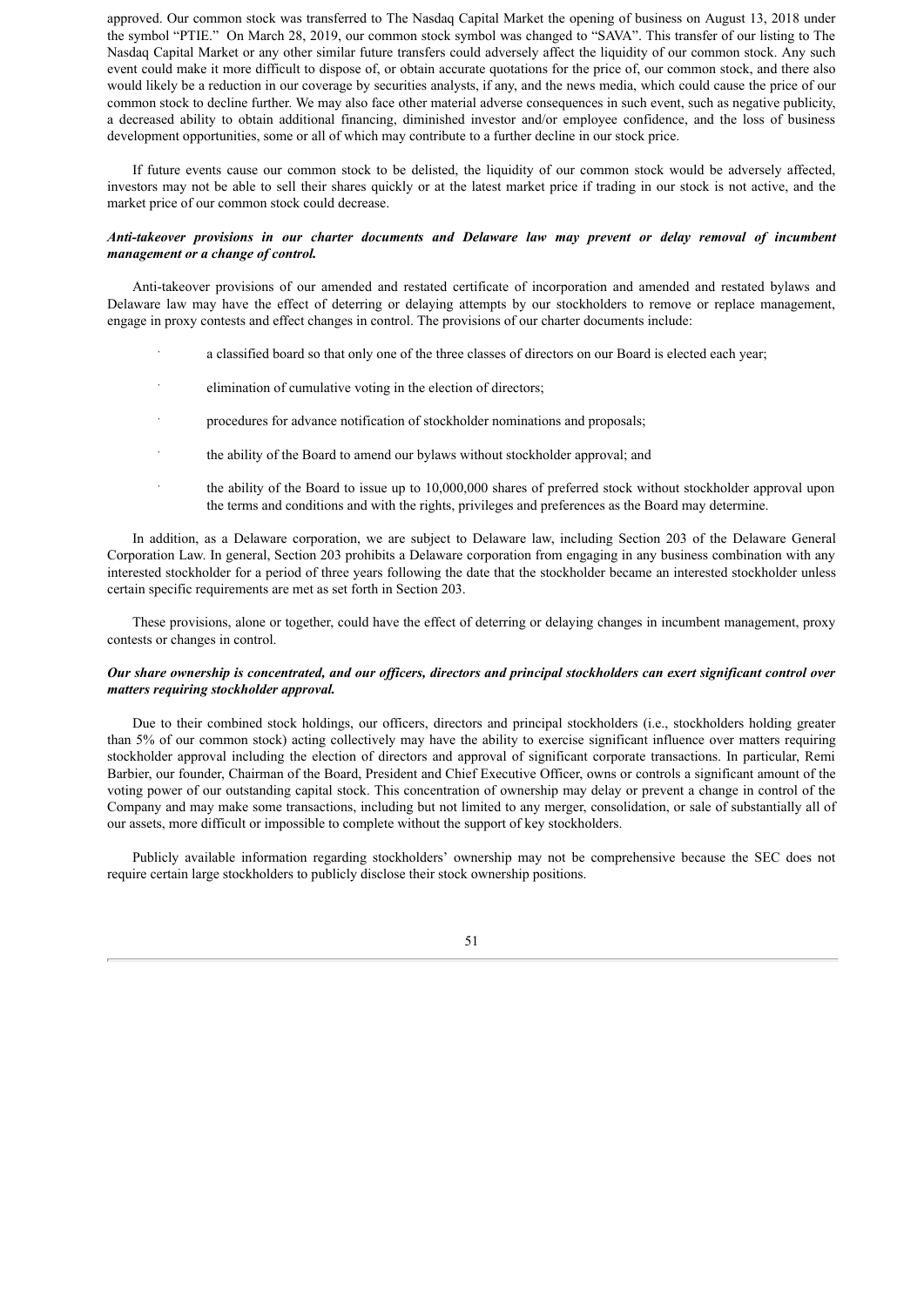approved. Our common stock was transferred to The Nasdaq Capital Market the opening of business on August 13, 2018 under the symbol "PTIE." On March 28, 2019, our common stock symbol was changed to "SAVA". This transfer of our listing to The Nasdaq Capital Market or any other similar future transfers could adversely affect the liquidity of our common stock. Any such event could make it more difficult to dispose of, or obtain accurate quotations for the price of, our common stock, and there also would likely be a reduction in our coverage by securities analysts, if any, and the news media, which could cause the price of our common stock to decline further. We may also face other material adverse consequences in such event, such as negative publicity, a decreased ability to obtain additional financing, diminished investor and/or employee confidence, and the loss of business development opportunities, some or all of which may contribute to a further decline in our stock price.

If future events cause our common stock to be delisted, the liquidity of our common stock would be adversely affected, investors may not be able to sell their shares quickly or at the latest market price if trading in our stock is not active, and the market price of our common stock could decrease.

***Anti-takeover provisions in our charter documents and Delaware law may prevent or delay removal of incumbent management or a change of control.***

Anti-takeover provisions of our amended and restated certificate of incorporation and amended and restated bylaws and Delaware law may have the effect of deterring or delaying attempts by our stockholders to remove or replace management, engage in proxy contests and effect changes in control. The provisions of our charter documents include:

- a classified board so that only one of the three classes of directors on our Board is elected each year;
- elimination of cumulative voting in the election of directors;
- procedures for advance notification of stockholder nominations and proposals;
- the ability of the Board to amend our bylaws without stockholder approval; and
- the ability of the Board to issue up to 10,000,000 shares of preferred stock without stockholder approval upon the terms and conditions and with the rights, privileges and preferences as the Board may determine.

In addition, as a Delaware corporation, we are subject to Delaware law, including Section 203 of the Delaware General Corporation Law. In general, Section 203 prohibits a Delaware corporation from engaging in any business combination with any interested stockholder for a period of three years following the date that the stockholder became an interested stockholder unless certain specific requirements are met as set forth in Section 203.

These provisions, alone or together, could have the effect of deterring or delaying changes in incumbent management, proxy contests or changes in control.

***Our share ownership is concentrated, and our officers, directors and principal stockholders can exert significant control over matters requiring stockholder approval.***

Due to their combined stock holdings, our officers, directors and principal stockholders (i.e., stockholders holding greater than 5% of our common stock) acting collectively may have the ability to exercise significant influence over matters requiring stockholder approval including the election of directors and approval of significant corporate transactions. In particular, Remi Barbier, our founder, Chairman of the Board, President and Chief Executive Officer, owns or controls a significant amount of the voting power of our outstanding capital stock. This concentration of ownership may delay or prevent a change in control of the Company and may make some transactions, including but not limited to any merger, consolidation, or sale of substantially all of our assets, more difficult or impossible to complete without the support of key stockholders.

Publicly available information regarding stockholders' ownership may not be comprehensive because the SEC does not require certain large stockholders to publicly disclose their stock ownership positions.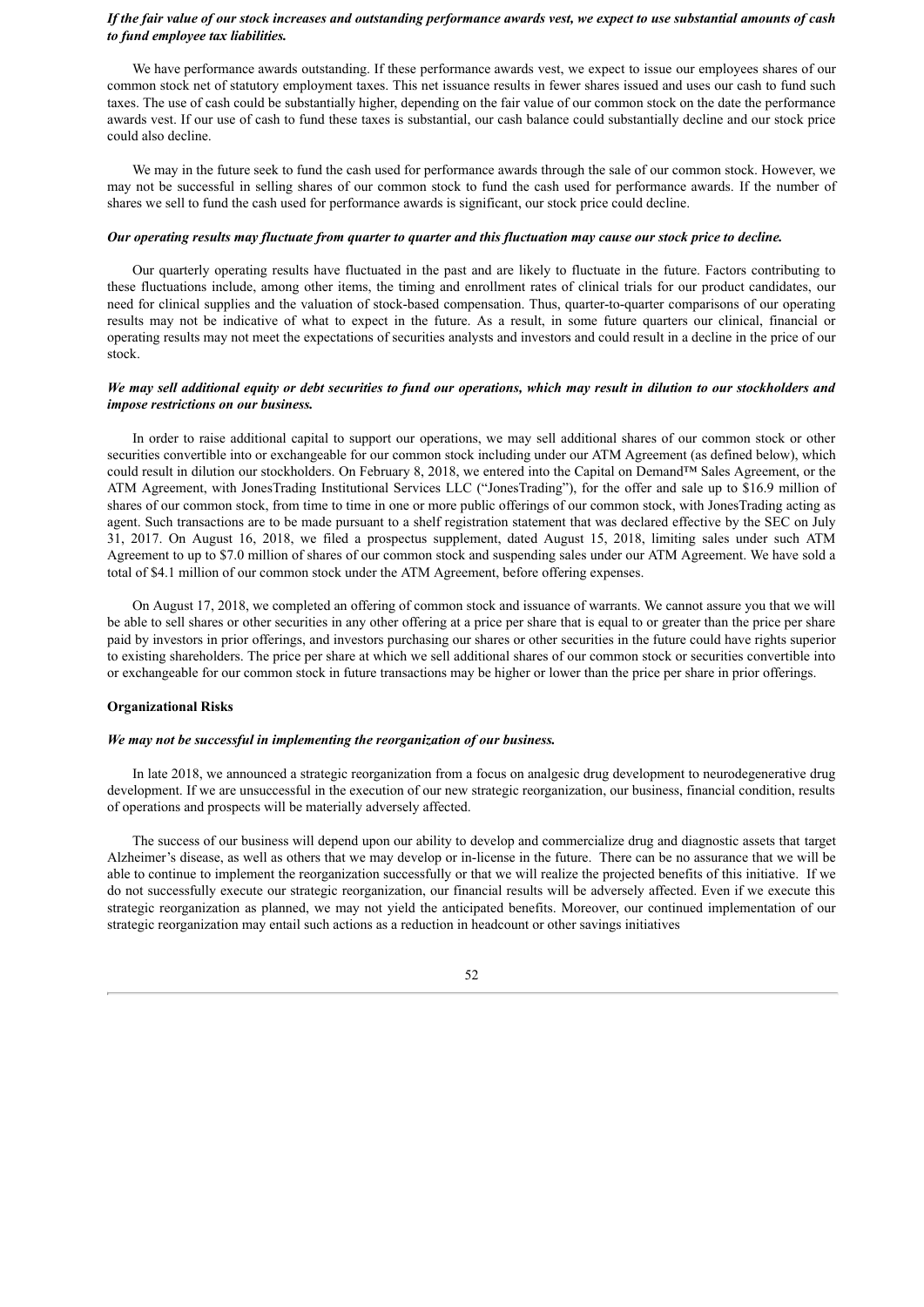***If the fair value of our stock increases and outstanding performance awards vest, we expect to use substantial amounts of cash to fund employee tax liabilities.***

We have performance awards outstanding. If these performance awards vest, we expect to issue our employees shares of our common stock net of statutory employment taxes. This net issuance results in fewer shares issued and uses our cash to fund such taxes. The use of cash could be substantially higher, depending on the fair value of our common stock on the date the performance awards vest. If our use of cash to fund these taxes is substantial, our cash balance could substantially decline and our stock price could also decline.

We may in the future seek to fund the cash used for performance awards through the sale of our common stock. However, we may not be successful in selling shares of our common stock to fund the cash used for performance awards. If the number of shares we sell to fund the cash used for performance awards is significant, our stock price could decline.

***Our operating results may fluctuate from quarter to quarter and this fluctuation may cause our stock price to decline.***

Our quarterly operating results have fluctuated in the past and are likely to fluctuate in the future. Factors contributing to these fluctuations include, among other items, the timing and enrollment rates of clinical trials for our product candidates, our need for clinical supplies and the valuation of stock-based compensation. Thus, quarter-to-quarter comparisons of our operating results may not be indicative of what to expect in the future. As a result, in some future quarters our clinical, financial or operating results may not meet the expectations of securities analysts and investors and could result in a decline in the price of our stock.

***We may sell additional equity or debt securities to fund our operations, which may result in dilution to our stockholders and impose restrictions on our business.***

In order to raise additional capital to support our operations, we may sell additional shares of our common stock or other securities convertible into or exchangeable for our common stock including under our ATM Agreement (as defined below), which could result in dilution our stockholders. On February 8, 2018, we entered into the Capital on Demand™ Sales Agreement, or the ATM Agreement, with JonesTrading Institutional Services LLC ("JonesTrading"), for the offer and sale up to $16.9 million of shares of our common stock, from time to time in one or more public offerings of our common stock, with JonesTrading acting as agent. Such transactions are to be made pursuant to a shelf registration statement that was declared effective by the SEC on July 31, 2017. On August 16, 2018, we filed a prospectus supplement, dated August 15, 2018, limiting sales under such ATM Agreement to up to $7.0 million of shares of our common stock and suspending sales under our ATM Agreement. We have sold a total of $4.1 million of our common stock under the ATM Agreement, before offering expenses.

On August 17, 2018, we completed an offering of common stock and issuance of warrants. We cannot assure you that we will be able to sell shares or other securities in any other offering at a price per share that is equal to or greater than the price per share paid by investors in prior offerings, and investors purchasing our shares or other securities in the future could have rights superior to existing shareholders. The price per share at which we sell additional shares of our common stock or securities convertible into or exchangeable for our common stock in future transactions may be higher or lower than the price per share in prior offerings.

**Organizational Risks**

***We may not be successful in implementing the reorganization of our business.***

In late 2018, we announced a strategic reorganization from a focus on analgesic drug development to neurodegenerative drug development. If we are unsuccessful in the execution of our new strategic reorganization, our business, financial condition, results of operations and prospects will be materially adversely affected.

The success of our business will depend upon our ability to develop and commercialize drug and diagnostic assets that target Alzheimer's disease, as well as others that we may develop or in-license in the future. There can be no assurance that we will be able to continue to implement the reorganization successfully or that we will realize the projected benefits of this initiative. If we do not successfully execute our strategic reorganization, our financial results will be adversely affected. Even if we execute this strategic reorganization as planned, we may not yield the anticipated benefits. Moreover, our continued implementation of our strategic reorganization may entail such actions as a reduction in headcount or other savings initiatives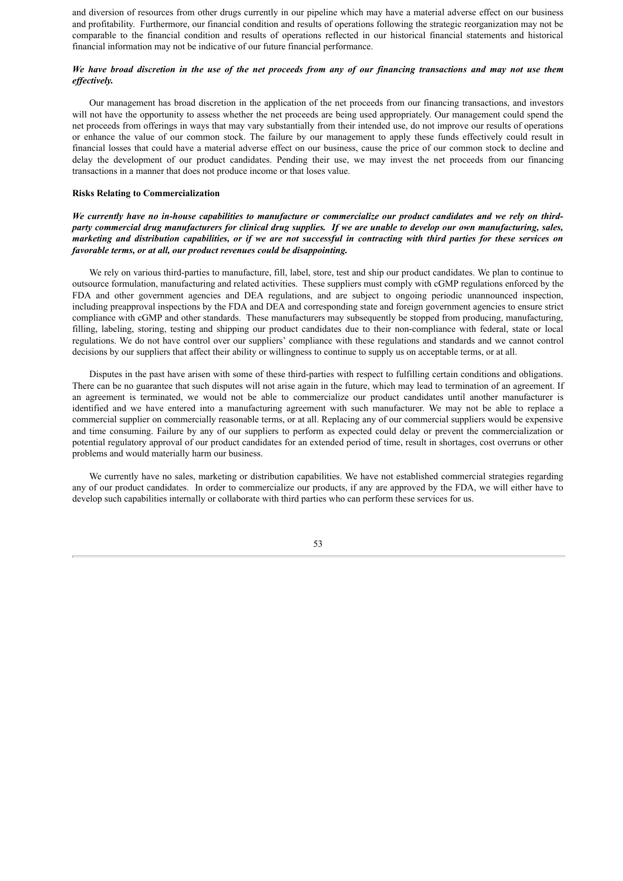and diversion of resources from other drugs currently in our pipeline which may have a material adverse effect on our business and profitability. Furthermore, our financial condition and results of operations following the strategic reorganization may not be comparable to the financial condition and results of operations reflected in our historical financial statements and historical financial information may not be indicative of our future financial performance.

***We have broad discretion in the use of the net proceeds from any of our financing transactions and may not use them effectively.***

Our management has broad discretion in the application of the net proceeds from our financing transactions, and investors will not have the opportunity to assess whether the net proceeds are being used appropriately. Our management could spend the net proceeds from offerings in ways that may vary substantially from their intended use, do not improve our results of operations or enhance the value of our common stock. The failure by our management to apply these funds effectively could result in financial losses that could have a material adverse effect on our business, cause the price of our common stock to decline and delay the development of our product candidates. Pending their use, we may invest the net proceeds from our financing transactions in a manner that does not produce income or that loses value.

**Risks Relating to Commercialization**

***We currently have no in-house capabilities to manufacture or commercialize our product candidates and we rely on third-party commercial drug manufacturers for clinical drug supplies. If we are unable to develop our own manufacturing, sales, marketing and distribution capabilities, or if we are not successful in contracting with third parties for these services on favorable terms, or at all, our product revenues could be disappointing.***

We rely on various third-parties to manufacture, fill, label, store, test and ship our product candidates. We plan to continue to outsource formulation, manufacturing and related activities. These suppliers must comply with cGMP regulations enforced by the FDA and other government agencies and DEA regulations, and are subject to ongoing periodic unannounced inspection, including preapproval inspections by the FDA and DEA and corresponding state and foreign government agencies to ensure strict compliance with cGMP and other standards. These manufacturers may subsequently be stopped from producing, manufacturing, filling, labeling, storing, testing and shipping our product candidates due to their non-compliance with federal, state or local regulations. We do not have control over our suppliers' compliance with these regulations and standards and we cannot control decisions by our suppliers that affect their ability or willingness to continue to supply us on acceptable terms, or at all.

Disputes in the past have arisen with some of these third-parties with respect to fulfilling certain conditions and obligations. There can be no guarantee that such disputes will not arise again in the future, which may lead to termination of an agreement. If an agreement is terminated, we would not be able to commercialize our product candidates until another manufacturer is identified and we have entered into a manufacturing agreement with such manufacturer. We may not be able to replace a commercial supplier on commercially reasonable terms, or at all. Replacing any of our commercial suppliers would be expensive and time consuming. Failure by any of our suppliers to perform as expected could delay or prevent the commercialization or potential regulatory approval of our product candidates for an extended period of time, result in shortages, cost overruns or other problems and would materially harm our business.

We currently have no sales, marketing or distribution capabilities. We have not established commercial strategies regarding any of our product candidates. In order to commercialize our products, if any are approved by the FDA, we will either have to develop such capabilities internally or collaborate with third parties who can perform these services for us.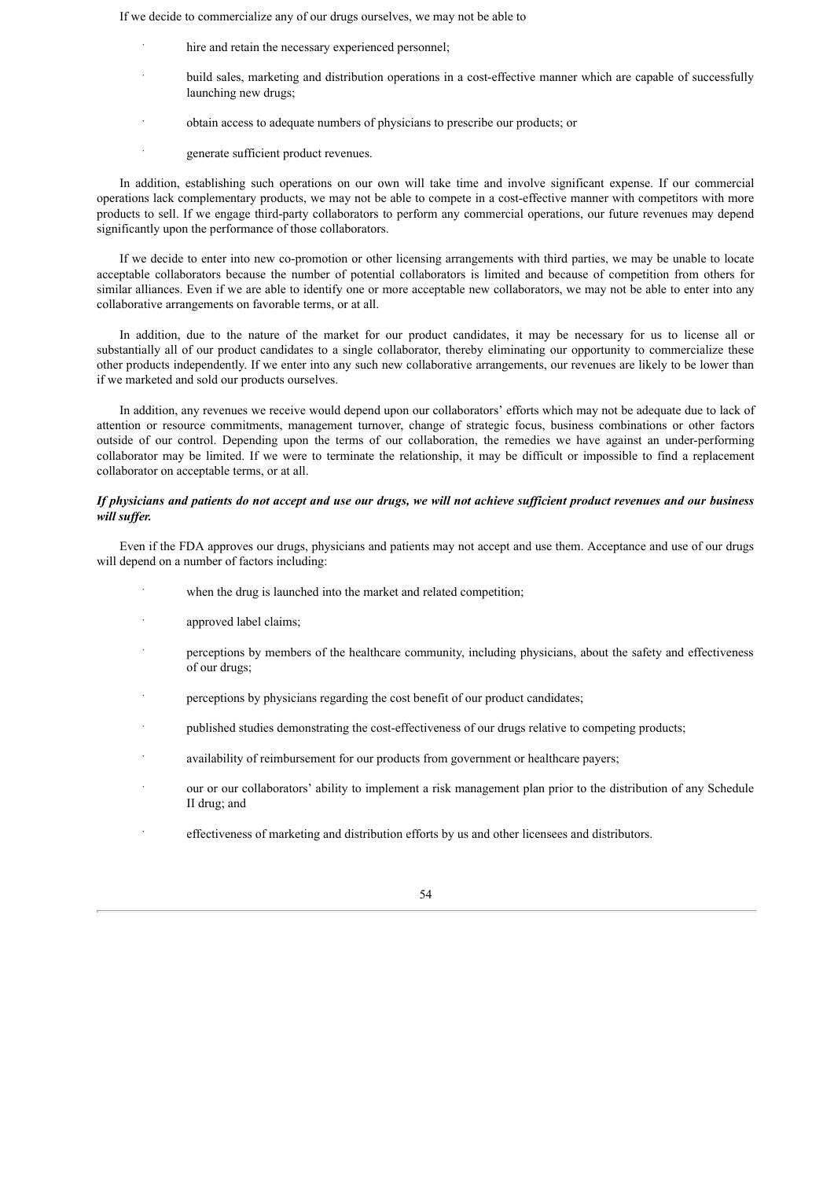If we decide to commercialize any of our drugs ourselves, we may not be able to

- hire and retain the necessary experienced personnel;
- build sales, marketing and distribution operations in a cost-effective manner which are capable of successfully launching new drugs;
- obtain access to adequate numbers of physicians to prescribe our products; or
- generate sufficient product revenues.

In addition, establishing such operations on our own will take time and involve significant expense. If our commercial operations lack complementary products, we may not be able to compete in a cost-effective manner with competitors with more products to sell. If we engage third-party collaborators to perform any commercial operations, our future revenues may depend significantly upon the performance of those collaborators.

If we decide to enter into new co-promotion or other licensing arrangements with third parties, we may be unable to locate acceptable collaborators because the number of potential collaborators is limited and because of competition from others for similar alliances. Even if we are able to identify one or more acceptable new collaborators, we may not be able to enter into any collaborative arrangements on favorable terms, or at all.

In addition, due to the nature of the market for our product candidates, it may be necessary for us to license all or substantially all of our product candidates to a single collaborator, thereby eliminating our opportunity to commercialize these other products independently. If we enter into any such new collaborative arrangements, our revenues are likely to be lower than if we marketed and sold our products ourselves.

In addition, any revenues we receive would depend upon our collaborators' efforts which may not be adequate due to lack of attention or resource commitments, management turnover, change of strategic focus, business combinations or other factors outside of our control. Depending upon the terms of our collaboration, the remedies we have against an under-performing collaborator may be limited. If we were to terminate the relationship, it may be difficult or impossible to find a replacement collaborator on acceptable terms, or at all.

***If physicians and patients do not accept and use our drugs, we will not achieve sufficient product revenues and our business will suffer.***

Even if the FDA approves our drugs, physicians and patients may not accept and use them. Acceptance and use of our drugs will depend on a number of factors including:

- when the drug is launched into the market and related competition;
- approved label claims;
- perceptions by members of the healthcare community, including physicians, about the safety and effectiveness of our drugs;
- perceptions by physicians regarding the cost benefit of our product candidates;
- published studies demonstrating the cost-effectiveness of our drugs relative to competing products;
- availability of reimbursement for our products from government or healthcare payers;
- our or our collaborators' ability to implement a risk management plan prior to the distribution of any Schedule II drug; and
- effectiveness of marketing and distribution efforts by us and other licensees and distributors.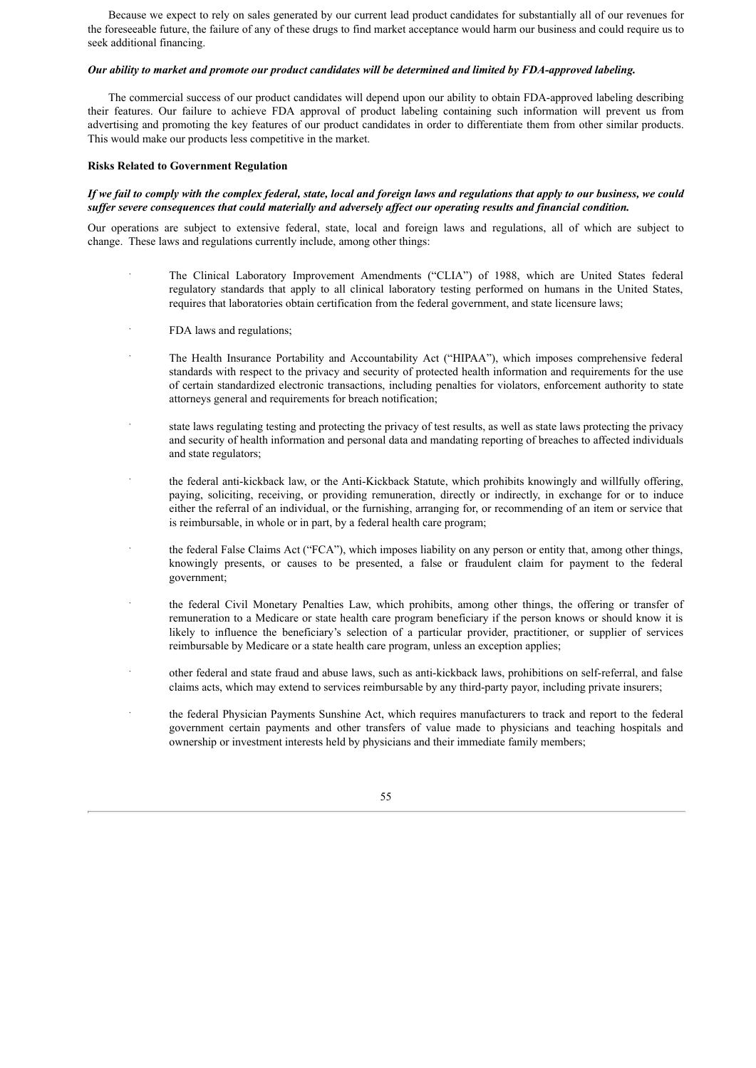Because we expect to rely on sales generated by our current lead product candidates for substantially all of our revenues for the foreseeable future, the failure of any of these drugs to find market acceptance would harm our business and could require us to seek additional financing.

***Our ability to market and promote our product candidates will be determined and limited by FDA-approved labeling.***

The commercial success of our product candidates will depend upon our ability to obtain FDA-approved labeling describing their features. Our failure to achieve FDA approval of product labeling containing such information will prevent us from advertising and promoting the key features of our product candidates in order to differentiate them from other similar products. This would make our products less competitive in the market.

**Risks Related to Government Regulation**

***If we fail to comply with the complex federal, state, local and foreign laws and regulations that apply to our business, we could suffer severe consequences that could materially and adversely affect our operating results and financial condition.***

Our operations are subject to extensive federal, state, local and foreign laws and regulations, all of which are subject to change. These laws and regulations currently include, among other things:

- The Clinical Laboratory Improvement Amendments ("CLIA") of 1988, which are United States federal regulatory standards that apply to all clinical laboratory testing performed on humans in the United States, requires that laboratories obtain certification from the federal government, and state licensure laws;
- FDA laws and regulations;
- The Health Insurance Portability and Accountability Act ("HIPAA"), which imposes comprehensive federal standards with respect to the privacy and security of protected health information and requirements for the use of certain standardized electronic transactions, including penalties for violators, enforcement authority to state attorneys general and requirements for breach notification;
- state laws regulating testing and protecting the privacy of test results, as well as state laws protecting the privacy and security of health information and personal data and mandating reporting of breaches to affected individuals and state regulators;
- the federal anti-kickback law, or the Anti-Kickback Statute, which prohibits knowingly and willfully offering, paying, soliciting, receiving, or providing remuneration, directly or indirectly, in exchange for or to induce either the referral of an individual, or the furnishing, arranging for, or recommending of an item or service that is reimbursable, in whole or in part, by a federal health care program;
- the federal False Claims Act ("FCA"), which imposes liability on any person or entity that, among other things, knowingly presents, or causes to be presented, a false or fraudulent claim for payment to the federal government;
- the federal Civil Monetary Penalties Law, which prohibits, among other things, the offering or transfer of remuneration to a Medicare or state health care program beneficiary if the person knows or should know it is likely to influence the beneficiary's selection of a particular provider, practitioner, or supplier of services reimbursable by Medicare or a state health care program, unless an exception applies;
- other federal and state fraud and abuse laws, such as anti-kickback laws, prohibitions on self-referral, and false claims acts, which may extend to services reimbursable by any third-party payor, including private insurers;
- the federal Physician Payments Sunshine Act, which requires manufacturers to track and report to the federal government certain payments and other transfers of value made to physicians and teaching hospitals and ownership or investment interests held by physicians and their immediate family members;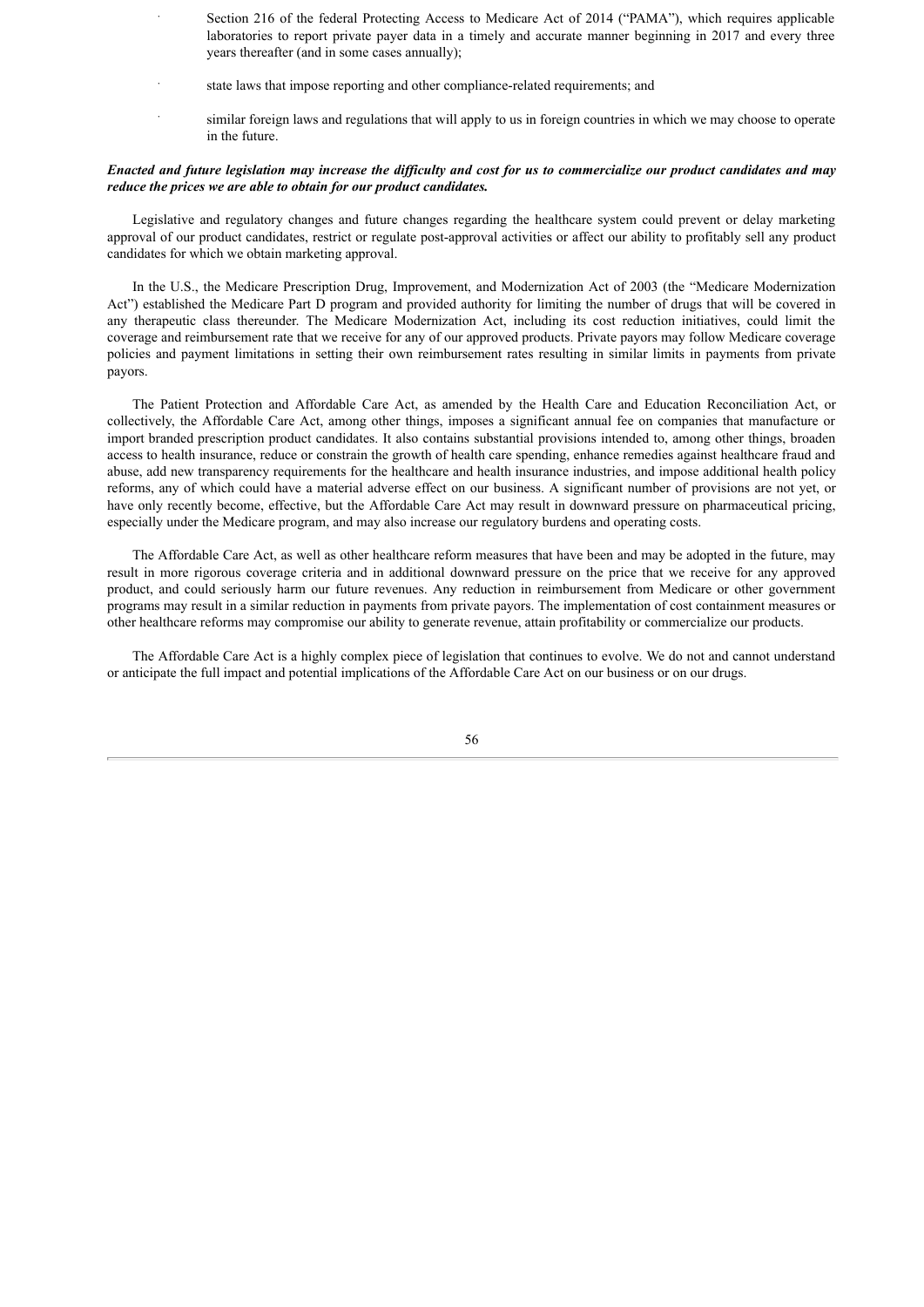- Section 216 of the federal Protecting Access to Medicare Act of 2014 ("PAMA"), which requires applicable laboratories to report private payer data in a timely and accurate manner beginning in 2017 and every three years thereafter (and in some cases annually);
- state laws that impose reporting and other compliance-related requirements; and
- similar foreign laws and regulations that will apply to us in foreign countries in which we may choose to operate in the future.

***Enacted and future legislation may increase the difficulty and cost for us to commercialize our product candidates and may reduce the prices we are able to obtain for our product candidates.***

Legislative and regulatory changes and future changes regarding the healthcare system could prevent or delay marketing approval of our product candidates, restrict or regulate post-approval activities or affect our ability to profitably sell any product candidates for which we obtain marketing approval.

In the U.S., the Medicare Prescription Drug, Improvement, and Modernization Act of 2003 (the "Medicare Modernization Act") established the Medicare Part D program and provided authority for limiting the number of drugs that will be covered in any therapeutic class thereunder. The Medicare Modernization Act, including its cost reduction initiatives, could limit the coverage and reimbursement rate that we receive for any of our approved products. Private payors may follow Medicare coverage policies and payment limitations in setting their own reimbursement rates resulting in similar limits in payments from private payors.

The Patient Protection and Affordable Care Act, as amended by the Health Care and Education Reconciliation Act, or collectively, the Affordable Care Act, among other things, imposes a significant annual fee on companies that manufacture or import branded prescription product candidates. It also contains substantial provisions intended to, among other things, broaden access to health insurance, reduce or constrain the growth of health care spending, enhance remedies against healthcare fraud and abuse, add new transparency requirements for the healthcare and health insurance industries, and impose additional health policy reforms, any of which could have a material adverse effect on our business. A significant number of provisions are not yet, or have only recently become, effective, but the Affordable Care Act may result in downward pressure on pharmaceutical pricing, especially under the Medicare program, and may also increase our regulatory burdens and operating costs.

The Affordable Care Act, as well as other healthcare reform measures that have been and may be adopted in the future, may result in more rigorous coverage criteria and in additional downward pressure on the price that we receive for any approved product, and could seriously harm our future revenues. Any reduction in reimbursement from Medicare or other government programs may result in a similar reduction in payments from private payors. The implementation of cost containment measures or other healthcare reforms may compromise our ability to generate revenue, attain profitability or commercialize our products.

The Affordable Care Act is a highly complex piece of legislation that continues to evolve. We do not and cannot understand or anticipate the full impact and potential implications of the Affordable Care Act on our business or on our drugs.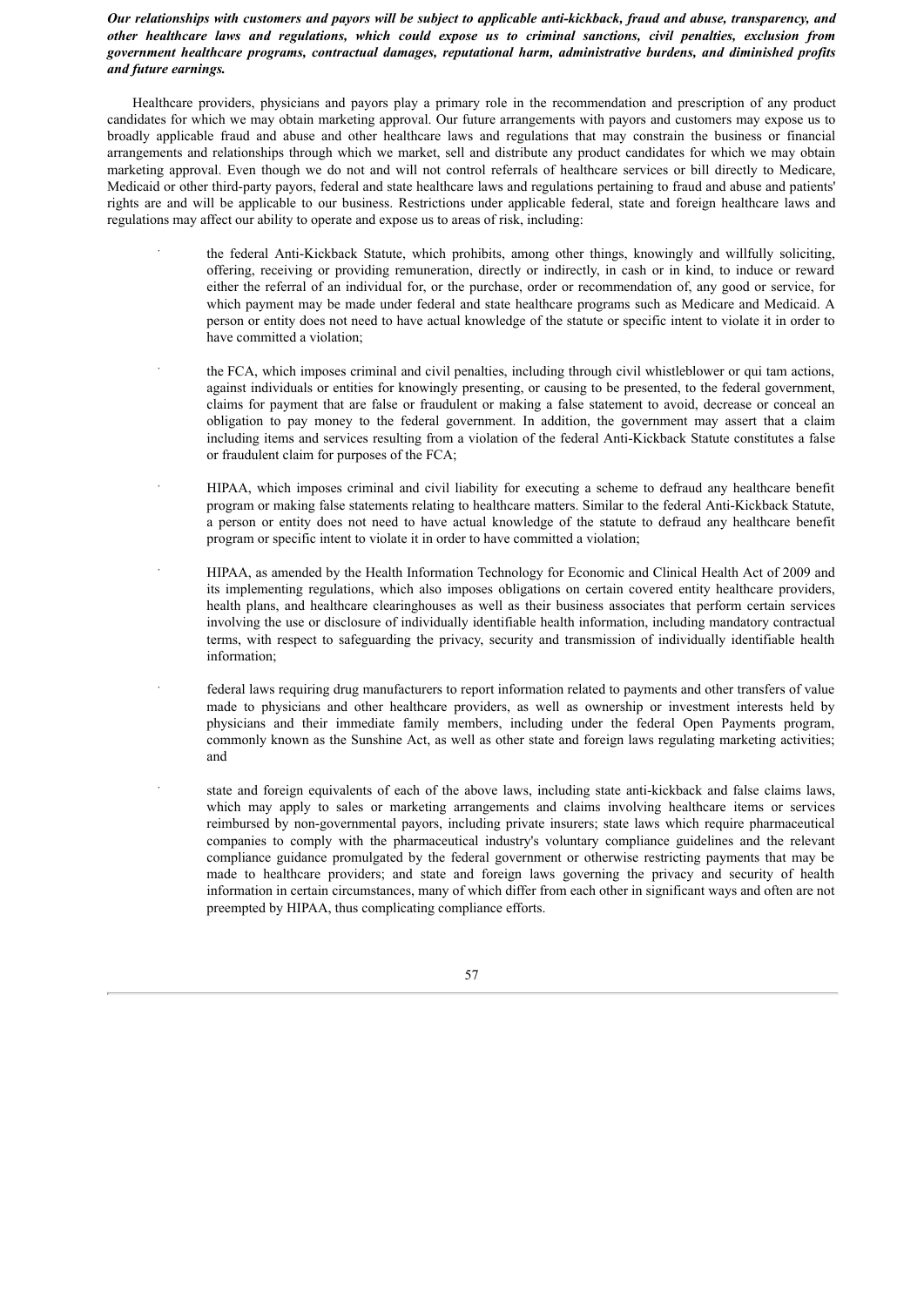***Our relationships with customers and payors will be subject to applicable anti-kickback, fraud and abuse, transparency, and other healthcare laws and regulations, which could expose us to criminal sanctions, civil penalties, exclusion from government healthcare programs, contractual damages, reputational harm, administrative burdens, and diminished profits and future earnings.***

Healthcare providers, physicians and payors play a primary role in the recommendation and prescription of any product candidates for which we may obtain marketing approval. Our future arrangements with payors and customers may expose us to broadly applicable fraud and abuse and other healthcare laws and regulations that may constrain the business or financial arrangements and relationships through which we market, sell and distribute any product candidates for which we may obtain marketing approval. Even though we do not and will not control referrals of healthcare services or bill directly to Medicare, Medicaid or other third-party payors, federal and state healthcare laws and regulations pertaining to fraud and abuse and patients' rights are and will be applicable to our business. Restrictions under applicable federal, state and foreign healthcare laws and regulations may affect our ability to operate and expose us to areas of risk, including:

- the federal Anti-Kickback Statute, which prohibits, among other things, knowingly and willfully soliciting, offering, receiving or providing remuneration, directly or indirectly, in cash or in kind, to induce or reward either the referral of an individual for, or the purchase, order or recommendation of, any good or service, for which payment may be made under federal and state healthcare programs such as Medicare and Medicaid. A person or entity does not need to have actual knowledge of the statute or specific intent to violate it in order to have committed a violation;

- the FCA, which imposes criminal and civil penalties, including through civil whistleblower or qui tam actions, against individuals or entities for knowingly presenting, or causing to be presented, to the federal government, claims for payment that are false or fraudulent or making a false statement to avoid, decrease or conceal an obligation to pay money to the federal government. In addition, the government may assert that a claim including items and services resulting from a violation of the federal Anti-Kickback Statute constitutes a false or fraudulent claim for purposes of the FCA;

- HIPAA, which imposes criminal and civil liability for executing a scheme to defraud any healthcare benefit program or making false statements relating to healthcare matters. Similar to the federal Anti-Kickback Statute, a person or entity does not need to have actual knowledge of the statute to defraud any healthcare benefit program or specific intent to violate it in order to have committed a violation;

- HIPAA, as amended by the Health Information Technology for Economic and Clinical Health Act of 2009 and its implementing regulations, which also imposes obligations on certain covered entity healthcare providers, health plans, and healthcare clearinghouses as well as their business associates that perform certain services involving the use or disclosure of individually identifiable health information, including mandatory contractual terms, with respect to safeguarding the privacy, security and transmission of individually identifiable health information;

- federal laws requiring drug manufacturers to report information related to payments and other transfers of value made to physicians and other healthcare providers, as well as ownership or investment interests held by physicians and their immediate family members, including under the federal Open Payments program, commonly known as the Sunshine Act, as well as other state and foreign laws regulating marketing activities; and

- state and foreign equivalents of each of the above laws, including state anti-kickback and false claims laws, which may apply to sales or marketing arrangements and claims involving healthcare items or services reimbursed by non-governmental payors, including private insurers; state laws which require pharmaceutical companies to comply with the pharmaceutical industry's voluntary compliance guidelines and the relevant compliance guidance promulgated by the federal government or otherwise restricting payments that may be made to healthcare providers; and state and foreign laws governing the privacy and security of health information in certain circumstances, many of which differ from each other in significant ways and often are not preempted by HIPAA, thus complicating compliance efforts.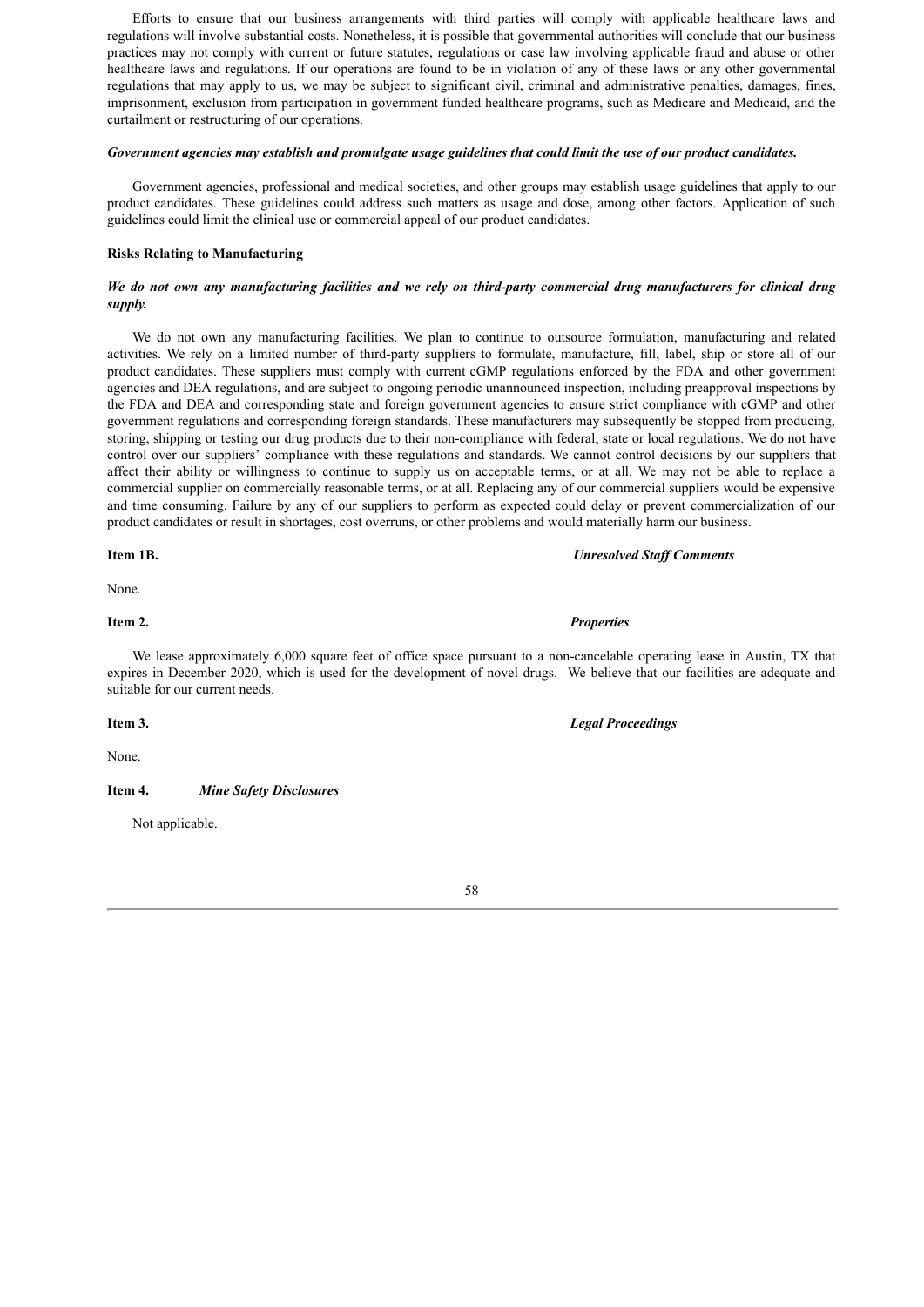Efforts to ensure that our business arrangements with third parties will comply with applicable healthcare laws and regulations will involve substantial costs. Nonetheless, it is possible that governmental authorities will conclude that our business practices may not comply with current or future statutes, regulations or case law involving applicable fraud and abuse or other healthcare laws and regulations. If our operations are found to be in violation of any of these laws or any other governmental regulations that may apply to us, we may be subject to significant civil, criminal and administrative penalties, damages, fines, imprisonment, exclusion from participation in government funded healthcare programs, such as Medicare and Medicaid, and the curtailment or restructuring of our operations.

***Government agencies may establish and promulgate usage guidelines that could limit the use of our product candidates.***

Government agencies, professional and medical societies, and other groups may establish usage guidelines that apply to our product candidates. These guidelines could address such matters as usage and dose, among other factors. Application of such guidelines could limit the clinical use or commercial appeal of our product candidates.

**Risks Relating to Manufacturing**

***We do not own any manufacturing facilities and we rely on third-party commercial drug manufacturers for clinical drug supply.***

We do not own any manufacturing facilities. We plan to continue to outsource formulation, manufacturing and related activities. We rely on a limited number of third-party suppliers to formulate, manufacture, fill, label, ship or store all of our product candidates. These suppliers must comply with current cGMP regulations enforced by the FDA and other government agencies and DEA regulations, and are subject to ongoing periodic unannounced inspection, including preapproval inspections by the FDA and DEA and corresponding state and foreign government agencies to ensure strict compliance with cGMP and other government regulations and corresponding foreign standards. These manufacturers may subsequently be stopped from producing, storing, shipping or testing our drug products due to their non-compliance with federal, state or local regulations. We do not have control over our suppliers' compliance with these regulations and standards. We cannot control decisions by our suppliers that affect their ability or willingness to continue to supply us on acceptable terms, or at all. We may not be able to replace a commercial supplier on commercially reasonable terms, or at all. Replacing any of our commercial suppliers would be expensive and time consuming. Failure by any of our suppliers to perform as expected could delay or prevent commercialization of our product candidates or result in shortages, cost overruns, or other problems and would materially harm our business.

**Item 1B.** ***Unresolved Staff Comments***

None.

**Item 2.** ***Properties***

We lease approximately 6,000 square feet of office space pursuant to a non-cancelable operating lease in Austin, TX that expires in December 2020, which is used for the development of novel drugs. We believe that our facilities are adequate and suitable for our current needs.

**Item 3.** ***Legal Proceedings***

None.

**Item 4.** ***Mine Safety Disclosures***

Not applicable.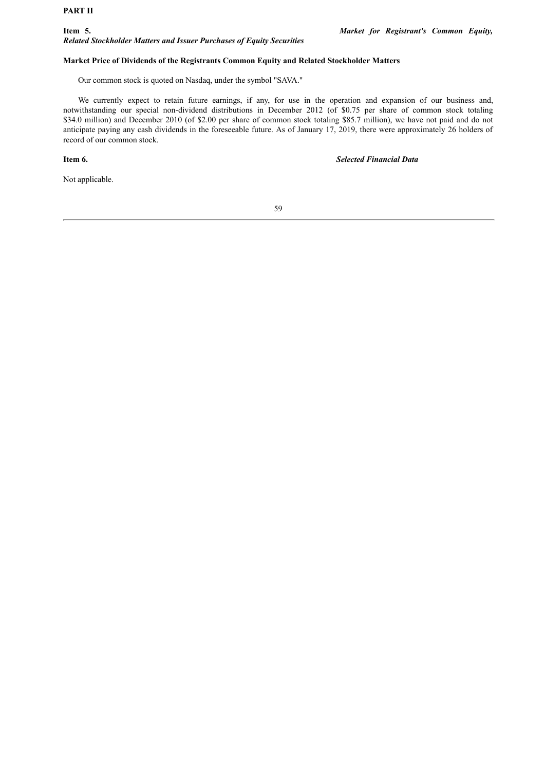## PART II

**Item 5.** ***Market for Registrant's Common Equity, Related Stockholder Matters and Issuer Purchases of Equity Securities***

**Market Price of Dividends of the Registrants Common Equity and Related Stockholder Matters**

Our common stock is quoted on Nasdaq, under the symbol "SAVA."

We currently expect to retain future earnings, if any, for use in the operation and expansion of our business and, notwithstanding our special non-dividend distributions in December 2012 (of $0.75 per share of common stock totaling $34.0 million) and December 2010 (of $2.00 per share of common stock totaling $85.7 million), we have not paid and do not anticipate paying any cash dividends in the foreseeable future. As of January 17, 2019, there were approximately 26 holders of record of our common stock.

**Item 6.** ***Selected Financial Data***

Not applicable.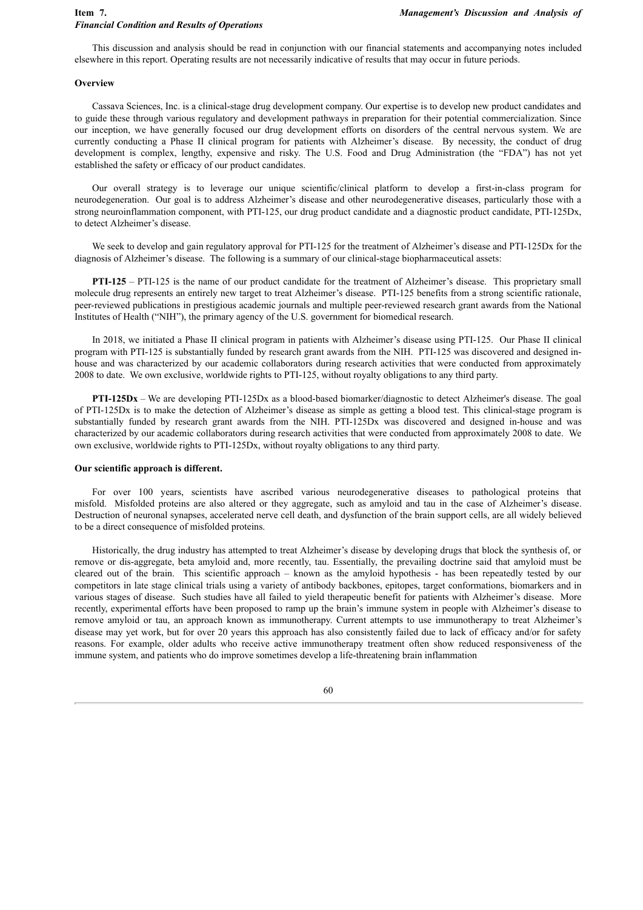## Item 7. *Management's Discussion and Analysis of Financial Condition and Results of Operations*

This discussion and analysis should be read in conjunction with our financial statements and accompanying notes included elsewhere in this report. Operating results are not necessarily indicative of results that may occur in future periods.

**Overview**

Cassava Sciences, Inc. is a clinical-stage drug development company. Our expertise is to develop new product candidates and to guide these through various regulatory and development pathways in preparation for their potential commercialization. Since our inception, we have generally focused our drug development efforts on disorders of the central nervous system. We are currently conducting a Phase II clinical program for patients with Alzheimer's disease. By necessity, the conduct of drug development is complex, lengthy, expensive and risky. The U.S. Food and Drug Administration (the "FDA") has not yet established the safety or efficacy of our product candidates.

Our overall strategy is to leverage our unique scientific/clinical platform to develop a first-in-class program for neurodegeneration. Our goal is to address Alzheimer's disease and other neurodegenerative diseases, particularly those with a strong neuroinflammation component, with PTI-125, our drug product candidate and a diagnostic product candidate, PTI-125Dx, to detect Alzheimer's disease.

We seek to develop and gain regulatory approval for PTI-125 for the treatment of Alzheimer's disease and PTI-125Dx for the diagnosis of Alzheimer's disease. The following is a summary of our clinical-stage biopharmaceutical assets:

**PTI-125** – PTI-125 is the name of our product candidate for the treatment of Alzheimer's disease. This proprietary small molecule drug represents an entirely new target to treat Alzheimer's disease. PTI-125 benefits from a strong scientific rationale, peer-reviewed publications in prestigious academic journals and multiple peer-reviewed research grant awards from the National Institutes of Health ("NIH"), the primary agency of the U.S. government for biomedical research.

In 2018, we initiated a Phase II clinical program in patients with Alzheimer's disease using PTI-125. Our Phase II clinical program with PTI-125 is substantially funded by research grant awards from the NIH. PTI-125 was discovered and designed in-house and was characterized by our academic collaborators during research activities that were conducted from approximately 2008 to date. We own exclusive, worldwide rights to PTI-125, without royalty obligations to any third party.

**PTI-125Dx** – We are developing PTI-125Dx as a blood-based biomarker/diagnostic to detect Alzheimer's disease. The goal of PTI-125Dx is to make the detection of Alzheimer's disease as simple as getting a blood test. This clinical-stage program is substantially funded by research grant awards from the NIH. PTI-125Dx was discovered and designed in-house and was characterized by our academic collaborators during research activities that were conducted from approximately 2008 to date. We own exclusive, worldwide rights to PTI-125Dx, without royalty obligations to any third party.

**Our scientific approach is different.**

For over 100 years, scientists have ascribed various neurodegenerative diseases to pathological proteins that misfold. Misfolded proteins are also altered or they aggregate, such as amyloid and tau in the case of Alzheimer's disease. Destruction of neuronal synapses, accelerated nerve cell death, and dysfunction of the brain support cells, are all widely believed to be a direct consequence of misfolded proteins.

Historically, the drug industry has attempted to treat Alzheimer's disease by developing drugs that block the synthesis of, or remove or dis-aggregate, beta amyloid and, more recently, tau. Essentially, the prevailing doctrine said that amyloid must be cleared out of the brain. This scientific approach – known as the amyloid hypothesis - has been repeatedly tested by our competitors in late stage clinical trials using a variety of antibody backbones, epitopes, target conformations, biomarkers and in various stages of disease. Such studies have all failed to yield therapeutic benefit for patients with Alzheimer's disease. More recently, experimental efforts have been proposed to ramp up the brain's immune system in people with Alzheimer's disease to remove amyloid or tau, an approach known as immunotherapy. Current attempts to use immunotherapy to treat Alzheimer's disease may yet work, but for over 20 years this approach has also consistently failed due to lack of efficacy and/or for safety reasons. For example, older adults who receive active immunotherapy treatment often show reduced responsiveness of the immune system, and patients who do improve sometimes develop a life-threatening brain inflammation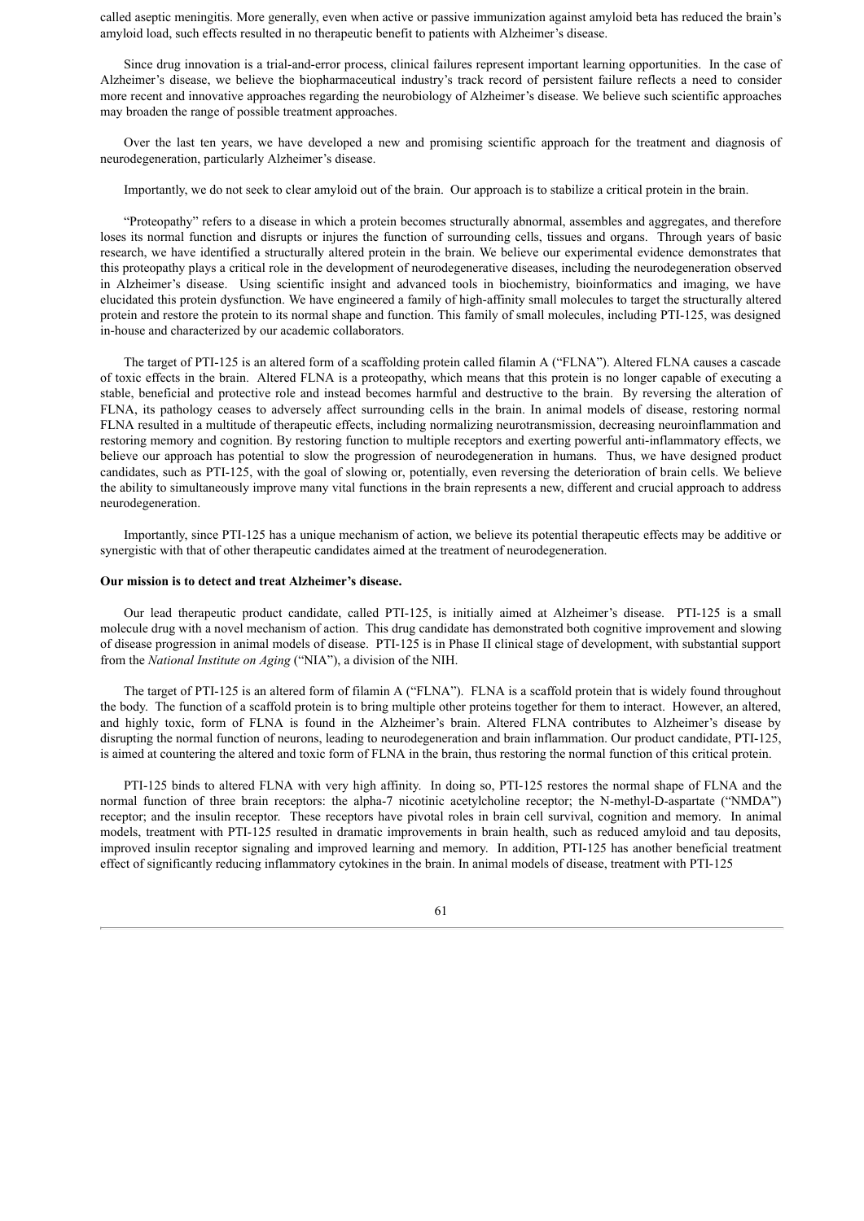called aseptic meningitis. More generally, even when active or passive immunization against amyloid beta has reduced the brain's amyloid load, such effects resulted in no therapeutic benefit to patients with Alzheimer's disease.

Since drug innovation is a trial-and-error process, clinical failures represent important learning opportunities. In the case of Alzheimer's disease, we believe the biopharmaceutical industry's track record of persistent failure reflects a need to consider more recent and innovative approaches regarding the neurobiology of Alzheimer's disease. We believe such scientific approaches may broaden the range of possible treatment approaches.

Over the last ten years, we have developed a new and promising scientific approach for the treatment and diagnosis of neurodegeneration, particularly Alzheimer's disease.

Importantly, we do not seek to clear amyloid out of the brain. Our approach is to stabilize a critical protein in the brain.

"Proteopathy" refers to a disease in which a protein becomes structurally abnormal, assembles and aggregates, and therefore loses its normal function and disrupts or injures the function of surrounding cells, tissues and organs. Through years of basic research, we have identified a structurally altered protein in the brain. We believe our experimental evidence demonstrates that this proteopathy plays a critical role in the development of neurodegenerative diseases, including the neurodegeneration observed in Alzheimer's disease. Using scientific insight and advanced tools in biochemistry, bioinformatics and imaging, we have elucidated this protein dysfunction. We have engineered a family of high-affinity small molecules to target the structurally altered protein and restore the protein to its normal shape and function. This family of small molecules, including PTI-125, was designed in-house and characterized by our academic collaborators.

The target of PTI-125 is an altered form of a scaffolding protein called filamin A ("FLNA"). Altered FLNA causes a cascade of toxic effects in the brain. Altered FLNA is a proteopathy, which means that this protein is no longer capable of executing a stable, beneficial and protective role and instead becomes harmful and destructive to the brain. By reversing the alteration of FLNA, its pathology ceases to adversely affect surrounding cells in the brain. In animal models of disease, restoring normal FLNA resulted in a multitude of therapeutic effects, including normalizing neurotransmission, decreasing neuroinflammation and restoring memory and cognition. By restoring function to multiple receptors and exerting powerful anti-inflammatory effects, we believe our approach has potential to slow the progression of neurodegeneration in humans. Thus, we have designed product candidates, such as PTI-125, with the goal of slowing or, potentially, even reversing the deterioration of brain cells. We believe the ability to simultaneously improve many vital functions in the brain represents a new, different and crucial approach to address neurodegeneration.

Importantly, since PTI-125 has a unique mechanism of action, we believe its potential therapeutic effects may be additive or synergistic with that of other therapeutic candidates aimed at the treatment of neurodegeneration.

**Our mission is to detect and treat Alzheimer's disease.**

Our lead therapeutic product candidate, called PTI-125, is initially aimed at Alzheimer's disease. PTI-125 is a small molecule drug with a novel mechanism of action. This drug candidate has demonstrated both cognitive improvement and slowing of disease progression in animal models of disease. PTI-125 is in Phase II clinical stage of development, with substantial support from the *National Institute on Aging* ("NIA"), a division of the NIH.

The target of PTI-125 is an altered form of filamin A ("FLNA"). FLNA is a scaffold protein that is widely found throughout the body. The function of a scaffold protein is to bring multiple other proteins together for them to interact. However, an altered, and highly toxic, form of FLNA is found in the Alzheimer's brain. Altered FLNA contributes to Alzheimer's disease by disrupting the normal function of neurons, leading to neurodegeneration and brain inflammation. Our product candidate, PTI-125, is aimed at countering the altered and toxic form of FLNA in the brain, thus restoring the normal function of this critical protein.

PTI-125 binds to altered FLNA with very high affinity. In doing so, PTI-125 restores the normal shape of FLNA and the normal function of three brain receptors: the alpha-7 nicotinic acetylcholine receptor; the N-methyl-D-aspartate ("NMDA") receptor; and the insulin receptor. These receptors have pivotal roles in brain cell survival, cognition and memory. In animal models, treatment with PTI-125 resulted in dramatic improvements in brain health, such as reduced amyloid and tau deposits, improved insulin receptor signaling and improved learning and memory. In addition, PTI-125 has another beneficial treatment effect of significantly reducing inflammatory cytokines in the brain. In animal models of disease, treatment with PTI-125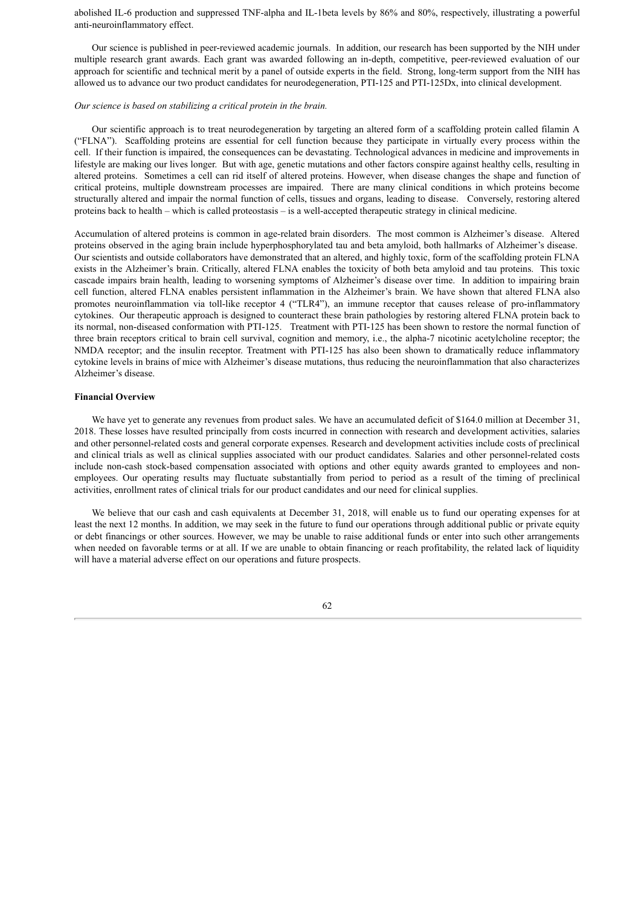abolished IL-6 production and suppressed TNF-alpha and IL-1beta levels by 86% and 80%, respectively, illustrating a powerful anti-neuroinflammatory effect.

Our science is published in peer-reviewed academic journals. In addition, our research has been supported by the NIH under multiple research grant awards. Each grant was awarded following an in-depth, competitive, peer-reviewed evaluation of our approach for scientific and technical merit by a panel of outside experts in the field. Strong, long-term support from the NIH has allowed us to advance our two product candidates for neurodegeneration, PTI-125 and PTI-125Dx, into clinical development.

*Our science is based on stabilizing a critical protein in the brain.*

Our scientific approach is to treat neurodegeneration by targeting an altered form of a scaffolding protein called filamin A ("FLNA"). Scaffolding proteins are essential for cell function because they participate in virtually every process within the cell. If their function is impaired, the consequences can be devastating. Technological advances in medicine and improvements in lifestyle are making our lives longer. But with age, genetic mutations and other factors conspire against healthy cells, resulting in altered proteins. Sometimes a cell can rid itself of altered proteins. However, when disease changes the shape and function of critical proteins, multiple downstream processes are impaired. There are many clinical conditions in which proteins become structurally altered and impair the normal function of cells, tissues and organs, leading to disease. Conversely, restoring altered proteins back to health – which is called proteostasis – is a well-accepted therapeutic strategy in clinical medicine.

Accumulation of altered proteins is common in age-related brain disorders. The most common is Alzheimer's disease. Altered proteins observed in the aging brain include hyperphosphorylated tau and beta amyloid, both hallmarks of Alzheimer's disease. Our scientists and outside collaborators have demonstrated that an altered, and highly toxic, form of the scaffolding protein FLNA exists in the Alzheimer's brain. Critically, altered FLNA enables the toxicity of both beta amyloid and tau proteins. This toxic cascade impairs brain health, leading to worsening symptoms of Alzheimer's disease over time. In addition to impairing brain cell function, altered FLNA enables persistent inflammation in the Alzheimer's brain. We have shown that altered FLNA also promotes neuroinflammation via toll-like receptor 4 ("TLR4"), an immune receptor that causes release of pro-inflammatory cytokines. Our therapeutic approach is designed to counteract these brain pathologies by restoring altered FLNA protein back to its normal, non-diseased conformation with PTI-125. Treatment with PTI-125 has been shown to restore the normal function of three brain receptors critical to brain cell survival, cognition and memory, i.e., the alpha-7 nicotinic acetylcholine receptor; the NMDA receptor; and the insulin receptor. Treatment with PTI-125 has also been shown to dramatically reduce inflammatory cytokine levels in brains of mice with Alzheimer's disease mutations, thus reducing the neuroinflammation that also characterizes Alzheimer's disease.

**Financial Overview**

We have yet to generate any revenues from product sales. We have an accumulated deficit of $164.0 million at December 31, 2018. These losses have resulted principally from costs incurred in connection with research and development activities, salaries and other personnel-related costs and general corporate expenses. Research and development activities include costs of preclinical and clinical trials as well as clinical supplies associated with our product candidates. Salaries and other personnel-related costs include non-cash stock-based compensation associated with options and other equity awards granted to employees and non-employees. Our operating results may fluctuate substantially from period to period as a result of the timing of preclinical activities, enrollment rates of clinical trials for our product candidates and our need for clinical supplies.

We believe that our cash and cash equivalents at December 31, 2018, will enable us to fund our operating expenses for at least the next 12 months. In addition, we may seek in the future to fund our operations through additional public or private equity or debt financings or other sources. However, we may be unable to raise additional funds or enter into such other arrangements when needed on favorable terms or at all. If we are unable to obtain financing or reach profitability, the related lack of liquidity will have a material adverse effect on our operations and future prospects.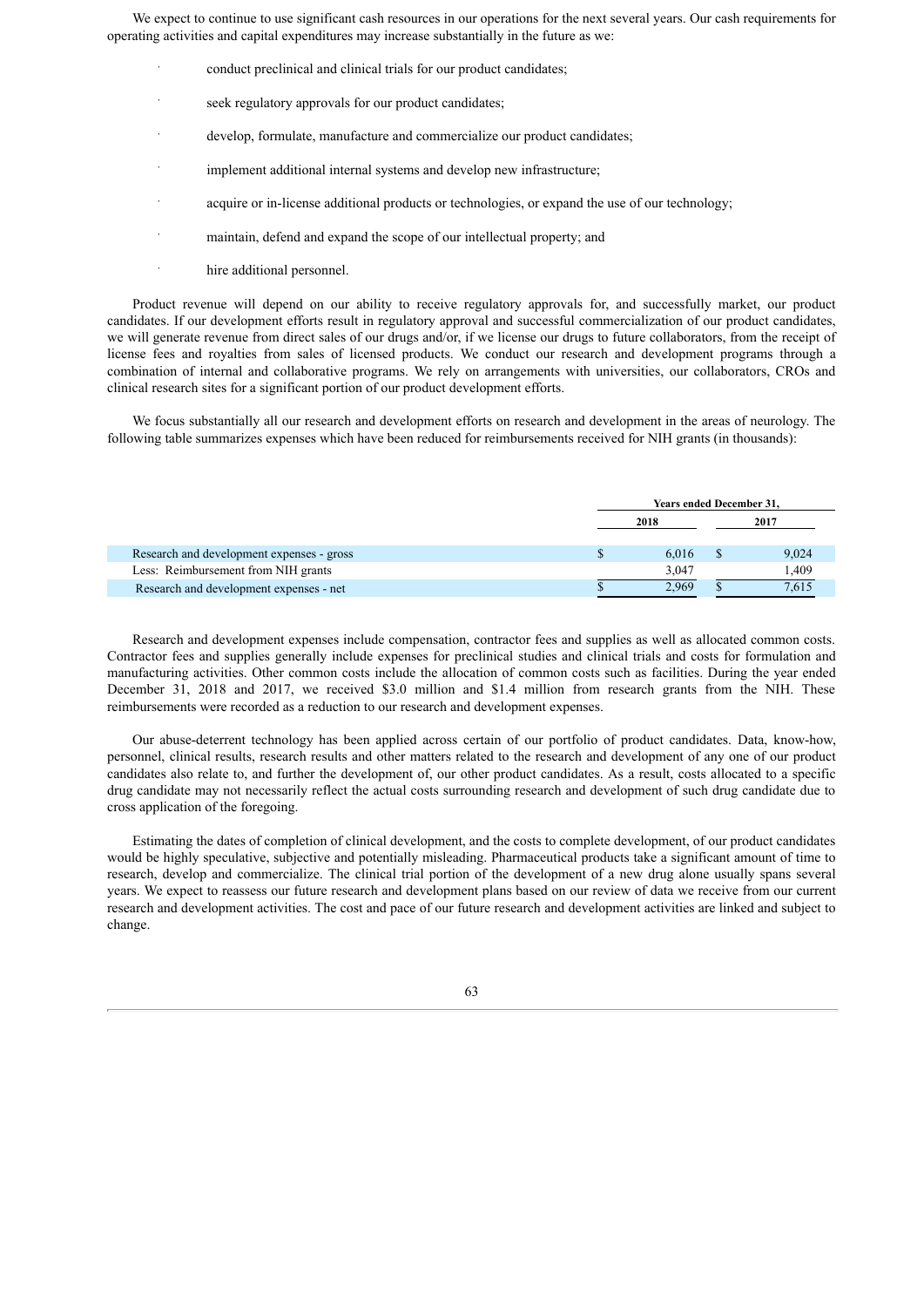We expect to continue to use significant cash resources in our operations for the next several years. Our cash requirements for operating activities and capital expenditures may increase substantially in the future as we:

- conduct preclinical and clinical trials for our product candidates;
- seek regulatory approvals for our product candidates;
- develop, formulate, manufacture and commercialize our product candidates;
- implement additional internal systems and develop new infrastructure;
- acquire or in-license additional products or technologies, or expand the use of our technology;
- maintain, defend and expand the scope of our intellectual property; and
- hire additional personnel.

Product revenue will depend on our ability to receive regulatory approvals for, and successfully market, our product candidates. If our development efforts result in regulatory approval and successful commercialization of our product candidates, we will generate revenue from direct sales of our drugs and/or, if we license our drugs to future collaborators, from the receipt of license fees and royalties from sales of licensed products. We conduct our research and development programs through a combination of internal and collaborative programs. We rely on arrangements with universities, our collaborators, CROs and clinical research sites for a significant portion of our product development efforts.

We focus substantially all our research and development efforts on research and development in the areas of neurology. The following table summarizes expenses which have been reduced for reimbursements received for NIH grants (in thousands):

| | Years ended December 31, | |
|---|---|---|
| | 2018 | 2017 |
| Research and development expenses - gross | $ 6,016 | $ 9,024 |
| Less: Reimbursement from NIH grants | 3,047 | 1,409 |
| Research and development expenses - net | $ 2,969 | $ 7,615 |

Research and development expenses include compensation, contractor fees and supplies as well as allocated common costs. Contractor fees and supplies generally include expenses for preclinical studies and clinical trials and costs for formulation and manufacturing activities. Other common costs include the allocation of common costs such as facilities. During the year ended December 31, 2018 and 2017, we received $3.0 million and $1.4 million from research grants from the NIH. These reimbursements were recorded as a reduction to our research and development expenses.

Our abuse-deterrent technology has been applied across certain of our portfolio of product candidates. Data, know-how, personnel, clinical results, research results and other matters related to the research and development of any one of our product candidates also relate to, and further the development of, our other product candidates. As a result, costs allocated to a specific drug candidate may not necessarily reflect the actual costs surrounding research and development of such drug candidate due to cross application of the foregoing.

Estimating the dates of completion of clinical development, and the costs to complete development, of our product candidates would be highly speculative, subjective and potentially misleading. Pharmaceutical products take a significant amount of time to research, develop and commercialize. The clinical trial portion of the development of a new drug alone usually spans several years. We expect to reassess our future research and development plans based on our review of data we receive from our current research and development activities. The cost and pace of our future research and development activities are linked and subject to change.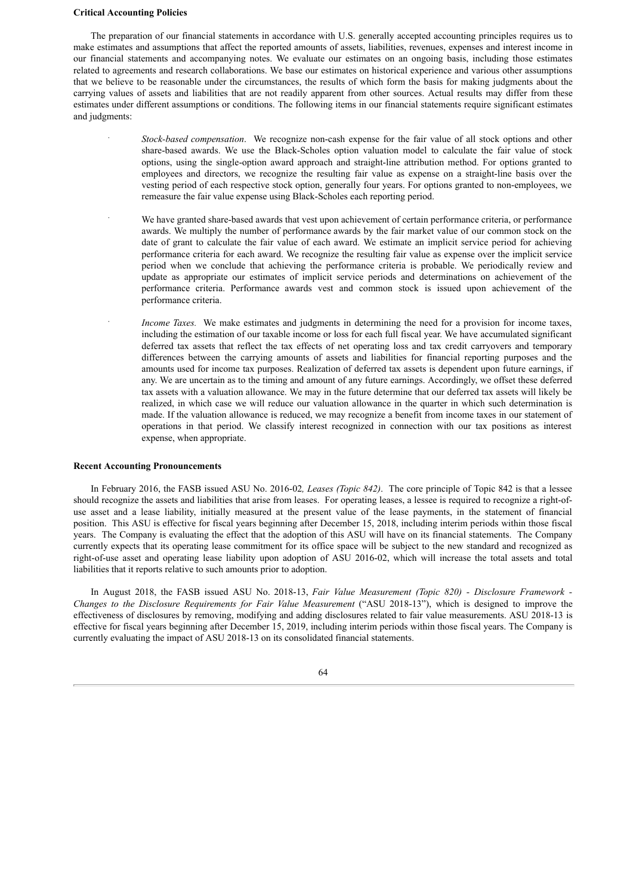**Critical Accounting Policies**

The preparation of our financial statements in accordance with U.S. generally accepted accounting principles requires us to make estimates and assumptions that affect the reported amounts of assets, liabilities, revenues, expenses and interest income in our financial statements and accompanying notes. We evaluate our estimates on an ongoing basis, including those estimates related to agreements and research collaborations. We base our estimates on historical experience and various other assumptions that we believe to be reasonable under the circumstances, the results of which form the basis for making judgments about the carrying values of assets and liabilities that are not readily apparent from other sources. Actual results may differ from these estimates under different assumptions or conditions. The following items in our financial statements require significant estimates and judgments:

- *Stock-based compensation*. We recognize non-cash expense for the fair value of all stock options and other share-based awards. We use the Black-Scholes option valuation model to calculate the fair value of stock options, using the single-option award approach and straight-line attribution method. For options granted to employees and directors, we recognize the resulting fair value as expense on a straight-line basis over the vesting period of each respective stock option, generally four years. For options granted to non-employees, we remeasure the fair value expense using Black-Scholes each reporting period.

- We have granted share-based awards that vest upon achievement of certain performance criteria, or performance awards. We multiply the number of performance awards by the fair market value of our common stock on the date of grant to calculate the fair value of each award. We estimate an implicit service period for achieving performance criteria for each award. We recognize the resulting fair value as expense over the implicit service period when we conclude that achieving the performance criteria is probable. We periodically review and update as appropriate our estimates of implicit service periods and determinations on achievement of the performance criteria. Performance awards vest and common stock is issued upon achievement of the performance criteria.

- *Income Taxes.* We make estimates and judgments in determining the need for a provision for income taxes, including the estimation of our taxable income or loss for each full fiscal year. We have accumulated significant deferred tax assets that reflect the tax effects of net operating loss and tax credit carryovers and temporary differences between the carrying amounts of assets and liabilities for financial reporting purposes and the amounts used for income tax purposes. Realization of deferred tax assets is dependent upon future earnings, if any. We are uncertain as to the timing and amount of any future earnings. Accordingly, we offset these deferred tax assets with a valuation allowance. We may in the future determine that our deferred tax assets will likely be realized, in which case we will reduce our valuation allowance in the quarter in which such determination is made. If the valuation allowance is reduced, we may recognize a benefit from income taxes in our statement of operations in that period. We classify interest recognized in connection with our tax positions as interest expense, when appropriate.

**Recent Accounting Pronouncements**

In February 2016, the FASB issued ASU No. 2016-02*, Leases (Topic 842)*. The core principle of Topic 842 is that a lessee should recognize the assets and liabilities that arise from leases. For operating leases, a lessee is required to recognize a right-of-use asset and a lease liability, initially measured at the present value of the lease payments, in the statement of financial position. This ASU is effective for fiscal years beginning after December 15, 2018, including interim periods within those fiscal years. The Company is evaluating the effect that the adoption of this ASU will have on its financial statements. The Company currently expects that its operating lease commitment for its office space will be subject to the new standard and recognized as right-of-use asset and operating lease liability upon adoption of ASU 2016-02, which will increase the total assets and total liabilities that it reports relative to such amounts prior to adoption.

In August 2018, the FASB issued ASU No. 2018-13, *Fair Value Measurement (Topic 820) - Disclosure Framework - Changes to the Disclosure Requirements for Fair Value Measurement* ("ASU 2018-13"), which is designed to improve the effectiveness of disclosures by removing, modifying and adding disclosures related to fair value measurements. ASU 2018-13 is effective for fiscal years beginning after December 15, 2019, including interim periods within those fiscal years. The Company is currently evaluating the impact of ASU 2018-13 on its consolidated financial statements.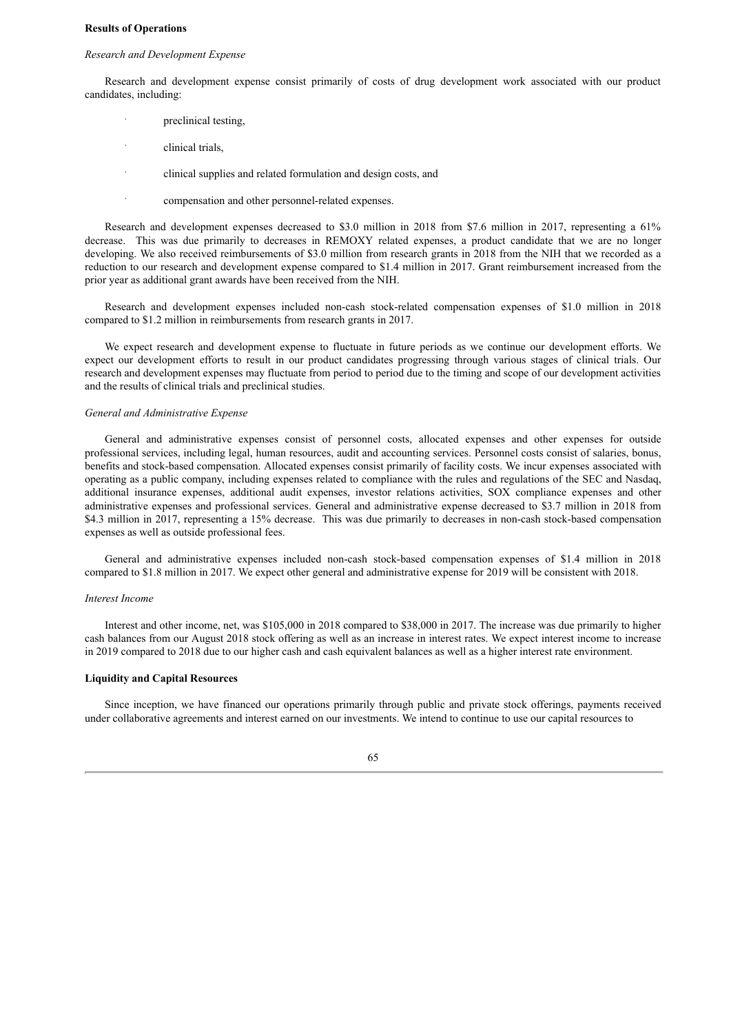**Results of Operations**

*Research and Development Expense*

Research and development expense consist primarily of costs of drug development work associated with our product candidates, including:

- preclinical testing,
- clinical trials,
- clinical supplies and related formulation and design costs, and
- compensation and other personnel-related expenses.

Research and development expenses decreased to $3.0 million in 2018 from $7.6 million in 2017, representing a 61% decrease. This was due primarily to decreases in REMOXY related expenses, a product candidate that we are no longer developing. We also received reimbursements of $3.0 million from research grants in 2018 from the NIH that we recorded as a reduction to our research and development expense compared to $1.4 million in 2017. Grant reimbursement increased from the prior year as additional grant awards have been received from the NIH.

Research and development expenses included non-cash stock-related compensation expenses of $1.0 million in 2018 compared to $1.2 million in reimbursements from research grants in 2017.

We expect research and development expense to fluctuate in future periods as we continue our development efforts. We expect our development efforts to result in our product candidates progressing through various stages of clinical trials. Our research and development expenses may fluctuate from period to period due to the timing and scope of our development activities and the results of clinical trials and preclinical studies.

*General and Administrative Expense*

General and administrative expenses consist of personnel costs, allocated expenses and other expenses for outside professional services, including legal, human resources, audit and accounting services. Personnel costs consist of salaries, bonus, benefits and stock-based compensation. Allocated expenses consist primarily of facility costs. We incur expenses associated with operating as a public company, including expenses related to compliance with the rules and regulations of the SEC and Nasdaq, additional insurance expenses, additional audit expenses, investor relations activities, SOX compliance expenses and other administrative expenses and professional services. General and administrative expense decreased to $3.7 million in 2018 from $4.3 million in 2017, representing a 15% decrease. This was due primarily to decreases in non-cash stock-based compensation expenses as well as outside professional fees.

General and administrative expenses included non-cash stock-based compensation expenses of $1.4 million in 2018 compared to $1.8 million in 2017. We expect other general and administrative expense for 2019 will be consistent with 2018.

*Interest Income*

Interest and other income, net, was $105,000 in 2018 compared to $38,000 in 2017. The increase was due primarily to higher cash balances from our August 2018 stock offering as well as an increase in interest rates. We expect interest income to increase in 2019 compared to 2018 due to our higher cash and cash equivalent balances as well as a higher interest rate environment.

**Liquidity and Capital Resources**

Since inception, we have financed our operations primarily through public and private stock offerings, payments received under collaborative agreements and interest earned on our investments. We intend to continue to use our capital resources to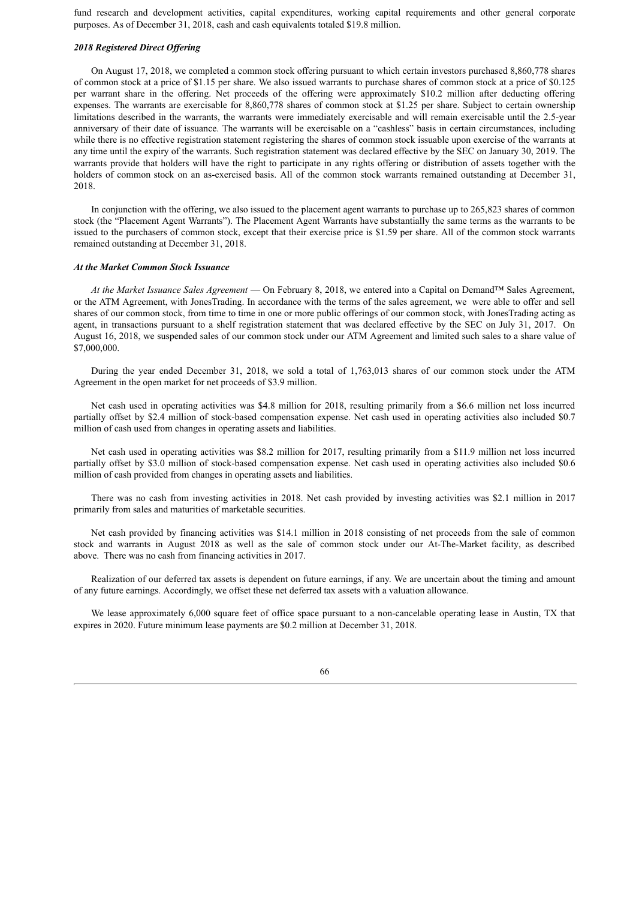fund research and development activities, capital expenditures, working capital requirements and other general corporate purposes. As of December 31, 2018, cash and cash equivalents totaled $19.8 million.

***2018 Registered Direct Offering***

On August 17, 2018, we completed a common stock offering pursuant to which certain investors purchased 8,860,778 shares of common stock at a price of $1.15 per share. We also issued warrants to purchase shares of common stock at a price of $0.125 per warrant share in the offering. Net proceeds of the offering were approximately $10.2 million after deducting offering expenses. The warrants are exercisable for 8,860,778 shares of common stock at $1.25 per share. Subject to certain ownership limitations described in the warrants, the warrants were immediately exercisable and will remain exercisable until the 2.5-year anniversary of their date of issuance. The warrants will be exercisable on a "cashless" basis in certain circumstances, including while there is no effective registration statement registering the shares of common stock issuable upon exercise of the warrants at any time until the expiry of the warrants. Such registration statement was declared effective by the SEC on January 30, 2019. The warrants provide that holders will have the right to participate in any rights offering or distribution of assets together with the holders of common stock on an as-exercised basis. All of the common stock warrants remained outstanding at December 31, 2018.

In conjunction with the offering, we also issued to the placement agent warrants to purchase up to 265,823 shares of common stock (the "Placement Agent Warrants"). The Placement Agent Warrants have substantially the same terms as the warrants to be issued to the purchasers of common stock, except that their exercise price is $1.59 per share. All of the common stock warrants remained outstanding at December 31, 2018.

***At the Market Common Stock Issuance***

*At the Market Issuance Sales Agreement* — On February 8, 2018, we entered into a Capital on Demand™ Sales Agreement, or the ATM Agreement, with JonesTrading. In accordance with the terms of the sales agreement, we were able to offer and sell shares of our common stock, from time to time in one or more public offerings of our common stock, with JonesTrading acting as agent, in transactions pursuant to a shelf registration statement that was declared effective by the SEC on July 31, 2017. On August 16, 2018, we suspended sales of our common stock under our ATM Agreement and limited such sales to a share value of $7,000,000.

During the year ended December 31, 2018, we sold a total of 1,763,013 shares of our common stock under the ATM Agreement in the open market for net proceeds of $3.9 million.

Net cash used in operating activities was $4.8 million for 2018, resulting primarily from a $6.6 million net loss incurred partially offset by $2.4 million of stock-based compensation expense. Net cash used in operating activities also included $0.7 million of cash used from changes in operating assets and liabilities.

Net cash used in operating activities was $8.2 million for 2017, resulting primarily from a $11.9 million net loss incurred partially offset by $3.0 million of stock-based compensation expense. Net cash used in operating activities also included $0.6 million of cash provided from changes in operating assets and liabilities.

There was no cash from investing activities in 2018. Net cash provided by investing activities was $2.1 million in 2017 primarily from sales and maturities of marketable securities.

Net cash provided by financing activities was $14.1 million in 2018 consisting of net proceeds from the sale of common stock and warrants in August 2018 as well as the sale of common stock under our At-The-Market facility, as described above. There was no cash from financing activities in 2017.

Realization of our deferred tax assets is dependent on future earnings, if any. We are uncertain about the timing and amount of any future earnings. Accordingly, we offset these net deferred tax assets with a valuation allowance.

We lease approximately 6,000 square feet of office space pursuant to a non-cancelable operating lease in Austin, TX that expires in 2020. Future minimum lease payments are $0.2 million at December 31, 2018.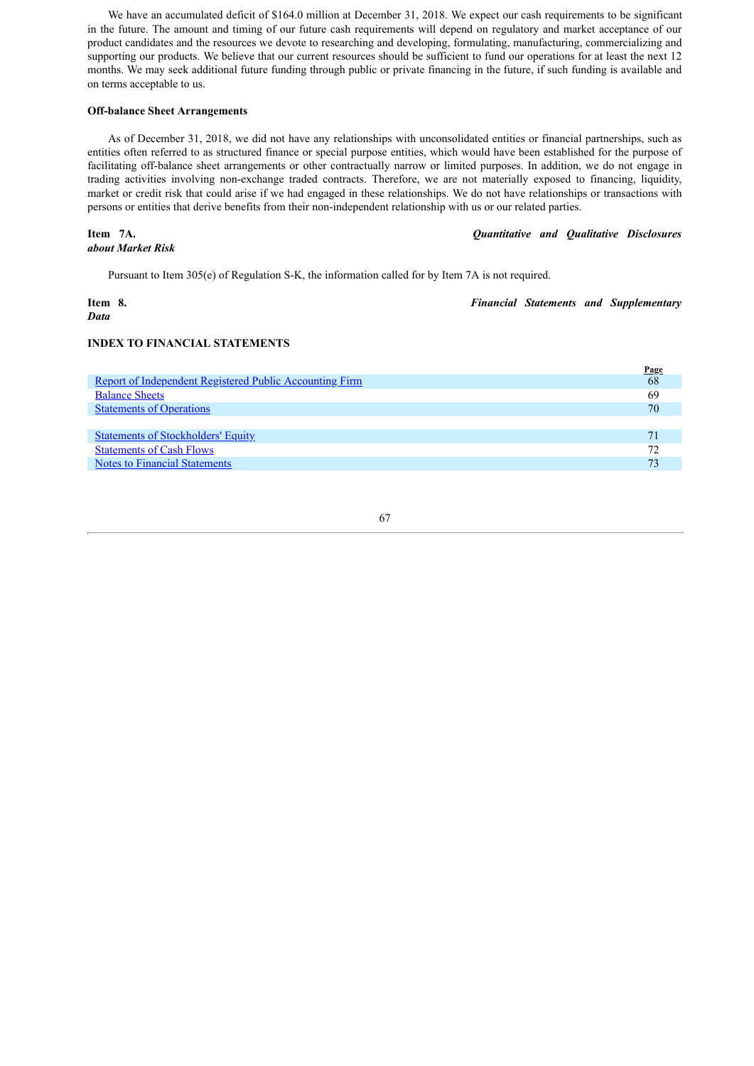We have an accumulated deficit of $164.0 million at December 31, 2018. We expect our cash requirements to be significant in the future. The amount and timing of our future cash requirements will depend on regulatory and market acceptance of our product candidates and the resources we devote to researching and developing, formulating, manufacturing, commercializing and supporting our products. We believe that our current resources should be sufficient to fund our operations for at least the next 12 months. We may seek additional future funding through public or private financing in the future, if such funding is available and on terms acceptable to us.

**Off-balance Sheet Arrangements**

As of December 31, 2018, we did not have any relationships with unconsolidated entities or financial partnerships, such as entities often referred to as structured finance or special purpose entities, which would have been established for the purpose of facilitating off-balance sheet arrangements or other contractually narrow or limited purposes. In addition, we do not engage in trading activities involving non-exchange traded contracts. Therefore, we are not materially exposed to financing, liquidity, market or credit risk that could arise if we had engaged in these relationships. We do not have relationships or transactions with persons or entities that derive benefits from their non-independent relationship with us or our related parties.

## Item 7A. *Quantitative and Qualitative Disclosures about Market Risk*

Pursuant to Item 305(e) of Regulation S-K, the information called for by Item 7A is not required.

## Item 8. *Financial Statements and Supplementary Data*

**INDEX TO FINANCIAL STATEMENTS**

| | Page |
|---|---|
| Report of Independent Registered Public Accounting Firm | 68 |
| Balance Sheets | 69 |
| Statements of Operations | 70 |
| Statements of Stockholders' Equity | 71 |
| Statements of Cash Flows | 72 |
| Notes to Financial Statements | 73 |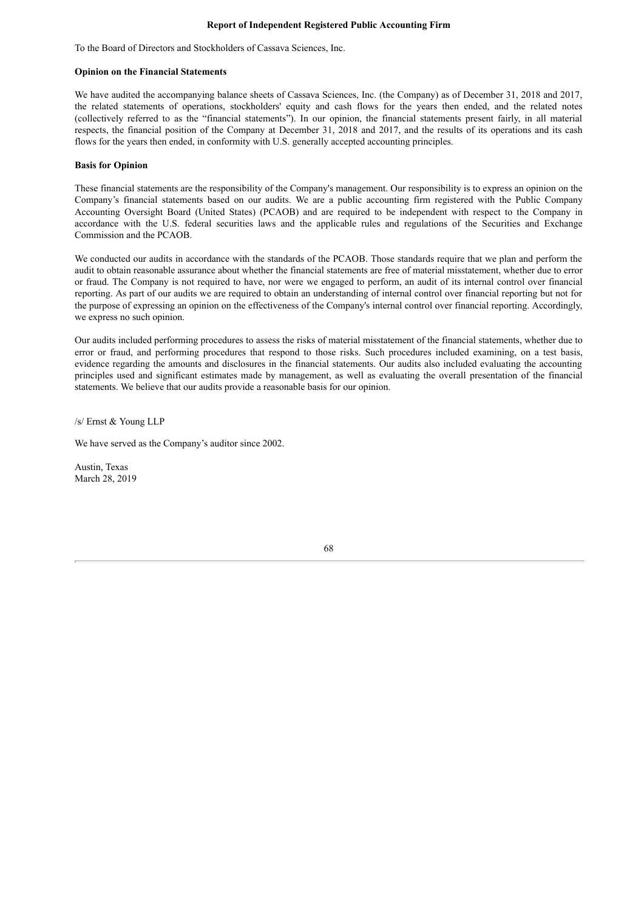## Report of Independent Registered Public Accounting Firm

To the Board of Directors and Stockholders of Cassava Sciences, Inc.

**Opinion on the Financial Statements**

We have audited the accompanying balance sheets of Cassava Sciences, Inc. (the Company) as of December 31, 2018 and 2017, the related statements of operations, stockholders' equity and cash flows for the years then ended, and the related notes (collectively referred to as the "financial statements"). In our opinion, the financial statements present fairly, in all material respects, the financial position of the Company at December 31, 2018 and 2017, and the results of its operations and its cash flows for the years then ended, in conformity with U.S. generally accepted accounting principles.

**Basis for Opinion**

These financial statements are the responsibility of the Company's management. Our responsibility is to express an opinion on the Company's financial statements based on our audits. We are a public accounting firm registered with the Public Company Accounting Oversight Board (United States) (PCAOB) and are required to be independent with respect to the Company in accordance with the U.S. federal securities laws and the applicable rules and regulations of the Securities and Exchange Commission and the PCAOB.

We conducted our audits in accordance with the standards of the PCAOB. Those standards require that we plan and perform the audit to obtain reasonable assurance about whether the financial statements are free of material misstatement, whether due to error or fraud. The Company is not required to have, nor were we engaged to perform, an audit of its internal control over financial reporting. As part of our audits we are required to obtain an understanding of internal control over financial reporting but not for the purpose of expressing an opinion on the effectiveness of the Company's internal control over financial reporting. Accordingly, we express no such opinion.

Our audits included performing procedures to assess the risks of material misstatement of the financial statements, whether due to error or fraud, and performing procedures that respond to those risks. Such procedures included examining, on a test basis, evidence regarding the amounts and disclosures in the financial statements. Our audits also included evaluating the accounting principles used and significant estimates made by management, as well as evaluating the overall presentation of the financial statements. We believe that our audits provide a reasonable basis for our opinion.

/s/ Ernst & Young LLP

We have served as the Company's auditor since 2002.

Austin, Texas
March 28, 2019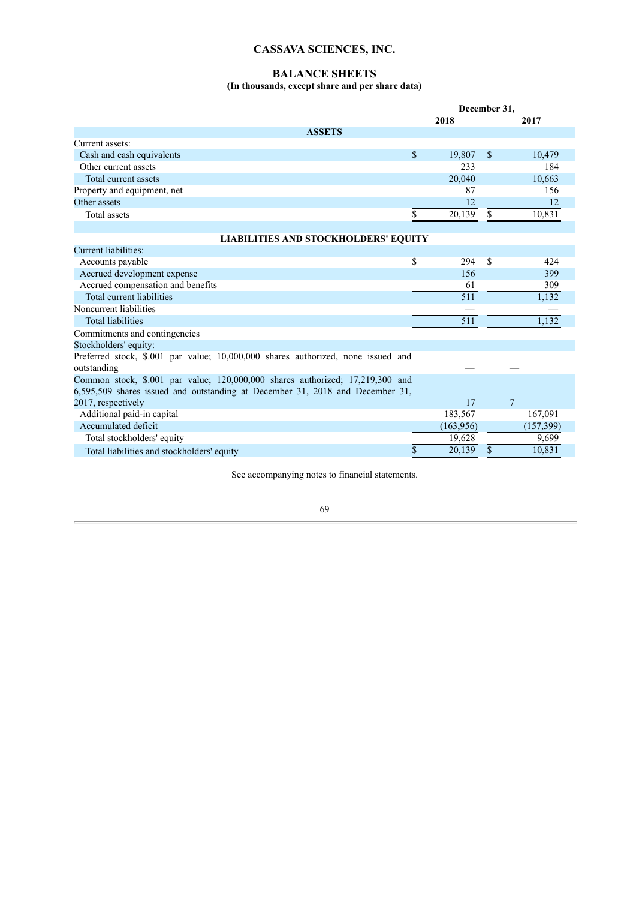# CASSAVA SCIENCES, INC.

## BALANCE SHEETS

**(In thousands, except share and per share data)**

| | December 31, | |
|---|---|---|
| | 2018 | 2017 |
| **ASSETS** | | |
| Current assets: | | |
| Cash and cash equivalents | $ 19,807 | $ 10,479 |
| Other current assets | 233 | 184 |
| Total current assets | 20,040 | 10,663 |
| Property and equipment, net | 87 | 156 |
| Other assets | 12 | 12 |
| Total assets | $ 20,139 | $ 10,831 |
| **LIABILITIES AND STOCKHOLDERS' EQUITY** | | |
| Current liabilities: | | |
| Accounts payable | $ 294 | $ 424 |
| Accrued development expense | 156 | 399 |
| Accrued compensation and benefits | 61 | 309 |
| Total current liabilities | 511 | 1,132 |
| Noncurrent liabilities | — | — |
| Total liabilities | 511 | 1,132 |
| Commitments and contingencies | | |
| Stockholders' equity: | | |
| Preferred stock, $.001 par value; 10,000,000 shares authorized, none issued and outstanding | — | — |
| Common stock, $.001 par value; 120,000,000 shares authorized; 17,219,300 and 6,595,509 shares issued and outstanding at December 31, 2018 and December 31, 2017, respectively | 17 | 7 |
| Additional paid-in capital | 183,567 | 167,091 |
| Accumulated deficit | (163,956) | (157,399) |
| Total stockholders' equity | 19,628 | 9,699 |
| Total liabilities and stockholders' equity | $ 20,139 | $ 10,831 |

See accompanying notes to financial statements.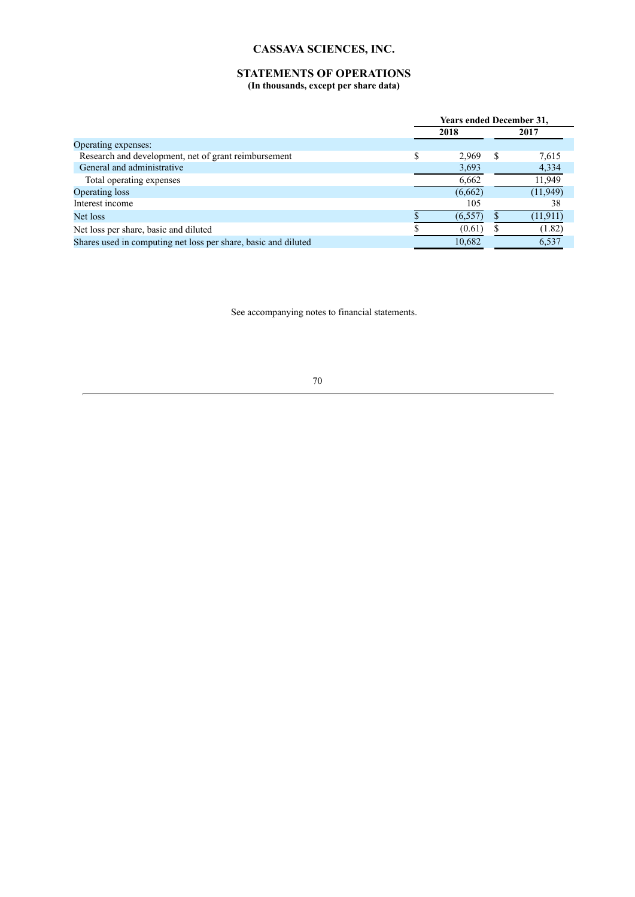# CASSAVA SCIENCES, INC.

## STATEMENTS OF OPERATIONS

**(In thousands, except per share data)**

| | Years ended December 31, | |
|---|---|---|
| | **2018** | **2017** |
| Operating expenses: | | |
| Research and development, net of grant reimbursement | $ 2,969 | $ 7,615 |
| General and administrative | 3,693 | 4,334 |
| Total operating expenses | 6,662 | 11,949 |
| Operating loss | (6,662) | (11,949) |
| Interest income | 105 | 38 |
| Net loss | $ (6,557) | $ (11,911) |
| Net loss per share, basic and diluted | $ (0.61) | $ (1.82) |
| Shares used in computing net loss per share, basic and diluted | 10,682 | 6,537 |

See accompanying notes to financial statements.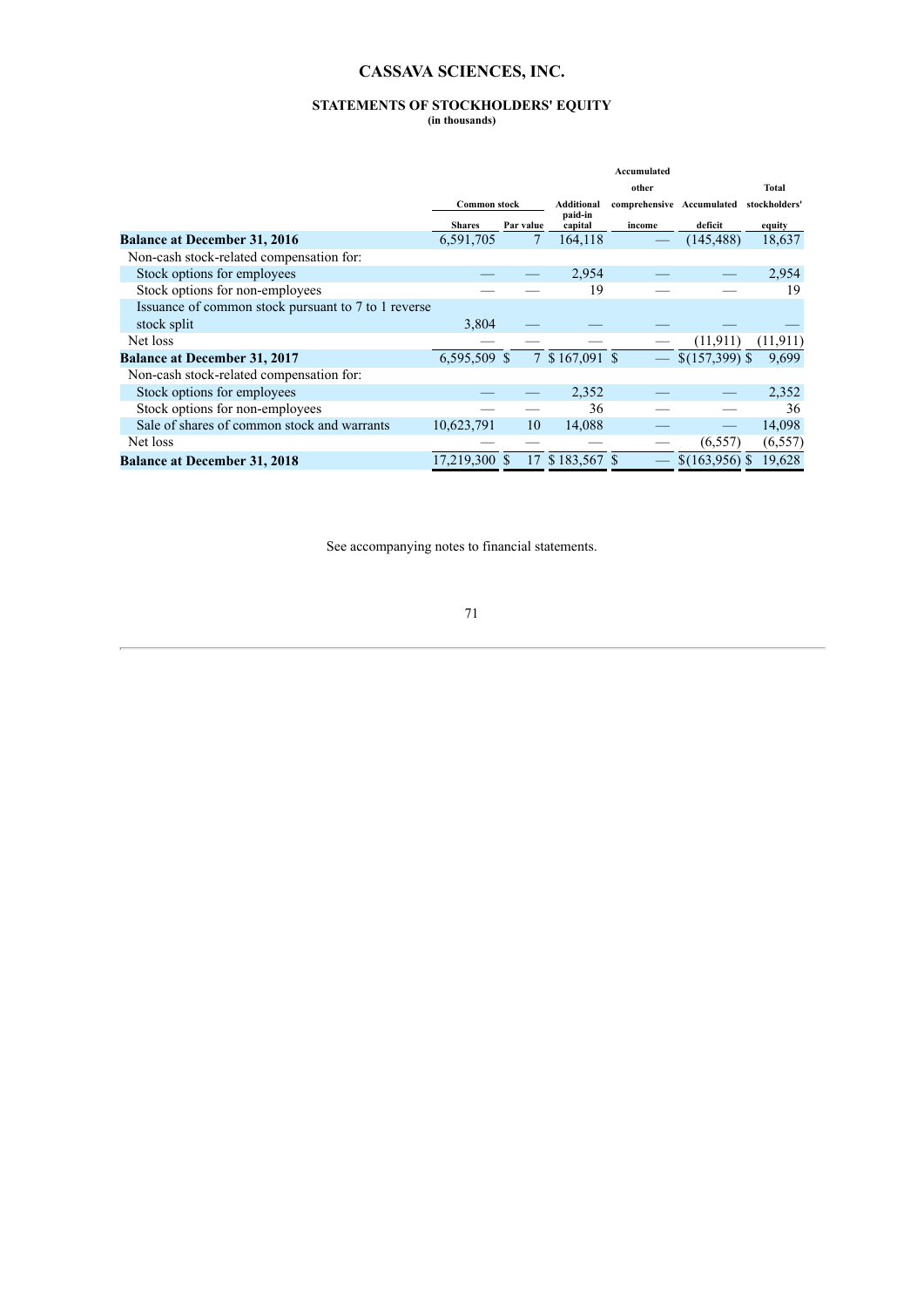# CASSAVA SCIENCES, INC.

## STATEMENTS OF STOCKHOLDERS' EQUITY

**(in thousands)**

| | Common stock | | Additional paid-in capital | Accumulated other comprehensive income | Accumulated deficit | Total stockholders' equity |
|---|---|---|---|---|---|---|
| | Shares | Par value | | | | |
| **Balance at December 31, 2016** | 6,591,705 | 7 | 164,118 | — | (145,488) | 18,637 |
| Non-cash stock-related compensation for: | | | | | | |
| Stock options for employees | — | — | 2,954 | — | — | 2,954 |
| Stock options for non-employees | — | — | 19 | — | — | 19 |
| Issuance of common stock pursuant to 7 to 1 reverse stock split | 3,804 | — | — | — | — | — |
| Net loss | — | — | — | — | (11,911) | (11,911) |
| **Balance at December 31, 2017** | 6,595,509 | $ 7 | $ 167,091 | $ — | $ (157,399) | $ 9,699 |
| Non-cash stock-related compensation for: | | | | | | |
| Stock options for employees | — | — | 2,352 | — | — | 2,352 |
| Stock options for non-employees | — | — | 36 | — | — | 36 |
| Sale of shares of common stock and warrants | 10,623,791 | 10 | 14,088 | — | — | 14,098 |
| Net loss | — | — | — | — | (6,557) | (6,557) |
| **Balance at December 31, 2018** | 17,219,300 | $ 17 | $ 183,567 | $ — | $ (163,956) | $ 19,628 |

See accompanying notes to financial statements.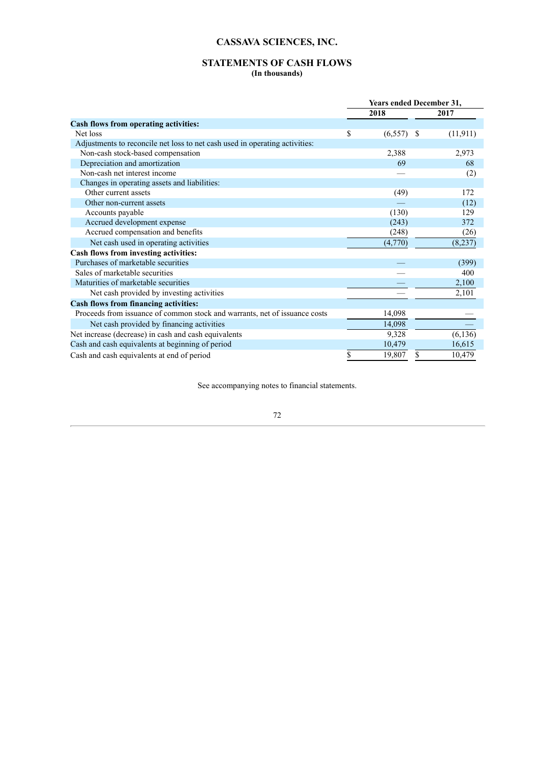# CASSAVA SCIENCES, INC.

## STATEMENTS OF CASH FLOWS
**(In thousands)**

| | Years ended December 31, | |
|---|---|---|
| | 2018 | 2017 |
| **Cash flows from operating activities:** | | |
| Net loss | $ (6,557) | $ (11,911) |
| Adjustments to reconcile net loss to net cash used in operating activities: | | |
| Non-cash stock-based compensation | 2,388 | 2,973 |
| Depreciation and amortization | 69 | 68 |
| Non-cash net interest income | — | (2) |
| Changes in operating assets and liabilities: | | |
| Other current assets | (49) | 172 |
| Other non-current assets | — | (12) |
| Accounts payable | (130) | 129 |
| Accrued development expense | (243) | 372 |
| Accrued compensation and benefits | (248) | (26) |
| Net cash used in operating activities | (4,770) | (8,237) |
| **Cash flows from investing activities:** | | |
| Purchases of marketable securities | — | (399) |
| Sales of marketable securities | — | 400 |
| Maturities of marketable securities | — | 2,100 |
| Net cash provided by investing activities | — | 2,101 |
| **Cash flows from financing activities:** | | |
| Proceeds from issuance of common stock and warrants, net of issuance costs | 14,098 | — |
| Net cash provided by financing activities | 14,098 | — |
| Net increase (decrease) in cash and cash equivalents | 9,328 | (6,136) |
| Cash and cash equivalents at beginning of period | 10,479 | 16,615 |
| Cash and cash equivalents at end of period | $ 19,807 | $ 10,479 |

See accompanying notes to financial statements.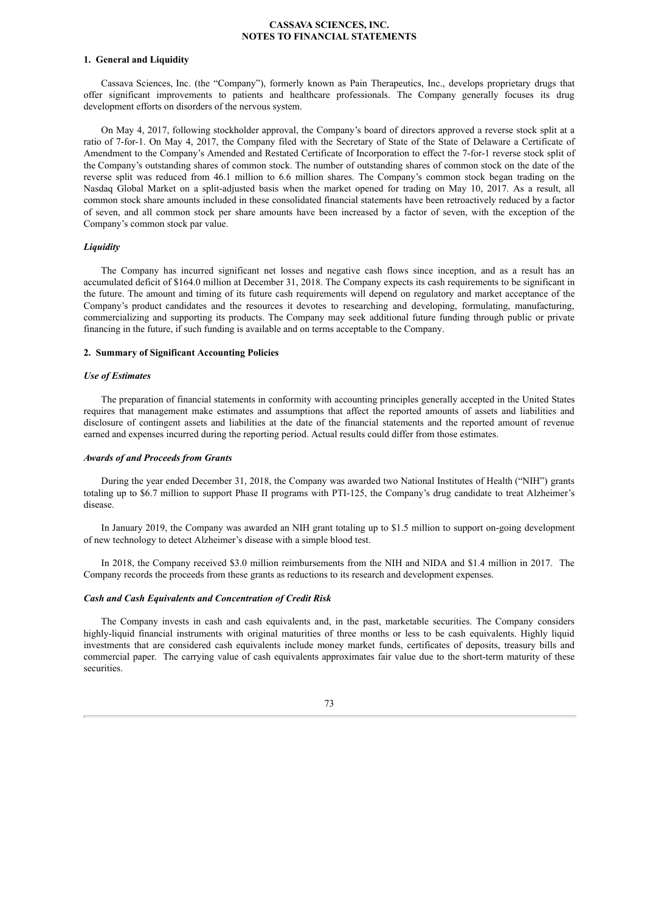# CASSAVA SCIENCES, INC.
# NOTES TO FINANCIAL STATEMENTS

## 1. General and Liquidity

Cassava Sciences, Inc. (the "Company"), formerly known as Pain Therapeutics, Inc., develops proprietary drugs that offer significant improvements to patients and healthcare professionals. The Company generally focuses its drug development efforts on disorders of the nervous system.

On May 4, 2017, following stockholder approval, the Company's board of directors approved a reverse stock split at a ratio of 7-for-1. On May 4, 2017, the Company filed with the Secretary of State of the State of Delaware a Certificate of Amendment to the Company's Amended and Restated Certificate of Incorporation to effect the 7-for-1 reverse stock split of the Company's outstanding shares of common stock. The number of outstanding shares of common stock on the date of the reverse split was reduced from 46.1 million to 6.6 million shares. The Company's common stock began trading on the Nasdaq Global Market on a split-adjusted basis when the market opened for trading on May 10, 2017. As a result, all common stock share amounts included in these consolidated financial statements have been retroactively reduced by a factor of seven, and all common stock per share amounts have been increased by a factor of seven, with the exception of the Company's common stock par value.

### *Liquidity*

The Company has incurred significant net losses and negative cash flows since inception, and as a result has an accumulated deficit of $164.0 million at December 31, 2018. The Company expects its cash requirements to be significant in the future. The amount and timing of its future cash requirements will depend on regulatory and market acceptance of the Company's product candidates and the resources it devotes to researching and developing, formulating, manufacturing, commercializing and supporting its products. The Company may seek additional future funding through public or private financing in the future, if such funding is available and on terms acceptable to the Company.

## 2. Summary of Significant Accounting Policies

### *Use of Estimates*

The preparation of financial statements in conformity with accounting principles generally accepted in the United States requires that management make estimates and assumptions that affect the reported amounts of assets and liabilities and disclosure of contingent assets and liabilities at the date of the financial statements and the reported amount of revenue earned and expenses incurred during the reporting period. Actual results could differ from those estimates.

### *Awards of and Proceeds from Grants*

During the year ended December 31, 2018, the Company was awarded two National Institutes of Health ("NIH") grants totaling up to $6.7 million to support Phase II programs with PTI-125, the Company's drug candidate to treat Alzheimer's disease.

In January 2019, the Company was awarded an NIH grant totaling up to $1.5 million to support on-going development of new technology to detect Alzheimer's disease with a simple blood test.

In 2018, the Company received $3.0 million reimbursements from the NIH and NIDA and $1.4 million in 2017. The Company records the proceeds from these grants as reductions to its research and development expenses.

### *Cash and Cash Equivalents and Concentration of Credit Risk*

The Company invests in cash and cash equivalents and, in the past, marketable securities. The Company considers highly-liquid financial instruments with original maturities of three months or less to be cash equivalents. Highly liquid investments that are considered cash equivalents include money market funds, certificates of deposits, treasury bills and commercial paper. The carrying value of cash equivalents approximates fair value due to the short-term maturity of these securities.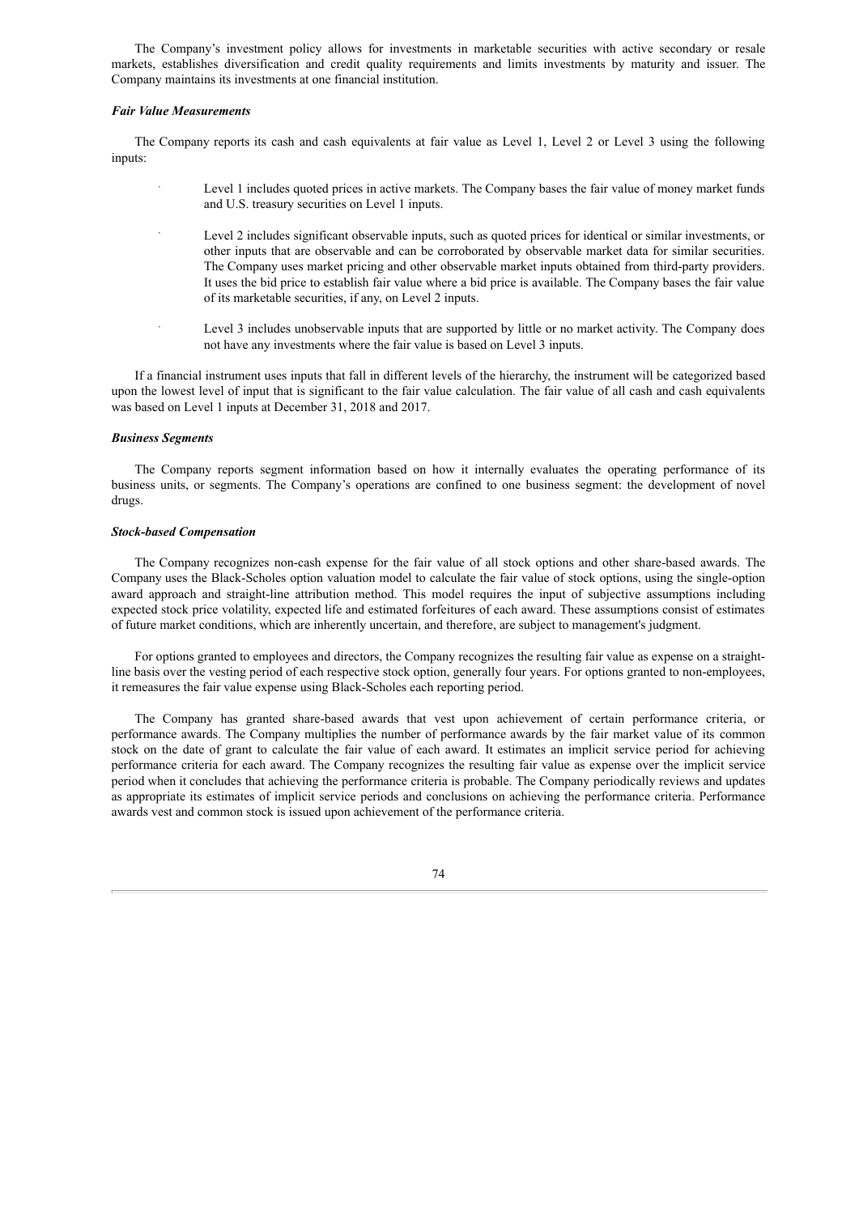The Company's investment policy allows for investments in marketable securities with active secondary or resale markets, establishes diversification and credit quality requirements and limits investments by maturity and issuer. The Company maintains its investments at one financial institution.

***Fair Value Measurements***

The Company reports its cash and cash equivalents at fair value as Level 1, Level 2 or Level 3 using the following inputs:

- Level 1 includes quoted prices in active markets. The Company bases the fair value of money market funds and U.S. treasury securities on Level 1 inputs.
- Level 2 includes significant observable inputs, such as quoted prices for identical or similar investments, or other inputs that are observable and can be corroborated by observable market data for similar securities. The Company uses market pricing and other observable market inputs obtained from third-party providers. It uses the bid price to establish fair value where a bid price is available. The Company bases the fair value of its marketable securities, if any, on Level 2 inputs.
- Level 3 includes unobservable inputs that are supported by little or no market activity. The Company does not have any investments where the fair value is based on Level 3 inputs.

If a financial instrument uses inputs that fall in different levels of the hierarchy, the instrument will be categorized based upon the lowest level of input that is significant to the fair value calculation. The fair value of all cash and cash equivalents was based on Level 1 inputs at December 31, 2018 and 2017.

***Business Segments***

The Company reports segment information based on how it internally evaluates the operating performance of its business units, or segments. The Company's operations are confined to one business segment: the development of novel drugs.

***Stock-based Compensation***

The Company recognizes non-cash expense for the fair value of all stock options and other share-based awards. The Company uses the Black-Scholes option valuation model to calculate the fair value of stock options, using the single-option award approach and straight-line attribution method. This model requires the input of subjective assumptions including expected stock price volatility, expected life and estimated forfeitures of each award. These assumptions consist of estimates of future market conditions, which are inherently uncertain, and therefore, are subject to management's judgment.

For options granted to employees and directors, the Company recognizes the resulting fair value as expense on a straight-line basis over the vesting period of each respective stock option, generally four years. For options granted to non-employees, it remeasures the fair value expense using Black-Scholes each reporting period.

The Company has granted share-based awards that vest upon achievement of certain performance criteria, or performance awards. The Company multiplies the number of performance awards by the fair market value of its common stock on the date of grant to calculate the fair value of each award. It estimates an implicit service period for achieving performance criteria for each award. The Company recognizes the resulting fair value as expense over the implicit service period when it concludes that achieving the performance criteria is probable. The Company periodically reviews and updates as appropriate its estimates of implicit service periods and conclusions on achieving the performance criteria. Performance awards vest and common stock is issued upon achievement of the performance criteria.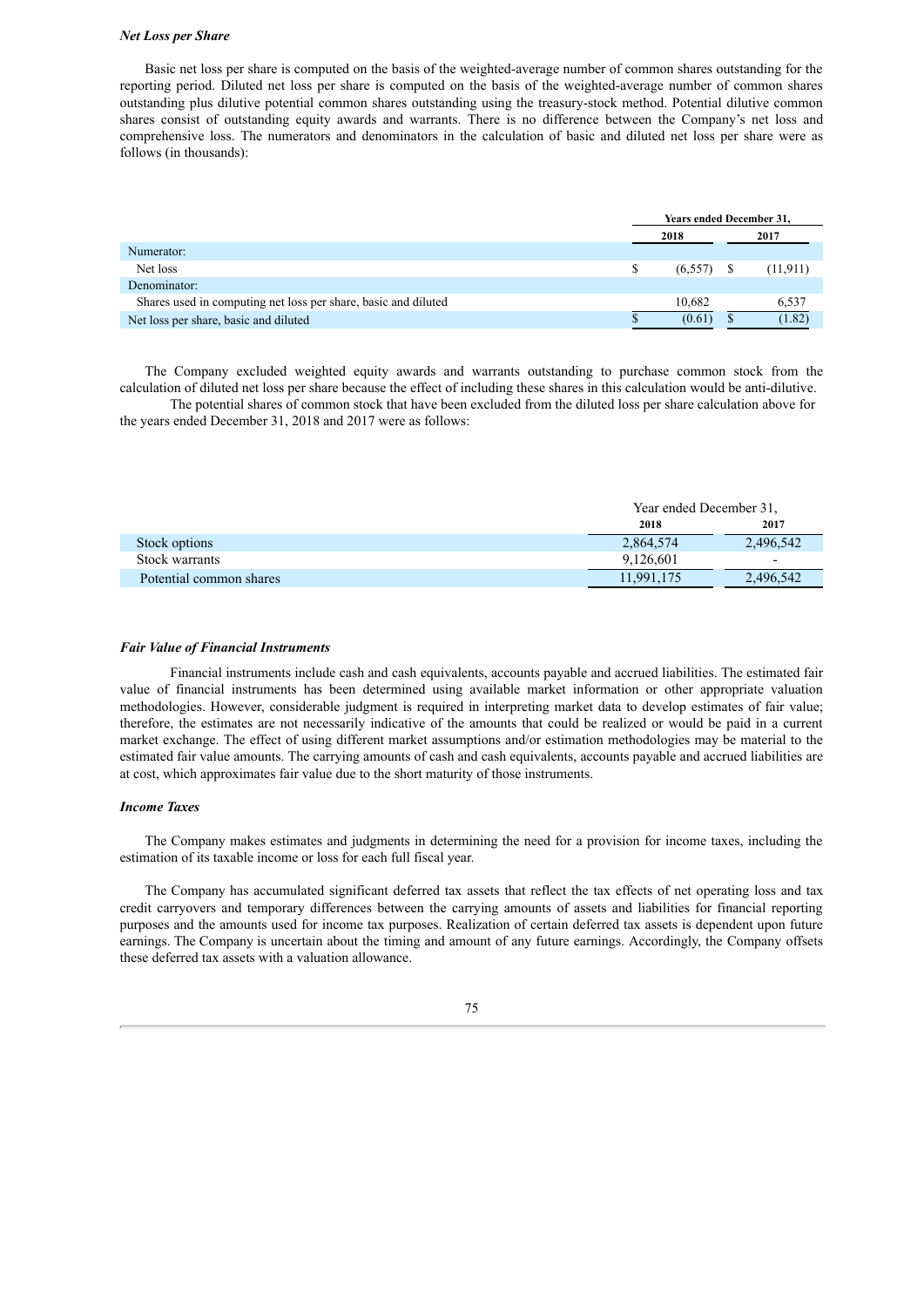***Net Loss per Share***

Basic net loss per share is computed on the basis of the weighted-average number of common shares outstanding for the reporting period. Diluted net loss per share is computed on the basis of the weighted-average number of common shares outstanding plus dilutive potential common shares outstanding using the treasury-stock method. Potential dilutive common shares consist of outstanding equity awards and warrants. There is no difference between the Company's net loss and comprehensive loss. The numerators and denominators in the calculation of basic and diluted net loss per share were as follows (in thousands):

| | Years ended December 31, | |
|---|---|---|
| | **2018** | **2017** |
| Numerator: | | |
| Net loss | $ (6,557) | $ (11,911) |
| Denominator: | | |
| Shares used in computing net loss per share, basic and diluted | 10,682 | 6,537 |
| Net loss per share, basic and diluted | $ (0.61) | $ (1.82) |

The Company excluded weighted equity awards and warrants outstanding to purchase common stock from the calculation of diluted net loss per share because the effect of including these shares in this calculation would be anti-dilutive.

The potential shares of common stock that have been excluded from the diluted loss per share calculation above for the years ended December 31, 2018 and 2017 were as follows:

| | Year ended December 31, | |
|---|---|---|
| | **2018** | **2017** |
| Stock options | 2,864,574 | 2,496,542 |
| Stock warrants | 9,126,601 | - |
| Potential common shares | 11,991,175 | 2,496,542 |

***Fair Value of Financial Instruments***

Financial instruments include cash and cash equivalents, accounts payable and accrued liabilities. The estimated fair value of financial instruments has been determined using available market information or other appropriate valuation methodologies. However, considerable judgment is required in interpreting market data to develop estimates of fair value; therefore, the estimates are not necessarily indicative of the amounts that could be realized or would be paid in a current market exchange. The effect of using different market assumptions and/or estimation methodologies may be material to the estimated fair value amounts. The carrying amounts of cash and cash equivalents, accounts payable and accrued liabilities are at cost, which approximates fair value due to the short maturity of those instruments.

***Income Taxes***

The Company makes estimates and judgments in determining the need for a provision for income taxes, including the estimation of its taxable income or loss for each full fiscal year.

The Company has accumulated significant deferred tax assets that reflect the tax effects of net operating loss and tax credit carryovers and temporary differences between the carrying amounts of assets and liabilities for financial reporting purposes and the amounts used for income tax purposes. Realization of certain deferred tax assets is dependent upon future earnings. The Company is uncertain about the timing and amount of any future earnings. Accordingly, the Company offsets these deferred tax assets with a valuation allowance.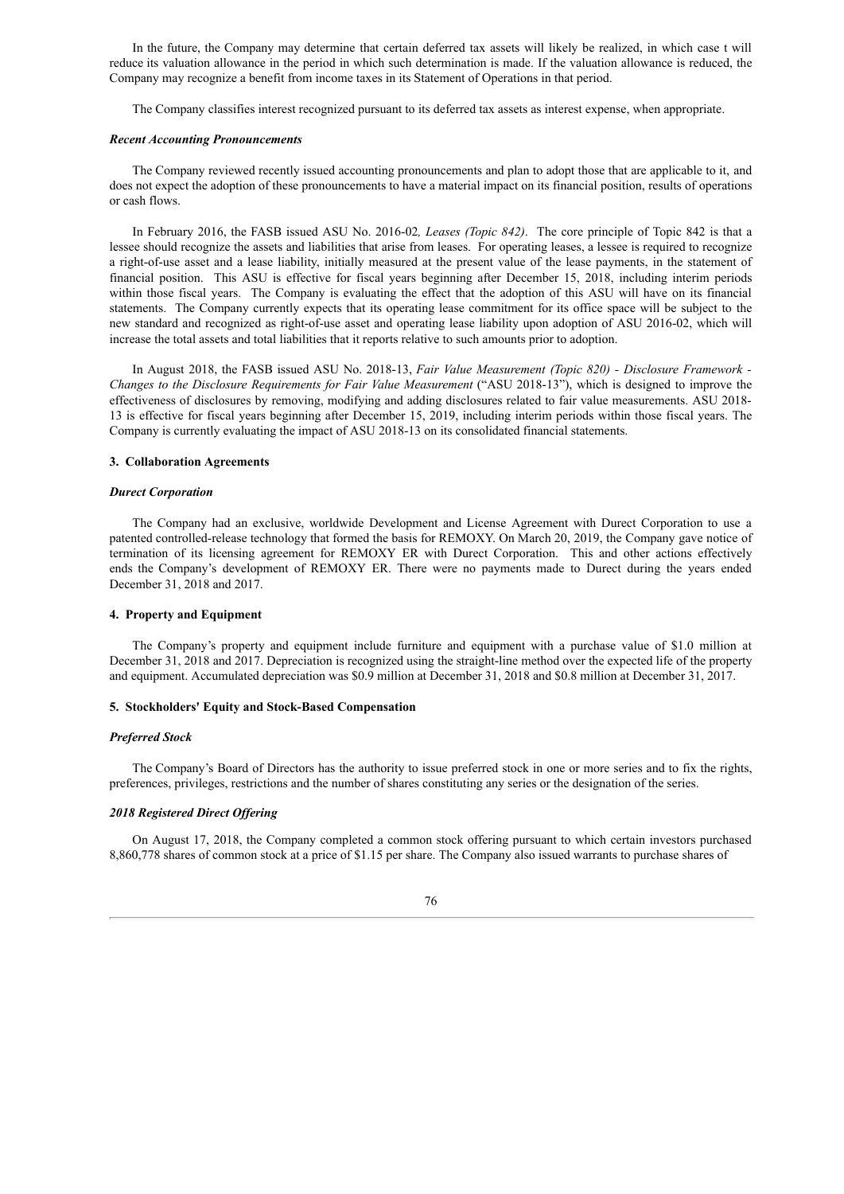In the future, the Company may determine that certain deferred tax assets will likely be realized, in which case t will reduce its valuation allowance in the period in which such determination is made. If the valuation allowance is reduced, the Company may recognize a benefit from income taxes in its Statement of Operations in that period.

The Company classifies interest recognized pursuant to its deferred tax assets as interest expense, when appropriate.

***Recent Accounting Pronouncements***

The Company reviewed recently issued accounting pronouncements and plan to adopt those that are applicable to it, and does not expect the adoption of these pronouncements to have a material impact on its financial position, results of operations or cash flows.

In February 2016, the FASB issued ASU No. 2016-02*, Leases (Topic 842)*. The core principle of Topic 842 is that a lessee should recognize the assets and liabilities that arise from leases. For operating leases, a lessee is required to recognize a right-of-use asset and a lease liability, initially measured at the present value of the lease payments, in the statement of financial position. This ASU is effective for fiscal years beginning after December 15, 2018, including interim periods within those fiscal years. The Company is evaluating the effect that the adoption of this ASU will have on its financial statements. The Company currently expects that its operating lease commitment for its office space will be subject to the new standard and recognized as right-of-use asset and operating lease liability upon adoption of ASU 2016-02, which will increase the total assets and total liabilities that it reports relative to such amounts prior to adoption.

In August 2018, the FASB issued ASU No. 2018-13, *Fair Value Measurement (Topic 820) - Disclosure Framework - Changes to the Disclosure Requirements for Fair Value Measurement* ("ASU 2018-13"), which is designed to improve the effectiveness of disclosures by removing, modifying and adding disclosures related to fair value measurements. ASU 2018-13 is effective for fiscal years beginning after December 15, 2019, including interim periods within those fiscal years. The Company is currently evaluating the impact of ASU 2018-13 on its consolidated financial statements.

**3. Collaboration Agreements**

***Durect Corporation***

The Company had an exclusive, worldwide Development and License Agreement with Durect Corporation to use a patented controlled-release technology that formed the basis for REMOXY. On March 20, 2019, the Company gave notice of termination of its licensing agreement for REMOXY ER with Durect Corporation. This and other actions effectively ends the Company's development of REMOXY ER. There were no payments made to Durect during the years ended December 31, 2018 and 2017.

**4. Property and Equipment**

The Company's property and equipment include furniture and equipment with a purchase value of $1.0 million at December 31, 2018 and 2017. Depreciation is recognized using the straight-line method over the expected life of the property and equipment. Accumulated depreciation was $0.9 million at December 31, 2018 and $0.8 million at December 31, 2017.

**5. Stockholders' Equity and Stock-Based Compensation**

***Preferred Stock***

The Company's Board of Directors has the authority to issue preferred stock in one or more series and to fix the rights, preferences, privileges, restrictions and the number of shares constituting any series or the designation of the series.

***2018 Registered Direct Offering***

On August 17, 2018, the Company completed a common stock offering pursuant to which certain investors purchased 8,860,778 shares of common stock at a price of $1.15 per share. The Company also issued warrants to purchase shares of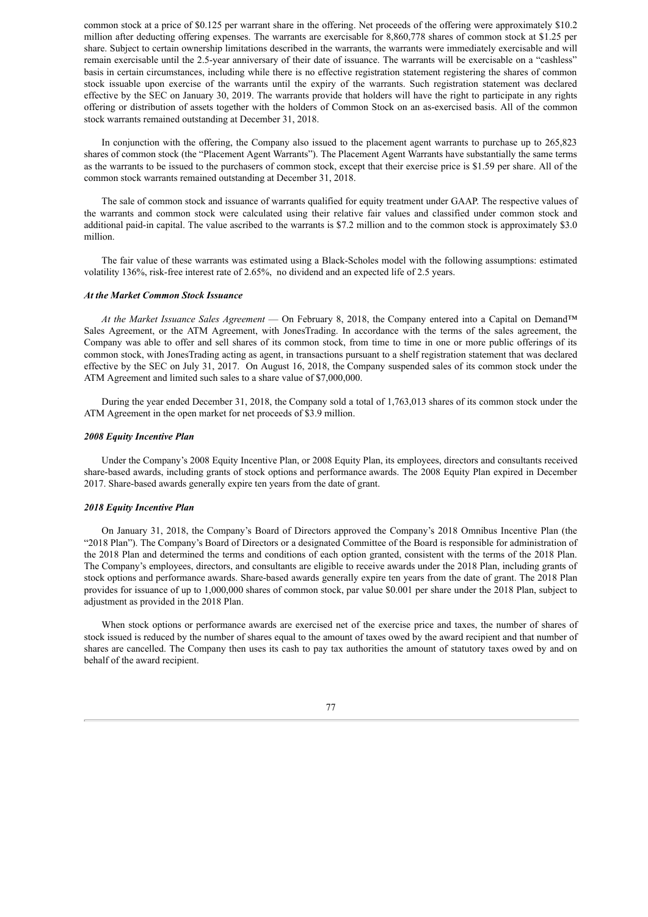common stock at a price of $0.125 per warrant share in the offering. Net proceeds of the offering were approximately $10.2 million after deducting offering expenses. The warrants are exercisable for 8,860,778 shares of common stock at $1.25 per share. Subject to certain ownership limitations described in the warrants, the warrants were immediately exercisable and will remain exercisable until the 2.5-year anniversary of their date of issuance. The warrants will be exercisable on a "cashless" basis in certain circumstances, including while there is no effective registration statement registering the shares of common stock issuable upon exercise of the warrants until the expiry of the warrants. Such registration statement was declared effective by the SEC on January 30, 2019. The warrants provide that holders will have the right to participate in any rights offering or distribution of assets together with the holders of Common Stock on an as-exercised basis. All of the common stock warrants remained outstanding at December 31, 2018.

In conjunction with the offering, the Company also issued to the placement agent warrants to purchase up to 265,823 shares of common stock (the "Placement Agent Warrants"). The Placement Agent Warrants have substantially the same terms as the warrants to be issued to the purchasers of common stock, except that their exercise price is $1.59 per share. All of the common stock warrants remained outstanding at December 31, 2018.

The sale of common stock and issuance of warrants qualified for equity treatment under GAAP. The respective values of the warrants and common stock were calculated using their relative fair values and classified under common stock and additional paid-in capital. The value ascribed to the warrants is $7.2 million and to the common stock is approximately $3.0 million.

The fair value of these warrants was estimated using a Black-Scholes model with the following assumptions: estimated volatility 136%, risk-free interest rate of 2.65%, no dividend and an expected life of 2.5 years.

***At the Market Common Stock Issuance***

*At the Market Issuance Sales Agreement* — On February 8, 2018, the Company entered into a Capital on Demand™ Sales Agreement, or the ATM Agreement, with JonesTrading. In accordance with the terms of the sales agreement, the Company was able to offer and sell shares of its common stock, from time to time in one or more public offerings of its common stock, with JonesTrading acting as agent, in transactions pursuant to a shelf registration statement that was declared effective by the SEC on July 31, 2017. On August 16, 2018, the Company suspended sales of its common stock under the ATM Agreement and limited such sales to a share value of $7,000,000.

During the year ended December 31, 2018, the Company sold a total of 1,763,013 shares of its common stock under the ATM Agreement in the open market for net proceeds of $3.9 million.

***2008 Equity Incentive Plan***

Under the Company's 2008 Equity Incentive Plan, or 2008 Equity Plan, its employees, directors and consultants received share-based awards, including grants of stock options and performance awards. The 2008 Equity Plan expired in December 2017. Share-based awards generally expire ten years from the date of grant.

***2018 Equity Incentive Plan***

On January 31, 2018, the Company's Board of Directors approved the Company's 2018 Omnibus Incentive Plan (the "2018 Plan"). The Company's Board of Directors or a designated Committee of the Board is responsible for administration of the 2018 Plan and determined the terms and conditions of each option granted, consistent with the terms of the 2018 Plan. The Company's employees, directors, and consultants are eligible to receive awards under the 2018 Plan, including grants of stock options and performance awards. Share-based awards generally expire ten years from the date of grant. The 2018 Plan provides for issuance of up to 1,000,000 shares of common stock, par value $0.001 per share under the 2018 Plan, subject to adjustment as provided in the 2018 Plan.

When stock options or performance awards are exercised net of the exercise price and taxes, the number of shares of stock issued is reduced by the number of shares equal to the amount of taxes owed by the award recipient and that number of shares are cancelled. The Company then uses its cash to pay tax authorities the amount of statutory taxes owed by and on behalf of the award recipient.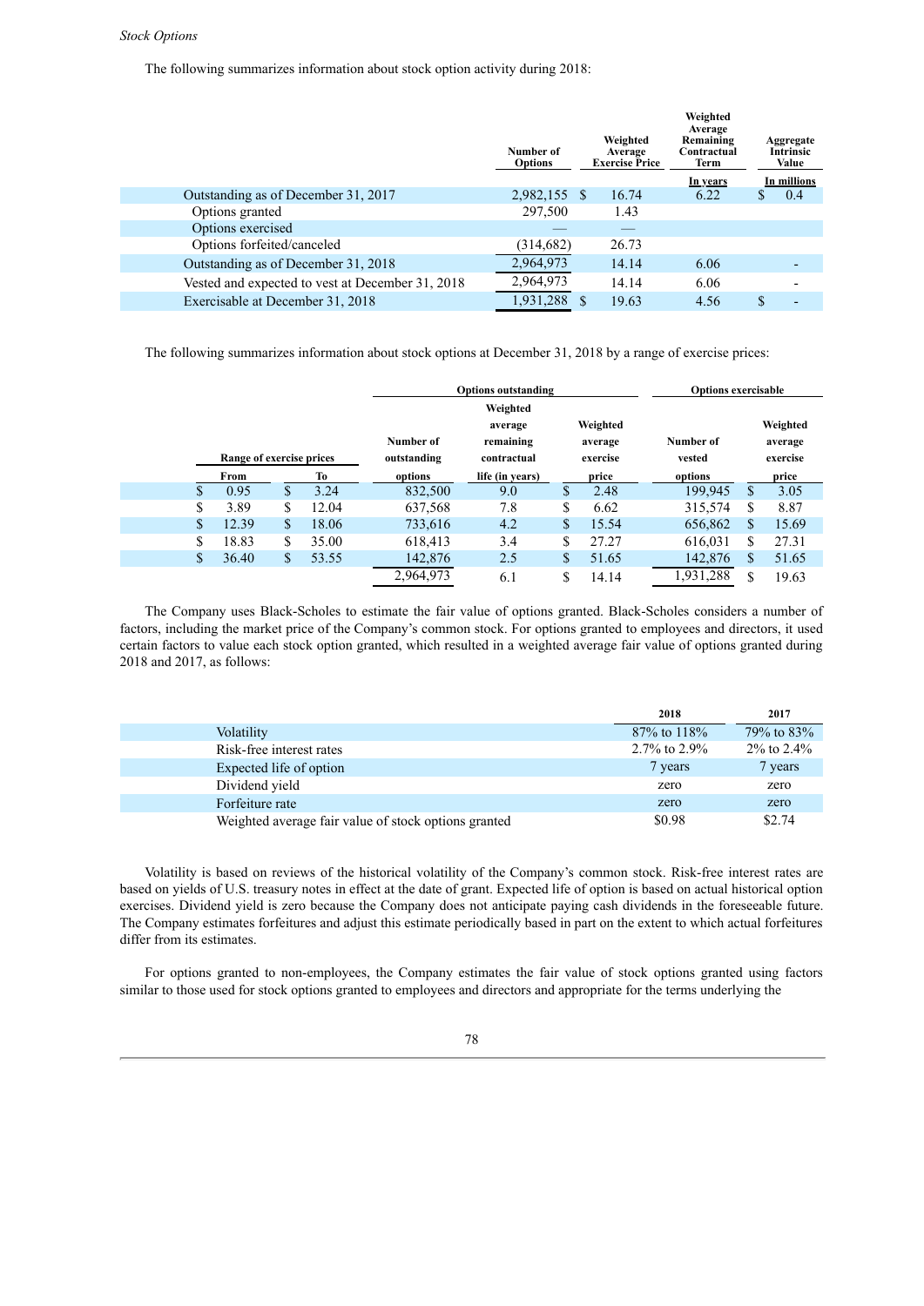*Stock Options*

The following summarizes information about stock option activity during 2018:

| | Number of Options | Weighted Average Exercise Price | Weighted Average Remaining Contractual Term | Aggregate Intrinsic Value |
|---|---|---|---|---|
| | | | In years | In millions |
| Outstanding as of December 31, 2017 | 2,982,155 | $ 16.74 | 6.22 | $ 0.4 |
| Options granted | 297,500 | 1.43 | | |
| Options exercised | — | — | | |
| Options forfeited/canceled | (314,682) | 26.73 | | |
| Outstanding as of December 31, 2018 | 2,964,973 | 14.14 | 6.06 | - |
| Vested and expected to vest at December 31, 2018 | 2,964,973 | 14.14 | 6.06 | - |
| Exercisable at December 31, 2018 | 1,931,288 | $ 19.63 | 4.56 | $ - |

The following summarizes information about stock options at December 31, 2018 by a range of exercise prices:

| Range of exercise prices | | Options outstanding | | | Options exercisable | |
|---|---|---|---|---|---|---|
| From | To | Number of outstanding options | Weighted average remaining contractual life (in years) | Weighted average exercise price | Number of vested options | Weighted average exercise price |
| $ 0.95 | $ 3.24 | 832,500 | 9.0 | $ 2.48 | 199,945 | $ 3.05 |
| $ 3.89 | $ 12.04 | 637,568 | 7.8 | $ 6.62 | 315,574 | $ 8.87 |
| $ 12.39 | $ 18.06 | 733,616 | 4.2 | $ 15.54 | 656,862 | $ 15.69 |
| $ 18.83 | $ 35.00 | 618,413 | 3.4 | $ 27.27 | 616,031 | $ 27.31 |
| $ 36.40 | $ 53.55 | 142,876 | 2.5 | $ 51.65 | 142,876 | $ 51.65 |
| | | 2,964,973 | 6.1 | $ 14.14 | 1,931,288 | $ 19.63 |

The Company uses Black-Scholes to estimate the fair value of options granted. Black-Scholes considers a number of factors, including the market price of the Company's common stock. For options granted to employees and directors, it used certain factors to value each stock option granted, which resulted in a weighted average fair value of options granted during 2018 and 2017, as follows:

| | 2018 | 2017 |
|---|---|---|
| Volatility | 87% to 118% | 79% to 83% |
| Risk-free interest rates | 2.7% to 2.9% | 2% to 2.4% |
| Expected life of option | 7 years | 7 years |
| Dividend yield | zero | zero |
| Forfeiture rate | zero | zero |
| Weighted average fair value of stock options granted | $0.98 | $2.74 |

Volatility is based on reviews of the historical volatility of the Company's common stock. Risk-free interest rates are based on yields of U.S. treasury notes in effect at the date of grant. Expected life of option is based on actual historical option exercises. Dividend yield is zero because the Company does not anticipate paying cash dividends in the foreseeable future. The Company estimates forfeitures and adjust this estimate periodically based in part on the extent to which actual forfeitures differ from its estimates.

For options granted to non-employees, the Company estimates the fair value of stock options granted using factors similar to those used for stock options granted to employees and directors and appropriate for the terms underlying the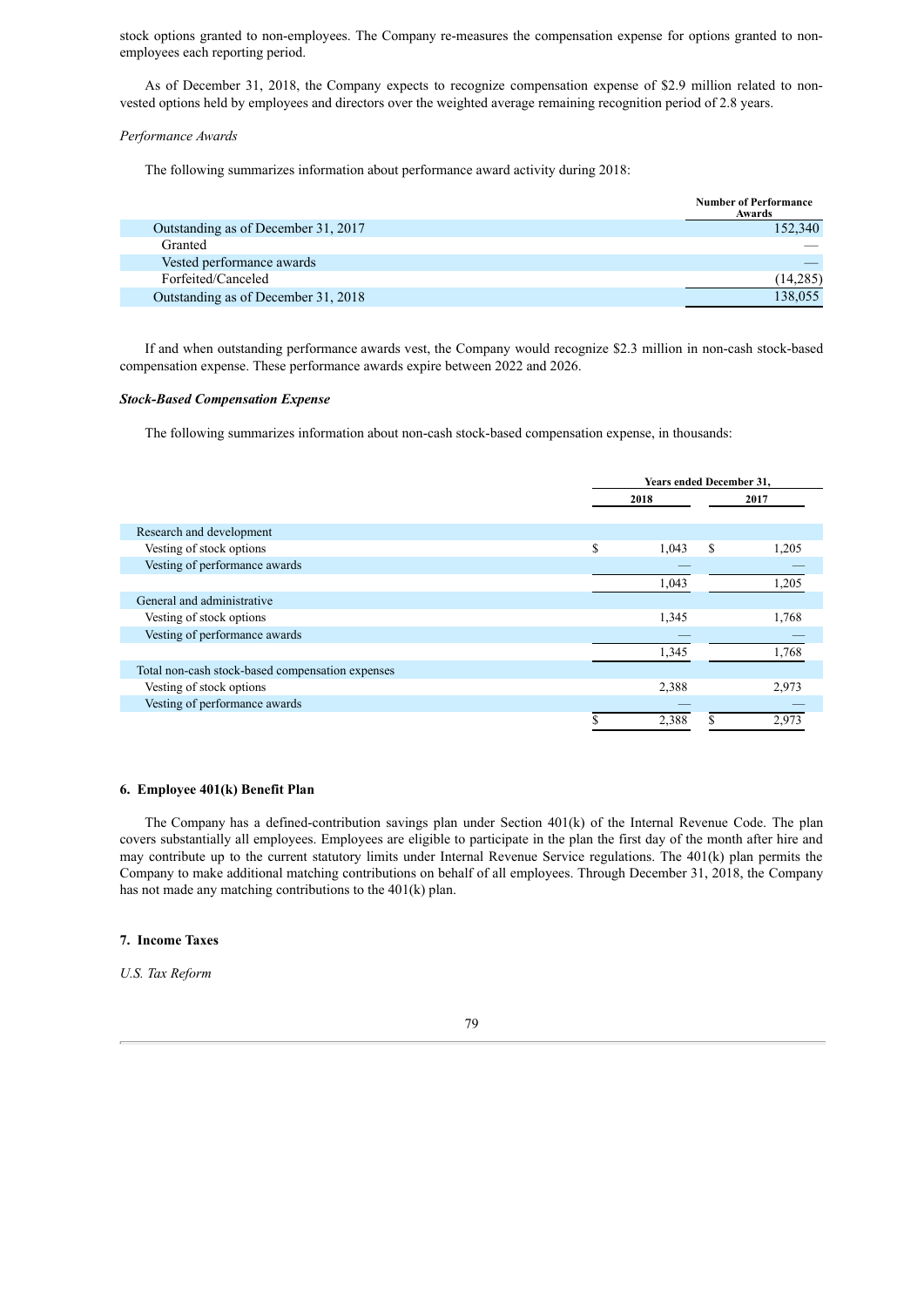stock options granted to non-employees. The Company re-measures the compensation expense for options granted to non-employees each reporting period.

As of December 31, 2018, the Company expects to recognize compensation expense of $2.9 million related to non-vested options held by employees and directors over the weighted average remaining recognition period of 2.8 years.

*Performance Awards*

The following summarizes information about performance award activity during 2018:

| | Number of Performance Awards |
|---|---|
| Outstanding as of December 31, 2017 | 152,340 |
| Granted | — |
| Vested performance awards | — |
| Forfeited/Canceled | (14,285) |
| Outstanding as of December 31, 2018 | 138,055 |

If and when outstanding performance awards vest, the Company would recognize $2.3 million in non-cash stock-based compensation expense. These performance awards expire between 2022 and 2026.

***Stock-Based Compensation Expense***

The following summarizes information about non-cash stock-based compensation expense, in thousands:

| | Years ended December 31, | |
|---|---|---|
| | 2018 | 2017 |
| Research and development | | |
| Vesting of stock options | $ 1,043 | $ 1,205 |
| Vesting of performance awards | — | — |
| | 1,043 | 1,205 |
| General and administrative | | |
| Vesting of stock options | 1,345 | 1,768 |
| Vesting of performance awards | — | — |
| | 1,345 | 1,768 |
| Total non-cash stock-based compensation expenses | | |
| Vesting of stock options | 2,388 | 2,973 |
| Vesting of performance awards | — | — |
| | $ 2,388 | $ 2,973 |

## 6. Employee 401(k) Benefit Plan

The Company has a defined-contribution savings plan under Section 401(k) of the Internal Revenue Code. The plan covers substantially all employees. Employees are eligible to participate in the plan the first day of the month after hire and may contribute up to the current statutory limits under Internal Revenue Service regulations. The 401(k) plan permits the Company to make additional matching contributions on behalf of all employees. Through December 31, 2018, the Company has not made any matching contributions to the 401(k) plan.

## 7. Income Taxes

*U.S. Tax Reform*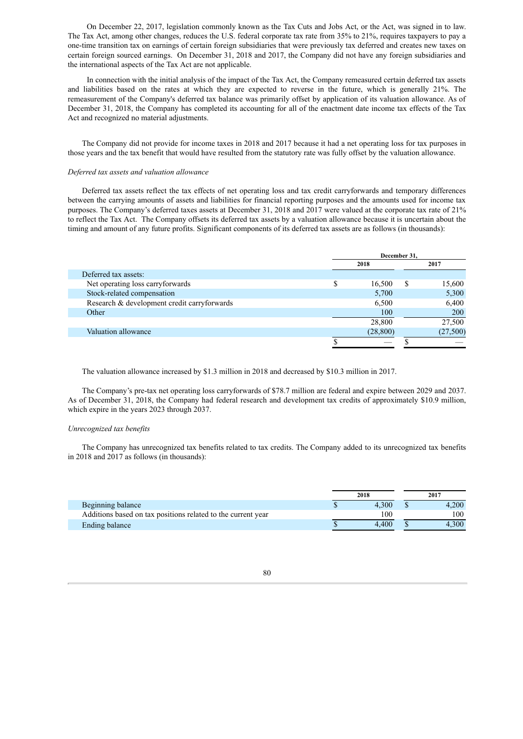On December 22, 2017, legislation commonly known as the Tax Cuts and Jobs Act, or the Act, was signed in to law. The Tax Act, among other changes, reduces the U.S. federal corporate tax rate from 35% to 21%, requires taxpayers to pay a one-time transition tax on earnings of certain foreign subsidiaries that were previously tax deferred and creates new taxes on certain foreign sourced earnings. On December 31, 2018 and 2017, the Company did not have any foreign subsidiaries and the international aspects of the Tax Act are not applicable.

In connection with the initial analysis of the impact of the Tax Act, the Company remeasured certain deferred tax assets and liabilities based on the rates at which they are expected to reverse in the future, which is generally 21%. The remeasurement of the Company's deferred tax balance was primarily offset by application of its valuation allowance. As of December 31, 2018, the Company has completed its accounting for all of the enactment date income tax effects of the Tax Act and recognized no material adjustments.

The Company did not provide for income taxes in 2018 and 2017 because it had a net operating loss for tax purposes in those years and the tax benefit that would have resulted from the statutory rate was fully offset by the valuation allowance.

*Deferred tax assets and valuation allowance*

Deferred tax assets reflect the tax effects of net operating loss and tax credit carryforwards and temporary differences between the carrying amounts of assets and liabilities for financial reporting purposes and the amounts used for income tax purposes. The Company's deferred taxes assets at December 31, 2018 and 2017 were valued at the corporate tax rate of 21% to reflect the Tax Act. The Company offsets its deferred tax assets by a valuation allowance because it is uncertain about the timing and amount of any future profits. Significant components of its deferred tax assets are as follows (in thousands):

| | December 31, | |
|---|---|---|
| | 2018 | 2017 |
| Deferred tax assets: | | |
| Net operating loss carryforwards | $ 16,500 | $ 15,600 |
| Stock-related compensation | 5,700 | 5,300 |
| Research & development credit carryforwards | 6,500 | 6,400 |
| Other | 100 | 200 |
| | 28,800 | 27,500 |
| Valuation allowance | (28,800) | (27,500) |
| | $ — | $ — |

The valuation allowance increased by $1.3 million in 2018 and decreased by $10.3 million in 2017.

The Company's pre-tax net operating loss carryforwards of $78.7 million are federal and expire between 2029 and 2037. As of December 31, 2018, the Company had federal research and development tax credits of approximately $10.9 million, which expire in the years 2023 through 2037.

*Unrecognized tax benefits*

The Company has unrecognized tax benefits related to tax credits. The Company added to its unrecognized tax benefits in 2018 and 2017 as follows (in thousands):

| | 2018 | 2017 |
|---|---|---|
| Beginning balance | $ 4,300 | $ 4,200 |
| Additions based on tax positions related to the current year | 100 | 100 |
| Ending balance | $ 4,400 | $ 4,300 |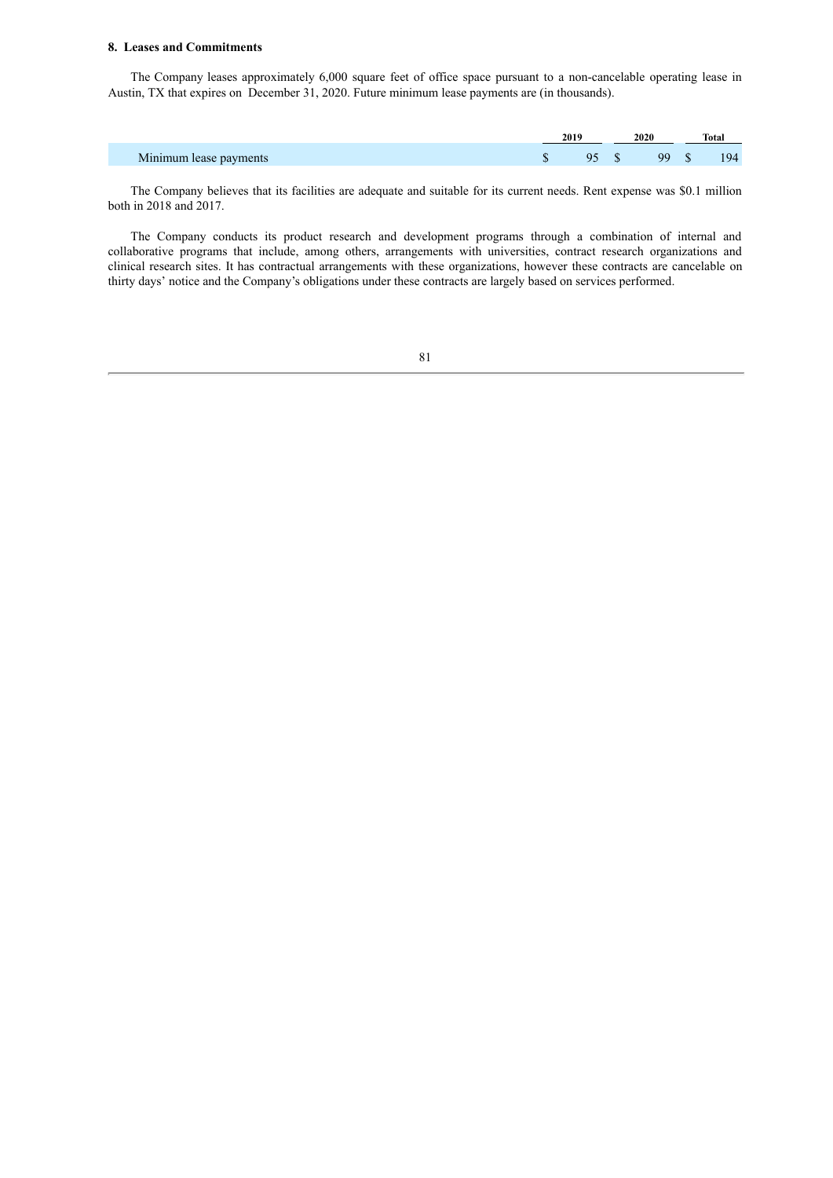**8. Leases and Commitments**

The Company leases approximately 6,000 square feet of office space pursuant to a non-cancelable operating lease in Austin, TX that expires on December 31, 2020. Future minimum lease payments are (in thousands).

| | 2019 | 2020 | Total |
|---|---|---|---|
| Minimum lease payments | $ 95 | $ 99 | $ 194 |

The Company believes that its facilities are adequate and suitable for its current needs. Rent expense was $0.1 million both in 2018 and 2017.

The Company conducts its product research and development programs through a combination of internal and collaborative programs that include, among others, arrangements with universities, contract research organizations and clinical research sites. It has contractual arrangements with these organizations, however these contracts are cancelable on thirty days' notice and the Company's obligations under these contracts are largely based on services performed.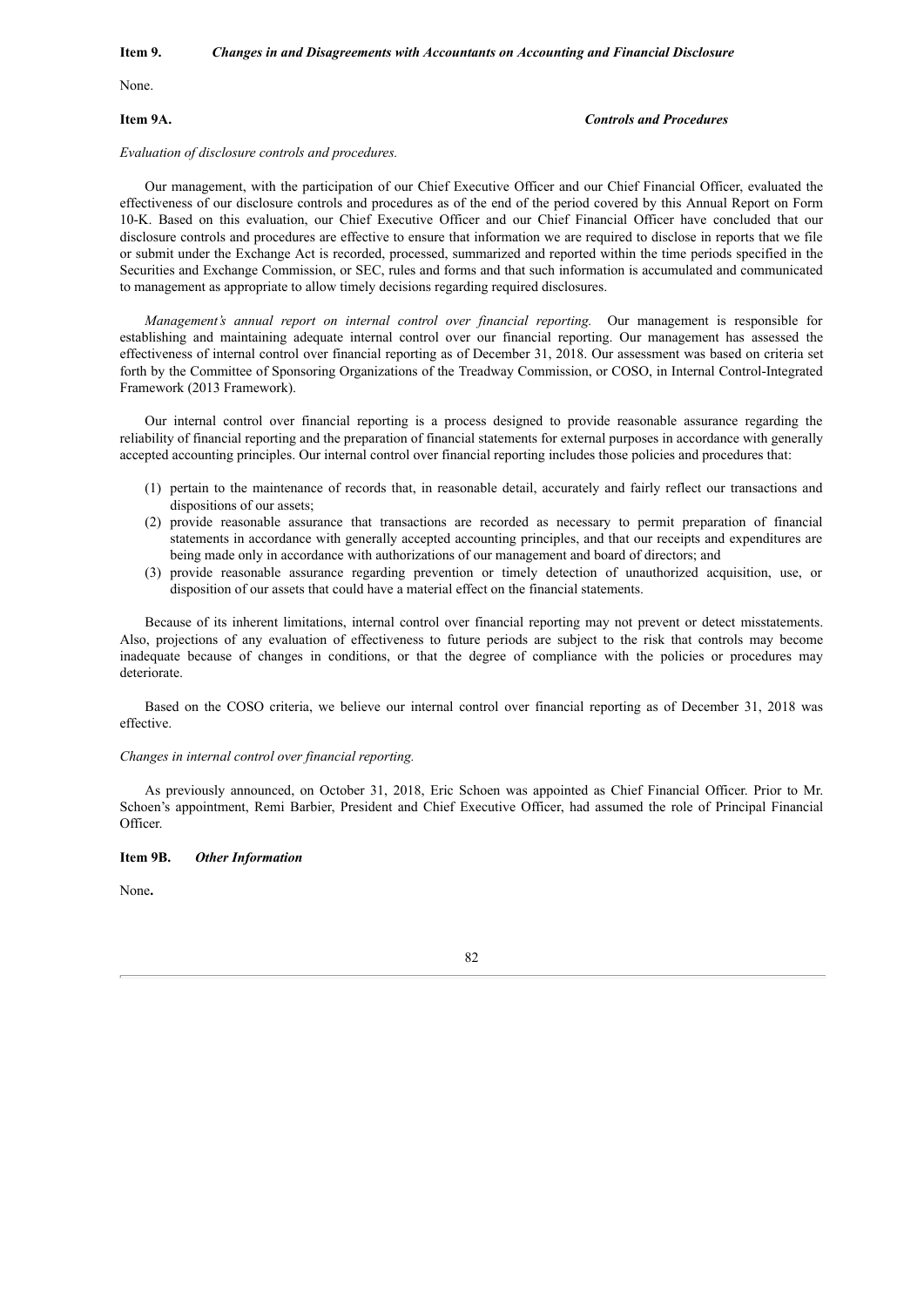**Item 9.** ***Changes in and Disagreements with Accountants on Accounting and Financial Disclosure***

None.

**Item 9A.** ***Controls and Procedures***

*Evaluation of disclosure controls and procedures.*

Our management, with the participation of our Chief Executive Officer and our Chief Financial Officer, evaluated the effectiveness of our disclosure controls and procedures as of the end of the period covered by this Annual Report on Form 10-K. Based on this evaluation, our Chief Executive Officer and our Chief Financial Officer have concluded that our disclosure controls and procedures are effective to ensure that information we are required to disclose in reports that we file or submit under the Exchange Act is recorded, processed, summarized and reported within the time periods specified in the Securities and Exchange Commission, or SEC, rules and forms and that such information is accumulated and communicated to management as appropriate to allow timely decisions regarding required disclosures.

*Management's annual report on internal control over financial reporting.* Our management is responsible for establishing and maintaining adequate internal control over our financial reporting. Our management has assessed the effectiveness of internal control over financial reporting as of December 31, 2018. Our assessment was based on criteria set forth by the Committee of Sponsoring Organizations of the Treadway Commission, or COSO, in Internal Control-Integrated Framework (2013 Framework).

Our internal control over financial reporting is a process designed to provide reasonable assurance regarding the reliability of financial reporting and the preparation of financial statements for external purposes in accordance with generally accepted accounting principles. Our internal control over financial reporting includes those policies and procedures that:

(1) pertain to the maintenance of records that, in reasonable detail, accurately and fairly reflect our transactions and dispositions of our assets;
(2) provide reasonable assurance that transactions are recorded as necessary to permit preparation of financial statements in accordance with generally accepted accounting principles, and that our receipts and expenditures are being made only in accordance with authorizations of our management and board of directors; and
(3) provide reasonable assurance regarding prevention or timely detection of unauthorized acquisition, use, or disposition of our assets that could have a material effect on the financial statements.

Because of its inherent limitations, internal control over financial reporting may not prevent or detect misstatements. Also, projections of any evaluation of effectiveness to future periods are subject to the risk that controls may become inadequate because of changes in conditions, or that the degree of compliance with the policies or procedures may deteriorate.

Based on the COSO criteria, we believe our internal control over financial reporting as of December 31, 2018 was effective.

*Changes in internal control over financial reporting.*

As previously announced, on October 31, 2018, Eric Schoen was appointed as Chief Financial Officer. Prior to Mr. Schoen's appointment, Remi Barbier, President and Chief Executive Officer, had assumed the role of Principal Financial Officer.

**Item 9B.** ***Other Information***

None**.**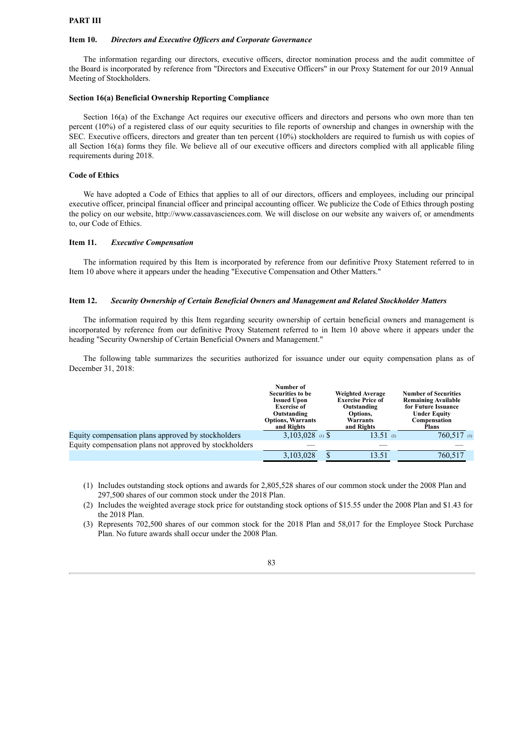## PART III

### Item 10. *Directors and Executive Officers and Corporate Governance*

The information regarding our directors, executive officers, director nomination process and the audit committee of the Board is incorporated by reference from "Directors and Executive Officers" in our Proxy Statement for our 2019 Annual Meeting of Stockholders.

#### Section 16(a) Beneficial Ownership Reporting Compliance

Section 16(a) of the Exchange Act requires our executive officers and directors and persons who own more than ten percent (10%) of a registered class of our equity securities to file reports of ownership and changes in ownership with the SEC. Executive officers, directors and greater than ten percent (10%) stockholders are required to furnish us with copies of all Section 16(a) forms they file. We believe all of our executive officers and directors complied with all applicable filing requirements during 2018.

#### Code of Ethics

We have adopted a Code of Ethics that applies to all of our directors, officers and employees, including our principal executive officer, principal financial officer and principal accounting officer. We publicize the Code of Ethics through posting the policy on our website, http://www.cassavasciences.com. We will disclose on our website any waivers of, or amendments to, our Code of Ethics.

### Item 11. *Executive Compensation*

The information required by this Item is incorporated by reference from our definitive Proxy Statement referred to in Item 10 above where it appears under the heading "Executive Compensation and Other Matters."

### Item 12. *Security Ownership of Certain Beneficial Owners and Management and Related Stockholder Matters*

The information required by this Item regarding security ownership of certain beneficial owners and management is incorporated by reference from our definitive Proxy Statement referred to in Item 10 above where it appears under the heading "Security Ownership of Certain Beneficial Owners and Management."

The following table summarizes the securities authorized for issuance under our equity compensation plans as of December 31, 2018:

| | Number of Securities to be Issued Upon Exercise of Outstanding Options, Warrants and Rights | Weighted Average Exercise Price of Outstanding Options, Warrants and Rights | Number of Securities Remaining Available for Future Issuance Under Equity Compensation Plans |
|---|---|---|---|
| Equity compensation plans approved by stockholders | 3,103,028 (1) | $ 13.51 (2) | 760,517 (3) |
| Equity compensation plans not approved by stockholders | — | — | — |
| | 3,103,028 | $ 13.51 | 760,517 |

(1) Includes outstanding stock options and awards for 2,805,528 shares of our common stock under the 2008 Plan and 297,500 shares of our common stock under the 2018 Plan.

(2) Includes the weighted average stock price for outstanding stock options of $15.55 under the 2008 Plan and $1.43 for the 2018 Plan.

(3) Represents 702,500 shares of our common stock for the 2018 Plan and 58,017 for the Employee Stock Purchase Plan. No future awards shall occur under the 2008 Plan.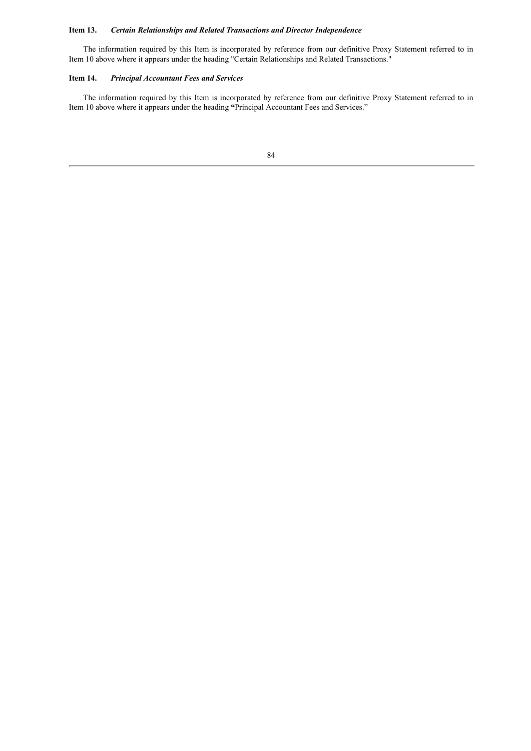**Item 13.** ***Certain Relationships and Related Transactions and Director Independence***

The information required by this Item is incorporated by reference from our definitive Proxy Statement referred to in Item 10 above where it appears under the heading "Certain Relationships and Related Transactions."

**Item 14.** ***Principal Accountant Fees and Services***

The information required by this Item is incorporated by reference from our definitive Proxy Statement referred to in Item 10 above where it appears under the heading **"**Principal Accountant Fees and Services."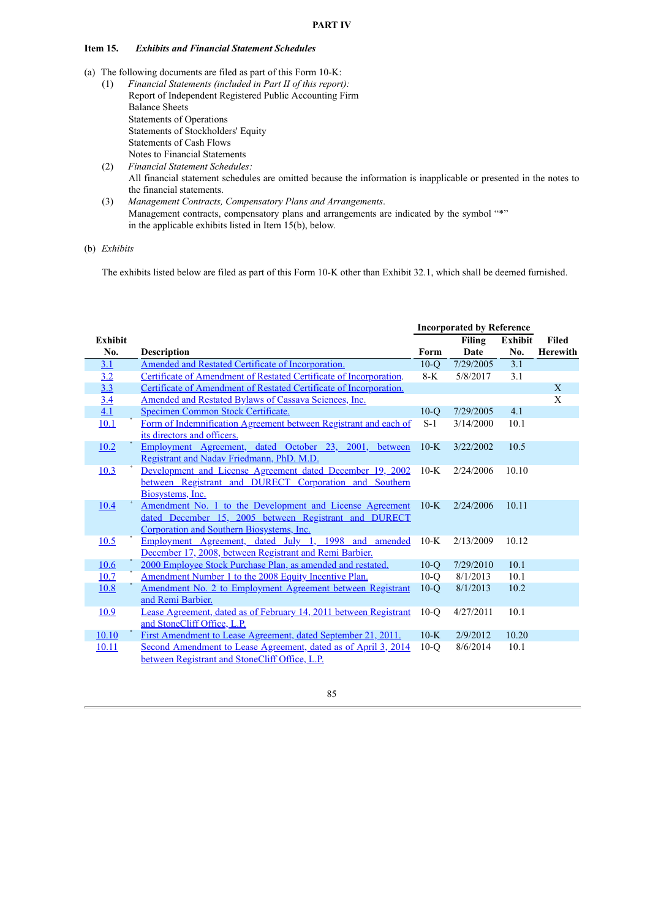**PART IV**

### Item 15. *Exhibits and Financial Statement Schedules*

(a) The following documents are filed as part of this Form 10-K:

(1) *Financial Statements (included in Part II of this report):*
Report of Independent Registered Public Accounting Firm
Balance Sheets
Statements of Operations
Statements of Stockholders' Equity
Statements of Cash Flows
Notes to Financial Statements

(2) *Financial Statement Schedules:*
All financial statement schedules are omitted because the information is inapplicable or presented in the notes to the financial statements.

(3) *Management Contracts, Compensatory Plans and Arrangements*.
Management contracts, compensatory plans and arrangements are indicated by the symbol "*" in the applicable exhibits listed in Item 15(b), below.

(b) *Exhibits*

The exhibits listed below are filed as part of this Form 10-K other than Exhibit 32.1, which shall be deemed furnished.

| Exhibit No. | | Description | Incorporated by Reference Form | Filing Date | Exhibit No. | Filed Herewith |
|---|---|---|---|---|---|---|
| 3.1 | | Amended and Restated Certificate of Incorporation. | 10-Q | 7/29/2005 | 3.1 | |
| 3.2 | | Certificate of Amendment of Restated Certificate of Incorporation. | 8-K | 5/8/2017 | 3.1 | |
| 3.3 | | Certificate of Amendment of Restated Certificate of Incorporation. | | | | X |
| 3.4 | | Amended and Restated Bylaws of Cassava Sciences, Inc. | | | | X |
| 4.1 | | Specimen Common Stock Certificate. | 10-Q | 7/29/2005 | 4.1 | |
| 10.1 | * | Form of Indemnification Agreement between Registrant and each of its directors and officers. | S-1 | 3/14/2000 | 10.1 | |
| 10.2 | * | Employment Agreement, dated October 23, 2001, between Registrant and Nadav Friedmann, PhD. M.D. | 10-K | 3/22/2002 | 10.5 | |
| 10.3 | + | Development and License Agreement dated December 19, 2002 between Registrant and DURECT Corporation and Southern Biosystems, Inc. | 10-K | 2/24/2006 | 10.10 | |
| 10.4 | + | Amendment No. 1 to the Development and License Agreement dated December 15, 2005 between Registrant and DURECT Corporation and Southern Biosystems, Inc. | 10-K | 2/24/2006 | 10.11 | |
| 10.5 | * | Employment Agreement, dated July 1, 1998 and amended December 17, 2008, between Registrant and Remi Barbier. | 10-K | 2/13/2009 | 10.12 | |
| 10.6 | * | 2000 Employee Stock Purchase Plan, as amended and restated. | 10-Q | 7/29/2010 | 10.1 | |
| 10.7 | * | Amendment Number 1 to the 2008 Equity Incentive Plan. | 10-Q | 8/1/2013 | 10.1 | |
| 10.8 | * | Amendment No. 2 to Employment Agreement between Registrant and Remi Barbier. | 10-Q | 8/1/2013 | 10.2 | |
| 10.9 | | Lease Agreement, dated as of February 14, 2011 between Registrant and StoneCliff Office, L.P. | 10-Q | 4/27/2011 | 10.1 | |
| 10.10 | * | First Amendment to Lease Agreement, dated September 21, 2011. | 10-K | 2/9/2012 | 10.20 | |
| 10.11 | | Second Amendment to Lease Agreement, dated as of April 3, 2014 between Registrant and StoneCliff Office, L.P. | 10-Q | 8/6/2014 | 10.1 | |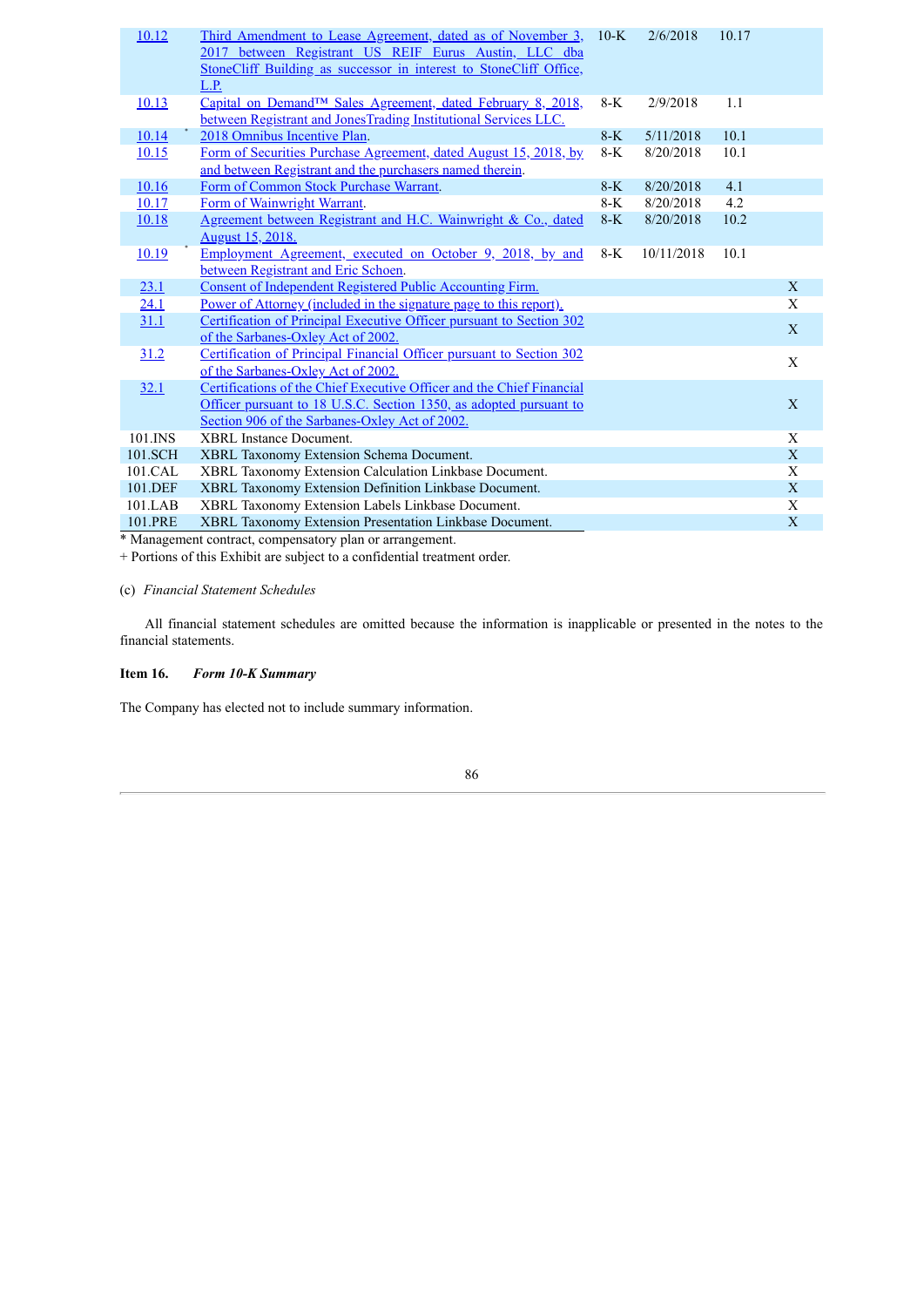| | | | | | |
|---|---|---|---|---|---|
| 10.12 | Third Amendment to Lease Agreement, dated as of November 3, 2017 between Registrant US REIF Eurus Austin, LLC dba StoneCliff Building as successor in interest to StoneCliff Office, L.P. | 10-K | 2/6/2018 | 10.17 | |
| 10.13 | Capital on Demand™ Sales Agreement, dated February 8, 2018, between Registrant and JonesTrading Institutional Services LLC. | 8-K | 2/9/2018 | 1.1 | |
| 10.14 * | 2018 Omnibus Incentive Plan. | 8-K | 5/11/2018 | 10.1 | |
| 10.15 | Form of Securities Purchase Agreement, dated August 15, 2018, by and between Registrant and the purchasers named therein. | 8-K | 8/20/2018 | 10.1 | |
| 10.16 | Form of Common Stock Purchase Warrant. | 8-K | 8/20/2018 | 4.1 | |
| 10.17 | Form of Wainwright Warrant. | 8-K | 8/20/2018 | 4.2 | |
| 10.18 | Agreement between Registrant and H.C. Wainwright & Co., dated August 15, 2018. | 8-K | 8/20/2018 | 10.2 | |
| 10.19 * | Employment Agreement, executed on October 9, 2018, by and between Registrant and Eric Schoen. | 8-K | 10/11/2018 | 10.1 | |
| 23.1 | Consent of Independent Registered Public Accounting Firm. | | | | X |
| 24.1 | Power of Attorney (included in the signature page to this report). | | | | X |
| 31.1 | Certification of Principal Executive Officer pursuant to Section 302 of the Sarbanes-Oxley Act of 2002. | | | | X |
| 31.2 | Certification of Principal Financial Officer pursuant to Section 302 of the Sarbanes-Oxley Act of 2002. | | | | X |
| 32.1 | Certifications of the Chief Executive Officer and the Chief Financial Officer pursuant to 18 U.S.C. Section 1350, as adopted pursuant to Section 906 of the Sarbanes-Oxley Act of 2002. | | | | X |
| 101.INS | XBRL Instance Document. | | | | X |
| 101.SCH | XBRL Taxonomy Extension Schema Document. | | | | X |
| 101.CAL | XBRL Taxonomy Extension Calculation Linkbase Document. | | | | X |
| 101.DEF | XBRL Taxonomy Extension Definition Linkbase Document. | | | | X |
| 101.LAB | XBRL Taxonomy Extension Labels Linkbase Document. | | | | X |
| 101.PRE | XBRL Taxonomy Extension Presentation Linkbase Document. | | | | X |

\* Management contract, compensatory plan or arrangement.

\+ Portions of this Exhibit are subject to a confidential treatment order.

(c) *Financial Statement Schedules*

All financial statement schedules are omitted because the information is inapplicable or presented in the notes to the financial statements.

**Item 16.** ***Form 10-K Summary***

The Company has elected not to include summary information.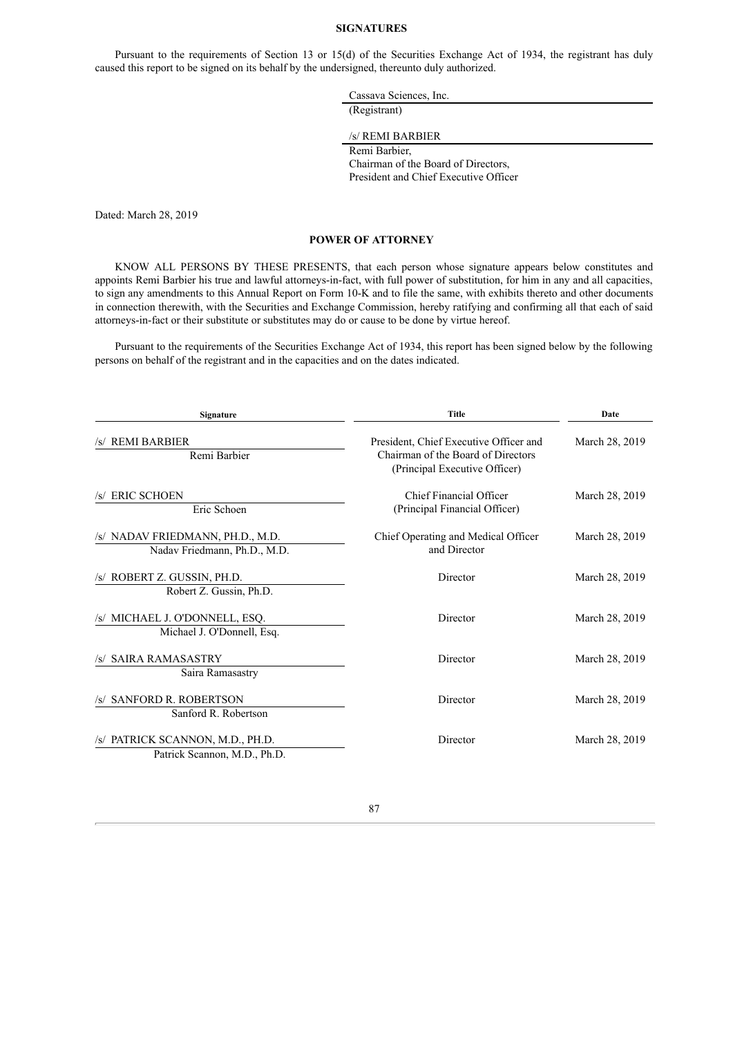## SIGNATURES

Pursuant to the requirements of Section 13 or 15(d) of the Securities Exchange Act of 1934, the registrant has duly caused this report to be signed on its behalf by the undersigned, thereunto duly authorized.

Cassava Sciences, Inc.
(Registrant)

/s/ REMI BARBIER
Remi Barbier,
Chairman of the Board of Directors,
President and Chief Executive Officer

Dated: March 28, 2019

## POWER OF ATTORNEY

KNOW ALL PERSONS BY THESE PRESENTS, that each person whose signature appears below constitutes and appoints Remi Barbier his true and lawful attorneys-in-fact, with full power of substitution, for him in any and all capacities, to sign any amendments to this Annual Report on Form 10-K and to file the same, with exhibits thereto and other documents in connection therewith, with the Securities and Exchange Commission, hereby ratifying and confirming all that each of said attorneys-in-fact or their substitute or substitutes may do or cause to be done by virtue hereof.

Pursuant to the requirements of the Securities Exchange Act of 1934, this report has been signed below by the following persons on behalf of the registrant and in the capacities and on the dates indicated.

| Signature | Title | Date |
|---|---|---|
| /s/ REMI BARBIER<br>Remi Barbier | President, Chief Executive Officer and Chairman of the Board of Directors (Principal Executive Officer) | March 28, 2019 |
| /s/ ERIC SCHOEN<br>Eric Schoen | Chief Financial Officer (Principal Financial Officer) | March 28, 2019 |
| /s/ NADAV FRIEDMANN, PH.D., M.D.<br>Nadav Friedmann, Ph.D., M.D. | Chief Operating and Medical Officer and Director | March 28, 2019 |
| /s/ ROBERT Z. GUSSIN, PH.D.<br>Robert Z. Gussin, Ph.D. | Director | March 28, 2019 |
| /s/ MICHAEL J. O'DONNELL, ESQ.<br>Michael J. O'Donnell, Esq. | Director | March 28, 2019 |
| /s/ SAIRA RAMASASTRY<br>Saira Ramasastry | Director | March 28, 2019 |
| /s/ SANFORD R. ROBERTSON<br>Sanford R. Robertson | Director | March 28, 2019 |
| /s/ PATRICK SCANNON, M.D., PH.D.<br>Patrick Scannon, M.D., Ph.D. | Director | March 28, 2019 |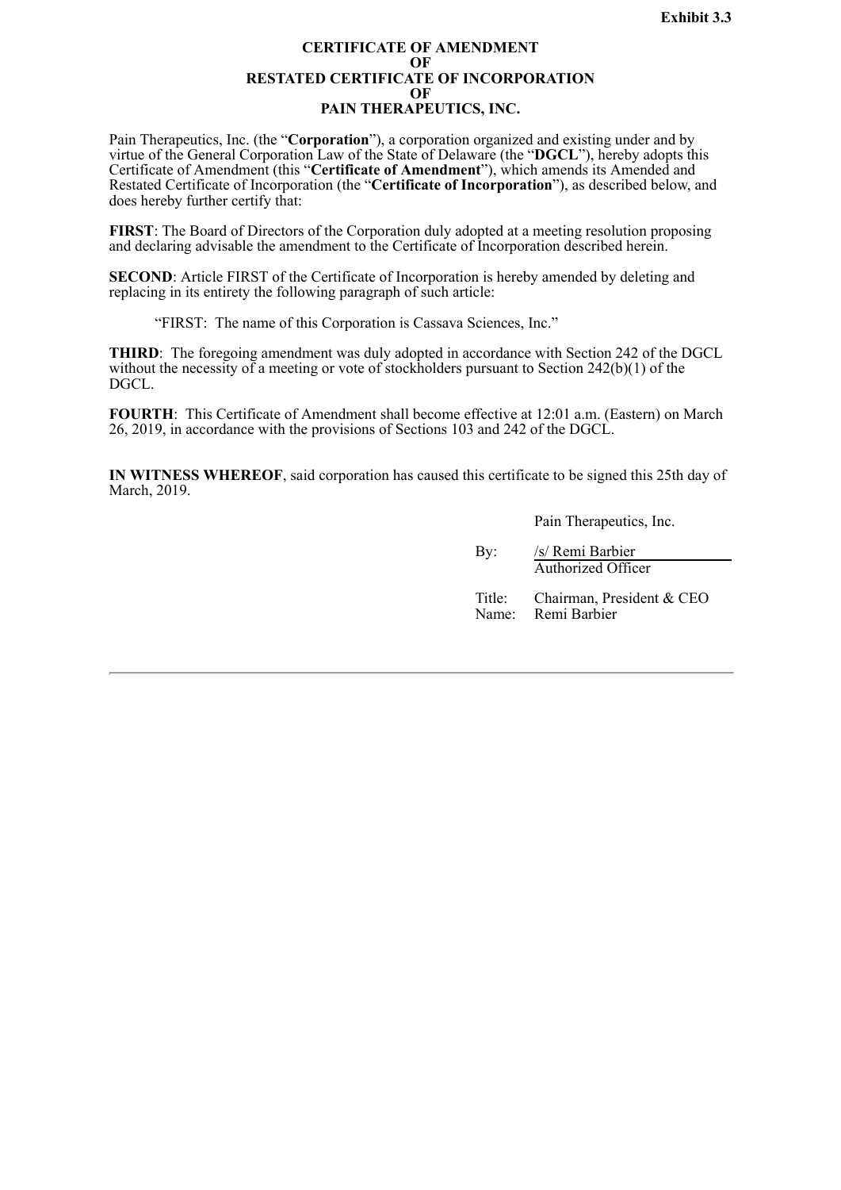**Exhibit 3.3**

**CERTIFICATE OF AMENDMENT**
**OF**
**RESTATED CERTIFICATE OF INCORPORATION**
**OF**
**PAIN THERAPEUTICS, INC.**

Pain Therapeutics, Inc. (the "**Corporation**"), a corporation organized and existing under and by virtue of the General Corporation Law of the State of Delaware (the "**DGCL**"), hereby adopts this Certificate of Amendment (this "**Certificate of Amendment**"), which amends its Amended and Restated Certificate of Incorporation (the "**Certificate of Incorporation**"), as described below, and does hereby further certify that:

**FIRST**: The Board of Directors of the Corporation duly adopted at a meeting resolution proposing and declaring advisable the amendment to the Certificate of Incorporation described herein.

**SECOND**: Article FIRST of the Certificate of Incorporation is hereby amended by deleting and replacing in its entirety the following paragraph of such article:

> "FIRST: The name of this Corporation is Cassava Sciences, Inc."

**THIRD**: The foregoing amendment was duly adopted in accordance with Section 242 of the DGCL without the necessity of a meeting or vote of stockholders pursuant to Section 242(b)(1) of the DGCL.

**FOURTH**: This Certificate of Amendment shall become effective at 12:01 a.m. (Eastern) on March 26, 2019, in accordance with the provisions of Sections 103 and 242 of the DGCL.

**IN WITNESS WHEREOF**, said corporation has caused this certificate to be signed this 25th day of March, 2019.

Pain Therapeutics, Inc.

By: /s/ Remi Barbier
Authorized Officer

Title: Chairman, President & CEO
Name: Remi Barbier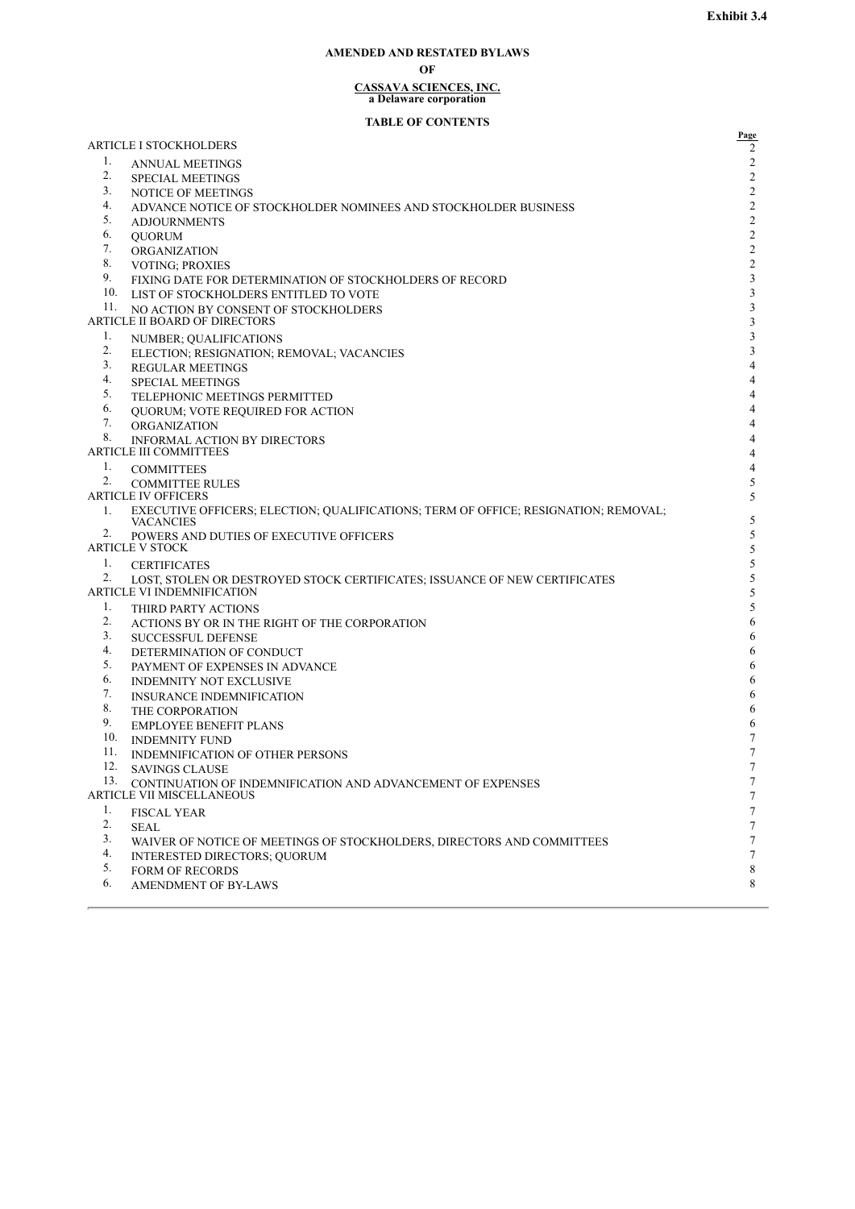**Exhibit 3.4**

# AMENDED AND RESTATED BYLAWS

# OF

# CASSAVA SCIENCES, INC.

**a Delaware corporation**

## TABLE OF CONTENTS

| | | Page |
|---|---|---|
| ARTICLE I STOCKHOLDERS | | 2 |
| 1. | ANNUAL MEETINGS | 2 |
| 2. | SPECIAL MEETINGS | 2 |
| 3. | NOTICE OF MEETINGS | 2 |
| 4. | ADVANCE NOTICE OF STOCKHOLDER NOMINEES AND STOCKHOLDER BUSINESS | 2 |
| 5. | ADJOURNMENTS | 2 |
| 6. | QUORUM | 2 |
| 7. | ORGANIZATION | 2 |
| 8. | VOTING; PROXIES | 2 |
| 9. | FIXING DATE FOR DETERMINATION OF STOCKHOLDERS OF RECORD | 3 |
| 10. | LIST OF STOCKHOLDERS ENTITLED TO VOTE | 3 |
| 11. | NO ACTION BY CONSENT OF STOCKHOLDERS | 3 |
| ARTICLE II BOARD OF DIRECTORS | | 3 |
| 1. | NUMBER; QUALIFICATIONS | 3 |
| 2. | ELECTION; RESIGNATION; REMOVAL; VACANCIES | 3 |
| 3. | REGULAR MEETINGS | 4 |
| 4. | SPECIAL MEETINGS | 4 |
| 5. | TELEPHONIC MEETINGS PERMITTED | 4 |
| 6. | QUORUM; VOTE REQUIRED FOR ACTION | 4 |
| 7. | ORGANIZATION | 4 |
| 8. | INFORMAL ACTION BY DIRECTORS | 4 |
| ARTICLE III COMMITTEES | | 4 |
| 1. | COMMITTEES | 4 |
| 2. | COMMITTEE RULES | 5 |
| ARTICLE IV OFFICERS | | 5 |
| 1. | EXECUTIVE OFFICERS; ELECTION; QUALIFICATIONS; TERM OF OFFICE; RESIGNATION; REMOVAL; VACANCIES | 5 |
| 2. | POWERS AND DUTIES OF EXECUTIVE OFFICERS | 5 |
| ARTICLE V STOCK | | 5 |
| 1. | CERTIFICATES | 5 |
| 2. | LOST, STOLEN OR DESTROYED STOCK CERTIFICATES; ISSUANCE OF NEW CERTIFICATES | 5 |
| ARTICLE VI INDEMNIFICATION | | 5 |
| 1. | THIRD PARTY ACTIONS | 5 |
| 2. | ACTIONS BY OR IN THE RIGHT OF THE CORPORATION | 6 |
| 3. | SUCCESSFUL DEFENSE | 6 |
| 4. | DETERMINATION OF CONDUCT | 6 |
| 5. | PAYMENT OF EXPENSES IN ADVANCE | 6 |
| 6. | INDEMNITY NOT EXCLUSIVE | 6 |
| 7. | INSURANCE INDEMNIFICATION | 6 |
| 8. | THE CORPORATION | 6 |
| 9. | EMPLOYEE BENEFIT PLANS | 6 |
| 10. | INDEMNITY FUND | 7 |
| 11. | INDEMNIFICATION OF OTHER PERSONS | 7 |
| 12. | SAVINGS CLAUSE | 7 |
| 13. | CONTINUATION OF INDEMNIFICATION AND ADVANCEMENT OF EXPENSES | 7 |
| ARTICLE VII MISCELLANEOUS | | 7 |
| 1. | FISCAL YEAR | 7 |
| 2. | SEAL | 7 |
| 3. | WAIVER OF NOTICE OF MEETINGS OF STOCKHOLDERS, DIRECTORS AND COMMITTEES | 7 |
| 4. | INTERESTED DIRECTORS; QUORUM | 7 |
| 5. | FORM OF RECORDS | 8 |
| 6. | AMENDMENT OF BY-LAWS | 8 |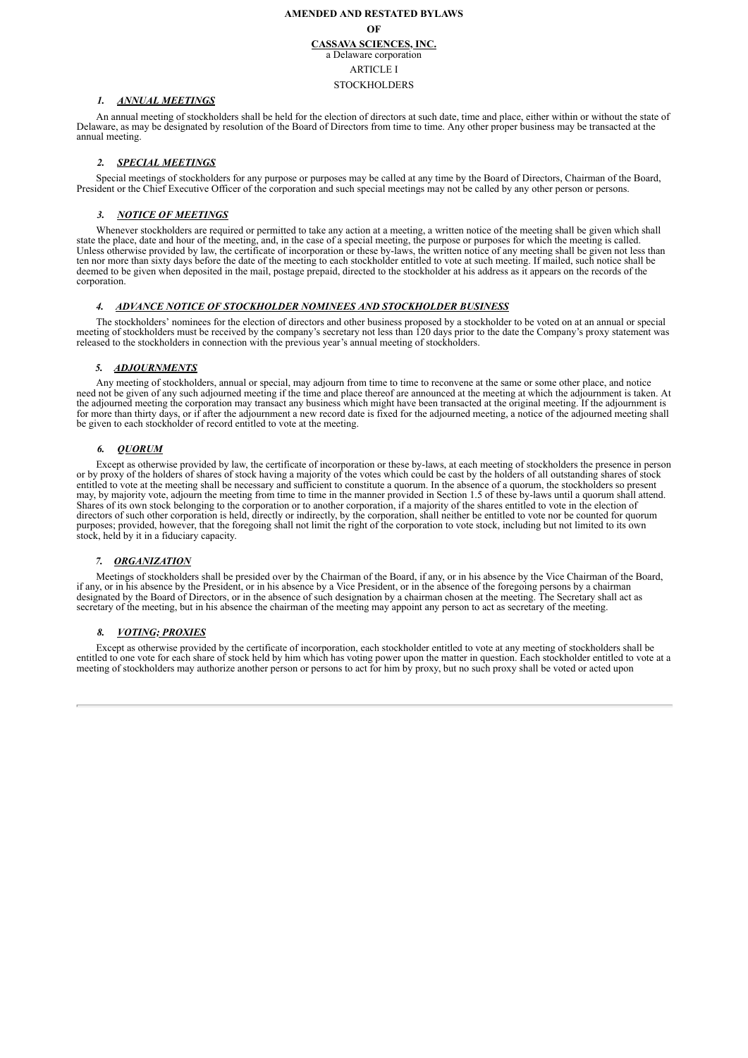**AMENDED AND RESTATED BYLAWS**

**OF**

**CASSAVA SCIENCES, INC.**

a Delaware corporation

ARTICLE I

STOCKHOLDERS

### *1. ANNUAL MEETINGS*

An annual meeting of stockholders shall be held for the election of directors at such date, time and place, either within or without the state of Delaware, as may be designated by resolution of the Board of Directors from time to time. Any other proper business may be transacted at the annual meeting.

### *2. SPECIAL MEETINGS*

Special meetings of stockholders for any purpose or purposes may be called at any time by the Board of Directors, Chairman of the Board, President or the Chief Executive Officer of the corporation and such special meetings may not be called by any other person or persons.

### *3. NOTICE OF MEETINGS*

Whenever stockholders are required or permitted to take any action at a meeting, a written notice of the meeting shall be given which shall state the place, date and hour of the meeting, and, in the case of a special meeting, the purpose or purposes for which the meeting is called. Unless otherwise provided by law, the certificate of incorporation or these by-laws, the written notice of any meeting shall be given not less than ten nor more than sixty days before the date of the meeting to each stockholder entitled to vote at such meeting. If mailed, such notice shall be deemed to be given when deposited in the mail, postage prepaid, directed to the stockholder at his address as it appears on the records of the corporation.

### *4. ADVANCE NOTICE OF STOCKHOLDER NOMINEES AND STOCKHOLDER BUSINESS*

The stockholders' nominees for the election of directors and other business proposed by a stockholder to be voted on at an annual or special meeting of stockholders must be received by the company's secretary not less than 120 days prior to the date the Company's proxy statement was released to the stockholders in connection with the previous year's annual meeting of stockholders.

### *5. ADJOURNMENTS*

Any meeting of stockholders, annual or special, may adjourn from time to time to reconvene at the same or some other place, and notice need not be given of any such adjourned meeting if the time and place thereof are announced at the meeting at which the adjournment is taken. At the adjourned meeting the corporation may transact any business which might have been transacted at the original meeting. If the adjournment is for more than thirty days, or if after the adjournment a new record date is fixed for the adjourned meeting, a notice of the adjourned meeting shall be given to each stockholder of record entitled to vote at the meeting.

### *6. QUORUM*

Except as otherwise provided by law, the certificate of incorporation or these by-laws, at each meeting of stockholders the presence in person or by proxy of the holders of shares of stock having a majority of the votes which could be cast by the holders of all outstanding shares of stock entitled to vote at the meeting shall be necessary and sufficient to constitute a quorum. In the absence of a quorum, the stockholders so present may, by majority vote, adjourn the meeting from time to time in the manner provided in Section 1.5 of these by-laws until a quorum shall attend. Shares of its own stock belonging to the corporation or to another corporation, if a majority of the shares entitled to vote in the election of directors of such other corporation is held, directly or indirectly, by the corporation, shall neither be entitled to vote nor be counted for quorum purposes; provided, however, that the foregoing shall not limit the right of the corporation to vote stock, including but not limited to its own stock, held by it in a fiduciary capacity.

### *7. ORGANIZATION*

Meetings of stockholders shall be presided over by the Chairman of the Board, if any, or in his absence by the Vice Chairman of the Board, if any, or in his absence by the President, or in his absence by a Vice President, or in the absence of the foregoing persons by a chairman designated by the Board of Directors, or in the absence of such designation by a chairman chosen at the meeting. The Secretary shall act as secretary of the meeting, but in his absence the chairman of the meeting may appoint any person to act as secretary of the meeting.

### *8. VOTING; PROXIES*

Except as otherwise provided by the certificate of incorporation, each stockholder entitled to vote at any meeting of stockholders shall be entitled to one vote for each share of stock held by him which has voting power upon the matter in question. Each stockholder entitled to vote at a meeting of stockholders may authorize another person or persons to act for him by proxy, but no such proxy shall be voted or acted upon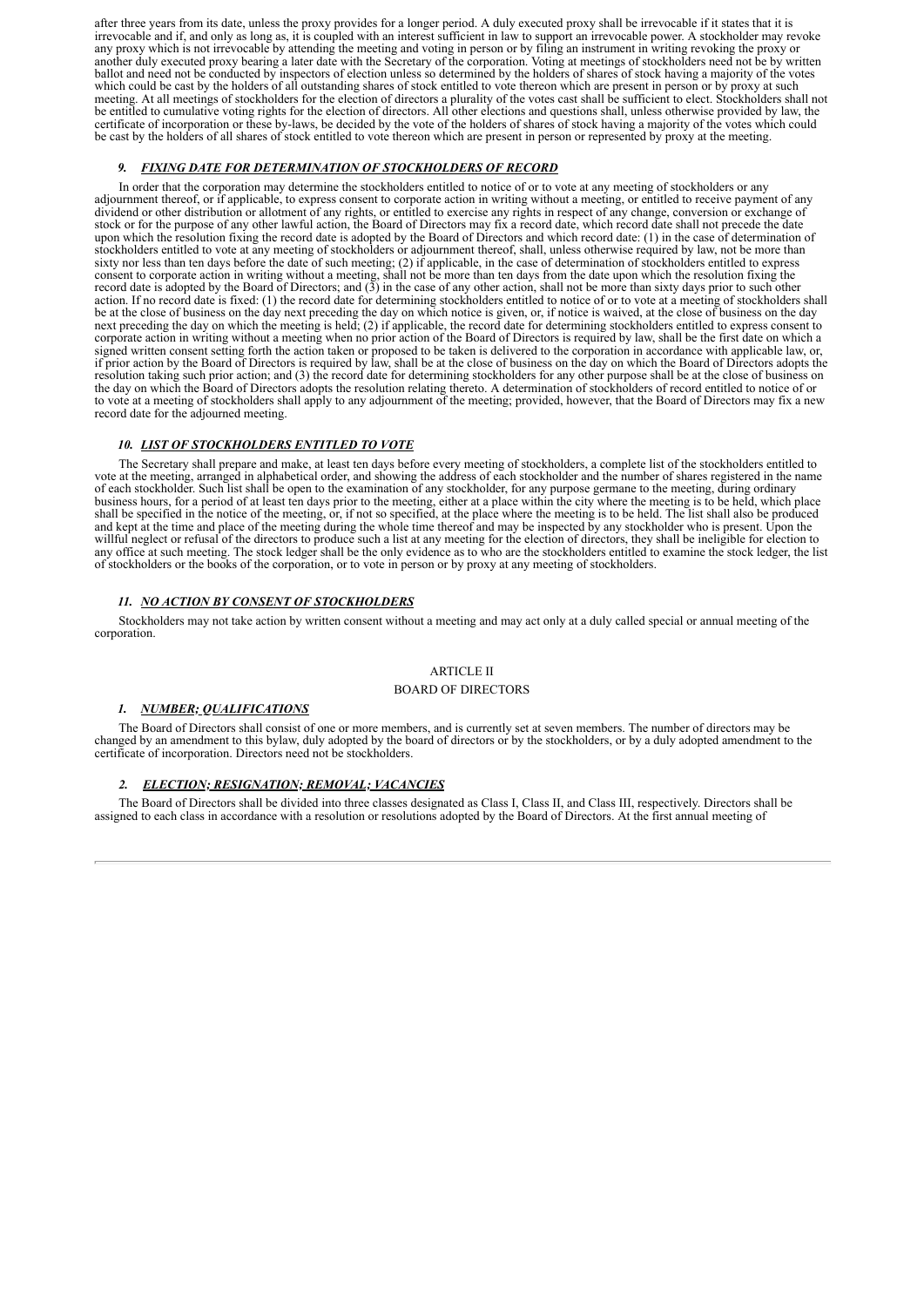after three years from its date, unless the proxy provides for a longer period. A duly executed proxy shall be irrevocable if it states that it is irrevocable and if, and only as long as, it is coupled with an interest sufficient in law to support an irrevocable power. A stockholder may revoke any proxy which is not irrevocable by attending the meeting and voting in person or by filing an instrument in writing revoking the proxy or another duly executed proxy bearing a later date with the Secretary of the corporation. Voting at meetings of stockholders need not be by written ballot and need not be conducted by inspectors of election unless so determined by the holders of shares of stock having a majority of the votes which could be cast by the holders of all outstanding shares of stock entitled to vote thereon which are present in person or by proxy at such meeting. At all meetings of stockholders for the election of directors a plurality of the votes cast shall be sufficient to elect. Stockholders shall not be entitled to cumulative voting rights for the election of directors. All other elections and questions shall, unless otherwise provided by law, the certificate of incorporation or these by-laws, be decided by the vote of the holders of shares of stock having a majority of the votes which could be cast by the holders of all shares of stock entitled to vote thereon which are present in person or represented by proxy at the meeting.

#### *9. FIXING DATE FOR DETERMINATION OF STOCKHOLDERS OF RECORD*

In order that the corporation may determine the stockholders entitled to notice of or to vote at any meeting of stockholders or any adjournment thereof, or if applicable, to express consent to corporate action in writing without a meeting, or entitled to receive payment of any dividend or other distribution or allotment of any rights, or entitled to exercise any rights in respect of any change, conversion or exchange of stock or for the purpose of any other lawful action, the Board of Directors may fix a record date, which record date shall not precede the date upon which the resolution fixing the record date is adopted by the Board of Directors and which record date: (1) in the case of determination of stockholders entitled to vote at any meeting of stockholders or adjournment thereof, shall, unless otherwise required by law, not be more than sixty nor less than ten days before the date of such meeting; (2) if applicable, in the case of determination of stockholders entitled to express consent to corporate action in writing without a meeting, shall not be more than ten days from the date upon which the resolution fixing the record date is adopted by the Board of Directors; and (3) in the case of any other action, shall not be more than sixty days prior to such other action. If no record date is fixed: (1) the record date for determining stockholders entitled to notice of or to vote at a meeting of stockholders shall be at the close of business on the day next preceding the day on which notice is given, or, if notice is waived, at the close of business on the day next preceding the day on which the meeting is held; (2) if applicable, the record date for determining stockholders entitled to express consent to corporate action in writing without a meeting when no prior action of the Board of Directors is required by law, shall be the first date on which a signed written consent setting forth the action taken or proposed to be taken is delivered to the corporation in accordance with applicable law, or, if prior action by the Board of Directors is required by law, shall be at the close of business on the day on which the Board of Directors adopts the resolution taking such prior action; and (3) the record date for determining stockholders for any other purpose shall be at the close of business on the day on which the Board of Directors adopts the resolution relating thereto. A determination of stockholders of record entitled to notice of or to vote at a meeting of stockholders shall apply to any adjournment of the meeting; provided, however, that the Board of Directors may fix a new record date for the adjourned meeting.

#### *10. LIST OF STOCKHOLDERS ENTITLED TO VOTE*

The Secretary shall prepare and make, at least ten days before every meeting of stockholders, a complete list of the stockholders entitled to vote at the meeting, arranged in alphabetical order, and showing the address of each stockholder and the number of shares registered in the name of each stockholder. Such list shall be open to the examination of any stockholder, for any purpose germane to the meeting, during ordinary business hours, for a period of at least ten days prior to the meeting, either at a place within the city where the meeting is to be held, which place shall be specified in the notice of the meeting, or, if not so specified, at the place where the meeting is to be held. The list shall also be produced and kept at the time and place of the meeting during the whole time thereof and may be inspected by any stockholder who is present. Upon the willful neglect or refusal of the directors to produce such a list at any meeting for the election of directors, they shall be ineligible for election to any office at such meeting. The stock ledger shall be the only evidence as to who are the stockholders entitled to examine the stock ledger, the list of stockholders or the books of the corporation, or to vote in person or by proxy at any meeting of stockholders.

#### *11. NO ACTION BY CONSENT OF STOCKHOLDERS*

Stockholders may not take action by written consent without a meeting and may act only at a duly called special or annual meeting of the corporation.

## ARTICLE II
## BOARD OF DIRECTORS

#### *1. NUMBER; QUALIFICATIONS*

The Board of Directors shall consist of one or more members, and is currently set at seven members. The number of directors may be changed by an amendment to this bylaw, duly adopted by the board of directors or by the stockholders, or by a duly adopted amendment to the certificate of incorporation. Directors need not be stockholders.

#### *2. ELECTION; RESIGNATION; REMOVAL; VACANCIES*

The Board of Directors shall be divided into three classes designated as Class I, Class II, and Class III, respectively. Directors shall be assigned to each class in accordance with a resolution or resolutions adopted by the Board of Directors. At the first annual meeting of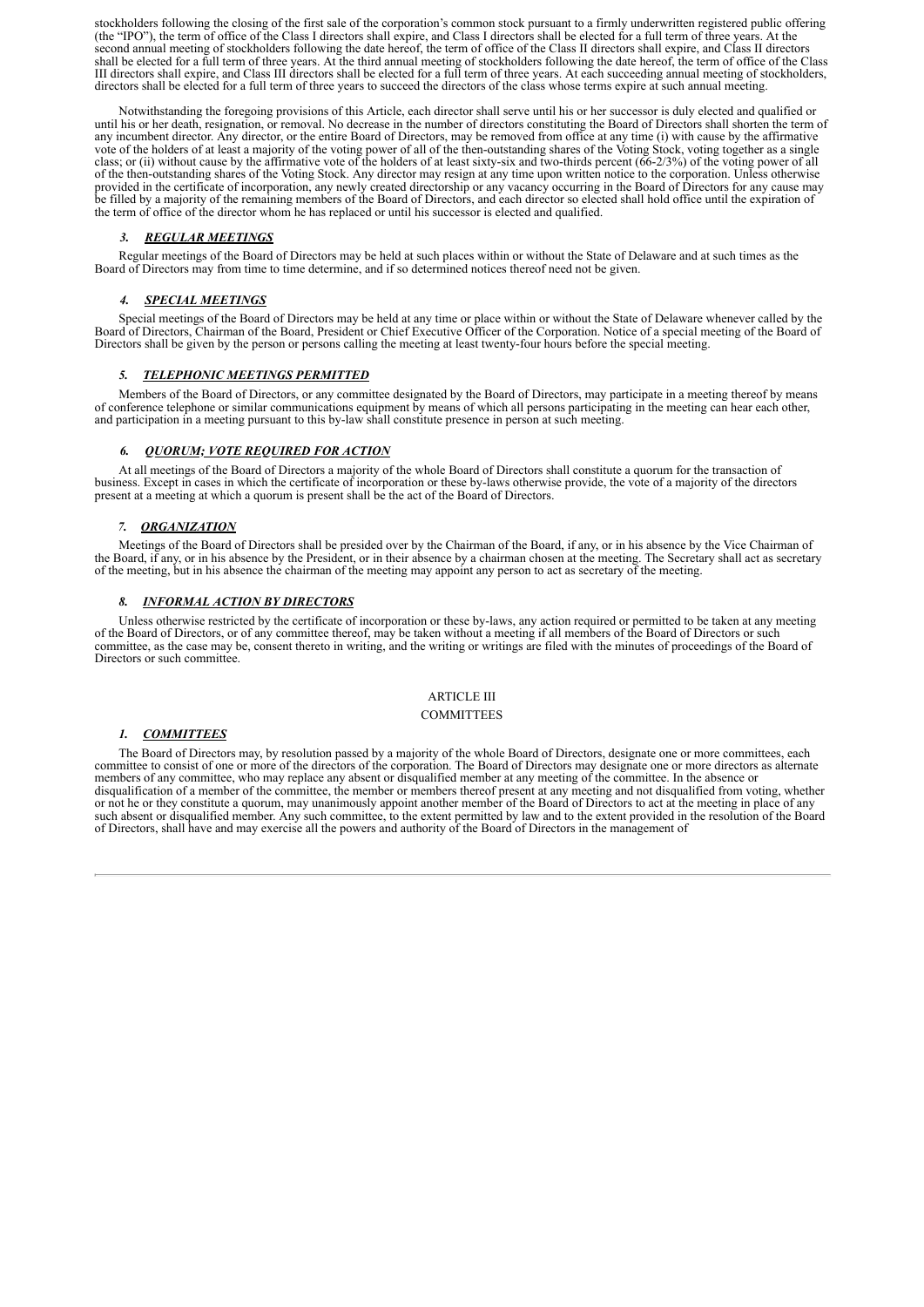stockholders following the closing of the first sale of the corporation's common stock pursuant to a firmly underwritten registered public offering (the "IPO"), the term of office of the Class I directors shall expire, and Class I directors shall be elected for a full term of three years. At the second annual meeting of stockholders following the date hereof, the term of office of the Class II directors shall expire, and Class II directors shall be elected for a full term of three years. At the third annual meeting of stockholders following the date hereof, the term of office of the Class III directors shall expire, and Class III directors shall be elected for a full term of three years. At each succeeding annual meeting of stockholders, directors shall be elected for a full term of three years to succeed the directors of the class whose terms expire at such annual meeting.

Notwithstanding the foregoing provisions of this Article, each director shall serve until his or her successor is duly elected and qualified or until his or her death, resignation, or removal. No decrease in the number of directors constituting the Board of Directors shall shorten the term of any incumbent director. Any director, or the entire Board of Directors, may be removed from office at any time (i) with cause by the affirmative vote of the holders of at least a majority of the voting power of all of the then-outstanding shares of the Voting Stock, voting together as a single class; or (ii) without cause by the affirmative vote of the holders of at least sixty-six and two-thirds percent (66-2/3%) of the voting power of all of the then-outstanding shares of the Voting Stock. Any director may resign at any time upon written notice to the corporation. Unless otherwise provided in the certificate of incorporation, any newly created directorship or any vacancy occurring in the Board of Directors for any cause may be filled by a majority of the remaining members of the Board of Directors, and each director so elected shall hold office until the expiration of the term of office of the director whom he has replaced or until his successor is elected and qualified.

### *3. REGULAR MEETINGS*

Regular meetings of the Board of Directors may be held at such places within or without the State of Delaware and at such times as the Board of Directors may from time to time determine, and if so determined notices thereof need not be given.

### *4. SPECIAL MEETINGS*

Special meetings of the Board of Directors may be held at any time or place within or without the State of Delaware whenever called by the Board of Directors, Chairman of the Board, President or Chief Executive Officer of the Corporation. Notice of a special meeting of the Board of Directors shall be given by the person or persons calling the meeting at least twenty-four hours before the special meeting.

### *5. TELEPHONIC MEETINGS PERMITTED*

Members of the Board of Directors, or any committee designated by the Board of Directors, may participate in a meeting thereof by means of conference telephone or similar communications equipment by means of which all persons participating in the meeting can hear each other, and participation in a meeting pursuant to this by-law shall constitute presence in person at such meeting.

### *6. QUORUM; VOTE REQUIRED FOR ACTION*

At all meetings of the Board of Directors a majority of the whole Board of Directors shall constitute a quorum for the transaction of business. Except in cases in which the certificate of incorporation or these by-laws otherwise provide, the vote of a majority of the directors present at a meeting at which a quorum is present shall be the act of the Board of Directors.

### *7. ORGANIZATION*

Meetings of the Board of Directors shall be presided over by the Chairman of the Board, if any, or in his absence by the Vice Chairman of the Board, if any, or in his absence by the President, or in their absence by a chairman chosen at the meeting. The Secretary shall act as secretary of the meeting, but in his absence the chairman of the meeting may appoint any person to act as secretary of the meeting.

### *8. INFORMAL ACTION BY DIRECTORS*

Unless otherwise restricted by the certificate of incorporation or these by-laws, any action required or permitted to be taken at any meeting of the Board of Directors, or of any committee thereof, may be taken without a meeting if all members of the Board of Directors or such committee, as the case may be, consent thereto in writing, and the writing or writings are filed with the minutes of proceedings of the Board of Directors or such committee.

## ARTICLE III
## COMMITTEES

### *1. COMMITTEES*

The Board of Directors may, by resolution passed by a majority of the whole Board of Directors, designate one or more committees, each committee to consist of one or more of the directors of the corporation. The Board of Directors may designate one or more directors as alternate members of any committee, who may replace any absent or disqualified member at any meeting of the committee. In the absence or disqualification of a member of the committee, the member or members thereof present at any meeting and not disqualified from voting, whether or not he or they constitute a quorum, may unanimously appoint another member of the Board of Directors to act at the meeting in place of any such absent or disqualified member. Any such committee, to the extent permitted by law and to the extent provided in the resolution of the Board of Directors, shall have and may exercise all the powers and authority of the Board of Directors in the management of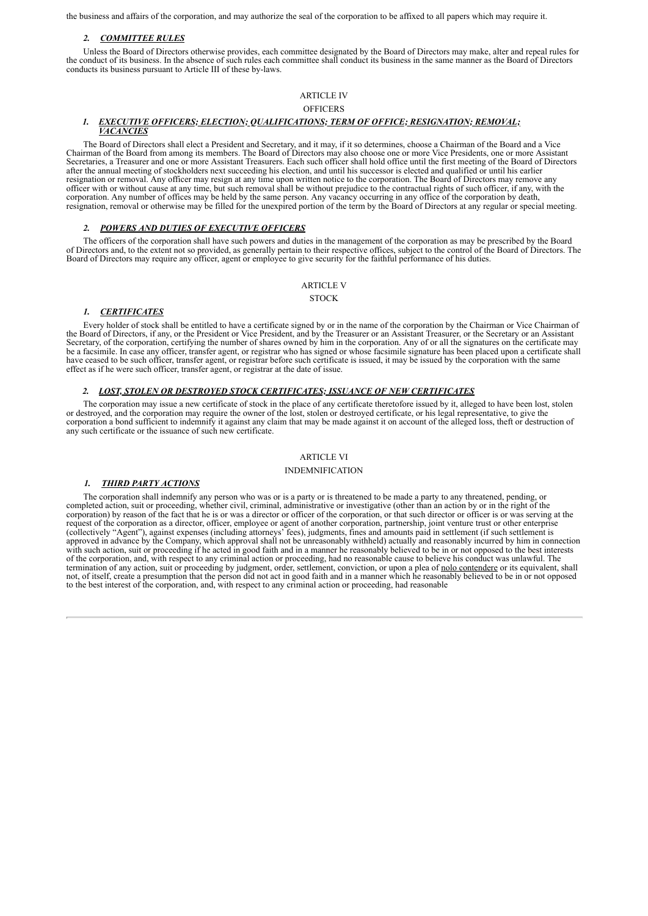the business and affairs of the corporation, and may authorize the seal of the corporation to be affixed to all papers which may require it.

### 2. ***COMMITTEE RULES***

Unless the Board of Directors otherwise provides, each committee designated by the Board of Directors may make, alter and repeal rules for the conduct of its business. In the absence of such rules each committee shall conduct its business in the same manner as the Board of Directors conducts its business pursuant to Article III of these by-laws.

## ARTICLE IV

## OFFICERS

### 1. ***EXECUTIVE OFFICERS; ELECTION; QUALIFICATIONS; TERM OF OFFICE; RESIGNATION; REMOVAL; VACANCIES***

The Board of Directors shall elect a President and Secretary, and it may, if it so determines, choose a Chairman of the Board and a Vice Chairman of the Board from among its members. The Board of Directors may also choose one or more Vice Presidents, one or more Assistant Secretaries, a Treasurer and one or more Assistant Treasurers. Each such officer shall hold office until the first meeting of the Board of Directors after the annual meeting of stockholders next succeeding his election, and until his successor is elected and qualified or until his earlier resignation or removal. Any officer may resign at any time upon written notice to the corporation. The Board of Directors may remove any officer with or without cause at any time, but such removal shall be without prejudice to the contractual rights of such officer, if any, with the corporation. Any number of offices may be held by the same person. Any vacancy occurring in any office of the corporation by death, resignation, removal or otherwise may be filled for the unexpired portion of the term by the Board of Directors at any regular or special meeting.

### 2. ***POWERS AND DUTIES OF EXECUTIVE OFFICERS***

The officers of the corporation shall have such powers and duties in the management of the corporation as may be prescribed by the Board of Directors and, to the extent not so provided, as generally pertain to their respective offices, subject to the control of the Board of Directors. The Board of Directors may require any officer, agent or employee to give security for the faithful performance of his duties.

## ARTICLE V

## STOCK

### 1. ***CERTIFICATES***

Every holder of stock shall be entitled to have a certificate signed by or in the name of the corporation by the Chairman or Vice Chairman of the Board of Directors, if any, or the President or Vice President, and by the Treasurer or an Assistant Treasurer, or the Secretary or an Assistant Secretary, of the corporation, certifying the number of shares owned by him in the corporation. Any of or all the signatures on the certificate may be a facsimile. In case any officer, transfer agent, or registrar who has signed or whose facsimile signature has been placed upon a certificate shall have ceased to be such officer, transfer agent, or registrar before such certificate is issued, it may be issued by the corporation with the same effect as if he were such officer, transfer agent, or registrar at the date of issue.

### 2. ***LOST, STOLEN OR DESTROYED STOCK CERTIFICATES; ISSUANCE OF NEW CERTIFICATES***

The corporation may issue a new certificate of stock in the place of any certificate theretofore issued by it, alleged to have been lost, stolen or destroyed, and the corporation may require the owner of the lost, stolen or destroyed certificate, or his legal representative, to give the corporation a bond sufficient to indemnify it against any claim that may be made against it on account of the alleged loss, theft or destruction of any such certificate or the issuance of such new certificate.

## ARTICLE VI

## INDEMNIFICATION

### 1. ***THIRD PARTY ACTIONS***

The corporation shall indemnify any person who was or is a party or is threatened to be made a party to any threatened, pending, or completed action, suit or proceeding, whether civil, criminal, administrative or investigative (other than an action by or in the right of the corporation) by reason of the fact that he is or was a director or officer of the corporation, or that such director or officer is or was serving at the request of the corporation as a director, officer, employee or agent of another corporation, partnership, joint venture trust or other enterprise (collectively "Agent"), against expenses (including attorneys' fees), judgments, fines and amounts paid in settlement (if such settlement is approved in advance by the Company, which approval shall not be unreasonably withheld) actually and reasonably incurred by him in connection with such action, suit or proceeding if he acted in good faith and in a manner he reasonably believed to be in or not opposed to the best interests of the corporation, and, with respect to any criminal action or proceeding, had no reasonable cause to believe his conduct was unlawful. The termination of any action, suit or proceeding by judgment, order, settlement, conviction, or upon a plea of nolo contendere or its equivalent, shall not, of itself, create a presumption that the person did not act in good faith and in a manner which he reasonably believed to be in or not opposed to the best interest of the corporation, and, with respect to any criminal action or proceeding, had reasonable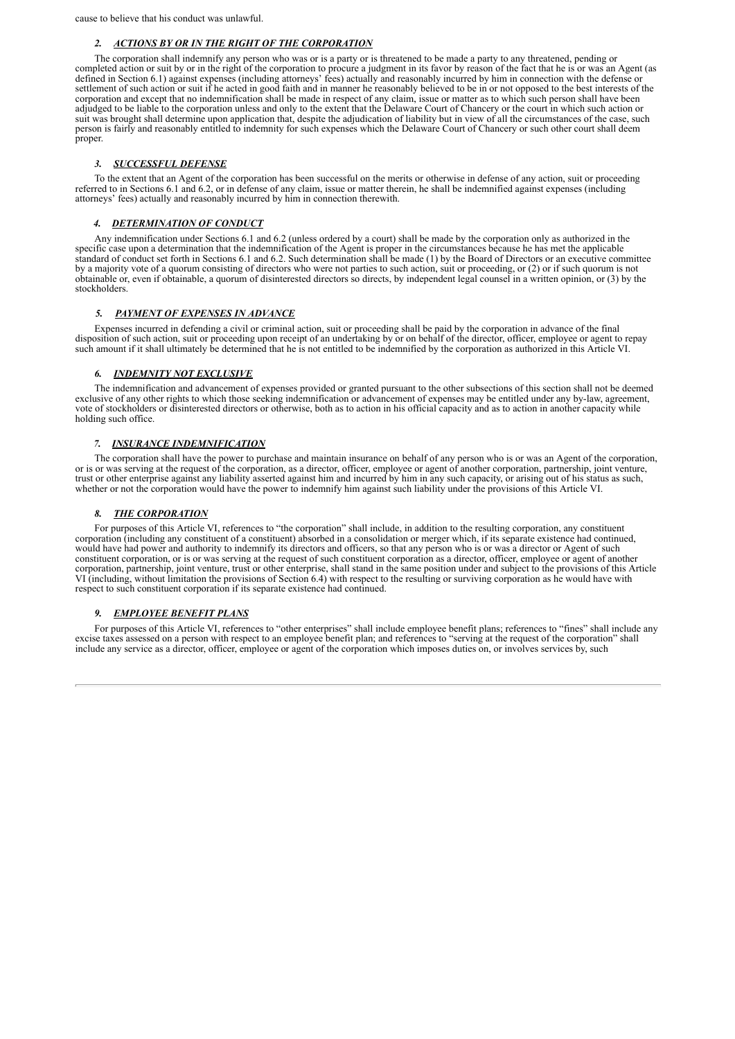cause to believe that his conduct was unlawful.

### *2. ACTIONS BY OR IN THE RIGHT OF THE CORPORATION*

The corporation shall indemnify any person who was or is a party or is threatened to be made a party to any threatened, pending or completed action or suit by or in the right of the corporation to procure a judgment in its favor by reason of the fact that he is or was an Agent (as defined in Section 6.1) against expenses (including attorneys' fees) actually and reasonably incurred by him in connection with the defense or settlement of such action or suit if he acted in good faith and in manner he reasonably believed to be in or not opposed to the best interests of the corporation and except that no indemnification shall be made in respect of any claim, issue or matter as to which such person shall have been adjudged to be liable to the corporation unless and only to the extent that the Delaware Court of Chancery or the court in which such action or suit was brought shall determine upon application that, despite the adjudication of liability but in view of all the circumstances of the case, such person is fairly and reasonably entitled to indemnity for such expenses which the Delaware Court of Chancery or such other court shall deem proper.

### *3. SUCCESSFUL DEFENSE*

To the extent that an Agent of the corporation has been successful on the merits or otherwise in defense of any action, suit or proceeding referred to in Sections 6.1 and 6.2, or in defense of any claim, issue or matter therein, he shall be indemnified against expenses (including attorneys' fees) actually and reasonably incurred by him in connection therewith.

### *4. DETERMINATION OF CONDUCT*

Any indemnification under Sections 6.1 and 6.2 (unless ordered by a court) shall be made by the corporation only as authorized in the specific case upon a determination that the indemnification of the Agent is proper in the circumstances because he has met the applicable standard of conduct set forth in Sections 6.1 and 6.2. Such determination shall be made (1) by the Board of Directors or an executive committee by a majority vote of a quorum consisting of directors who were not parties to such action, suit or proceeding, or (2) or if such quorum is not obtainable or, even if obtainable, a quorum of disinterested directors so directs, by independent legal counsel in a written opinion, or (3) by the stockholders.

### *5. PAYMENT OF EXPENSES IN ADVANCE*

Expenses incurred in defending a civil or criminal action, suit or proceeding shall be paid by the corporation in advance of the final disposition of such action, suit or proceeding upon receipt of an undertaking by or on behalf of the director, officer, employee or agent to repay such amount if it shall ultimately be determined that he is not entitled to be indemnified by the corporation as authorized in this Article VI.

### *6. INDEMNITY NOT EXCLUSIVE*

The indemnification and advancement of expenses provided or granted pursuant to the other subsections of this section shall not be deemed exclusive of any other rights to which those seeking indemnification or advancement of expenses may be entitled under any by-law, agreement, vote of stockholders or disinterested directors or otherwise, both as to action in his official capacity and as to action in another capacity while holding such office.

### *7. INSURANCE INDEMNIFICATION*

The corporation shall have the power to purchase and maintain insurance on behalf of any person who is or was an Agent of the corporation, or is or was serving at the request of the corporation, as a director, officer, employee or agent of another corporation, partnership, joint venture, trust or other enterprise against any liability asserted against him and incurred by him in any such capacity, or arising out of his status as such, whether or not the corporation would have the power to indemnify him against such liability under the provisions of this Article VI.

### *8. THE CORPORATION*

For purposes of this Article VI, references to "the corporation" shall include, in addition to the resulting corporation, any constituent corporation (including any constituent of a constituent) absorbed in a consolidation or merger which, if its separate existence had continued, would have had power and authority to indemnify its directors and officers, so that any person who is or was a director or Agent of such constituent corporation, or is or was serving at the request of such constituent corporation as a director, officer, employee or agent of another corporation, partnership, joint venture, trust or other enterprise, shall stand in the same position under and subject to the provisions of this Article VI (including, without limitation the provisions of Section 6.4) with respect to the resulting or surviving corporation as he would have with respect to such constituent corporation if its separate existence had continued.

### *9. EMPLOYEE BENEFIT PLANS*

For purposes of this Article VI, references to "other enterprises" shall include employee benefit plans; references to "fines" shall include any excise taxes assessed on a person with respect to an employee benefit plan; and references to "serving at the request of the corporation" shall include any service as a director, officer, employee or agent of the corporation which imposes duties on, or involves services by, such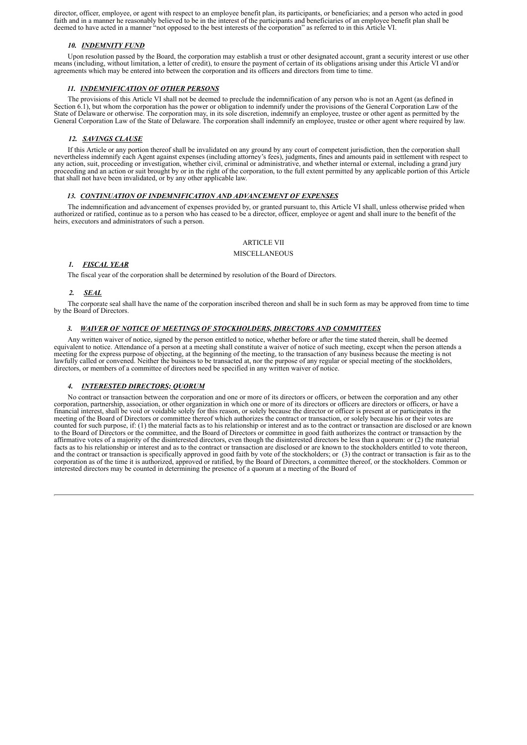director, officer, employee, or agent with respect to an employee benefit plan, its participants, or beneficiaries; and a person who acted in good faith and in a manner he reasonably believed to be in the interest of the participants and beneficiaries of an employee benefit plan shall be deemed to have acted in a manner "not opposed to the best interests of the corporation" as referred to in this Article VI.

### *10. INDEMNITY FUND*

Upon resolution passed by the Board, the corporation may establish a trust or other designated account, grant a security interest or use other means (including, without limitation, a letter of credit), to ensure the payment of certain of its obligations arising under this Article VI and/or agreements which may be entered into between the corporation and its officers and directors from time to time.

### *11. INDEMNIFICATION OF OTHER PERSONS*

The provisions of this Article VI shall not be deemed to preclude the indemnification of any person who is not an Agent (as defined in Section 6.1), but whom the corporation has the power or obligation to indemnify under the provisions of the General Corporation Law of the State of Delaware or otherwise. The corporation may, in its sole discretion, indemnify an employee, trustee or other agent as permitted by the General Corporation Law of the State of Delaware. The corporation shall indemnify an employee, trustee or other agent where required by law.

### *12. SAVINGS CLAUSE*

If this Article or any portion thereof shall be invalidated on any ground by any court of competent jurisdiction, then the corporation shall nevertheless indemnify each Agent against expenses (including attorney's fees), judgments, fines and amounts paid in settlement with respect to any action, suit, proceeding or investigation, whether civil, criminal or administrative, and whether internal or external, including a grand jury proceeding and an action or suit brought by or in the right of the corporation, to the full extent permitted by any applicable portion of this Article that shall not have been invalidated, or by any other applicable law.

### *13. CONTINUATION OF INDEMNIFICATION AND ADVANCEMENT OF EXPENSES*

The indemnification and advancement of expenses provided by, or granted pursuant to, this Article VI shall, unless otherwise prided when authorized or ratified, continue as to a person who has ceased to be a director, officer, employee or agent and shall inure to the benefit of the heirs, executors and administrators of such a person.

## ARTICLE VII
## MISCELLANEOUS

### *1. FISCAL YEAR*

The fiscal year of the corporation shall be determined by resolution of the Board of Directors.

### *2. SEAL*

The corporate seal shall have the name of the corporation inscribed thereon and shall be in such form as may be approved from time to time by the Board of Directors.

### *3. WAIVER OF NOTICE OF MEETINGS OF STOCKHOLDERS, DIRECTORS AND COMMITTEES*

Any written waiver of notice, signed by the person entitled to notice, whether before or after the time stated therein, shall be deemed equivalent to notice. Attendance of a person at a meeting shall constitute a waiver of notice of such meeting, except when the person attends a meeting for the express purpose of objecting, at the beginning of the meeting, to the transaction of any business because the meeting is not lawfully called or convened. Neither the business to be transacted at, nor the purpose of any regular or special meeting of the stockholders, directors, or members of a committee of directors need be specified in any written waiver of notice.

### *4. INTERESTED DIRECTORS; QUORUM*

No contract or transaction between the corporation and one or more of its directors or officers, or between the corporation and any other corporation, partnership, association, or other organization in which one or more of its directors or officers are directors or officers, or have a financial interest, shall be void or voidable solely for this reason, or solely because the director or officer is present at or participates in the meeting of the Board of Directors or committee thereof which authorizes the contract or transaction, or solely because his or their votes are counted for such purpose, if: (1) the material facts as to his relationship or interest and as to the contract or transaction are disclosed or are known to the Board of Directors or the committee, and the Board of Directors or committee in good faith authorizes the contract or transaction by the affirmative votes of a majority of the disinterested directors, even though the disinterested directors be less than a quorum: or (2) the material facts as to his relationship or interest and as to the contract or transaction are disclosed or are known to the stockholders entitled to vote thereon, and the contract or transaction is specifically approved in good faith by vote of the stockholders; or (3) the contract or transaction is fair as to the corporation as of the time it is authorized, approved or ratified, by the Board of Directors, a committee thereof, or the stockholders. Common or interested directors may be counted in determining the presence of a quorum at a meeting of the Board of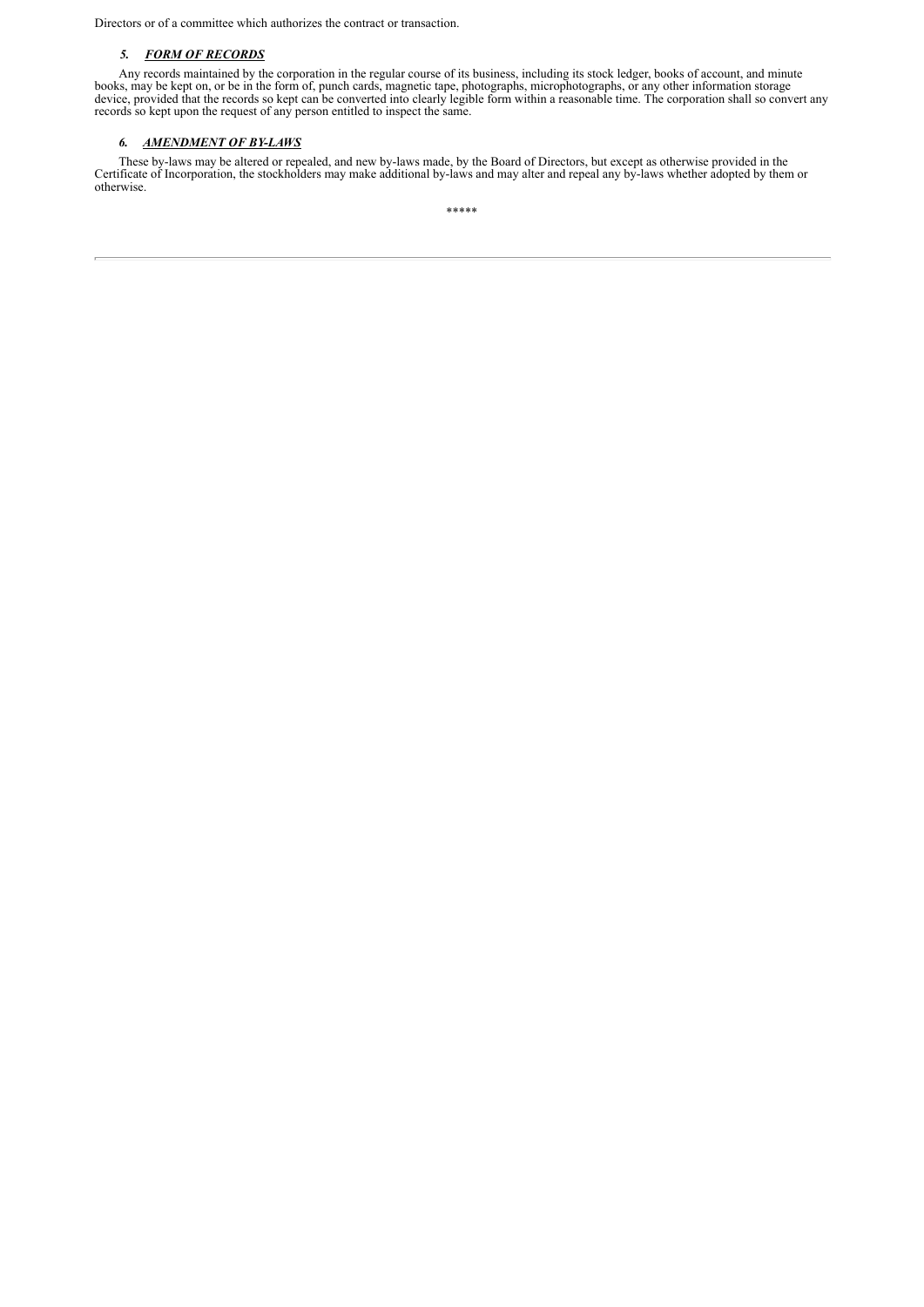Directors or of a committee which authorizes the contract or transaction.

### *5. FORM OF RECORDS*

Any records maintained by the corporation in the regular course of its business, including its stock ledger, books of account, and minute books, may be kept on, or be in the form of, punch cards, magnetic tape, photographs, microphotographs, or any other information storage device, provided that the records so kept can be converted into clearly legible form within a reasonable time. The corporation shall so convert any records so kept upon the request of any person entitled to inspect the same.

### *6. AMENDMENT OF BY-LAWS*

These by-laws may be altered or repealed, and new by-laws made, by the Board of Directors, but except as otherwise provided in the Certificate of Incorporation, the stockholders may make additional by-laws and may alter and repeal any by-laws whether adopted by them or otherwise.

*****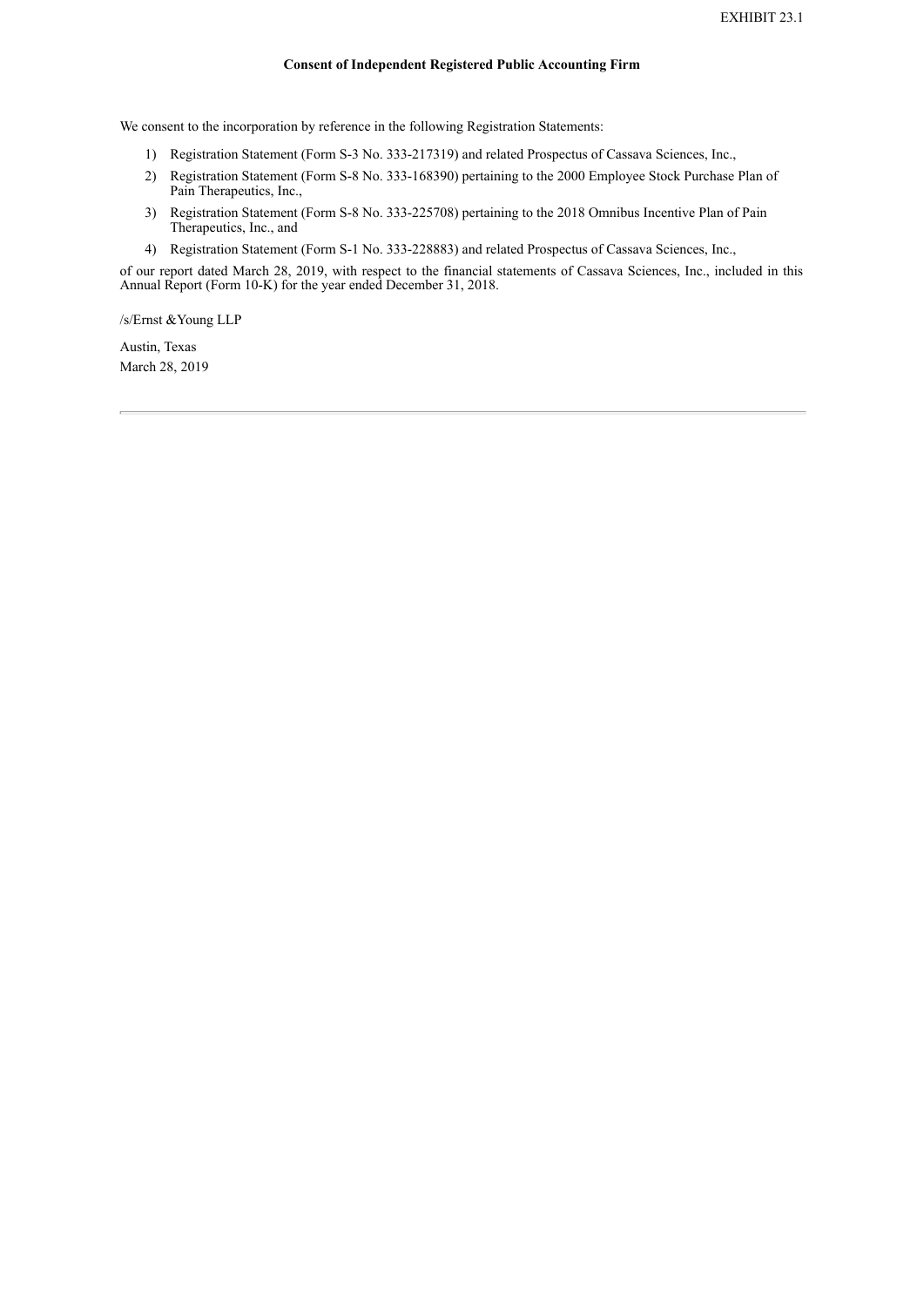EXHIBIT 23.1

**Consent of Independent Registered Public Accounting Firm**

We consent to the incorporation by reference in the following Registration Statements:

1) Registration Statement (Form S-3 No. 333-217319) and related Prospectus of Cassava Sciences, Inc.,
2) Registration Statement (Form S-8 No. 333-168390) pertaining to the 2000 Employee Stock Purchase Plan of Pain Therapeutics, Inc.,
3) Registration Statement (Form S-8 No. 333-225708) pertaining to the 2018 Omnibus Incentive Plan of Pain Therapeutics, Inc., and
4) Registration Statement (Form S-1 No. 333-228883) and related Prospectus of Cassava Sciences, Inc.,

of our report dated March 28, 2019, with respect to the financial statements of Cassava Sciences, Inc., included in this Annual Report (Form 10-K) for the year ended December 31, 2018.

/s/Ernst &Young LLP

Austin, Texas
March 28, 2019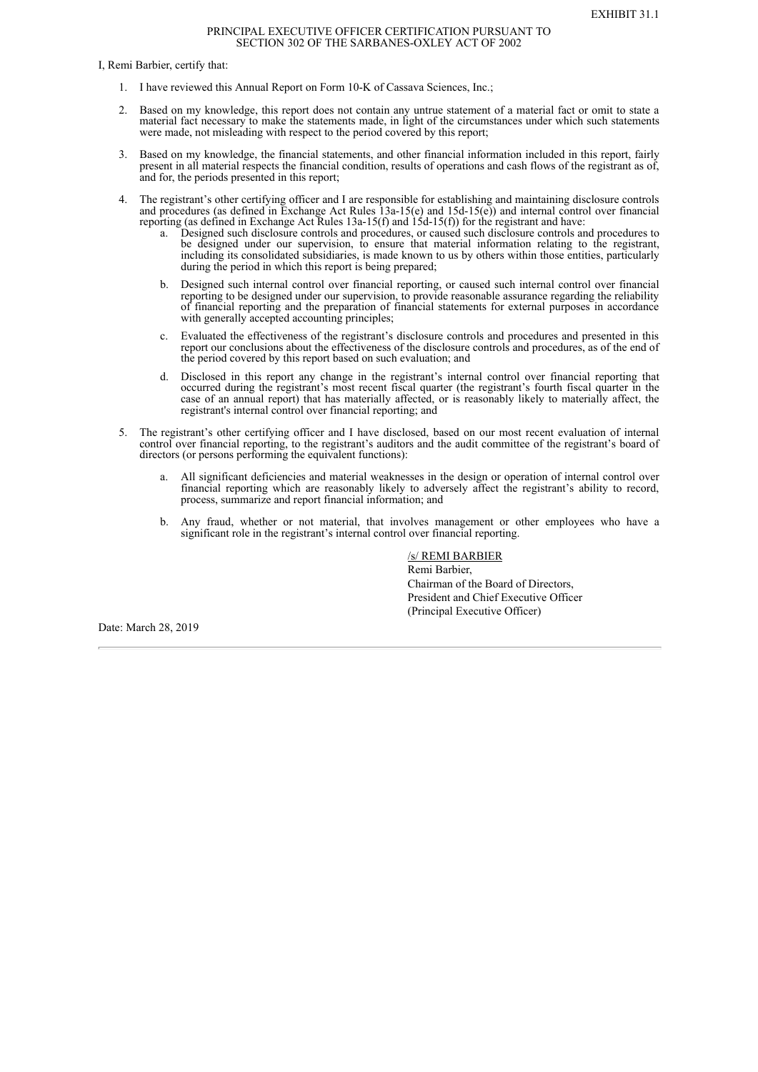EXHIBIT 31.1

PRINCIPAL EXECUTIVE OFFICER CERTIFICATION PURSUANT TO SECTION 302 OF THE SARBANES-OXLEY ACT OF 2002

I, Remi Barbier, certify that:

1. I have reviewed this Annual Report on Form 10-K of Cassava Sciences, Inc.;

2. Based on my knowledge, this report does not contain any untrue statement of a material fact or omit to state a material fact necessary to make the statements made, in light of the circumstances under which such statements were made, not misleading with respect to the period covered by this report;

3. Based on my knowledge, the financial statements, and other financial information included in this report, fairly present in all material respects the financial condition, results of operations and cash flows of the registrant as of, and for, the periods presented in this report;

4. The registrant's other certifying officer and I are responsible for establishing and maintaining disclosure controls and procedures (as defined in Exchange Act Rules 13a-15(e) and 15d-15(e)) and internal control over financial reporting (as defined in Exchange Act Rules 13a-15(f) and 15d-15(f)) for the registrant and have:
   a. Designed such disclosure controls and procedures, or caused such disclosure controls and procedures to be designed under our supervision, to ensure that material information relating to the registrant, including its consolidated subsidiaries, is made known to us by others within those entities, particularly during the period in which this report is being prepared;

   b. Designed such internal control over financial reporting, or caused such internal control over financial reporting to be designed under our supervision, to provide reasonable assurance regarding the reliability of financial reporting and the preparation of financial statements for external purposes in accordance with generally accepted accounting principles;

   c. Evaluated the effectiveness of the registrant's disclosure controls and procedures and presented in this report our conclusions about the effectiveness of the disclosure controls and procedures, as of the end of the period covered by this report based on such evaluation; and

   d. Disclosed in this report any change in the registrant's internal control over financial reporting that occurred during the registrant's most recent fiscal quarter (the registrant's fourth fiscal quarter in the case of an annual report) that has materially affected, or is reasonably likely to materially affect, the registrant's internal control over financial reporting; and

5. The registrant's other certifying officer and I have disclosed, based on our most recent evaluation of internal control over financial reporting, to the registrant's auditors and the audit committee of the registrant's board of directors (or persons performing the equivalent functions):

   a. All significant deficiencies and material weaknesses in the design or operation of internal control over financial reporting which are reasonably likely to adversely affect the registrant's ability to record, process, summarize and report financial information; and

   b. Any fraud, whether or not material, that involves management or other employees who have a significant role in the registrant's internal control over financial reporting.

/s/ REMI BARBIER
Remi Barbier,
Chairman of the Board of Directors,
President and Chief Executive Officer
(Principal Executive Officer)

Date: March 28, 2019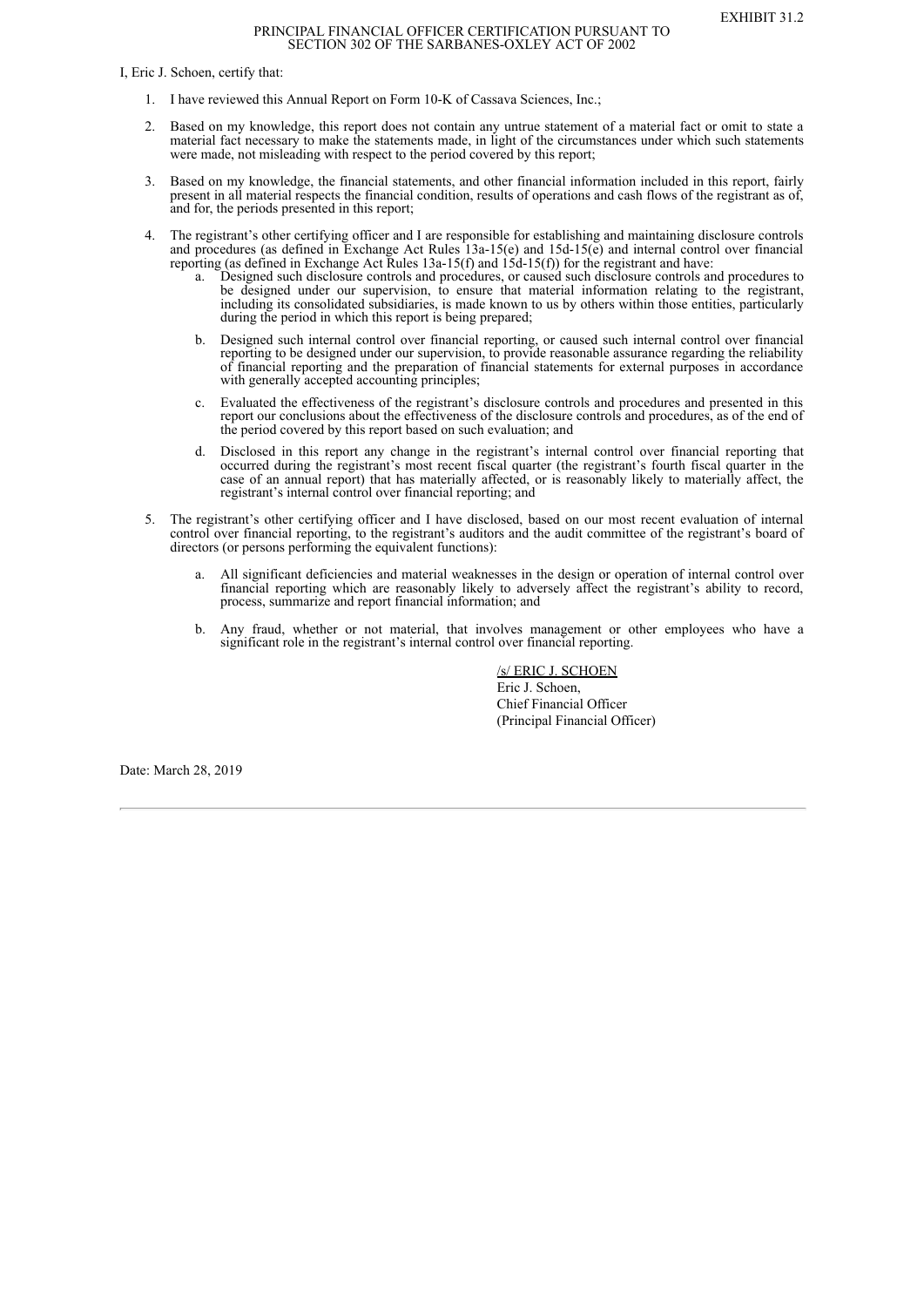EXHIBIT 31.2

# PRINCIPAL FINANCIAL OFFICER CERTIFICATION PURSUANT TO SECTION 302 OF THE SARBANES-OXLEY ACT OF 2002

I, Eric J. Schoen, certify that:

1. I have reviewed this Annual Report on Form 10-K of Cassava Sciences, Inc.;
2. Based on my knowledge, this report does not contain any untrue statement of a material fact or omit to state a material fact necessary to make the statements made, in light of the circumstances under which such statements were made, not misleading with respect to the period covered by this report;
3. Based on my knowledge, the financial statements, and other financial information included in this report, fairly present in all material respects the financial condition, results of operations and cash flows of the registrant as of, and for, the periods presented in this report;
4. The registrant's other certifying officer and I are responsible for establishing and maintaining disclosure controls and procedures (as defined in Exchange Act Rules 13a-15(e) and 15d-15(e) and internal control over financial reporting (as defined in Exchange Act Rules 13a-15(f) and 15d-15(f)) for the registrant and have:
   a. Designed such disclosure controls and procedures, or caused such disclosure controls and procedures to be designed under our supervision, to ensure that material information relating to the registrant, including its consolidated subsidiaries, is made known to us by others within those entities, particularly during the period in which this report is being prepared;
   b. Designed such internal control over financial reporting, or caused such internal control over financial reporting to be designed under our supervision, to provide reasonable assurance regarding the reliability of financial reporting and the preparation of financial statements for external purposes in accordance with generally accepted accounting principles;
   c. Evaluated the effectiveness of the registrant's disclosure controls and procedures and presented in this report our conclusions about the effectiveness of the disclosure controls and procedures, as of the end of the period covered by this report based on such evaluation; and
   d. Disclosed in this report any change in the registrant's internal control over financial reporting that occurred during the registrant's most recent fiscal quarter (the registrant's fourth fiscal quarter in the case of an annual report) that has materially affected, or is reasonably likely to materially affect, the registrant's internal control over financial reporting; and
5. The registrant's other certifying officer and I have disclosed, based on our most recent evaluation of internal control over financial reporting, to the registrant's auditors and the audit committee of the registrant's board of directors (or persons performing the equivalent functions):
   a. All significant deficiencies and material weaknesses in the design or operation of internal control over financial reporting which are reasonably likely to adversely affect the registrant's ability to record, process, summarize and report financial information; and
   b. Any fraud, whether or not material, that involves management or other employees who have a significant role in the registrant's internal control over financial reporting.

/s/ ERIC J. SCHOEN
Eric J. Schoen,
Chief Financial Officer
(Principal Financial Officer)

Date: March 28, 2019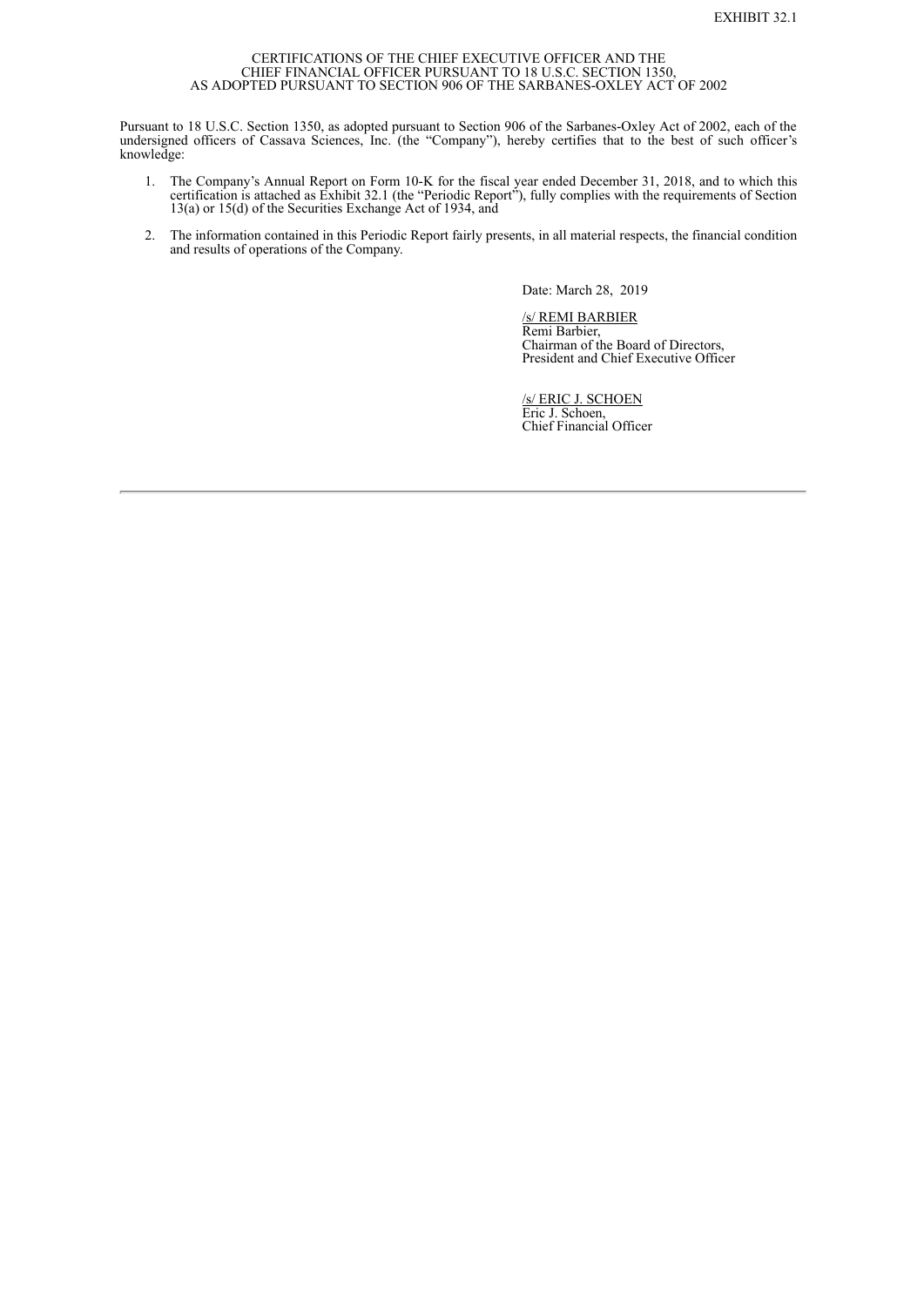EXHIBIT 32.1

CERTIFICATIONS OF THE CHIEF EXECUTIVE OFFICER AND THE
CHIEF FINANCIAL OFFICER PURSUANT TO 18 U.S.C. SECTION 1350,
AS ADOPTED PURSUANT TO SECTION 906 OF THE SARBANES-OXLEY ACT OF 2002

Pursuant to 18 U.S.C. Section 1350, as adopted pursuant to Section 906 of the Sarbanes-Oxley Act of 2002, each of the undersigned officers of Cassava Sciences, Inc. (the "Company"), hereby certifies that to the best of such officer's knowledge:

1. The Company's Annual Report on Form 10-K for the fiscal year ended December 31, 2018, and to which this certification is attached as Exhibit 32.1 (the "Periodic Report"), fully complies with the requirements of Section 13(a) or 15(d) of the Securities Exchange Act of 1934, and

2. The information contained in this Periodic Report fairly presents, in all material respects, the financial condition and results of operations of the Company.

Date: March 28, 2019

/s/ REMI BARBIER
Remi Barbier,
Chairman of the Board of Directors,
President and Chief Executive Officer

/s/ ERIC J. SCHOEN
Eric J. Schoen,
Chief Financial Officer